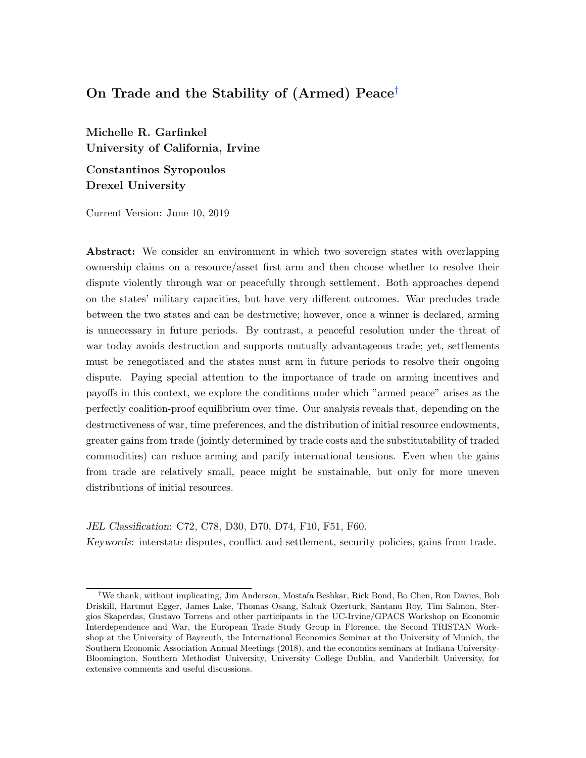# On Trade and the Stability of (Armed) Peace[†]

**Michelle R. Garfinkel**
**University of California, Irvine**

**Constantinos Syropoulos**
**Drexel University**

Current Version: June 10, 2019

**Abstract:** We consider an environment in which two sovereign states with overlapping ownership claims on a resource/asset first arm and then choose whether to resolve their dispute violently through war or peacefully through settlement. Both approaches depend on the states' military capacities, but have very different outcomes. War precludes trade between the two states and can be destructive; however, once a winner is declared, arming is unnecessary in future periods. By contrast, a peaceful resolution under the threat of war today avoids destruction and supports mutually advantageous trade; yet, settlements must be renegotiated and the states must arm in future periods to resolve their ongoing dispute. Paying special attention to the importance of trade on arming incentives and payoffs in this context, we explore the conditions under which "armed peace" arises as the perfectly coalition-proof equilibrium over time. Our analysis reveals that, depending on the destructiveness of war, time preferences, and the distribution of initial resource endowments, greater gains from trade (jointly determined by trade costs and the substitutability of traded commodities) can reduce arming and pacify international tensions. Even when the gains from trade are relatively small, peace might be sustainable, but only for more uneven distributions of initial resources.

*JEL Classification*: C72, C78, D30, D70, D74, F10, F51, F60.
*Keywords*: interstate disputes, conflict and settlement, security policies, gains from trade.

---

[†]We thank, without implicating, Jim Anderson, Mostafa Beshkar, Rick Bond, Bo Chen, Ron Davies, Bob Driskill, Hartmut Egger, James Lake, Thomas Osang, Saltuk Ozerturk, Santanu Roy, Tim Salmon, Stergios Skaperdas, Gustavo Torrens and other participants in the UC-Irvine/GPACS Workshop on Economic Interdependence and War, the European Trade Study Group in Florence, the Second TRISTAN Workshop at the University of Bayreuth, the International Economics Seminar at the University of Munich, the Southern Economic Association Annual Meetings (2018), and the economics seminars at Indiana University-Bloomington, Southern Methodist University, University College Dublin, and Vanderbilt University, for extensive comments and useful discussions.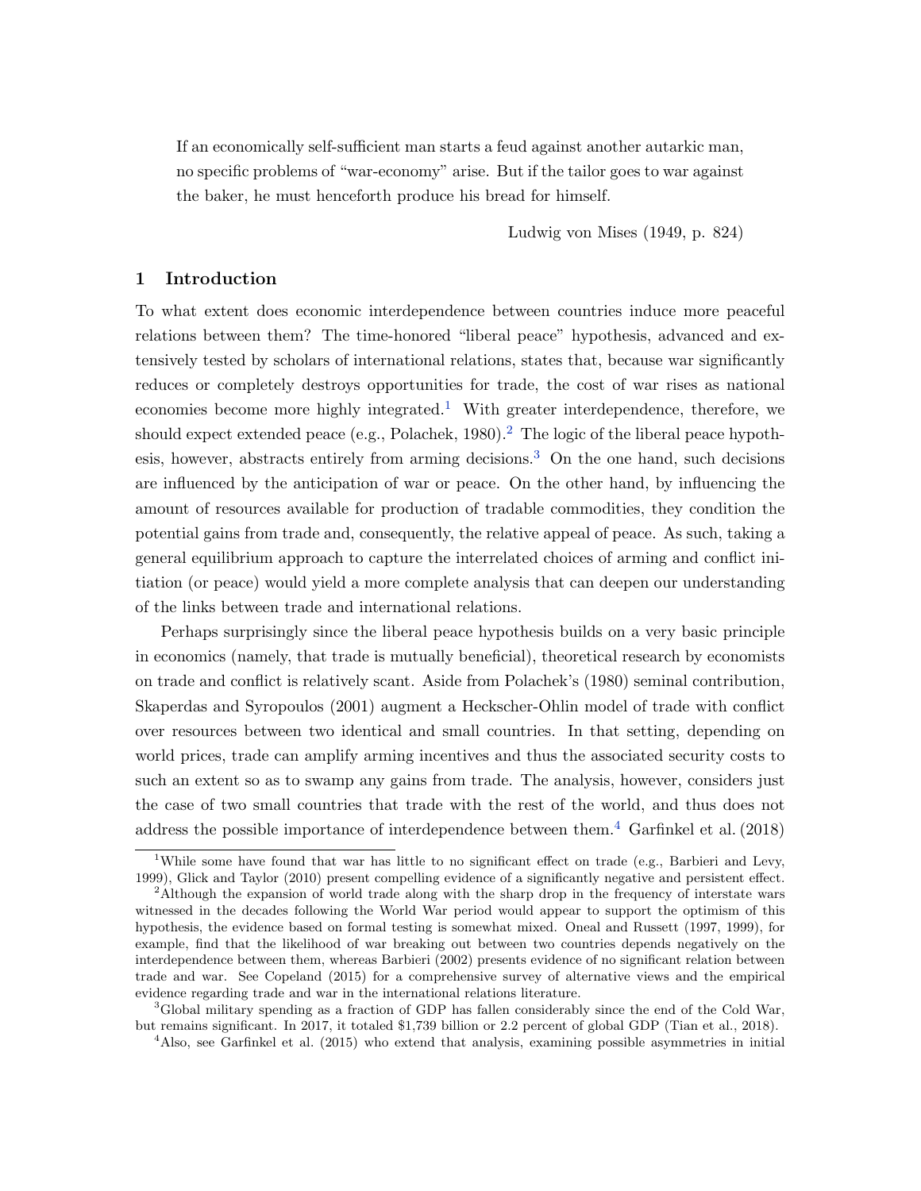> If an economically self-sufficient man starts a feud against another autarkic man, no specific problems of "war-economy" arise. But if the tailor goes to war against the baker, he must henceforth produce his bread for himself.
>
> Ludwig von Mises (1949, p. 824)

## 1 Introduction

To what extent does economic interdependence between countries induce more peaceful relations between them? The time-honored "liberal peace" hypothesis, advanced and extensively tested by scholars of international relations, states that, because war significantly reduces or completely destroys opportunities for trade, the cost of war rises as national economies become more highly integrated.[1] With greater interdependence, therefore, we should expect extended peace (e.g., Polachek, 1980).[2] The logic of the liberal peace hypothesis, however, abstracts entirely from arming decisions.[3] On the one hand, such decisions are influenced by the anticipation of war or peace. On the other hand, by influencing the amount of resources available for production of tradable commodities, they condition the potential gains from trade and, consequently, the relative appeal of peace. As such, taking a general equilibrium approach to capture the interrelated choices of arming and conflict initiation (or peace) would yield a more complete analysis that can deepen our understanding of the links between trade and international relations.

Perhaps surprisingly since the liberal peace hypothesis builds on a very basic principle in economics (namely, that trade is mutually beneficial), theoretical research by economists on trade and conflict is relatively scant. Aside from Polachek's (1980) seminal contribution, Skaperdas and Syropoulos (2001) augment a Heckscher-Ohlin model of trade with conflict over resources between two identical and small countries. In that setting, depending on world prices, trade can amplify arming incentives and thus the associated security costs to such an extent so as to swamp any gains from trade. The analysis, however, considers just the case of two small countries that trade with the rest of the world, and thus does not address the possible importance of interdependence between them.[4] Garfinkel et al. (2018)

[1] While some have found that war has little to no significant effect on trade (e.g., Barbieri and Levy, 1999), Glick and Taylor (2010) present compelling evidence of a significantly negative and persistent effect.

[2] Although the expansion of world trade along with the sharp drop in the frequency of interstate wars witnessed in the decades following the World War period would appear to support the optimism of this hypothesis, the evidence based on formal testing is somewhat mixed. Oneal and Russett (1997, 1999), for example, find that the likelihood of war breaking out between two countries depends negatively on the interdependence between them, whereas Barbieri (2002) presents evidence of no significant relation between trade and war. See Copeland (2015) for a comprehensive survey of alternative views and the empirical evidence regarding trade and war in the international relations literature.

[3] Global military spending as a fraction of GDP has fallen considerably since the end of the Cold War, but remains significant. In 2017, it totaled $1,739 billion or 2.2 percent of global GDP (Tian et al., 2018).

[4] Also, see Garfinkel et al. (2015) who extend that analysis, examining possible asymmetries in initial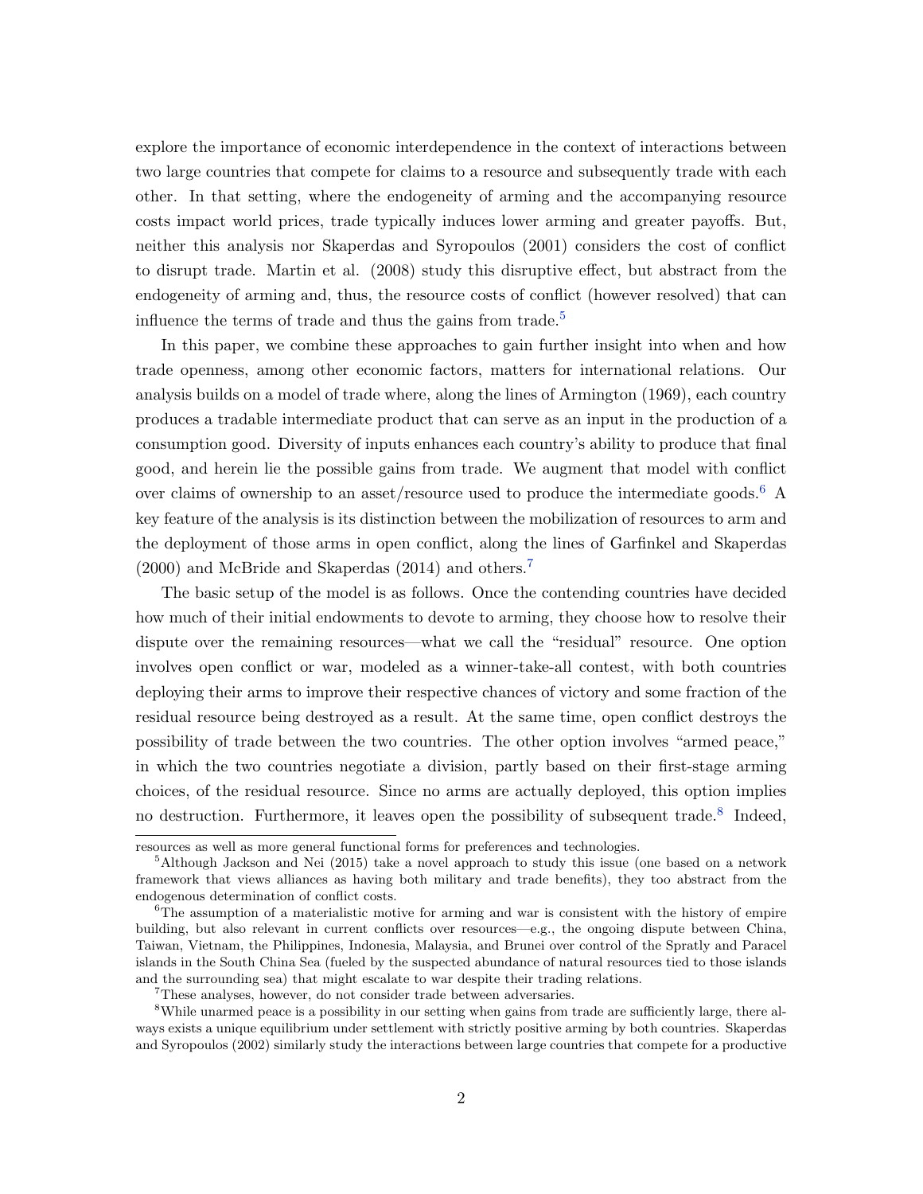explore the importance of economic interdependence in the context of interactions between two large countries that compete for claims to a resource and subsequently trade with each other. In that setting, where the endogeneity of arming and the accompanying resource costs impact world prices, trade typically induces lower arming and greater payoffs. But, neither this analysis nor Skaperdas and Syropoulos (2001) considers the cost of conflict to disrupt trade. Martin et al. (2008) study this disruptive effect, but abstract from the endogeneity of arming and, thus, the resource costs of conflict (however resolved) that can influence the terms of trade and thus the gains from trade.[5]

In this paper, we combine these approaches to gain further insight into when and how trade openness, among other economic factors, matters for international relations. Our analysis builds on a model of trade where, along the lines of Armington (1969), each country produces a tradable intermediate product that can serve as an input in the production of a consumption good. Diversity of inputs enhances each country's ability to produce that final good, and herein lie the possible gains from trade. We augment that model with conflict over claims of ownership to an asset/resource used to produce the intermediate goods.[6] A key feature of the analysis is its distinction between the mobilization of resources to arm and the deployment of those arms in open conflict, along the lines of Garfinkel and Skaperdas (2000) and McBride and Skaperdas (2014) and others.[7]

The basic setup of the model is as follows. Once the contending countries have decided how much of their initial endowments to devote to arming, they choose how to resolve their dispute over the remaining resources—what we call the "residual" resource. One option involves open conflict or war, modeled as a winner-take-all contest, with both countries deploying their arms to improve their respective chances of victory and some fraction of the residual resource being destroyed as a result. At the same time, open conflict destroys the possibility of trade between the two countries. The other option involves "armed peace," in which the two countries negotiate a division, partly based on their first-stage arming choices, of the residual resource. Since no arms are actually deployed, this option implies no destruction. Furthermore, it leaves open the possibility of subsequent trade.[8] Indeed,

resources as well as more general functional forms for preferences and technologies.

[5] Although Jackson and Nei (2015) take a novel approach to study this issue (one based on a network framework that views alliances as having both military and trade benefits), they too abstract from the endogenous determination of conflict costs.

[6] The assumption of a materialistic motive for arming and war is consistent with the history of empire building, but also relevant in current conflicts over resources—e.g., the ongoing dispute between China, Taiwan, Vietnam, the Philippines, Indonesia, Malaysia, and Brunei over control of the Spratly and Paracel islands in the South China Sea (fueled by the suspected abundance of natural resources tied to those islands and the surrounding sea) that might escalate to war despite their trading relations.

[7] These analyses, however, do not consider trade between adversaries.

[8] While unarmed peace is a possibility in our setting when gains from trade are sufficiently large, there always exists a unique equilibrium under settlement with strictly positive arming by both countries. Skaperdas and Syropoulos (2002) similarly study the interactions between large countries that compete for a productive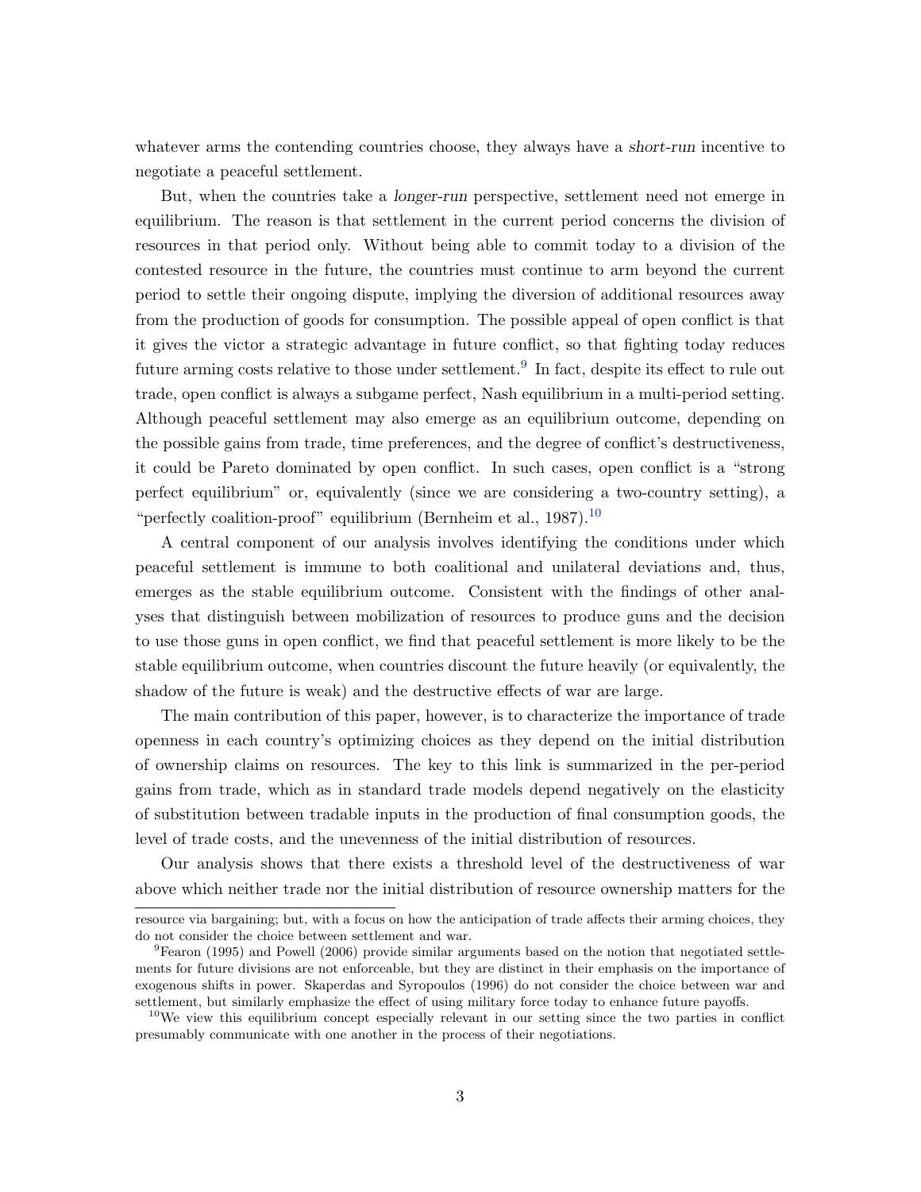whatever arms the contending countries choose, they always have a *short-run* incentive to negotiate a peaceful settlement.

But, when the countries take a *longer-run* perspective, settlement need not emerge in equilibrium. The reason is that settlement in the current period concerns the division of resources in that period only. Without being able to commit today to a division of the contested resource in the future, the countries must continue to arm beyond the current period to settle their ongoing dispute, implying the diversion of additional resources away from the production of goods for consumption. The possible appeal of open conflict is that it gives the victor a strategic advantage in future conflict, so that fighting today reduces future arming costs relative to those under settlement.[9] In fact, despite its effect to rule out trade, open conflict is always a subgame perfect, Nash equilibrium in a multi-period setting. Although peaceful settlement may also emerge as an equilibrium outcome, depending on the possible gains from trade, time preferences, and the degree of conflict's destructiveness, it could be Pareto dominated by open conflict. In such cases, open conflict is a "strong perfect equilibrium" or, equivalently (since we are considering a two-country setting), a "perfectly coalition-proof" equilibrium (Bernheim et al., 1987).[10]

A central component of our analysis involves identifying the conditions under which peaceful settlement is immune to both coalitional and unilateral deviations and, thus, emerges as the stable equilibrium outcome. Consistent with the findings of other analyses that distinguish between mobilization of resources to produce guns and the decision to use those guns in open conflict, we find that peaceful settlement is more likely to be the stable equilibrium outcome, when countries discount the future heavily (or equivalently, the shadow of the future is weak) and the destructive effects of war are large.

The main contribution of this paper, however, is to characterize the importance of trade openness in each country's optimizing choices as they depend on the initial distribution of ownership claims on resources. The key to this link is summarized in the per-period gains from trade, which as in standard trade models depend negatively on the elasticity of substitution between tradable inputs in the production of final consumption goods, the level of trade costs, and the unevenness of the initial distribution of resources.

Our analysis shows that there exists a threshold level of the destructiveness of war above which neither trade nor the initial distribution of resource ownership matters for the

---

resource via bargaining; but, with a focus on how the anticipation of trade affects their arming choices, they do not consider the choice between settlement and war.

[9] Fearon (1995) and Powell (2006) provide similar arguments based on the notion that negotiated settlements for future divisions are not enforceable, but they are distinct in their emphasis on the importance of exogenous shifts in power. Skaperdas and Syropoulos (1996) do not consider the choice between war and settlement, but similarly emphasize the effect of using military force today to enhance future payoffs.

[10] We view this equilibrium concept especially relevant in our setting since the two parties in conflict presumably communicate with one another in the process of their negotiations.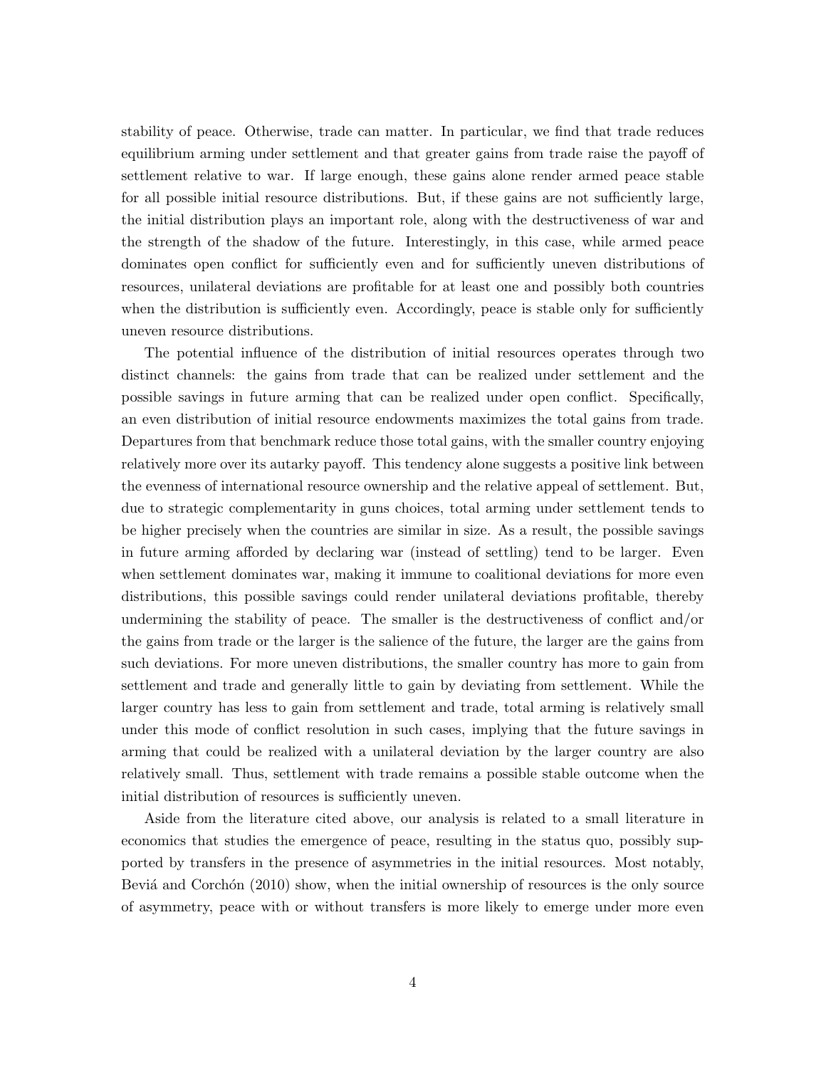stability of peace. Otherwise, trade can matter. In particular, we find that trade reduces equilibrium arming under settlement and that greater gains from trade raise the payoff of settlement relative to war. If large enough, these gains alone render armed peace stable for all possible initial resource distributions. But, if these gains are not sufficiently large, the initial distribution plays an important role, along with the destructiveness of war and the strength of the shadow of the future. Interestingly, in this case, while armed peace dominates open conflict for sufficiently even and for sufficiently uneven distributions of resources, unilateral deviations are profitable for at least one and possibly both countries when the distribution is sufficiently even. Accordingly, peace is stable only for sufficiently uneven resource distributions.

The potential influence of the distribution of initial resources operates through two distinct channels: the gains from trade that can be realized under settlement and the possible savings in future arming that can be realized under open conflict. Specifically, an even distribution of initial resource endowments maximizes the total gains from trade. Departures from that benchmark reduce those total gains, with the smaller country enjoying relatively more over its autarky payoff. This tendency alone suggests a positive link between the evenness of international resource ownership and the relative appeal of settlement. But, due to strategic complementarity in guns choices, total arming under settlement tends to be higher precisely when the countries are similar in size. As a result, the possible savings in future arming afforded by declaring war (instead of settling) tend to be larger. Even when settlement dominates war, making it immune to coalitional deviations for more even distributions, this possible savings could render unilateral deviations profitable, thereby undermining the stability of peace. The smaller is the destructiveness of conflict and/or the gains from trade or the larger is the salience of the future, the larger are the gains from such deviations. For more uneven distributions, the smaller country has more to gain from settlement and trade and generally little to gain by deviating from settlement. While the larger country has less to gain from settlement and trade, total arming is relatively small under this mode of conflict resolution in such cases, implying that the future savings in arming that could be realized with a unilateral deviation by the larger country are also relatively small. Thus, settlement with trade remains a possible stable outcome when the initial distribution of resources is sufficiently uneven.

Aside from the literature cited above, our analysis is related to a small literature in economics that studies the emergence of peace, resulting in the status quo, possibly supported by transfers in the presence of asymmetries in the initial resources. Most notably, Beviá and Corchón (2010) show, when the initial ownership of resources is the only source of asymmetry, peace with or without transfers is more likely to emerge under more even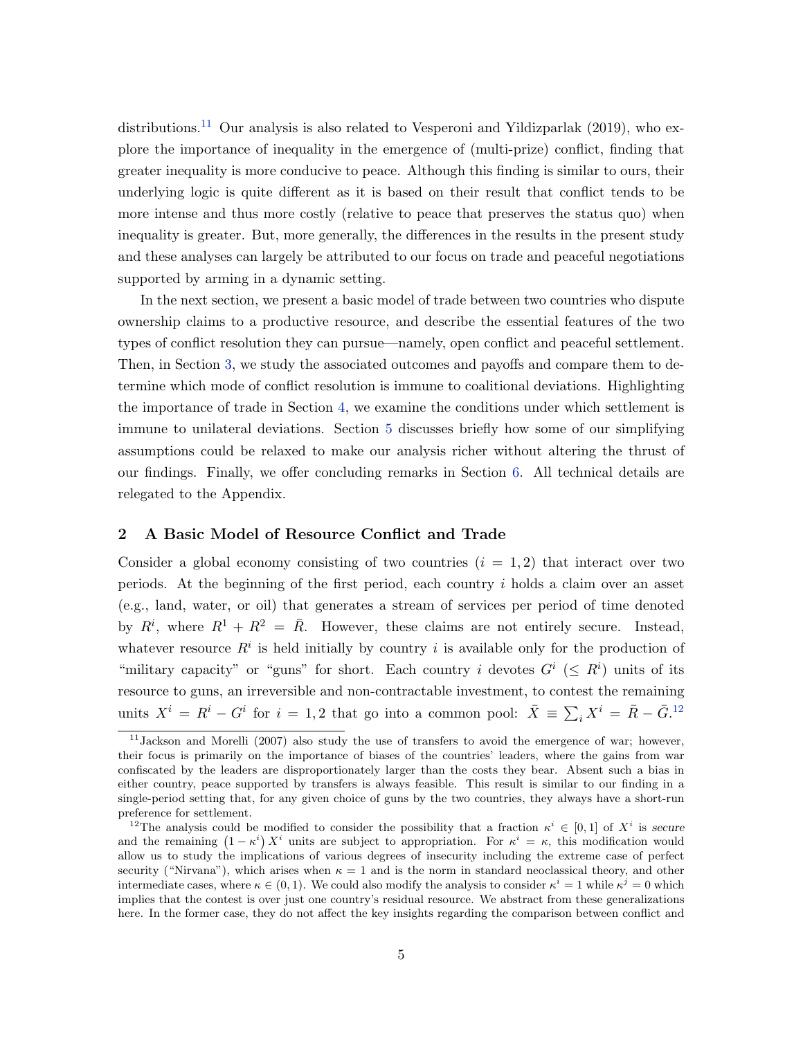distributions.[11] Our analysis is also related to Vesperoni and Yildizparlak (2019), who explore the importance of inequality in the emergence of (multi-prize) conflict, finding that greater inequality is more conducive to peace. Although this finding is similar to ours, their underlying logic is quite different as it is based on their result that conflict tends to be more intense and thus more costly (relative to peace that preserves the status quo) when inequality is greater. But, more generally, the differences in the results in the present study and these analyses can largely be attributed to our focus on trade and peaceful negotiations supported by arming in a dynamic setting.

In the next section, we present a basic model of trade between two countries who dispute ownership claims to a productive resource, and describe the essential features of the two types of conflict resolution they can pursue—namely, open conflict and peaceful settlement. Then, in Section 3, we study the associated outcomes and payoffs and compare them to determine which mode of conflict resolution is immune to coalitional deviations. Highlighting the importance of trade in Section 4, we examine the conditions under which settlement is immune to unilateral deviations. Section 5 discusses briefly how some of our simplifying assumptions could be relaxed to make our analysis richer without altering the thrust of our findings. Finally, we offer concluding remarks in Section 6. All technical details are relegated to the Appendix.

## 2 A Basic Model of Resource Conflict and Trade

Consider a global economy consisting of two countries ($i = 1, 2$) that interact over two periods. At the beginning of the first period, each country $i$ holds a claim over an asset (e.g., land, water, or oil) that generates a stream of services per period of time denoted by $R^i$, where $R^1 + R^2 = \bar{R}$. However, these claims are not entirely secure. Instead, whatever resource $R^i$ is held initially by country $i$ is available only for the production of "military capacity" or "guns" for short. Each country $i$ devotes $G^i$ ($\leq R^i$) units of its resource to guns, an irreversible and non-contractable investment, to contest the remaining units $X^i = R^i - G^i$ for $i = 1, 2$ that go into a common pool: $\bar{X} \equiv \sum_i X^i = \bar{R} - \bar{G}$.[12]

[11] Jackson and Morelli (2007) also study the use of transfers to avoid the emergence of war; however, their focus is primarily on the importance of biases of the countries' leaders, where the gains from war confiscated by the leaders are disproportionately larger than the costs they bear. Absent such a bias in either country, peace supported by transfers is always feasible. This result is similar to our finding in a single-period setting that, for any given choice of guns by the two countries, they always have a short-run preference for settlement.

[12] The analysis could be modified to consider the possibility that a fraction $\kappa^i \in [0, 1]$ of $X^i$ is *secure* and the remaining $(1 - \kappa^i) X^i$ units are subject to appropriation. For $\kappa^i = \kappa$, this modification would allow us to study the implications of various degrees of insecurity including the extreme case of perfect security ("Nirvana"), which arises when $\kappa = 1$ and is the norm in standard neoclassical theory, and other intermediate cases, where $\kappa \in (0, 1)$. We could also modify the analysis to consider $\kappa^i = 1$ while $\kappa^j = 0$ which implies that the contest is over just one country's residual resource. We abstract from these generalizations here. In the former case, they do not affect the key insights regarding the comparison between conflict and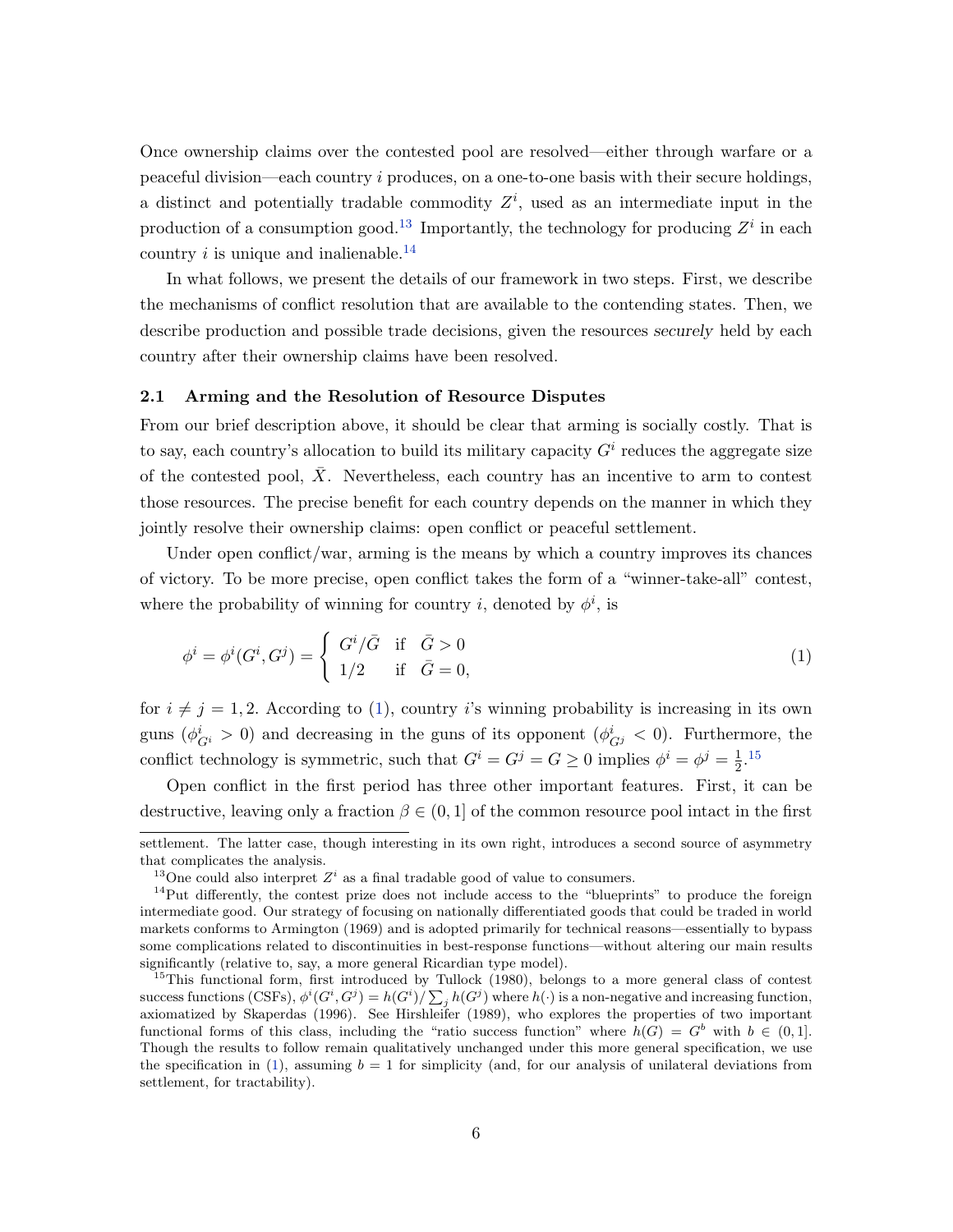Once ownership claims over the contested pool are resolved—either through warfare or a peaceful division—each country $i$ produces, on a one-to-one basis with their secure holdings, a distinct and potentially tradable commodity $Z^i$, used as an intermediate input in the production of a consumption good.[13] Importantly, the technology for producing $Z^i$ in each country $i$ is unique and inalienable.[14]

In what follows, we present the details of our framework in two steps. First, we describe the mechanisms of conflict resolution that are available to the contending states. Then, we describe production and possible trade decisions, given the resources *securely* held by each country after their ownership claims have been resolved.

### 2.1 Arming and the Resolution of Resource Disputes

From our brief description above, it should be clear that arming is socially costly. That is to say, each country's allocation to build its military capacity $G^i$ reduces the aggregate size of the contested pool, $\bar{X}$. Nevertheless, each country has an incentive to arm to contest those resources. The precise benefit for each country depends on the manner in which they jointly resolve their ownership claims: open conflict or peaceful settlement.

Under open conflict/war, arming is the means by which a country improves its chances of victory. To be more precise, open conflict takes the form of a "winner-take-all" contest, where the probability of winning for country $i$, denoted by $\phi^i$, is

$$\phi^i = \phi^i(G^i, G^j) = \begin{cases} G^i/\bar{G} & \text{if} \quad \bar{G} > 0 \\ 1/2 & \text{if} \quad \bar{G} = 0, \end{cases} \tag{1}$$

for $i \neq j = 1, 2$. According to (1), country $i$'s winning probability is increasing in its own guns ($\phi^i_{G^i} > 0$) and decreasing in the guns of its opponent ($\phi^i_{G^j} < 0$). Furthermore, the conflict technology is symmetric, such that $G^i = G^j = G \geq 0$ implies $\phi^i = \phi^j = \frac{1}{2}$.[15]

Open conflict in the first period has three other important features. First, it can be destructive, leaving only a fraction $\beta \in (0, 1]$ of the common resource pool intact in the first

settlement. The latter case, though interesting in its own right, introduces a second source of asymmetry that complicates the analysis.

[13] One could also interpret $Z^i$ as a final tradable good of value to consumers.

[14] Put differently, the contest prize does not include access to the "blueprints" to produce the foreign intermediate good. Our strategy of focusing on nationally differentiated goods that could be traded in world markets conforms to Armington (1969) and is adopted primarily for technical reasons—essentially to bypass some complications related to discontinuities in best-response functions—without altering our main results significantly (relative to, say, a more general Ricardian type model).

[15] This functional form, first introduced by Tullock (1980), belongs to a more general class of contest success functions (CSFs), $\phi^i(G^i, G^j) = h(G^i)/\sum_j h(G^j)$ where $h(\cdot)$ is a non-negative and increasing function, axiomatized by Skaperdas (1996). See Hirshleifer (1989), who explores the properties of two important functional forms of this class, including the "ratio success function" where $h(G) = G^b$ with $b \in (0, 1]$. Though the results to follow remain qualitatively unchanged under this more general specification, we use the specification in (1), assuming $b = 1$ for simplicity (and, for our analysis of unilateral deviations from settlement, for tractability).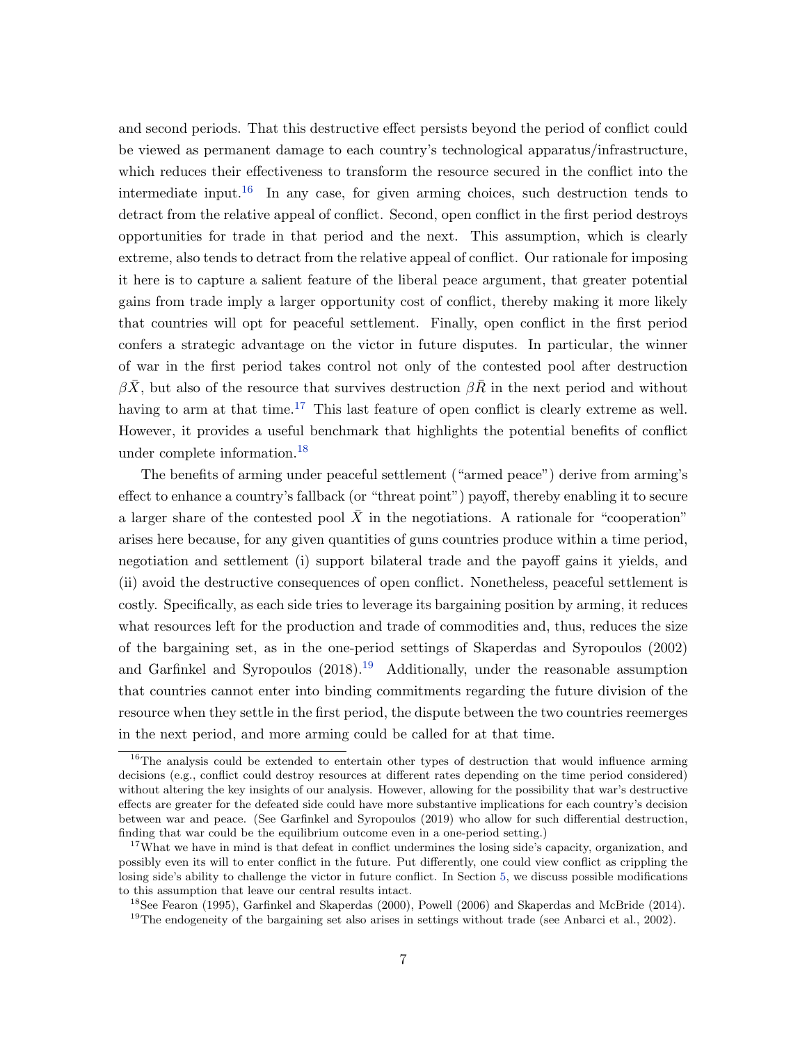and second periods. That this destructive effect persists beyond the period of conflict could be viewed as permanent damage to each country's technological apparatus/infrastructure, which reduces their effectiveness to transform the resource secured in the conflict into the intermediate input.[16] In any case, for given arming choices, such destruction tends to detract from the relative appeal of conflict. Second, open conflict in the first period destroys opportunities for trade in that period and the next. This assumption, which is clearly extreme, also tends to detract from the relative appeal of conflict. Our rationale for imposing it here is to capture a salient feature of the liberal peace argument, that greater potential gains from trade imply a larger opportunity cost of conflict, thereby making it more likely that countries will opt for peaceful settlement. Finally, open conflict in the first period confers a strategic advantage on the victor in future disputes. In particular, the winner of war in the first period takes control not only of the contested pool after destruction $\beta \bar{X}$, but also of the resource that survives destruction $\beta \bar{R}$ in the next period and without having to arm at that time.[17] This last feature of open conflict is clearly extreme as well. However, it provides a useful benchmark that highlights the potential benefits of conflict under complete information.[18]

The benefits of arming under peaceful settlement ("armed peace") derive from arming's effect to enhance a country's fallback (or "threat point") payoff, thereby enabling it to secure a larger share of the contested pool $\bar{X}$ in the negotiations. A rationale for "cooperation" arises here because, for any given quantities of guns countries produce within a time period, negotiation and settlement (i) support bilateral trade and the payoff gains it yields, and (ii) avoid the destructive consequences of open conflict. Nonetheless, peaceful settlement is costly. Specifically, as each side tries to leverage its bargaining position by arming, it reduces what resources left for the production and trade of commodities and, thus, reduces the size of the bargaining set, as in the one-period settings of Skaperdas and Syropoulos (2002) and Garfinkel and Syropoulos (2018).[19] Additionally, under the reasonable assumption that countries cannot enter into binding commitments regarding the future division of the resource when they settle in the first period, the dispute between the two countries reemerges in the next period, and more arming could be called for at that time.

[16] The analysis could be extended to entertain other types of destruction that would influence arming decisions (e.g., conflict could destroy resources at different rates depending on the time period considered) without altering the key insights of our analysis. However, allowing for the possibility that war's destructive effects are greater for the defeated side could have more substantive implications for each country's decision between war and peace. (See Garfinkel and Syropoulos (2019) who allow for such differential destruction, finding that war could be the equilibrium outcome even in a one-period setting.)

[17] What we have in mind is that defeat in conflict undermines the losing side's capacity, organization, and possibly even its will to enter conflict in the future. Put differently, one could view conflict as crippling the losing side's ability to challenge the victor in future conflict. In Section 5, we discuss possible modifications to this assumption that leave our central results intact.

[18] See Fearon (1995), Garfinkel and Skaperdas (2000), Powell (2006) and Skaperdas and McBride (2014).

[19] The endogeneity of the bargaining set also arises in settings without trade (see Anbarci et al., 2002).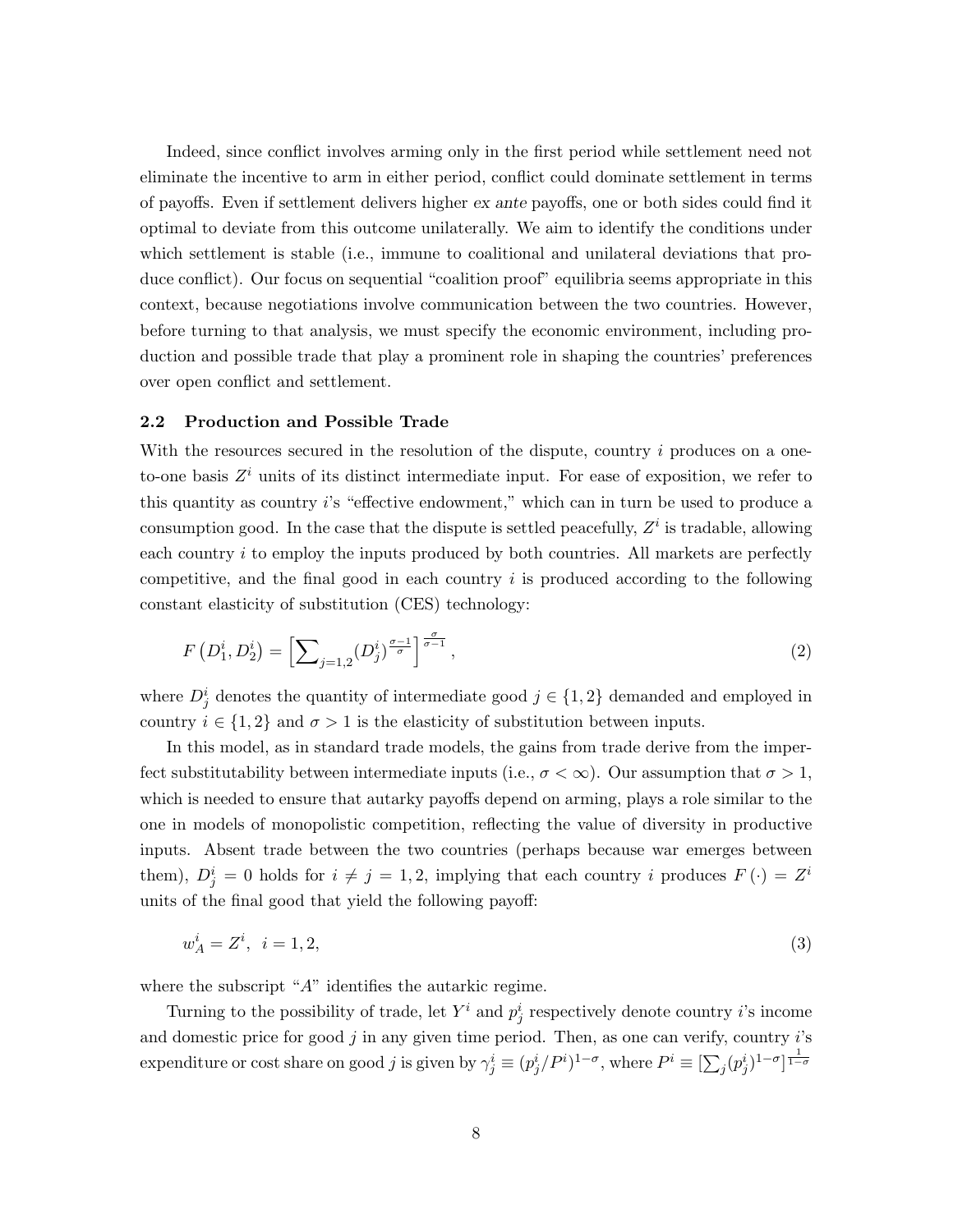Indeed, since conflict involves arming only in the first period while settlement need not eliminate the incentive to arm in either period, conflict could dominate settlement in terms of payoffs. Even if settlement delivers higher *ex ante* payoffs, one or both sides could find it optimal to deviate from this outcome unilaterally. We aim to identify the conditions under which settlement is stable (i.e., immune to coalitional and unilateral deviations that produce conflict). Our focus on sequential "coalition proof" equilibria seems appropriate in this context, because negotiations involve communication between the two countries. However, before turning to that analysis, we must specify the economic environment, including production and possible trade that play a prominent role in shaping the countries' preferences over open conflict and settlement.

### 2.2 Production and Possible Trade

With the resources secured in the resolution of the dispute, country $i$ produces on a one-to-one basis $Z^i$ units of its distinct intermediate input. For ease of exposition, we refer to this quantity as country $i$'s "effective endowment," which can in turn be used to produce a consumption good. In the case that the dispute is settled peacefully, $Z^i$ is tradable, allowing each country $i$ to employ the inputs produced by both countries. All markets are perfectly competitive, and the final good in each country $i$ is produced according to the following constant elasticity of substitution (CES) technology:

$$F\left(D_1^i, D_2^i\right) = \left[\sum\nolimits_{j=1,2} (D_j^i)^{\frac{\sigma-1}{\sigma}}\right]^{\frac{\sigma}{\sigma-1}}, \tag{2}$$

where $D_j^i$ denotes the quantity of intermediate good $j \in \{1, 2\}$ demanded and employed in country $i \in \{1, 2\}$ and $\sigma > 1$ is the elasticity of substitution between inputs.

In this model, as in standard trade models, the gains from trade derive from the imperfect substitutability between intermediate inputs (i.e., $\sigma < \infty$). Our assumption that $\sigma > 1$, which is needed to ensure that autarky payoffs depend on arming, plays a role similar to the one in models of monopolistic competition, reflecting the value of diversity in productive inputs. Absent trade between the two countries (perhaps because war emerges between them), $D_j^i = 0$ holds for $i \neq j = 1, 2$, implying that each country $i$ produces $F(\cdot) = Z^i$ units of the final good that yield the following payoff:

$$w_A^i = Z^i, \;\; i = 1, 2, \tag{3}$$

where the subscript "$A$" identifies the autarkic regime.

Turning to the possibility of trade, let $Y^i$ and $p_j^i$ respectively denote country $i$'s income and domestic price for good $j$ in any given time period. Then, as one can verify, country $i$'s expenditure or cost share on good $j$ is given by $\gamma_j^i \equiv (p_j^i/P^i)^{1-\sigma}$, where $P^i \equiv [\sum_j (p_j^i)^{1-\sigma}]^{\frac{1}{1-\sigma}}$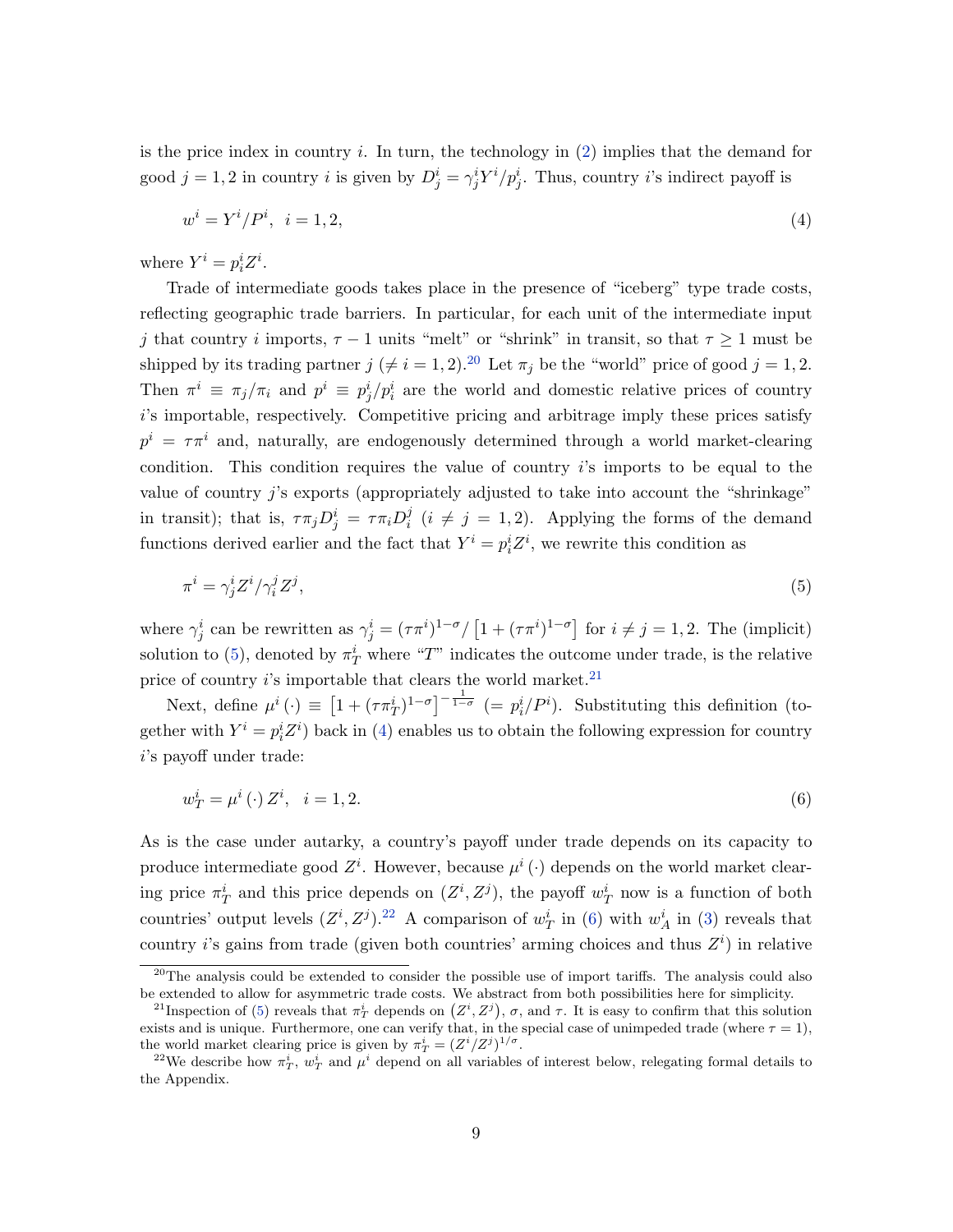is the price index in country $i$. In turn, the technology in (2) implies that the demand for good $j = 1, 2$ in country $i$ is given by $D^i_j = \gamma^i_j Y^i / p^i_j$. Thus, country $i$'s indirect payoff is

$$w^i = Y^i / P^i, \ \ i = 1, 2, \tag{4}$$

where $Y^i = p^i_i Z^i$.

Trade of intermediate goods takes place in the presence of "iceberg" type trade costs, reflecting geographic trade barriers. In particular, for each unit of the intermediate input $j$ that country $i$ imports, $\tau - 1$ units "melt" or "shrink" in transit, so that $\tau \geq 1$ must be shipped by its trading partner $j$ ($\neq i = 1, 2$).[20] Let $\pi_j$ be the "world" price of good $j = 1, 2$. Then $\pi^i \equiv \pi_j / \pi_i$ and $p^i \equiv p^i_j / p^i_i$ are the world and domestic relative prices of country $i$'s importable, respectively. Competitive pricing and arbitrage imply these prices satisfy $p^i = \tau \pi^i$ and, naturally, are endogenously determined through a world market-clearing condition. This condition requires the value of country $i$'s imports to be equal to the value of country $j$'s exports (appropriately adjusted to take into account the "shrinkage" in transit); that is, $\tau \pi_j D^i_j = \tau \pi_i D^j_i$ ($i \neq j = 1, 2$). Applying the forms of the demand functions derived earlier and the fact that $Y^i = p^i_i Z^i$, we rewrite this condition as

$$\pi^i = \gamma^i_j Z^i / \gamma^j_i Z^j, \tag{5}$$

where $\gamma^i_j$ can be rewritten as $\gamma^i_j = (\tau\pi^i)^{1-\sigma} / \left[1 + (\tau\pi^i)^{1-\sigma}\right]$ for $i \neq j = 1, 2$. The (implicit) solution to (5), denoted by $\pi^i_T$ where "$T$" indicates the outcome under trade, is the relative price of country $i$'s importable that clears the world market.[21]

Next, define $\mu^i(\cdot) \equiv \left[1 + (\tau\pi^i_T)^{1-\sigma}\right]^{-\frac{1}{1-\sigma}}$ ($= p^i_i / P^i$). Substituting this definition (together with $Y^i = p^i_i Z^i$) back in (4) enables us to obtain the following expression for country $i$'s payoff under trade:

$$w^i_T = \mu^i(\cdot) Z^i, \ \ i = 1, 2. \tag{6}$$

As is the case under autarky, a country's payoff under trade depends on its capacity to produce intermediate good $Z^i$. However, because $\mu^i(\cdot)$ depends on the world market clearing price $\pi^i_T$ and this price depends on $(Z^i, Z^j)$, the payoff $w^i_T$ now is a function of both countries' output levels $(Z^i, Z^j)$.[22] A comparison of $w^i_T$ in (6) with $w^i_A$ in (3) reveals that country $i$'s gains from trade (given both countries' arming choices and thus $Z^i$) in relative

---

[20] The analysis could be extended to consider the possible use of import tariffs. The analysis could also be extended to allow for asymmetric trade costs. We abstract from both possibilities here for simplicity.

[21] Inspection of (5) reveals that $\pi^i_T$ depends on $(Z^i, Z^j)$, $\sigma$, and $\tau$. It is easy to confirm that this solution exists and is unique. Furthermore, one can verify that, in the special case of unimpeded trade (where $\tau = 1$), the world market clearing price is given by $\pi^i_T = (Z^i/Z^j)^{1/\sigma}$.

[22] We describe how $\pi^i_T$, $w^i_T$ and $\mu^i$ depend on all variables of interest below, relegating formal details to the Appendix.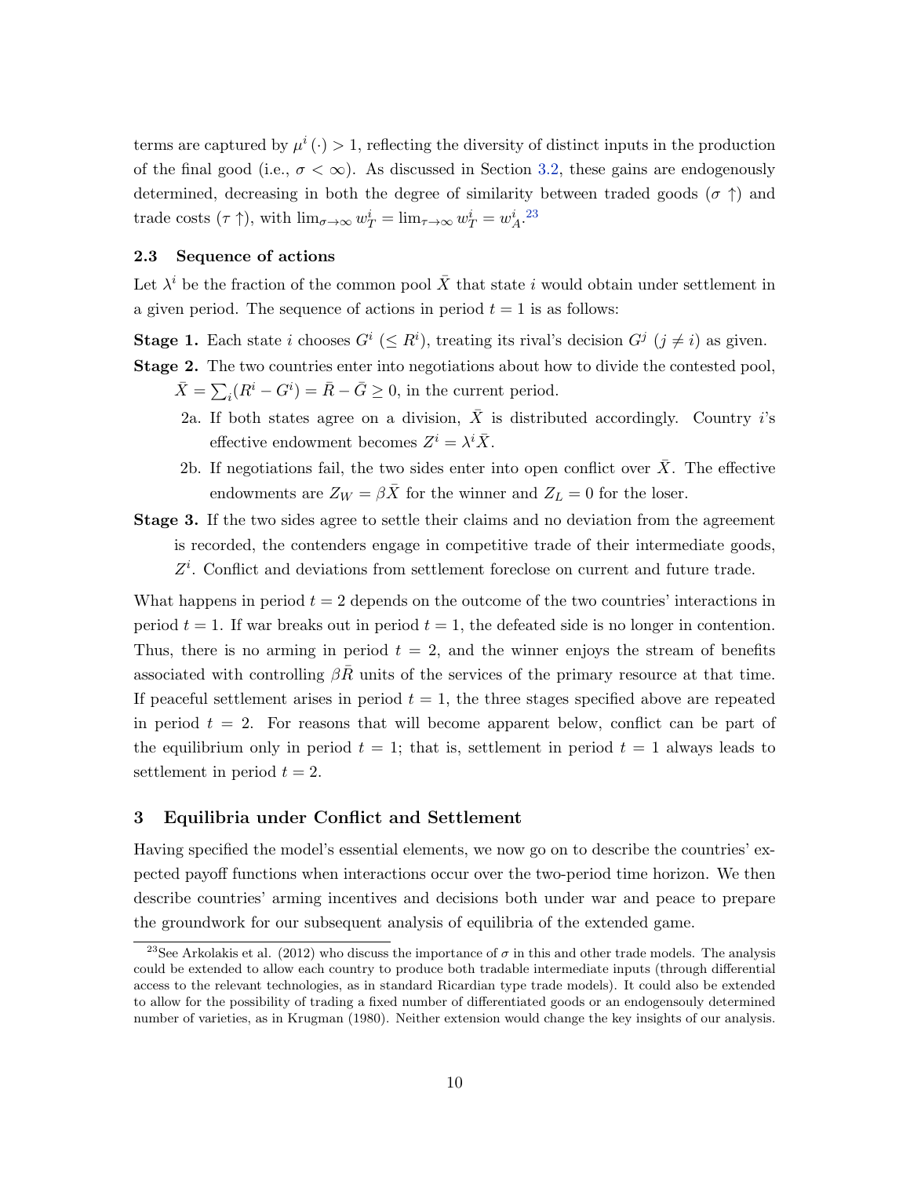terms are captured by $\mu^i(\cdot) > 1$, reflecting the diversity of distinct inputs in the production of the final good (i.e., $\sigma < \infty$). As discussed in Section 3.2, these gains are endogenously determined, decreasing in both the degree of similarity between traded goods ($\sigma \uparrow$) and trade costs ($\tau \uparrow$), with $\lim_{\sigma\to\infty} w_T^i = \lim_{\tau\to\infty} w_T^i = w_A^i$.[23]

### 2.3 Sequence of actions

Let $\lambda^i$ be the fraction of the common pool $\bar{X}$ that state $i$ would obtain under settlement in a given period. The sequence of actions in period $t = 1$ is as follows:

**Stage 1.** Each state $i$ chooses $G^i$ ($\leq R^i$), treating its rival's decision $G^j$ ($j \neq i$) as given.

**Stage 2.** The two countries enter into negotiations about how to divide the contested pool, $\bar{X} = \sum_i (R^i - G^i) = \bar{R} - \bar{G} \geq 0$, in the current period.

- 2a. If both states agree on a division, $\bar{X}$ is distributed accordingly. Country $i$'s effective endowment becomes $Z^i = \lambda^i \bar{X}$.
- 2b. If negotiations fail, the two sides enter into open conflict over $\bar{X}$. The effective endowments are $Z_W = \beta\bar{X}$ for the winner and $Z_L = 0$ for the loser.

**Stage 3.** If the two sides agree to settle their claims and no deviation from the agreement is recorded, the contenders engage in competitive trade of their intermediate goods, $Z^i$. Conflict and deviations from settlement foreclose on current and future trade.

What happens in period $t = 2$ depends on the outcome of the two countries' interactions in period $t = 1$. If war breaks out in period $t = 1$, the defeated side is no longer in contention. Thus, there is no arming in period $t = 2$, and the winner enjoys the stream of benefits associated with controlling $\beta\bar{R}$ units of the services of the primary resource at that time. If peaceful settlement arises in period $t = 1$, the three stages specified above are repeated in period $t = 2$. For reasons that will become apparent below, conflict can be part of the equilibrium only in period $t = 1$; that is, settlement in period $t = 1$ always leads to settlement in period $t = 2$.

## 3 Equilibria under Conflict and Settlement

Having specified the model's essential elements, we now go on to describe the countries' expected payoff functions when interactions occur over the two-period time horizon. We then describe countries' arming incentives and decisions both under war and peace to prepare the groundwork for our subsequent analysis of equilibria of the extended game.

[23] See Arkolakis et al. (2012) who discuss the importance of $\sigma$ in this and other trade models. The analysis could be extended to allow each country to produce both tradable intermediate inputs (through differential access to the relevant technologies, as in standard Ricardian type trade models). It could also be extended to allow for the possibility of trading a fixed number of differentiated goods or an endogensouly determined number of varieties, as in Krugman (1980). Neither extension would change the key insights of our analysis.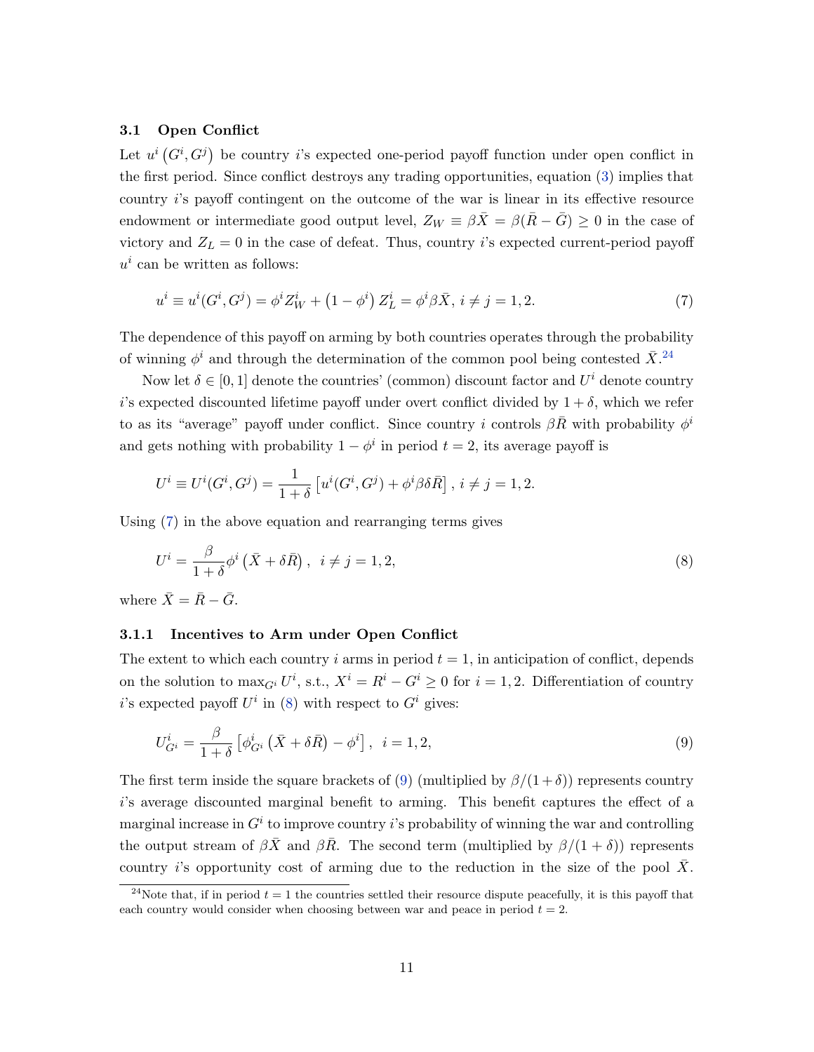### 3.1 Open Conflict

Let $u^i\left(G^i, G^j\right)$ be country $i$'s expected one-period payoff function under open conflict in the first period. Since conflict destroys any trading opportunities, equation (3) implies that country $i$'s payoff contingent on the outcome of the war is linear in its effective resource endowment or intermediate good output level, $Z_W \equiv \beta\bar{X} = \beta(\bar{R} - \bar{G}) \geq 0$ in the case of victory and $Z_L = 0$ in the case of defeat. Thus, country $i$'s expected current-period payoff $u^i$ can be written as follows:

$$u^i \equiv u^i(G^i, G^j) = \phi^i Z_W^i + \left(1 - \phi^i\right) Z_L^i = \phi^i \beta \bar{X},\ i \neq j = 1, 2. \tag{7}$$

The dependence of this payoff on arming by both countries operates through the probability of winning $\phi^i$ and through the determination of the common pool being contested $\bar{X}$.[24]

Now let $\delta \in [0, 1]$ denote the countries' (common) discount factor and $U^i$ denote country $i$'s expected discounted lifetime payoff under overt conflict divided by $1 + \delta$, which we refer to as its "average" payoff under conflict. Since country $i$ controls $\beta\bar{R}$ with probability $\phi^i$ and gets nothing with probability $1 - \phi^i$ in period $t = 2$, its average payoff is

$$U^i \equiv U^i(G^i, G^j) = \frac{1}{1+\delta}\left[u^i(G^i, G^j) + \phi^i \beta \delta \bar{R}\right],\ i \neq j = 1, 2.$$

Using (7) in the above equation and rearranging terms gives

$$U^i = \frac{\beta}{1+\delta}\phi^i\left(\bar{X} + \delta\bar{R}\right),\ \ i \neq j = 1, 2, \tag{8}$$

where $\bar{X} = \bar{R} - \bar{G}$.

#### 3.1.1 Incentives to Arm under Open Conflict

The extent to which each country $i$ arms in period $t = 1$, in anticipation of conflict, depends on the solution to $\max_{G^i} U^i$, s.t., $X^i = R^i - G^i \geq 0$ for $i = 1, 2$. Differentiation of country $i$'s expected payoff $U^i$ in (8) with respect to $G^i$ gives:

$$U^i_{G^i} = \frac{\beta}{1+\delta}\left[\phi^i_{G^i}\left(\bar{X} + \delta\bar{R}\right) - \phi^i\right],\ \ i = 1, 2, \tag{9}$$

The first term inside the square brackets of (9) (multiplied by $\beta/(1+\delta)$) represents country $i$'s average discounted marginal benefit to arming. This benefit captures the effect of a marginal increase in $G^i$ to improve country $i$'s probability of winning the war and controlling the output stream of $\beta\bar{X}$ and $\beta\bar{R}$. The second term (multiplied by $\beta/(1+\delta)$) represents country $i$'s opportunity cost of arming due to the reduction in the size of the pool $\bar{X}$.

[24] Note that, if in period $t = 1$ the countries settled their resource dispute peacefully, it is this payoff that each country would consider when choosing between war and peace in period $t = 2$.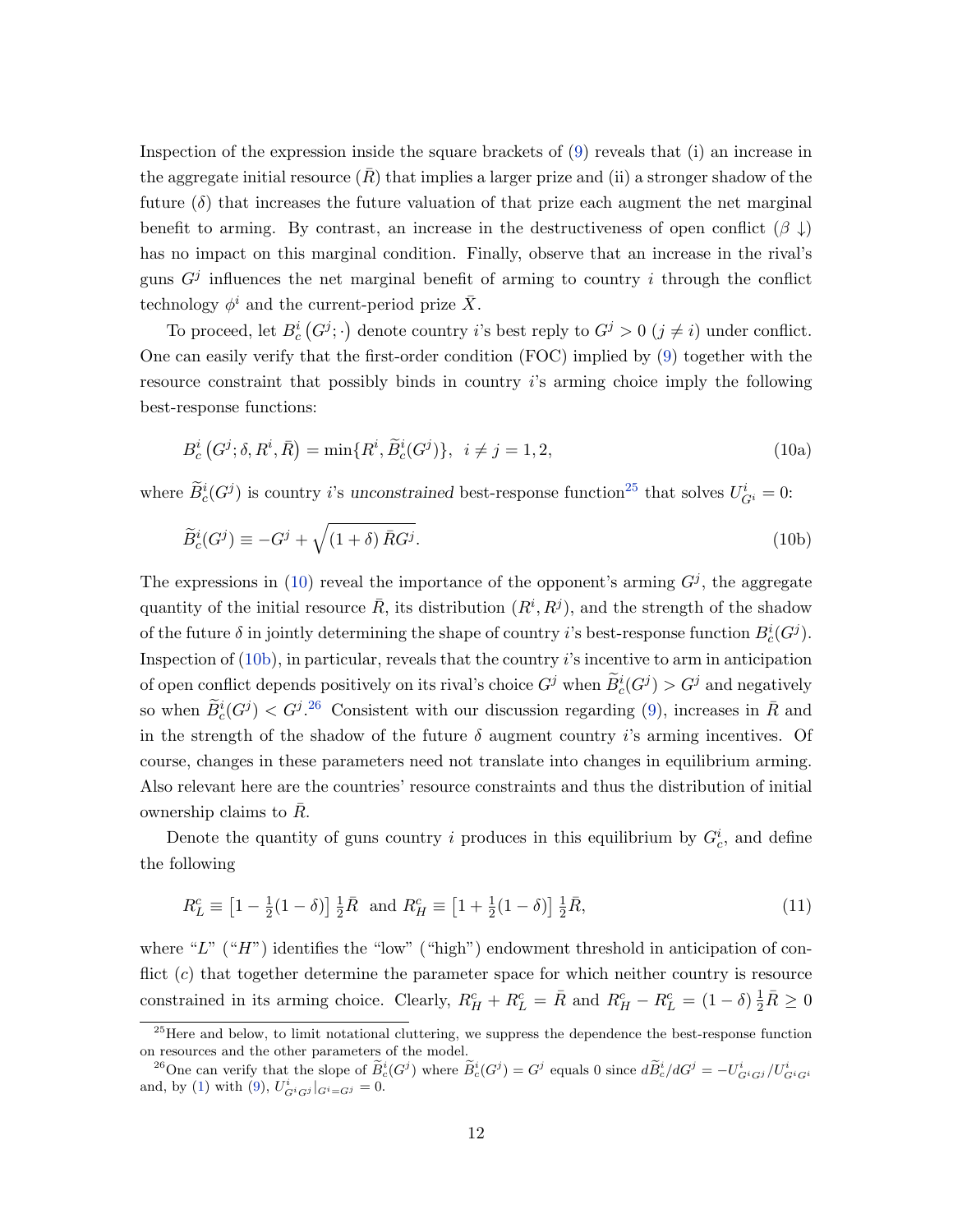Inspection of the expression inside the square brackets of (9) reveals that (i) an increase in the aggregate initial resource ($\bar{R}$) that implies a larger prize and (ii) a stronger shadow of the future ($\delta$) that increases the future valuation of that prize each augment the net marginal benefit to arming. By contrast, an increase in the destructiveness of open conflict ($\beta \downarrow$) has no impact on this marginal condition. Finally, observe that an increase in the rival's guns $G^j$ influences the net marginal benefit of arming to country $i$ through the conflict technology $\phi^i$ and the current-period prize $\bar{X}$.

To proceed, let $B_c^i\left(G^j;\cdot\right)$ denote country $i$'s best reply to $G^j > 0$ ($j \neq i$) under conflict. One can easily verify that the first-order condition (FOC) implied by (9) together with the resource constraint that possibly binds in country $i$'s arming choice imply the following best-response functions:

$$B_c^i\left(G^j;\delta, R^i, \bar{R}\right) = \min\{R^i, \widetilde{B}_c^i(G^j)\}, \ \ i \neq j = 1, 2, \tag{10a}$$

where $\widetilde{B}_c^i(G^j)$ is country $i$'s *unconstrained* best-response function[25] that solves $U_{G^i}^i = 0$:

$$\widetilde{B}_c^i(G^j) \equiv -G^j + \sqrt{(1+\delta)\,\bar{R}G^j}. \tag{10b}$$

The expressions in (10) reveal the importance of the opponent's arming $G^j$, the aggregate quantity of the initial resource $\bar{R}$, its distribution $(R^i, R^j)$, and the strength of the shadow of the future $\delta$ in jointly determining the shape of country $i$'s best-response function $B_c^i(G^j)$. Inspection of (10b), in particular, reveals that the country $i$'s incentive to arm in anticipation of open conflict depends positively on its rival's choice $G^j$ when $\widetilde{B}_c^i(G^j) > G^j$ and negatively so when $\widetilde{B}_c^i(G^j) < G^j$.[26] Consistent with our discussion regarding (9), increases in $\bar{R}$ and in the strength of the shadow of the future $\delta$ augment country $i$'s arming incentives. Of course, changes in these parameters need not translate into changes in equilibrium arming. Also relevant here are the countries' resource constraints and thus the distribution of initial ownership claims to $\bar{R}$.

Denote the quantity of guns country $i$ produces in this equilibrium by $G_c^i$, and define the following

$$R_L^c \equiv \left[1 - \tfrac{1}{2}(1-\delta)\right]\tfrac{1}{2}\bar{R} \ \text{ and } R_H^c \equiv \left[1 + \tfrac{1}{2}(1-\delta)\right]\tfrac{1}{2}\bar{R}, \tag{11}$$

where "$L$" ("$H$") identifies the "low" ("high") endowment threshold in anticipation of conflict ($c$) that together determine the parameter space for which neither country is resource constrained in its arming choice. Clearly, $R_H^c + R_L^c = \bar{R}$ and $R_H^c - R_L^c = (1-\delta)\,\frac{1}{2}\bar{R} \geq 0$

[25] Here and below, to limit notational cluttering, we suppress the dependence the best-response function on resources and the other parameters of the model.

[26] One can verify that the slope of $\widetilde{B}_c^i(G^j)$ where $\widetilde{B}_c^i(G^j) = G^j$ equals 0 since $d\widetilde{B}_c^i/dG^j = -U_{G^iG^j}^i/U_{G^iG^i}^i$ and, by (1) with (9), $U_{G^iG^j}^i|_{G^i=G^j} = 0$.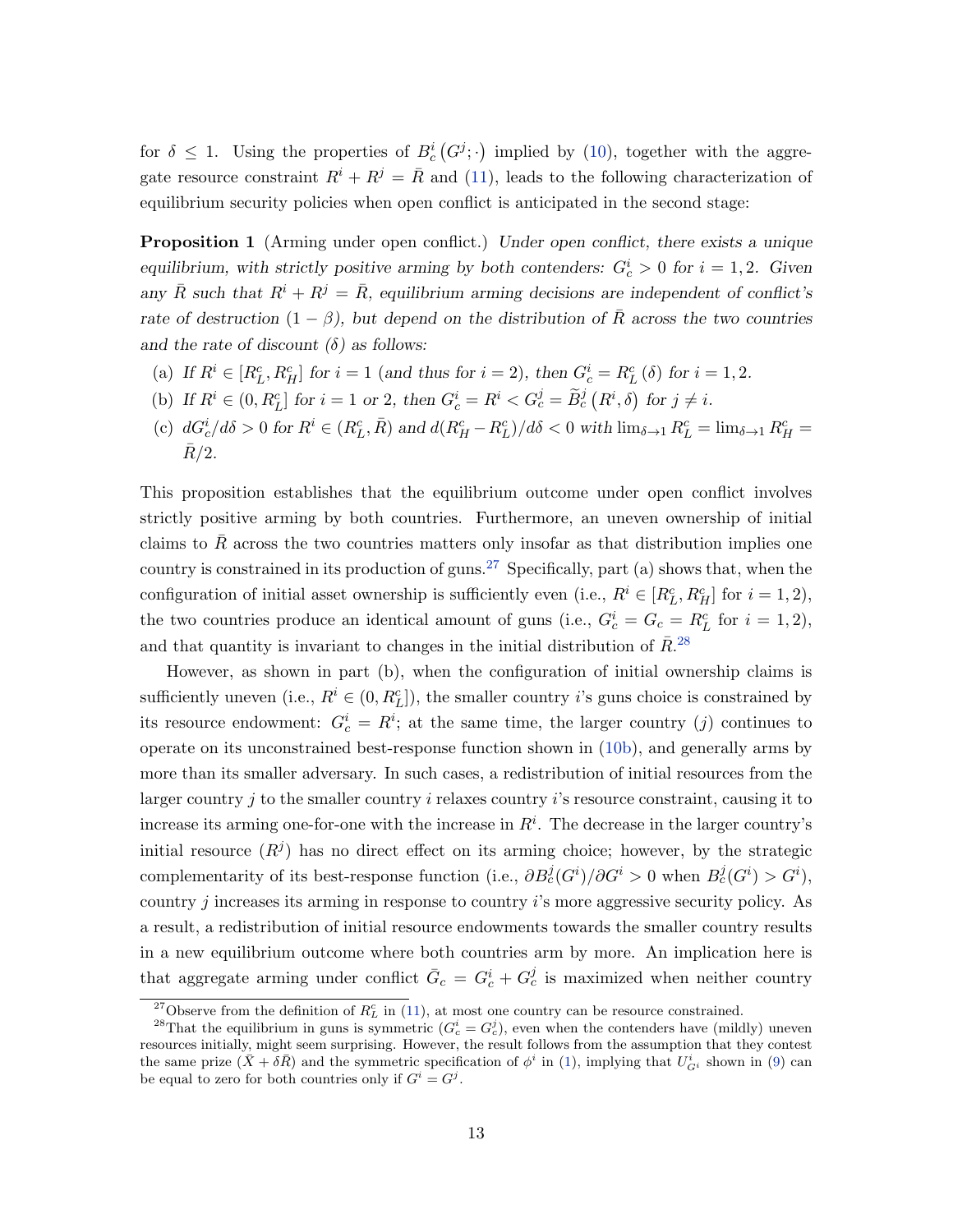for $\delta \leq 1$. Using the properties of $B_c^i(G^j;\cdot)$ implied by (10), together with the aggregate resource constraint $R^i + R^j = \bar{R}$ and (11), leads to the following characterization of equilibrium security policies when open conflict is anticipated in the second stage:

**Proposition 1** (Arming under open conflict.) *Under open conflict, there exists a unique equilibrium, with strictly positive arming by both contenders: $G_c^i > 0$ for $i = 1, 2$. Given any $\bar{R}$ such that $R^i + R^j = \bar{R}$, equilibrium arming decisions are independent of conflict's rate of destruction $(1 - \beta)$, but depend on the distribution of $\bar{R}$ across the two countries and the rate of discount $(\delta)$ as follows:*

(a) *If $R^i \in [R_L^c, R_H^c]$ for $i = 1$ (and thus for $i = 2$), then $G_c^i = R_L^c(\delta)$ for $i = 1, 2$.*

(b) *If $R^i \in (0, R_L^c]$ for $i = 1$ or $2$, then $G_c^i = R^i < G_c^j = \widetilde{B}_c^j(R^i, \delta)$ for $j \neq i$.*

(c) *$dG_c^i/d\delta > 0$ for $R^i \in (R_L^c, \bar{R})$ and $d(R_H^c - R_L^c)/d\delta < 0$ with $\lim_{\delta \to 1} R_L^c = \lim_{\delta \to 1} R_H^c = \bar{R}/2$.*

This proposition establishes that the equilibrium outcome under open conflict involves strictly positive arming by both countries. Furthermore, an uneven ownership of initial claims to $\bar{R}$ across the two countries matters only insofar as that distribution implies one country is constrained in its production of guns.[27] Specifically, part (a) shows that, when the configuration of initial asset ownership is sufficiently even (i.e., $R^i \in [R_L^c, R_H^c]$ for $i = 1, 2$), the two countries produce an identical amount of guns (i.e., $G_c^i = G_c = R_L^c$ for $i = 1, 2$), and that quantity is invariant to changes in the initial distribution of $\bar{R}$.[28]

However, as shown in part (b), when the configuration of initial ownership claims is sufficiently uneven (i.e., $R^i \in (0, R_L^c]$), the smaller country $i$'s guns choice is constrained by its resource endowment: $G_c^i = R^i$; at the same time, the larger country ($j$) continues to operate on its unconstrained best-response function shown in (10b), and generally arms by more than its smaller adversary. In such cases, a redistribution of initial resources from the larger country $j$ to the smaller country $i$ relaxes country $i$'s resource constraint, causing it to increase its arming one-for-one with the increase in $R^i$. The decrease in the larger country's initial resource ($R^j$) has no direct effect on its arming choice; however, by the strategic complementarity of its best-response function (i.e., $\partial B_c^j(G^i)/\partial G^i > 0$ when $B_c^j(G^i) > G^i$), country $j$ increases its arming in response to country $i$'s more aggressive security policy. As a result, a redistribution of initial resource endowments towards the smaller country results in a new equilibrium outcome where both countries arm by more. An implication here is that aggregate arming under conflict $\bar{G}_c = G_c^i + G_c^j$ is maximized when neither country

[27] Observe from the definition of $R_L^c$ in (11), at most one country can be resource constrained.

[28] That the equilibrium in guns is symmetric ($G_c^i = G_c^j$), even when the contenders have (mildly) uneven resources initially, might seem surprising. However, the result follows from the assumption that they contest the same prize ($\bar{X} + \delta\bar{R}$) and the symmetric specification of $\phi^i$ in (1), implying that $U_{G^i}^i$ shown in (9) can be equal to zero for both countries only if $G^i = G^j$.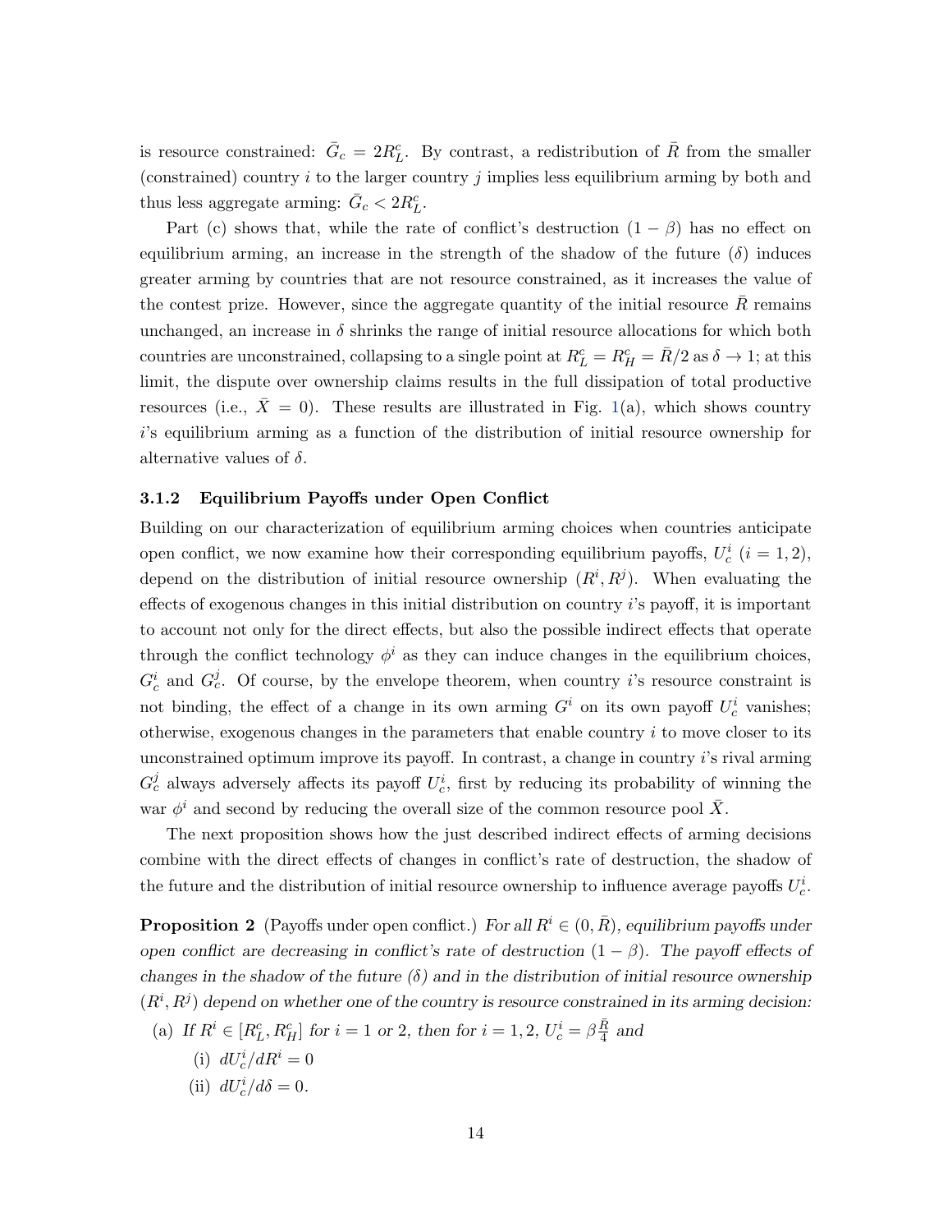is resource constrained: $\bar{G}_c = 2R_L^c$. By contrast, a redistribution of $\bar{R}$ from the smaller (constrained) country $i$ to the larger country $j$ implies less equilibrium arming by both and thus less aggregate arming: $\bar{G}_c < 2R_L^c$.

Part (c) shows that, while the rate of conflict's destruction $(1-\beta)$ has no effect on equilibrium arming, an increase in the strength of the shadow of the future $(\delta)$ induces greater arming by countries that are not resource constrained, as it increases the value of the contest prize. However, since the aggregate quantity of the initial resource $\bar{R}$ remains unchanged, an increase in $\delta$ shrinks the range of initial resource allocations for which both countries are unconstrained, collapsing to a single point at $R_L^c = R_H^c = \bar{R}/2$ as $\delta \to 1$; at this limit, the dispute over ownership claims results in the full dissipation of total productive resources (i.e., $\bar{X} = 0$). These results are illustrated in Fig. 1(a), which shows country $i$'s equilibrium arming as a function of the distribution of initial resource ownership for alternative values of $\delta$.

### 3.1.2 Equilibrium Payoffs under Open Conflict

Building on our characterization of equilibrium arming choices when countries anticipate open conflict, we now examine how their corresponding equilibrium payoffs, $U_c^i$ $(i = 1, 2)$, depend on the distribution of initial resource ownership $(R^i, R^j)$. When evaluating the effects of exogenous changes in this initial distribution on country $i$'s payoff, it is important to account not only for the direct effects, but also the possible indirect effects that operate through the conflict technology $\phi^i$ as they can induce changes in the equilibrium choices, $G_c^i$ and $G_c^j$. Of course, by the envelope theorem, when country $i$'s resource constraint is not binding, the effect of a change in its own arming $G^i$ on its own payoff $U_c^i$ vanishes; otherwise, exogenous changes in the parameters that enable country $i$ to move closer to its unconstrained optimum improve its payoff. In contrast, a change in country $i$'s rival arming $G_c^j$ always adversely affects its payoff $U_c^i$, first by reducing its probability of winning the war $\phi^i$ and second by reducing the overall size of the common resource pool $\bar{X}$.

The next proposition shows how the just described indirect effects of arming decisions combine with the direct effects of changes in conflict's rate of destruction, the shadow of the future and the distribution of initial resource ownership to influence average payoffs $U_c^i$.

**Proposition 2** (Payoffs under open conflict.) *For all $R^i \in (0, \bar{R})$, equilibrium payoffs under open conflict are decreasing in conflict's rate of destruction $(1-\beta)$. The payoff effects of changes in the shadow of the future $(\delta)$ and in the distribution of initial resource ownership $(R^i, R^j)$ depend on whether one of the country is resource constrained in its arming decision:*

(a) *If $R^i \in [R_L^c, R_H^c]$ for $i = 1$ or $2$, then for $i = 1, 2$, $U_c^i = \beta \frac{\bar{R}}{4}$ and*

  (i) $dU_c^i/dR^i = 0$

  (ii) $dU_c^i/d\delta = 0$.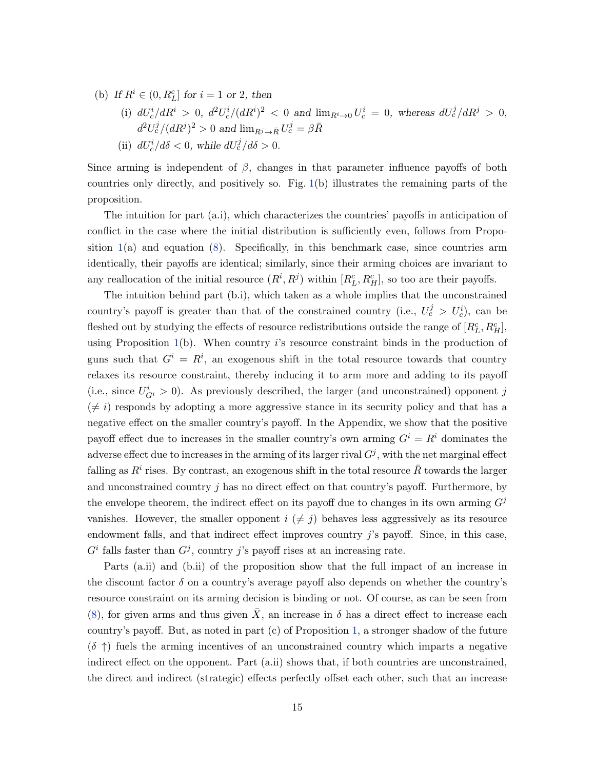(b) *If* $R^i \in (0, R_L^c]$ *for* $i = 1$ *or* 2, *then*

(i) $dU_c^i/dR^i > 0$, $d^2U_c^i/(dR^i)^2 < 0$ *and* $\lim_{R^i \to 0} U_c^i = 0$, *whereas* $dU_c^j/dR^j > 0$, $d^2U_c^j/(dR^j)^2 > 0$ *and* $\lim_{R^j \to \bar{R}} U_c^j = \beta \bar{R}$

(ii) $dU_c^i/d\delta < 0$, *while* $dU_c^j/d\delta > 0$.

Since arming is independent of $\beta$, changes in that parameter influence payoffs of both countries only directly, and positively so. Fig. 1(b) illustrates the remaining parts of the proposition.

The intuition for part (a.i), which characterizes the countries' payoffs in anticipation of conflict in the case where the initial distribution is sufficiently even, follows from Proposition 1(a) and equation (8). Specifically, in this benchmark case, since countries arm identically, their payoffs are identical; similarly, since their arming choices are invariant to any reallocation of the initial resource $(R^i, R^j)$ within $[R_L^c, R_H^c]$, so too are their payoffs.

The intuition behind part (b.i), which taken as a whole implies that the unconstrained country's payoff is greater than that of the constrained country (i.e., $U_c^j > U_c^i$), can be fleshed out by studying the effects of resource redistributions outside the range of $[R_L^c, R_H^c]$, using Proposition 1(b). When country $i$'s resource constraint binds in the production of guns such that $G^i = R^i$, an exogenous shift in the total resource towards that country relaxes its resource constraint, thereby inducing it to arm more and adding to its payoff (i.e., since $U_{G^i}^i > 0$). As previously described, the larger (and unconstrained) opponent $j$ ($\neq i$) responds by adopting a more aggressive stance in its security policy and that has a negative effect on the smaller country's payoff. In the Appendix, we show that the positive payoff effect due to increases in the smaller country's own arming $G^i = R^i$ dominates the adverse effect due to increases in the arming of its larger rival $G^j$, with the net marginal effect falling as $R^i$ rises. By contrast, an exogenous shift in the total resource $\bar{R}$ towards the larger and unconstrained country $j$ has no direct effect on that country's payoff. Furthermore, by the envelope theorem, the indirect effect on its payoff due to changes in its own arming $G^j$ vanishes. However, the smaller opponent $i$ ($\neq j$) behaves less aggressively as its resource endowment falls, and that indirect effect improves country $j$'s payoff. Since, in this case, $G^i$ falls faster than $G^j$, country $j$'s payoff rises at an increasing rate.

Parts (a.ii) and (b.ii) of the proposition show that the full impact of an increase in the discount factor $\delta$ on a country's average payoff also depends on whether the country's resource constraint on its arming decision is binding or not. Of course, as can be seen from (8), for given arms and thus given $\bar{X}$, an increase in $\delta$ has a direct effect to increase each country's payoff. But, as noted in part (c) of Proposition 1, a stronger shadow of the future ($\delta \uparrow$) fuels the arming incentives of an unconstrained country which imparts a negative indirect effect on the opponent. Part (a.ii) shows that, if both countries are unconstrained, the direct and indirect (strategic) effects perfectly offset each other, such that an increase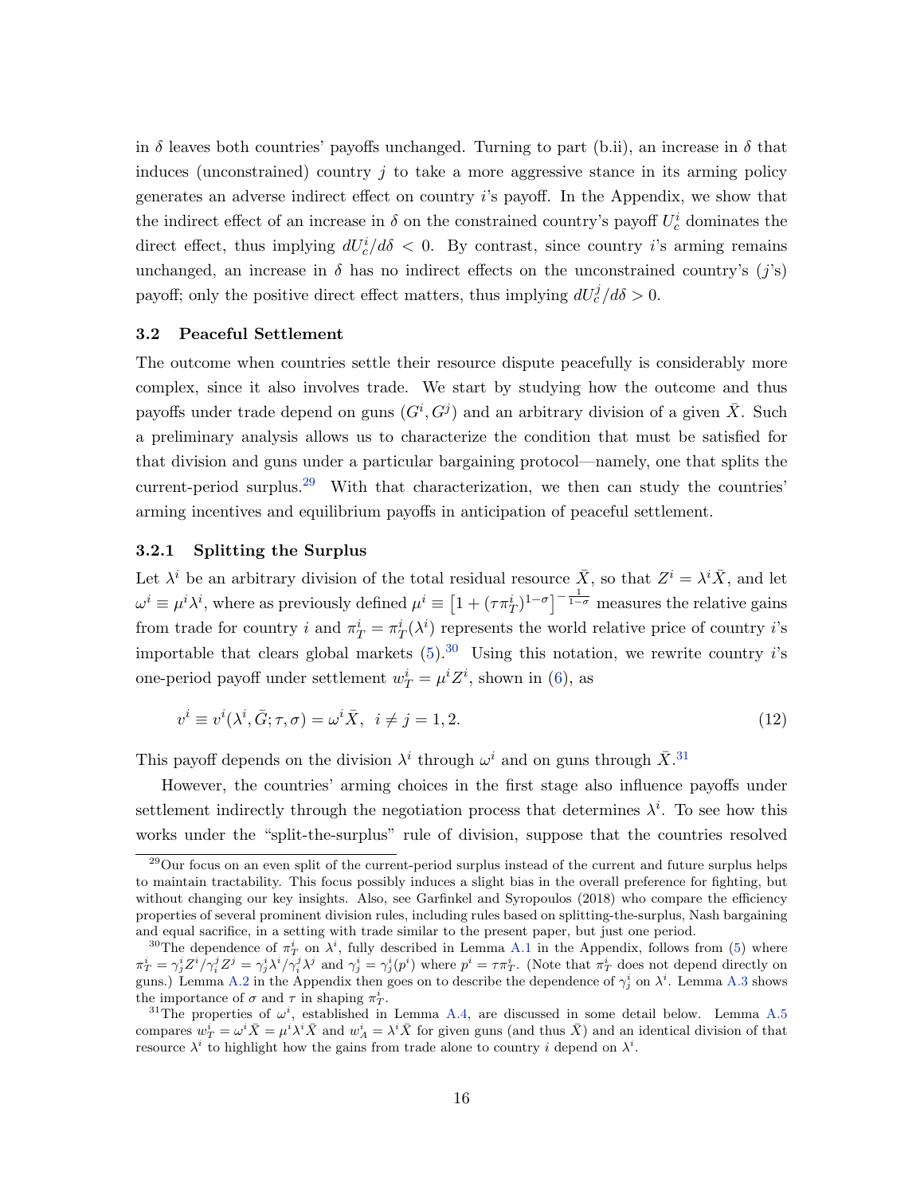in $\delta$ leaves both countries' payoffs unchanged. Turning to part (b.ii), an increase in $\delta$ that induces (unconstrained) country $j$ to take a more aggressive stance in its arming policy generates an adverse indirect effect on country $i$'s payoff. In the Appendix, we show that the indirect effect of an increase in $\delta$ on the constrained country's payoff $U_c^i$ dominates the direct effect, thus implying $dU_c^i/d\delta < 0$. By contrast, since country $i$'s arming remains unchanged, an increase in $\delta$ has no indirect effects on the unconstrained country's ($j$'s) payoff; only the positive direct effect matters, thus implying $dU_c^j/d\delta > 0$.

### 3.2 Peaceful Settlement

The outcome when countries settle their resource dispute peacefully is considerably more complex, since it also involves trade. We start by studying how the outcome and thus payoffs under trade depend on guns $(G^i, G^j)$ and an arbitrary division of a given $\bar{X}$. Such a preliminary analysis allows us to characterize the condition that must be satisfied for that division and guns under a particular bargaining protocol—namely, one that splits the current-period surplus.[29] With that characterization, we then can study the countries' arming incentives and equilibrium payoffs in anticipation of peaceful settlement.

#### 3.2.1 Splitting the Surplus

Let $\lambda^i$ be an arbitrary division of the total residual resource $\bar{X}$, so that $Z^i = \lambda^i \bar{X}$, and let $\omega^i \equiv \mu^i \lambda^i$, where as previously defined $\mu^i \equiv \left[1 + (\tau \pi_T^i)^{1-\sigma}\right]^{-\frac{1}{1-\sigma}}$ measures the relative gains from trade for country $i$ and $\pi_T^i = \pi_T^i(\lambda^i)$ represents the world relative price of country $i$'s importable that clears global markets (5).[30] Using this notation, we rewrite country $i$'s one-period payoff under settlement $w_T^i = \mu^i Z^i$, shown in (6), as

$$v^i \equiv v^i(\lambda^i, \bar{G}; \tau, \sigma) = \omega^i \bar{X}, \quad i \neq j = 1, 2. \tag{12}$$

This payoff depends on the division $\lambda^i$ through $\omega^i$ and on guns through $\bar{X}$.[31]

However, the countries' arming choices in the first stage also influence payoffs under settlement indirectly through the negotiation process that determines $\lambda^i$. To see how this works under the "split-the-surplus" rule of division, suppose that the countries resolved

---

[29] Our focus on an even split of the current-period surplus instead of the current and future surplus helps to maintain tractability. This focus possibly induces a slight bias in the overall preference for fighting, but without changing our key insights. Also, see Garfinkel and Syropoulos (2018) who compare the efficiency properties of several prominent division rules, including rules based on splitting-the-surplus, Nash bargaining and equal sacrifice, in a setting with trade similar to the present paper, but just one period.

[30] The dependence of $\pi_T^i$ on $\lambda^i$, fully described in Lemma A.1 in the Appendix, follows from (5) where $\pi_T^i = \gamma_j^i Z^i / \gamma_i^j Z^j = \gamma_j^i \lambda^i / \gamma_i^j \lambda^j$ and $\gamma_j^i = \gamma_j^i(p^i)$ where $p^i = \tau \pi_T^i$. (Note that $\pi_T^i$ does not depend directly on guns.) Lemma A.2 in the Appendix then goes on to describe the dependence of $\gamma_j^i$ on $\lambda^i$. Lemma A.3 shows the importance of $\sigma$ and $\tau$ in shaping $\pi_T^i$.

[31] The properties of $\omega^i$, established in Lemma A.4, are discussed in some detail below. Lemma A.5 compares $w_T^i = \omega^i \bar{X} = \mu^i \lambda^i \bar{X}$ and $w_A^i = \lambda^i \bar{X}$ for given guns (and thus $\bar{X}$) and an identical division of that resource $\lambda^i$ to highlight how the gains from trade alone to country $i$ depend on $\lambda^i$.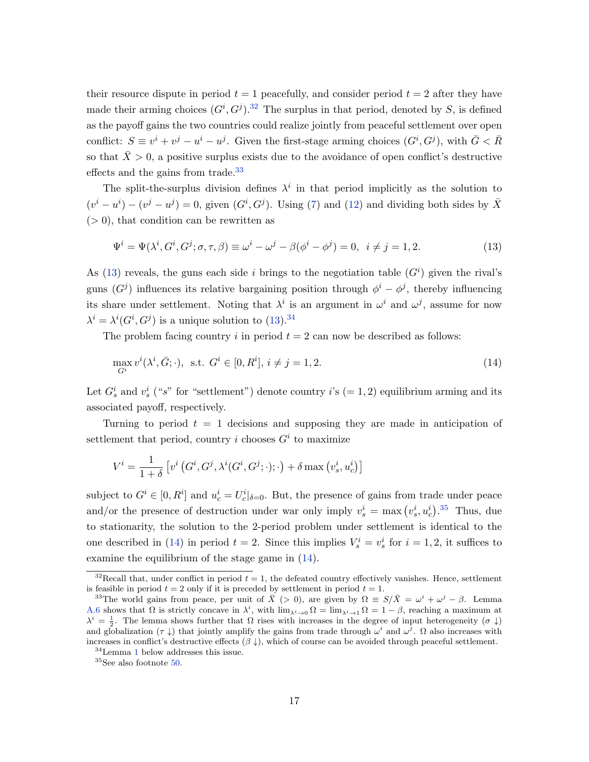their resource dispute in period $t = 1$ peacefully, and consider period $t = 2$ after they have made their arming choices $(G^i, G^j)$.[32] The surplus in that period, denoted by $S$, is defined as the payoff gains the two countries could realize jointly from peaceful settlement over open conflict: $S \equiv v^i + v^j - u^i - u^j$. Given the first-stage arming choices $(G^i, G^j)$, with $\bar{G} < \bar{R}$ so that $\bar{X} > 0$, a positive surplus exists due to the avoidance of open conflict's destructive effects and the gains from trade.[33]

The split-the-surplus division defines $\lambda^i$ in that period implicitly as the solution to $(v^i - u^i) - (v^j - u^j) = 0$, given $(G^i, G^j)$. Using (7) and (12) and dividing both sides by $\bar{X}$ $(> 0)$, that condition can be rewritten as

$$\Psi^i = \Psi(\lambda^i, G^i, G^j; \sigma, \tau, \beta) \equiv \omega^i - \omega^j - \beta(\phi^i - \phi^j) = 0, \;\; i \neq j = 1, 2. \tag{13}$$

As (13) reveals, the guns each side $i$ brings to the negotiation table $(G^i)$ given the rival's guns $(G^j)$ influences its relative bargaining position through $\phi^i - \phi^j$, thereby influencing its share under settlement. Noting that $\lambda^i$ is an argument in $\omega^i$ and $\omega^j$, assume for now $\lambda^i = \lambda^i(G^i, G^j)$ is a unique solution to (13).[34]

The problem facing country $i$ in period $t = 2$ can now be described as follows:

$$\max_{G^i} v^i(\lambda^i, \bar{G}; \cdot), \;\; \text{s.t. } G^i \in [0, R^i], \; i \neq j = 1, 2. \tag{14}$$

Let $G_s^i$ and $v_s^i$ ("$s$" for "settlement") denote country $i$'s $(= 1, 2)$ equilibrium arming and its associated payoff, respectively.

Turning to period $t = 1$ decisions and supposing they are made in anticipation of settlement that period, country $i$ chooses $G^i$ to maximize

$$V^i = \frac{1}{1+\delta}\left[v^i\left(G^i, G^j, \lambda^i(G^i, G^j; \cdot); \cdot\right) + \delta \max\left(v_s^i, u_c^i\right)\right]$$

subject to $G^i \in [0, R^i]$ and $u_c^i = U_c^i|_{\delta=0}$. But, the presence of gains from trade under peace and/or the presence of destruction under war only imply $v_s^i = \max\left(v_s^i, u_c^i\right)$.[35] Thus, due to stationarity, the solution to the 2-period problem under settlement is identical to the one described in (14) in period $t = 2$. Since this implies $V_s^i = v_s^i$ for $i = 1, 2$, it suffices to examine the equilibrium of the stage game in (14).

---

[32] Recall that, under conflict in period $t = 1$, the defeated country effectively vanishes. Hence, settlement is feasible in period $t = 2$ only if it is preceded by settlement in period $t = 1$.

[33] The world gains from peace, per unit of $\bar{X}$ $(> 0)$, are given by $\Omega \equiv S/\bar{X} = \omega^i + \omega^j - \beta$. Lemma A.6 shows that $\Omega$ is strictly concave in $\lambda^i$, with $\lim_{\lambda^i \to 0} \Omega = \lim_{\lambda^i \to 1} \Omega = 1 - \beta$, reaching a maximum at $\lambda^i = \frac{1}{2}$. The lemma shows further that $\Omega$ rises with increases in the degree of input heterogeneity $(\sigma \downarrow)$ and globalization $(\tau \downarrow)$ that jointly amplify the gains from trade through $\omega^i$ and $\omega^j$. $\Omega$ also increases with increases in conflict's destructive effects $(\beta \downarrow)$, which of course can be avoided through peaceful settlement.

[34] Lemma 1 below addresses this issue.

[35] See also footnote 50.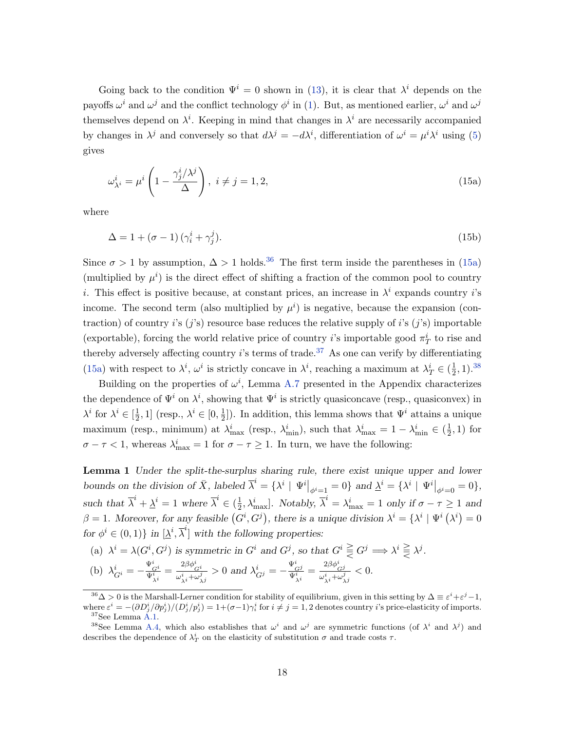Going back to the condition $\Psi^i = 0$ shown in (13), it is clear that $\lambda^i$ depends on the payoffs $\omega^i$ and $\omega^j$ and the conflict technology $\phi^i$ in (1). But, as mentioned earlier, $\omega^i$ and $\omega^j$ themselves depend on $\lambda^i$. Keeping in mind that changes in $\lambda^i$ are necessarily accompanied by changes in $\lambda^j$ and conversely so that $d\lambda^j = -d\lambda^i$, differentiation of $\omega^i = \mu^i \lambda^i$ using (5) gives

$$\omega^i_{\lambda^i} = \mu^i \left(1 - \frac{\gamma^i_j/\lambda^j}{\Delta}\right),\ i \neq j = 1, 2, \tag{15a}$$

where

$$\Delta = 1 + (\sigma - 1)\,(\gamma^i_i + \gamma^j_j). \tag{15b}$$

Since $\sigma > 1$ by assumption, $\Delta > 1$ holds.[36] The first term inside the parentheses in (15a) (multiplied by $\mu^i$) is the direct effect of shifting a fraction of the common pool to country $i$. This effect is positive because, at constant prices, an increase in $\lambda^i$ expands country $i$'s income. The second term (also multiplied by $\mu^i$) is negative, because the expansion (contraction) of country $i$'s ($j$'s) resource base reduces the relative supply of $i$'s ($j$'s) importable (exportable), forcing the world relative price of country $i$'s importable good $\pi^i_T$ to rise and thereby adversely affecting country $i$'s terms of trade.[37] As one can verify by differentiating (15a) with respect to $\lambda^i$, $\omega^i$ is strictly concave in $\lambda^i$, reaching a maximum at $\lambda^i_T \in (\frac{1}{2}, 1)$.[38]

Building on the properties of $\omega^i$, Lemma A.7 presented in the Appendix characterizes the dependence of $\Psi^i$ on $\lambda^i$, showing that $\Psi^i$ is strictly quasiconcave (resp., quasiconvex) in $\lambda^i$ for $\lambda^i \in [\frac{1}{2}, 1]$ (resp., $\lambda^i \in [0, \frac{1}{2}]$). In addition, this lemma shows that $\Psi^i$ attains a unique maximum (resp., minimum) at $\lambda^i_{\max}$ (resp., $\lambda^i_{\min}$), such that $\lambda^i_{\max} = 1 - \lambda^i_{\min} \in (\frac{1}{2}, 1)$ for $\sigma - \tau < 1$, whereas $\lambda^i_{\max} = 1$ for $\sigma - \tau \geq 1$. In turn, we have the following:

**Lemma 1** *Under the split-the-surplus sharing rule, there exist unique upper and lower bounds on the division of $\bar{X}$, labeled $\overline{\lambda}^i = \{\lambda^i \mid \Psi^i\big|_{\phi^i=1} = 0\}$ and $\underline{\lambda}^i = \{\lambda^i \mid \Psi^i\big|_{\phi^i=0} = 0\}$, such that $\overline{\lambda}^i + \underline{\lambda}^i = 1$ where $\overline{\lambda}^i \in (\frac{1}{2}, \lambda^i_{\max}]$. Notably, $\overline{\lambda}^i = \lambda^i_{\max} = 1$ only if $\sigma - \tau \geq 1$ and $\beta = 1$. Moreover, for any feasible $(G^i, G^j)$, there is a unique division $\lambda^i = \{\lambda^i \mid \Psi^i(\lambda^i) = 0$ for $\phi^i \in (0,1)\}$ in $[\underline{\lambda}^i, \overline{\lambda}^i]$ with the following properties:*

(a) *$\lambda^i = \lambda(G^i, G^j)$ is symmetric in $G^i$ and $G^j$, so that $G^i \gtreqless G^j \Longrightarrow \lambda^i \gtreqless \lambda^j$.*

(b) *$\lambda^i_{G^i} = -\frac{\Psi^i_{G^i}}{\Psi^i_{\lambda^i}} = \frac{2\beta\phi^i_{G^i}}{\omega^i_{\lambda^i} + \omega^j_{\lambda^j}} > 0$ and $\lambda^i_{G^j} = -\frac{\Psi^i_{G^j}}{\Psi^i_{\lambda^i}} = \frac{2\beta\phi^i_{G^j}}{\omega^i_{\lambda^i} + \omega^j_{\lambda^j}} < 0$.*

---

[36] $\Delta > 0$ is the Marshall-Lerner condition for stability of equilibrium, given in this setting by $\Delta \equiv \varepsilon^i + \varepsilon^j - 1$, where $\varepsilon^i = -(\partial D^i_j/\partial p^i_j)/(D^i_j/p^i_j) = 1 + (\sigma - 1)\gamma^i_i$ for $i \neq j = 1, 2$ denotes country $i$'s price-elasticity of imports.

[37] See Lemma A.1.

[38] See Lemma A.4, which also establishes that $\omega^i$ and $\omega^j$ are symmetric functions (of $\lambda^i$ and $\lambda^j$) and describes the dependence of $\lambda^i_T$ on the elasticity of substitution $\sigma$ and trade costs $\tau$.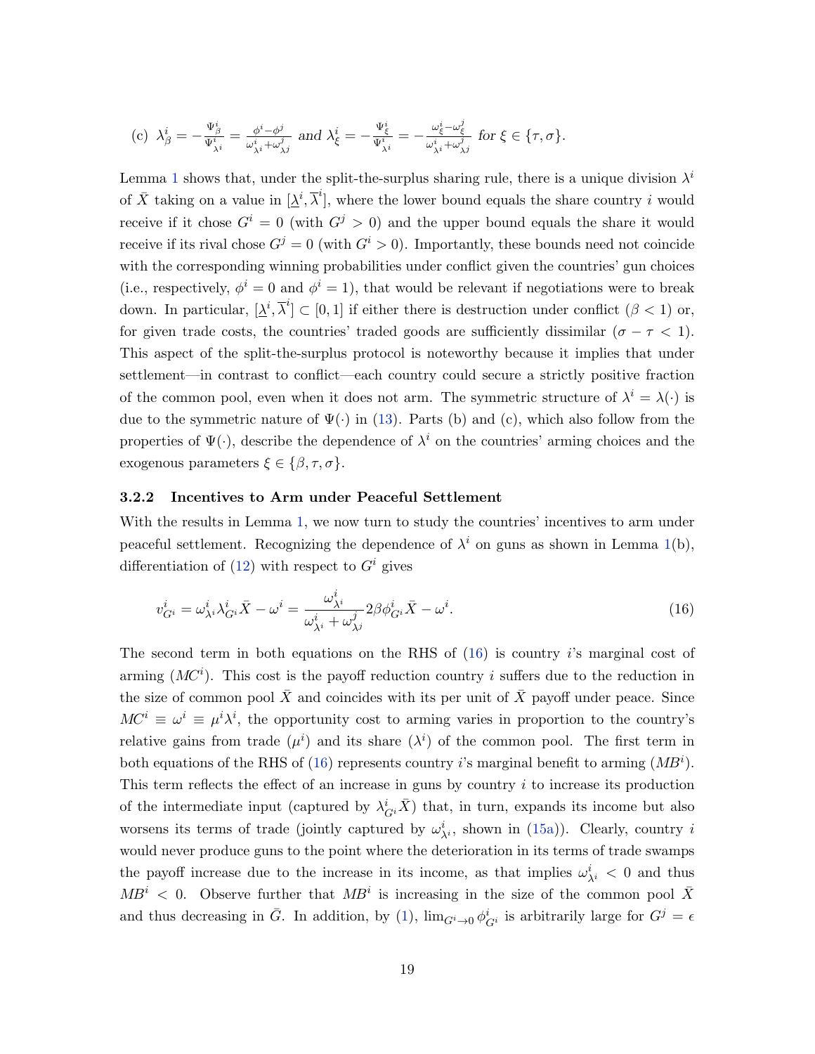(c) $\lambda^i_\beta = -\frac{\Psi^i_\beta}{\Psi^i_{\lambda^i}} = \frac{\phi^i - \phi^j}{\omega^i_{\lambda^i} + \omega^j_{\lambda^j}}$ *and* $\lambda^i_\xi = -\frac{\Psi^i_\xi}{\Psi^i_{\lambda^i}} = -\frac{\omega^i_\xi - \omega^j_\xi}{\omega^i_{\lambda^i} + \omega^j_{\lambda^j}}$ *for* $\xi \in \{\tau, \sigma\}$.

Lemma 1 shows that, under the split-the-surplus sharing rule, there is a unique division $\lambda^i$ of $\bar{X}$ taking on a value in $[\underline{\lambda}^i, \overline{\lambda}^i]$, where the lower bound equals the share country $i$ would receive if it chose $G^i = 0$ (with $G^j > 0$) and the upper bound equals the share it would receive if its rival chose $G^j = 0$ (with $G^i > 0$). Importantly, these bounds need not coincide with the corresponding winning probabilities under conflict given the countries' gun choices (i.e., respectively, $\phi^i = 0$ and $\phi^i = 1$), that would be relevant if negotiations were to break down. In particular, $[\underline{\lambda}^i, \overline{\lambda}^i] \subset [0, 1]$ if either there is destruction under conflict ($\beta < 1$) or, for given trade costs, the countries' traded goods are sufficiently dissimilar ($\sigma - \tau < 1$). This aspect of the split-the-surplus protocol is noteworthy because it implies that under settlement—in contrast to conflict—each country could secure a strictly positive fraction of the common pool, even when it does not arm. The symmetric structure of $\lambda^i = \lambda(\cdot)$ is due to the symmetric nature of $\Psi(\cdot)$ in (13). Parts (b) and (c), which also follow from the properties of $\Psi(\cdot)$, describe the dependence of $\lambda^i$ on the countries' arming choices and the exogenous parameters $\xi \in \{\beta, \tau, \sigma\}$.

### 3.2.2 Incentives to Arm under Peaceful Settlement

With the results in Lemma 1, we now turn to study the countries' incentives to arm under peaceful settlement. Recognizing the dependence of $\lambda^i$ on guns as shown in Lemma 1(b), differentiation of (12) with respect to $G^i$ gives

$$v^i_{G^i} = \omega^i_{\lambda^i} \lambda^i_{G^i} \bar{X} - \omega^i = \frac{\omega^i_{\lambda^i}}{\omega^i_{\lambda^i} + \omega^j_{\lambda^j}} 2\beta \phi^i_{G^i} \bar{X} - \omega^i. \tag{16}$$

The second term in both equations on the RHS of (16) is country $i$'s marginal cost of arming ($MC^i$). This cost is the payoff reduction country $i$ suffers due to the reduction in the size of common pool $\bar{X}$ and coincides with its per unit of $\bar{X}$ payoff under peace. Since $MC^i \equiv \omega^i \equiv \mu^i \lambda^i$, the opportunity cost to arming varies in proportion to the country's relative gains from trade ($\mu^i$) and its share ($\lambda^i$) of the common pool. The first term in both equations of the RHS of (16) represents country $i$'s marginal benefit to arming ($MB^i$). This term reflects the effect of an increase in guns by country $i$ to increase its production of the intermediate input (captured by $\lambda^i_{G^i} \bar{X}$) that, in turn, expands its income but also worsens its terms of trade (jointly captured by $\omega^i_{\lambda^i}$, shown in (15a)). Clearly, country $i$ would never produce guns to the point where the deterioration in its terms of trade swamps the payoff increase due to the increase in its income, as that implies $\omega^i_{\lambda^i} < 0$ and thus $MB^i < 0$. Observe further that $MB^i$ is increasing in the size of the common pool $\bar{X}$ and thus decreasing in $\bar{G}$. In addition, by (1), $\lim_{G^i \to 0} \phi^i_{G^i}$ is arbitrarily large for $G^j = \epsilon$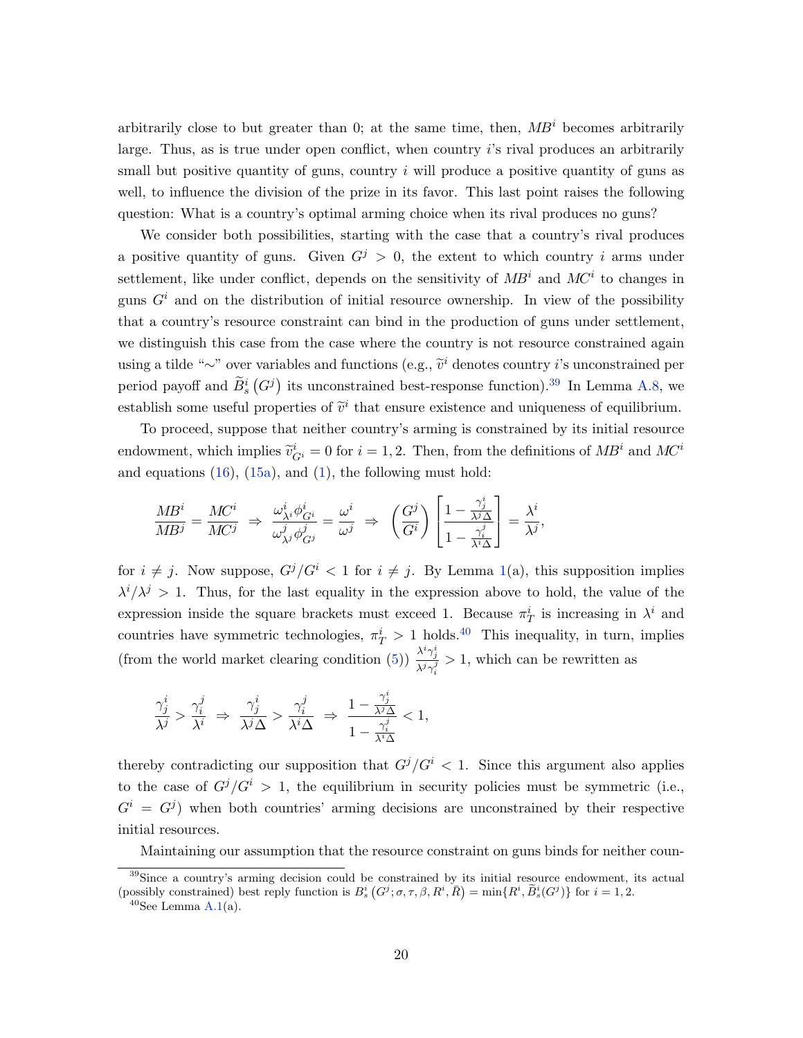arbitrarily close to but greater than 0; at the same time, then, $MB^i$ becomes arbitrarily large. Thus, as is true under open conflict, when country $i$'s rival produces an arbitrarily small but positive quantity of guns, country $i$ will produce a positive quantity of guns as well, to influence the division of the prize in its favor. This last point raises the following question: What is a country's optimal arming choice when its rival produces no guns?

We consider both possibilities, starting with the case that a country's rival produces a positive quantity of guns. Given $G^j > 0$, the extent to which country $i$ arms under settlement, like under conflict, depends on the sensitivity of $MB^i$ and $MC^i$ to changes in guns $G^i$ and on the distribution of initial resource ownership. In view of the possibility that a country's resource constraint can bind in the production of guns under settlement, we distinguish this case from the case where the country is not resource constrained again using a tilde "∼" over variables and functions (e.g., $\widetilde{v}^i$ denotes country $i$'s unconstrained per period payoff and $\widetilde{B}^i_s(G^j)$ its unconstrained best-response function).[39] In Lemma A.8, we establish some useful properties of $\widetilde{v}^i$ that ensure existence and uniqueness of equilibrium.

To proceed, suppose that neither country's arming is constrained by its initial resource endowment, which implies $\widetilde{v}^i_{G^i} = 0$ for $i = 1, 2$. Then, from the definitions of $MB^i$ and $MC^i$ and equations (16), (15a), and (1), the following must hold:

$$\frac{MB^i}{MB^j} = \frac{MC^i}{MC^j} \;\Rightarrow\; \frac{\omega^i_{\lambda^i}\phi^i_{G^i}}{\omega^j_{\lambda^j}\phi^j_{G^j}} = \frac{\omega^i}{\omega^j} \;\Rightarrow\; \left(\frac{G^j}{G^i}\right)\left[\frac{1-\frac{\gamma^i_j}{\lambda^j\Delta}}{1-\frac{\gamma^j_i}{\lambda^i\Delta}}\right] = \frac{\lambda^i}{\lambda^j},$$

for $i \neq j$. Now suppose, $G^j/G^i < 1$ for $i \neq j$. By Lemma 1(a), this supposition implies $\lambda^i/\lambda^j > 1$. Thus, for the last equality in the expression above to hold, the value of the expression inside the square brackets must exceed 1. Because $\pi^i_T$ is increasing in $\lambda^i$ and countries have symmetric technologies, $\pi^i_T > 1$ holds.[40] This inequality, in turn, implies (from the world market clearing condition (5)) $\frac{\lambda^i\gamma^i_j}{\lambda^j\gamma^j_i} > 1$, which can be rewritten as

$$\frac{\gamma^i_j}{\lambda^j} > \frac{\gamma^j_i}{\lambda^i} \;\Rightarrow\; \frac{\gamma^i_j}{\lambda^j\Delta} > \frac{\gamma^j_i}{\lambda^i\Delta} \;\Rightarrow\; \frac{1-\frac{\gamma^i_j}{\lambda^j\Delta}}{1-\frac{\gamma^j_i}{\lambda^i\Delta}} < 1,$$

thereby contradicting our supposition that $G^j/G^i < 1$. Since this argument also applies to the case of $G^j/G^i > 1$, the equilibrium in security policies must be symmetric (i.e., $G^i = G^j$) when both countries' arming decisions are unconstrained by their respective initial resources.

Maintaining our assumption that the resource constraint on guns binds for neither coun-

[39] Since a country's arming decision could be constrained by its initial resource endowment, its actual (possibly constrained) best reply function is $B^i_s(G^j; \sigma, \tau, \beta, R^i, \bar{R}) = \min\{R^i, \widetilde{B}^i_s(G^j)\}$ for $i = 1, 2$.

[40] See Lemma A.1(a).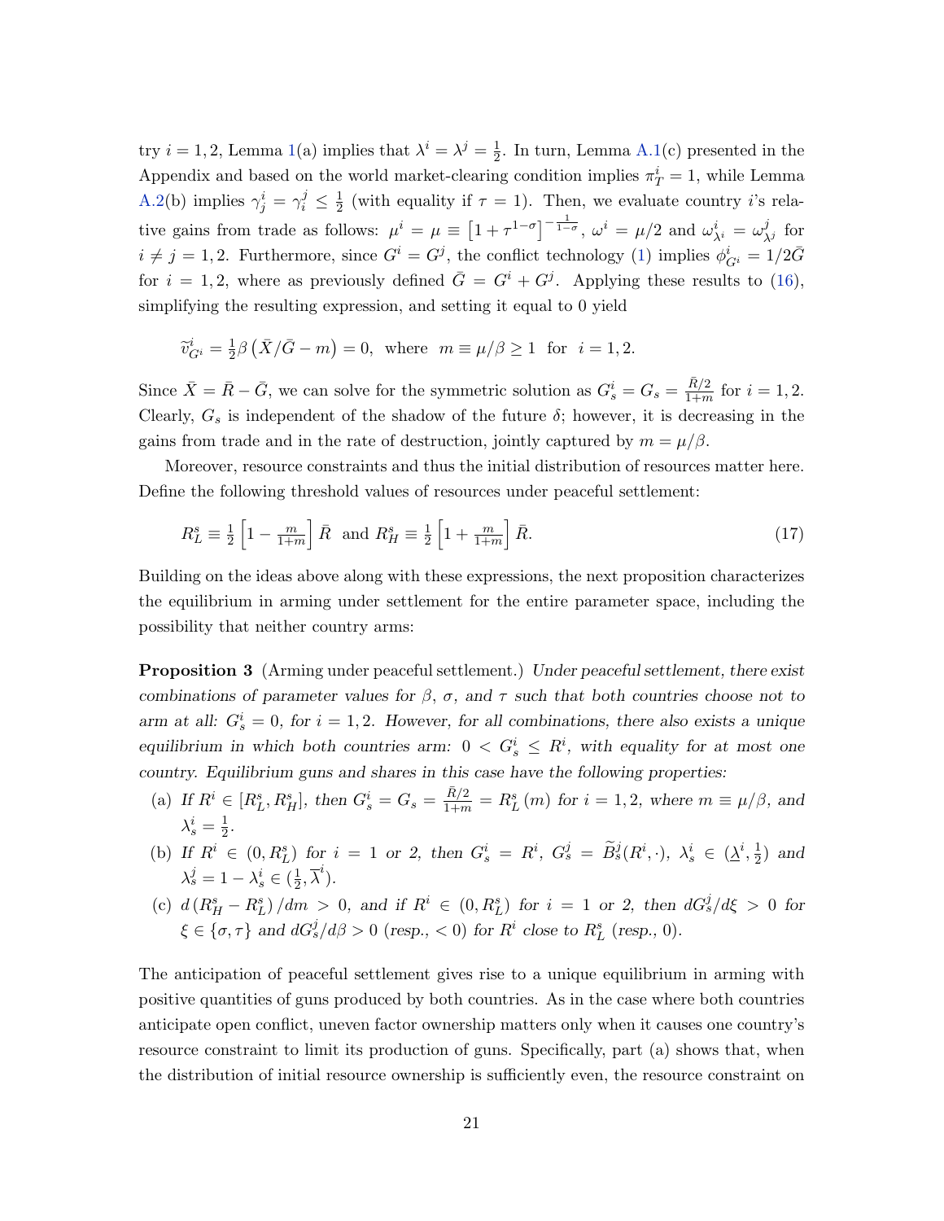try $i = 1, 2$, Lemma 1(a) implies that $\lambda^i = \lambda^j = \frac{1}{2}$. In turn, Lemma A.1(c) presented in the Appendix and based on the world market-clearing condition implies $\pi_T^i = 1$, while Lemma A.2(b) implies $\gamma_j^i = \gamma_i^j \leq \frac{1}{2}$ (with equality if $\tau = 1$). Then, we evaluate country $i$'s relative gains from trade as follows: $\mu^i = \mu \equiv \left[1 + \tau^{1-\sigma}\right]^{-\frac{1}{1-\sigma}}$, $\omega^i = \mu/2$ and $\omega_{\lambda^i}^i = \omega_{\lambda^j}^j$ for $i \neq j = 1, 2$. Furthermore, since $G^i = G^j$, the conflict technology (1) implies $\phi_{G^i}^i = 1/2\bar{G}$ for $i = 1, 2$, where as previously defined $\bar{G} = G^i + G^j$. Applying these results to (16), simplifying the resulting expression, and setting it equal to 0 yield

$$\widetilde{v}_{G^i}^i = \tfrac{1}{2}\beta\left(\bar{X}/\bar{G} - m\right) = 0, \text{ where } m \equiv \mu/\beta \geq 1 \text{ for } i = 1, 2.$$

Since $\bar{X} = \bar{R} - \bar{G}$, we can solve for the symmetric solution as $G_s^i = G_s = \frac{\bar{R}/2}{1+m}$ for $i = 1, 2$. Clearly, $G_s$ is independent of the shadow of the future $\delta$; however, it is decreasing in the gains from trade and in the rate of destruction, jointly captured by $m = \mu/\beta$.

Moreover, resource constraints and thus the initial distribution of resources matter here. Define the following threshold values of resources under peaceful settlement:

$$R_L^s \equiv \tfrac{1}{2}\left[1 - \tfrac{m}{1+m}\right]\bar{R} \text{ and } R_H^s \equiv \tfrac{1}{2}\left[1 + \tfrac{m}{1+m}\right]\bar{R}. \tag{17}$$

Building on the ideas above along with these expressions, the next proposition characterizes the equilibrium in arming under settlement for the entire parameter space, including the possibility that neither country arms:

**Proposition 3** (Arming under peaceful settlement.) *Under peaceful settlement, there exist combinations of parameter values for $\beta$, $\sigma$, and $\tau$ such that both countries choose not to arm at all: $G_s^i = 0$, for $i = 1, 2$. However, for all combinations, there also exists a unique equilibrium in which both countries arm: $0 < G_s^i \leq R^i$, with equality for at most one country. Equilibrium guns and shares in this case have the following properties:*

- (a) *If $R^i \in [R_L^s, R_H^s]$, then $G_s^i = G_s = \frac{\bar{R}/2}{1+m} = R_L^s(m)$ for $i = 1, 2$, where $m \equiv \mu/\beta$, and $\lambda_s^i = \frac{1}{2}$.*
- (b) *If $R^i \in (0, R_L^s)$ for $i = 1$ or $2$, then $G_s^i = R^i$, $G_s^j = \widetilde{B}_s^j(R^i, \cdot)$, $\lambda_s^i \in (\underline{\lambda}^i, \frac{1}{2})$ and $\lambda_s^j = 1 - \lambda_s^i \in (\frac{1}{2}, \overline{\lambda}^i)$.*
- (c) *$d\left(R_H^s - R_L^s\right)/dm > 0$, and if $R^i \in (0, R_L^s)$ for $i = 1$ or $2$, then $dG_s^j/d\xi > 0$ for $\xi \in \{\sigma, \tau\}$ and $dG_s^j/d\beta > 0$ (resp., $< 0$) for $R^i$ close to $R_L^s$ (resp., 0).*

The anticipation of peaceful settlement gives rise to a unique equilibrium in arming with positive quantities of guns produced by both countries. As in the case where both countries anticipate open conflict, uneven factor ownership matters only when it causes one country's resource constraint to limit its production of guns. Specifically, part (a) shows that, when the distribution of initial resource ownership is sufficiently even, the resource constraint on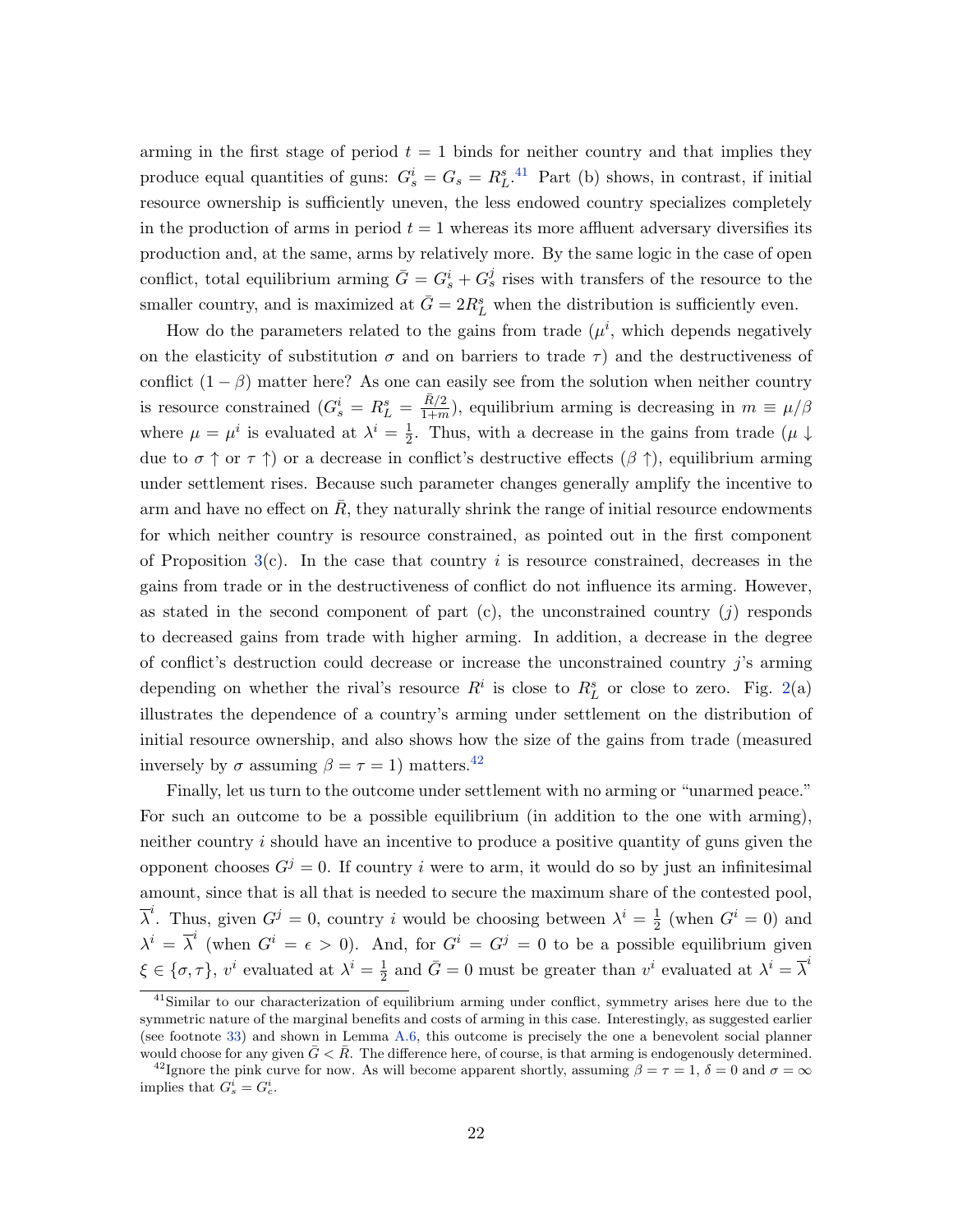arming in the first stage of period $t = 1$ binds for neither country and that implies they produce equal quantities of guns: $G_s^i = G_s = R_L^s$.[41] Part (b) shows, in contrast, if initial resource ownership is sufficiently uneven, the less endowed country specializes completely in the production of arms in period $t = 1$ whereas its more affluent adversary diversifies its production and, at the same, arms by relatively more. By the same logic in the case of open conflict, total equilibrium arming $\bar{G} = G_s^i + G_s^j$ rises with transfers of the resource to the smaller country, and is maximized at $\bar{G} = 2R_L^s$ when the distribution is sufficiently even.

How do the parameters related to the gains from trade ($\mu^i$, which depends negatively on the elasticity of substitution $\sigma$ and on barriers to trade $\tau$) and the destructiveness of conflict $(1 - \beta)$ matter here? As one can easily see from the solution when neither country is resource constrained ($G_s^i = R_L^s = \frac{\bar{R}/2}{1+m}$), equilibrium arming is decreasing in $m \equiv \mu/\beta$ where $\mu = \mu^i$ is evaluated at $\lambda^i = \frac{1}{2}$. Thus, with a decrease in the gains from trade ($\mu \downarrow$ due to $\sigma \uparrow$ or $\tau \uparrow$) or a decrease in conflict's destructive effects ($\beta \uparrow$), equilibrium arming under settlement rises. Because such parameter changes generally amplify the incentive to arm and have no effect on $\bar{R}$, they naturally shrink the range of initial resource endowments for which neither country is resource constrained, as pointed out in the first component of Proposition 3(c). In the case that country $i$ is resource constrained, decreases in the gains from trade or in the destructiveness of conflict do not influence its arming. However, as stated in the second component of part (c), the unconstrained country ($j$) responds to decreased gains from trade with higher arming. In addition, a decrease in the degree of conflict's destruction could decrease or increase the unconstrained country $j$'s arming depending on whether the rival's resource $R^i$ is close to $R_L^s$ or close to zero. Fig. 2(a) illustrates the dependence of a country's arming under settlement on the distribution of initial resource ownership, and also shows how the size of the gains from trade (measured inversely by $\sigma$ assuming $\beta = \tau = 1$) matters.[42]

Finally, let us turn to the outcome under settlement with no arming or "unarmed peace." For such an outcome to be a possible equilibrium (in addition to the one with arming), neither country $i$ should have an incentive to produce a positive quantity of guns given the opponent chooses $G^j = 0$. If country $i$ were to arm, it would do so by just an infinitesimal amount, since that is all that is needed to secure the maximum share of the contested pool, $\overline{\lambda}^i$. Thus, given $G^j = 0$, country $i$ would be choosing between $\lambda^i = \frac{1}{2}$ (when $G^i = 0$) and $\lambda^i = \overline{\lambda}^i$ (when $G^i = \epsilon > 0$). And, for $G^i = G^j = 0$ to be a possible equilibrium given $\xi \in \{\sigma, \tau\}$, $v^i$ evaluated at $\lambda^i = \frac{1}{2}$ and $\bar{G} = 0$ must be greater than $v^i$ evaluated at $\lambda^i = \overline{\lambda}^i$

[41] Similar to our characterization of equilibrium arming under conflict, symmetry arises here due to the symmetric nature of the marginal benefits and costs of arming in this case. Interestingly, as suggested earlier (see footnote 33) and shown in Lemma A.6, this outcome is precisely the one a benevolent social planner would choose for any given $\bar{G} < \bar{R}$. The difference here, of course, is that arming is endogenously determined.

[42] Ignore the pink curve for now. As will become apparent shortly, assuming $\beta = \tau = 1$, $\delta = 0$ and $\sigma = \infty$ implies that $G_s^i = G_c^i$.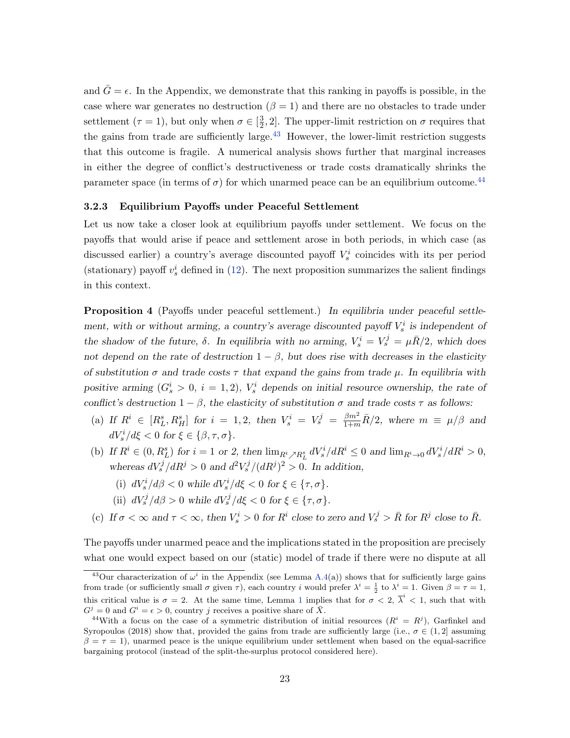and $\bar{G} = \epsilon$. In the Appendix, we demonstrate that this ranking in payoffs is possible, in the case where war generates no destruction ($\beta = 1$) and there are no obstacles to trade under settlement ($\tau = 1$), but only when $\sigma \in [\frac{3}{2}, 2]$. The upper-limit restriction on $\sigma$ requires that the gains from trade are sufficiently large.[43] However, the lower-limit restriction suggests that this outcome is fragile. A numerical analysis shows further that marginal increases in either the degree of conflict's destructiveness or trade costs dramatically shrinks the parameter space (in terms of $\sigma$) for which unarmed peace can be an equilibrium outcome.[44]

### 3.2.3 Equilibrium Payoffs under Peaceful Settlement

Let us now take a closer look at equilibrium payoffs under settlement. We focus on the payoffs that would arise if peace and settlement arose in both periods, in which case (as discussed earlier) a country's average discounted payoff $V_s^i$ coincides with its per period (stationary) payoff $v_s^i$ defined in (12). The next proposition summarizes the salient findings in this context.

**Proposition 4** (Payoffs under peaceful settlement.) *In equilibria under peaceful settlement, with or without arming, a country's average discounted payoff $V_s^i$ is independent of the shadow of the future, $\delta$. In equilibria with no arming, $V_s^i = V_s^j = \mu\bar{R}/2$, which does not depend on the rate of destruction $1 - \beta$, but does rise with decreases in the elasticity of substitution $\sigma$ and trade costs $\tau$ that expand the gains from trade $\mu$. In equilibria with positive arming ($G_s^i > 0$, $i = 1, 2$), $V_s^i$ depends on initial resource ownership, the rate of conflict's destruction $1 - \beta$, the elasticity of substitution $\sigma$ and trade costs $\tau$ as follows:*

- (a) *If $R^i \in [R_L^s, R_H^s]$ for $i = 1, 2$, then $V_s^i = V_s^j = \frac{\beta m^2}{1+m}\bar{R}/2$, where $m \equiv \mu/\beta$ and $dV_s^i/d\xi < 0$ for $\xi \in \{\beta, \tau, \sigma\}$.*
- (b) *If $R^i \in (0, R_L^s)$ for $i = 1$ or $2$, then $\lim_{R^i \nearrow R_L^s} dV_s^i/dR^i \leq 0$ and $\lim_{R^i \to 0} dV_s^i/dR^i > 0$, whereas $dV_s^j/dR^j > 0$ and $d^2V_s^j/(dR^j)^2 > 0$. In addition,*
  - (i) *$dV_s^i/d\beta < 0$ while $dV_s^i/d\xi < 0$ for $\xi \in \{\tau, \sigma\}$.*
  - (ii) *$dV_s^j/d\beta > 0$ while $dV_s^j/d\xi < 0$ for $\xi \in \{\tau, \sigma\}$.*
- (c) *If $\sigma < \infty$ and $\tau < \infty$, then $V_s^i > 0$ for $R^i$ close to zero and $V_s^j > \bar{R}$ for $R^j$ close to $\bar{R}$.*

The payoffs under unarmed peace and the implications stated in the proposition are precisely what one would expect based on our (static) model of trade if there were no dispute at all

---

[43] Our characterization of $\omega^i$ in the Appendix (see Lemma A.4(a)) shows that for sufficiently large gains from trade (or sufficiently small $\sigma$ given $\tau$), each country $i$ would prefer $\lambda^i = \frac{1}{2}$ to $\lambda^i = 1$. Given $\beta = \tau = 1$, this critical value is $\sigma = 2$. At the same time, Lemma 1 implies that for $\sigma < 2$, $\overline{\lambda}^i < 1$, such that with $G^j = 0$ and $G^i = \epsilon > 0$, country $j$ receives a positive share of $\bar{X}$.

[44] With a focus on the case of a symmetric distribution of initial resources ($R^i = R^j$), Garfinkel and Syropoulos (2018) show that, provided the gains from trade are sufficiently large (i.e., $\sigma \in (1, 2]$ assuming $\beta = \tau = 1$), unarmed peace is the unique equilibrium under settlement when based on the equal-sacrifice bargaining protocol (instead of the split-the-surplus protocol considered here).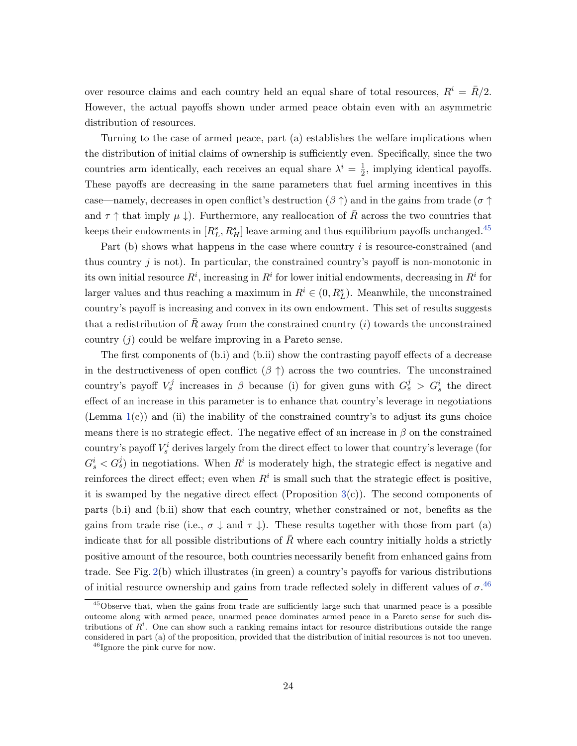over resource claims and each country held an equal share of total resources, $R^i = \bar{R}/2$. However, the actual payoffs shown under armed peace obtain even with an asymmetric distribution of resources.

Turning to the case of armed peace, part (a) establishes the welfare implications when the distribution of initial claims of ownership is sufficiently even. Specifically, since the two countries arm identically, each receives an equal share $\lambda^i = \frac{1}{2}$, implying identical payoffs. These payoffs are decreasing in the same parameters that fuel arming incentives in this case—namely, decreases in open conflict's destruction ($\beta \uparrow$) and in the gains from trade ($\sigma \uparrow$ and $\tau \uparrow$ that imply $\mu \downarrow$). Furthermore, any reallocation of $\bar{R}$ across the two countries that keeps their endowments in $[R_L^s, R_H^s]$ leave arming and thus equilibrium payoffs unchanged.[45]

Part (b) shows what happens in the case where country $i$ is resource-constrained (and thus country $j$ is not). In particular, the constrained country's payoff is non-monotonic in its own initial resource $R^i$, increasing in $R^i$ for lower initial endowments, decreasing in $R^i$ for larger values and thus reaching a maximum in $R^i \in (0, R_L^s)$. Meanwhile, the unconstrained country's payoff is increasing and convex in its own endowment. This set of results suggests that a redistribution of $\bar{R}$ away from the constrained country ($i$) towards the unconstrained country ($j$) could be welfare improving in a Pareto sense.

The first components of (b.i) and (b.ii) show the contrasting payoff effects of a decrease in the destructiveness of open conflict ($\beta \uparrow$) across the two countries. The unconstrained country's payoff $V_s^j$ increases in $\beta$ because (i) for given guns with $G_s^j > G_s^i$ the direct effect of an increase in this parameter is to enhance that country's leverage in negotiations (Lemma 1(c)) and (ii) the inability of the constrained country's to adjust its guns choice means there is no strategic effect. The negative effect of an increase in $\beta$ on the constrained country's payoff $V_s^i$ derives largely from the direct effect to lower that country's leverage (for $G_s^i < G_s^j$) in negotiations. When $R^i$ is moderately high, the strategic effect is negative and reinforces the direct effect; even when $R^i$ is small such that the strategic effect is positive, it is swamped by the negative direct effect (Proposition 3(c)). The second components of parts (b.i) and (b.ii) show that each country, whether constrained or not, benefits as the gains from trade rise (i.e., $\sigma \downarrow$ and $\tau \downarrow$). These results together with those from part (a) indicate that for all possible distributions of $\bar{R}$ where each country initially holds a strictly positive amount of the resource, both countries necessarily benefit from enhanced gains from trade. See Fig. 2(b) which illustrates (in green) a country's payoffs for various distributions of initial resource ownership and gains from trade reflected solely in different values of $\sigma$.[46]

[45] Observe that, when the gains from trade are sufficiently large such that unarmed peace is a possible outcome along with armed peace, unarmed peace dominates armed peace in a Pareto sense for such distributions of $R^i$. One can show such a ranking remains intact for resource distributions outside the range considered in part (a) of the proposition, provided that the distribution of initial resources is not too uneven.

[46] Ignore the pink curve for now.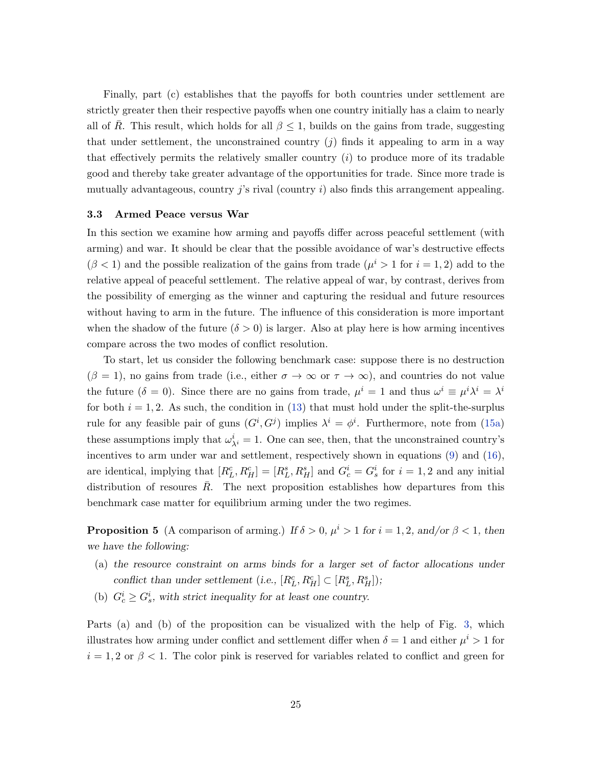Finally, part (c) establishes that the payoffs for both countries under settlement are strictly greater then their respective payoffs when one country initially has a claim to nearly all of $\bar{R}$. This result, which holds for all $\beta \leq 1$, builds on the gains from trade, suggesting that under settlement, the unconstrained country ($j$) finds it appealing to arm in a way that effectively permits the relatively smaller country ($i$) to produce more of its tradable good and thereby take greater advantage of the opportunities for trade. Since more trade is mutually advantageous, country $j$'s rival (country $i$) also finds this arrangement appealing.

### 3.3 Armed Peace versus War

In this section we examine how arming and payoffs differ across peaceful settlement (with arming) and war. It should be clear that the possible avoidance of war's destructive effects ($\beta < 1$) and the possible realization of the gains from trade ($\mu^i > 1$ for $i = 1, 2$) add to the relative appeal of peaceful settlement. The relative appeal of war, by contrast, derives from the possibility of emerging as the winner and capturing the residual and future resources without having to arm in the future. The influence of this consideration is more important when the shadow of the future ($\delta > 0$) is larger. Also at play here is how arming incentives compare across the two modes of conflict resolution.

To start, let us consider the following benchmark case: suppose there is no destruction ($\beta = 1$), no gains from trade (i.e., either $\sigma \to \infty$ or $\tau \to \infty$), and countries do not value the future ($\delta = 0$). Since there are no gains from trade, $\mu^i = 1$ and thus $\omega^i \equiv \mu^i \lambda^i = \lambda^i$ for both $i = 1, 2$. As such, the condition in (13) that must hold under the split-the-surplus rule for any feasible pair of guns $(G^i, G^j)$ implies $\lambda^i = \phi^i$. Furthermore, note from (15a) these assumptions imply that $\omega^i_{\lambda^i} = 1$. One can see, then, that the unconstrained country's incentives to arm under war and settlement, respectively shown in equations (9) and (16), are identical, implying that $[R^c_L, R^c_H] = [R^s_L, R^s_H]$ and $G^i_c = G^i_s$ for $i = 1, 2$ and any initial distribution of resoures $\bar{R}$. The next proposition establishes how departures from this benchmark case matter for equilibrium arming under the two regimes.

**Proposition 5** (A comparison of arming.) *If $\delta > 0$, $\mu^i > 1$ for $i = 1, 2$, and/or $\beta < 1$, then we have the following:*

(a) *the resource constraint on arms binds for a larger set of factor allocations under conflict than under settlement (i.e., $[R^c_L, R^c_H] \subset [R^s_L, R^s_H]$);*

(b) *$G^i_c \geq G^i_s$, with strict inequality for at least one country.*

Parts (a) and (b) of the proposition can be visualized with the help of Fig. 3, which illustrates how arming under conflict and settlement differ when $\delta = 1$ and either $\mu^i > 1$ for $i = 1, 2$ or $\beta < 1$. The color pink is reserved for variables related to conflict and green for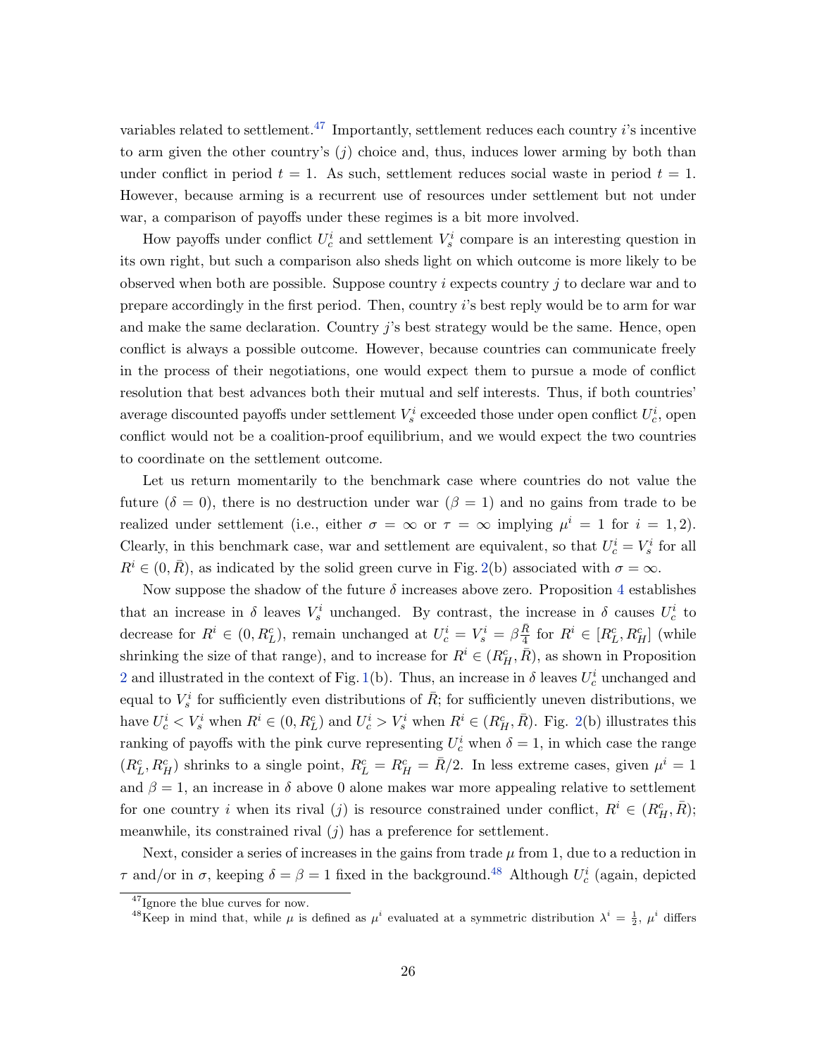variables related to settlement.[47] Importantly, settlement reduces each country $i$'s incentive to arm given the other country's ($j$) choice and, thus, induces lower arming by both than under conflict in period $t = 1$. As such, settlement reduces social waste in period $t = 1$. However, because arming is a recurrent use of resources under settlement but not under war, a comparison of payoffs under these regimes is a bit more involved.

How payoffs under conflict $U_c^i$ and settlement $V_s^i$ compare is an interesting question in its own right, but such a comparison also sheds light on which outcome is more likely to be observed when both are possible. Suppose country $i$ expects country $j$ to declare war and to prepare accordingly in the first period. Then, country $i$'s best reply would be to arm for war and make the same declaration. Country $j$'s best strategy would be the same. Hence, open conflict is always a possible outcome. However, because countries can communicate freely in the process of their negotiations, one would expect them to pursue a mode of conflict resolution that best advances both their mutual and self interests. Thus, if both countries' average discounted payoffs under settlement $V_s^i$ exceeded those under open conflict $U_c^i$, open conflict would not be a coalition-proof equilibrium, and we would expect the two countries to coordinate on the settlement outcome.

Let us return momentarily to the benchmark case where countries do not value the future ($\delta = 0$), there is no destruction under war ($\beta = 1$) and no gains from trade to be realized under settlement (i.e., either $\sigma = \infty$ or $\tau = \infty$ implying $\mu^i = 1$ for $i = 1, 2$). Clearly, in this benchmark case, war and settlement are equivalent, so that $U_c^i = V_s^i$ for all $R^i \in (0, \bar{R})$, as indicated by the solid green curve in Fig. 2(b) associated with $\sigma = \infty$.

Now suppose the shadow of the future $\delta$ increases above zero. Proposition 4 establishes that an increase in $\delta$ leaves $V_s^i$ unchanged. By contrast, the increase in $\delta$ causes $U_c^i$ to decrease for $R^i \in (0, R_L^c)$, remain unchanged at $U_c^i = V_s^i = \beta \frac{\bar{R}}{4}$ for $R^i \in [R_L^c, R_H^c]$ (while shrinking the size of that range), and to increase for $R^i \in (R_H^c, \bar{R})$, as shown in Proposition 2 and illustrated in the context of Fig. 1(b). Thus, an increase in $\delta$ leaves $U_c^i$ unchanged and equal to $V_s^i$ for sufficiently even distributions of $\bar{R}$; for sufficiently uneven distributions, we have $U_c^i < V_s^i$ when $R^i \in (0, R_L^c)$ and $U_c^i > V_s^i$ when $R^i \in (R_H^c, \bar{R})$. Fig. 2(b) illustrates this ranking of payoffs with the pink curve representing $U_c^i$ when $\delta = 1$, in which case the range $(R_L^c, R_H^c)$ shrinks to a single point, $R_L^c = R_H^c = \bar{R}/2$. In less extreme cases, given $\mu^i = 1$ and $\beta = 1$, an increase in $\delta$ above 0 alone makes war more appealing relative to settlement for one country $i$ when its rival ($j$) is resource constrained under conflict, $R^i \in (R_H^c, \bar{R})$; meanwhile, its constrained rival ($j$) has a preference for settlement.

Next, consider a series of increases in the gains from trade $\mu$ from 1, due to a reduction in $\tau$ and/or in $\sigma$, keeping $\delta = \beta = 1$ fixed in the background.[48] Although $U_c^i$ (again, depicted

[47] Ignore the blue curves for now.

[48] Keep in mind that, while $\mu$ is defined as $\mu^i$ evaluated at a symmetric distribution $\lambda^i = \frac{1}{2}$, $\mu^i$ differs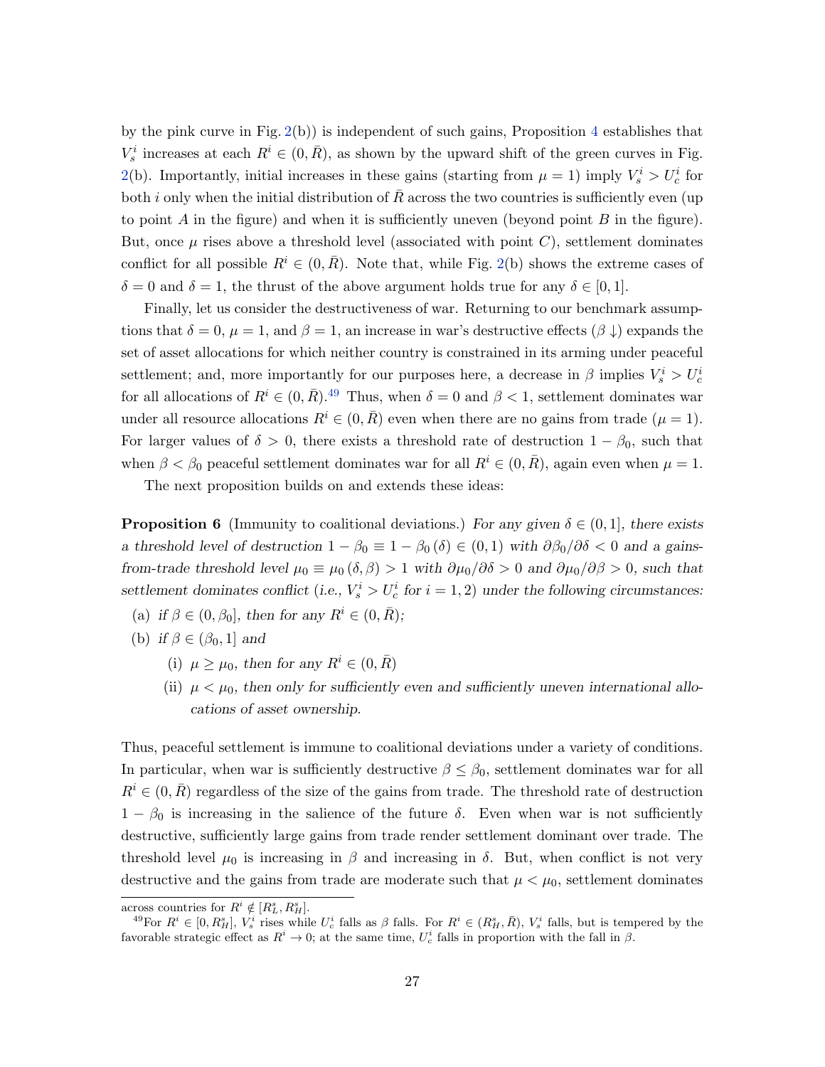by the pink curve in Fig. 2(b)) is independent of such gains, Proposition 4 establishes that $V_s^i$ increases at each $R^i \in (0, \bar{R})$, as shown by the upward shift of the green curves in Fig. 2(b). Importantly, initial increases in these gains (starting from $\mu = 1$) imply $V_s^i > U_c^i$ for both $i$ only when the initial distribution of $\bar{R}$ across the two countries is sufficiently even (up to point $A$ in the figure) and when it is sufficiently uneven (beyond point $B$ in the figure). But, once $\mu$ rises above a threshold level (associated with point $C$), settlement dominates conflict for all possible $R^i \in (0, \bar{R})$. Note that, while Fig. 2(b) shows the extreme cases of $\delta = 0$ and $\delta = 1$, the thrust of the above argument holds true for any $\delta \in [0, 1]$.

Finally, let us consider the destructiveness of war. Returning to our benchmark assumptions that $\delta = 0$, $\mu = 1$, and $\beta = 1$, an increase in war's destructive effects ($\beta \downarrow$) expands the set of asset allocations for which neither country is constrained in its arming under peaceful settlement; and, more importantly for our purposes here, a decrease in $\beta$ implies $V_s^i > U_c^i$ for all allocations of $R^i \in (0, \bar{R})$.[49] Thus, when $\delta = 0$ and $\beta < 1$, settlement dominates war under all resource allocations $R^i \in (0, \bar{R})$ even when there are no gains from trade ($\mu = 1$). For larger values of $\delta > 0$, there exists a threshold rate of destruction $1 - \beta_0$, such that when $\beta < \beta_0$ peaceful settlement dominates war for all $R^i \in (0, \bar{R})$, again even when $\mu = 1$.

The next proposition builds on and extends these ideas:

**Proposition 6** (Immunity to coalitional deviations.) *For any given $\delta \in (0, 1]$, there exists a threshold level of destruction $1 - \beta_0 \equiv 1 - \beta_0(\delta) \in (0, 1)$ with $\partial \beta_0 / \partial \delta < 0$ and a gains-from-trade threshold level $\mu_0 \equiv \mu_0(\delta, \beta) > 1$ with $\partial \mu_0 / \partial \delta > 0$ and $\partial \mu_0 / \partial \beta > 0$, such that settlement dominates conflict (i.e., $V_s^i > U_c^i$ for $i = 1, 2$) under the following circumstances:*

(a) *if $\beta \in (0, \beta_0]$, then for any $R^i \in (0, \bar{R})$;*

(b) *if $\beta \in (\beta_0, 1]$ and*

  (i) *$\mu \geq \mu_0$, then for any $R^i \in (0, \bar{R})$*

  (ii) *$\mu < \mu_0$, then only for sufficiently even and sufficiently uneven international allocations of asset ownership.*

Thus, peaceful settlement is immune to coalitional deviations under a variety of conditions. In particular, when war is sufficiently destructive $\beta \leq \beta_0$, settlement dominates war for all $R^i \in (0, \bar{R})$ regardless of the size of the gains from trade. The threshold rate of destruction $1 - \beta_0$ is increasing in the salience of the future $\delta$. Even when war is not sufficiently destructive, sufficiently large gains from trade render settlement dominant over trade. The threshold level $\mu_0$ is increasing in $\beta$ and increasing in $\delta$. But, when conflict is not very destructive and the gains from trade are moderate such that $\mu < \mu_0$, settlement dominates

---

across countries for $R^i \notin [R_L^s, R_H^s]$.

[49] For $R^i \in [0, R_H^s]$, $V_s^i$ rises while $U_c^i$ falls as $\beta$ falls. For $R^i \in (R_H^s, \bar{R})$, $V_s^i$ falls, but is tempered by the favorable strategic effect as $R^i \to 0$; at the same time, $U_c^i$ falls in proportion with the fall in $\beta$.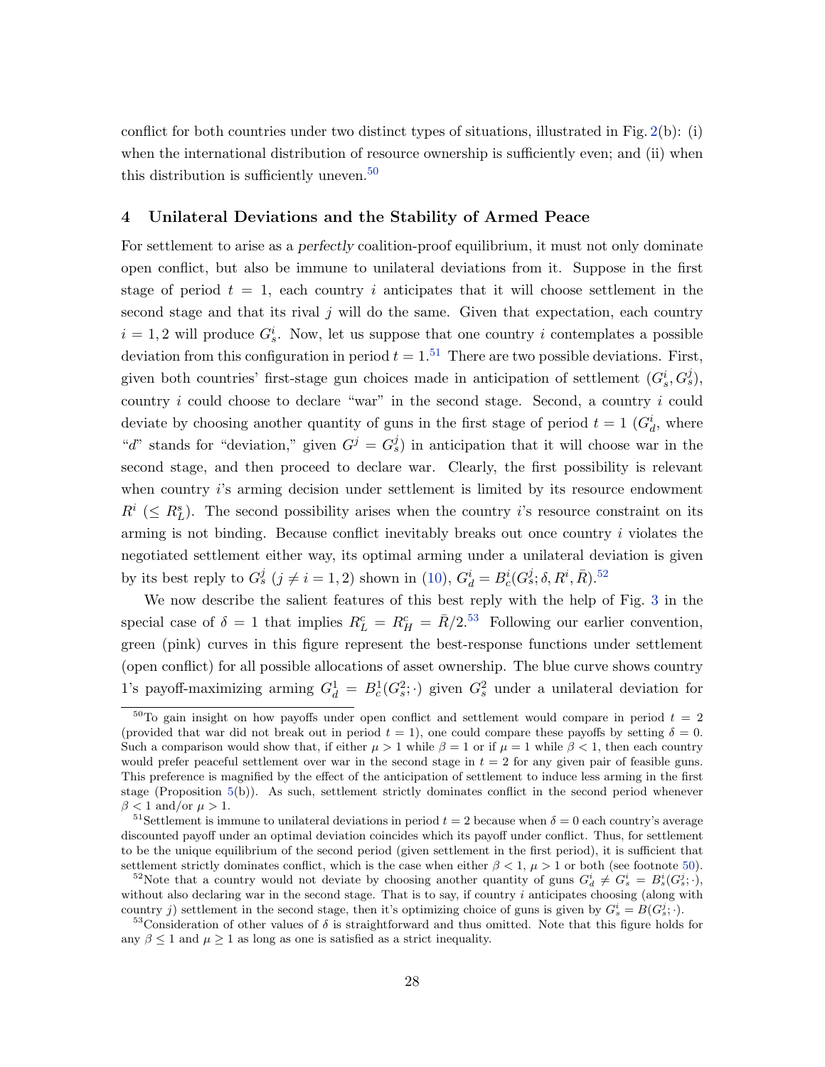conflict for both countries under two distinct types of situations, illustrated in Fig. 2(b): (i) when the international distribution of resource ownership is sufficiently even; and (ii) when this distribution is sufficiently uneven.[50]

## 4 Unilateral Deviations and the Stability of Armed Peace

For settlement to arise as a *perfectly* coalition-proof equilibrium, it must not only dominate open conflict, but also be immune to unilateral deviations from it. Suppose in the first stage of period $t = 1$, each country $i$ anticipates that it will choose settlement in the second stage and that its rival $j$ will do the same. Given that expectation, each country $i = 1, 2$ will produce $G_s^i$. Now, let us suppose that one country $i$ contemplates a possible deviation from this configuration in period $t = 1$.[51] There are two possible deviations. First, given both countries' first-stage gun choices made in anticipation of settlement $(G_s^i, G_s^j)$, country $i$ could choose to declare "war" in the second stage. Second, a country $i$ could deviate by choosing another quantity of guns in the first stage of period $t = 1$ ($G_d^i$, where "$d$" stands for "deviation," given $G^j = G_s^j$) in anticipation that it will choose war in the second stage, and then proceed to declare war. Clearly, the first possibility is relevant when country $i$'s arming decision under settlement is limited by its resource endowment $R^i$ ($\leq R_L^s$). The second possibility arises when the country $i$'s resource constraint on its arming is not binding. Because conflict inevitably breaks out once country $i$ violates the negotiated settlement either way, its optimal arming under a unilateral deviation is given by its best reply to $G_s^j$ ($j \neq i = 1, 2$) shown in (10), $G_d^i = B_c^i(G_s^j; \delta, R^i, \bar{R})$.[52]

We now describe the salient features of this best reply with the help of Fig. 3 in the special case of $\delta = 1$ that implies $R_L^c = R_H^c = \bar{R}/2$.[53] Following our earlier convention, green (pink) curves in this figure represent the best-response functions under settlement (open conflict) for all possible allocations of asset ownership. The blue curve shows country 1's payoff-maximizing arming $G_d^1 = B_c^1(G_s^2; \cdot)$ given $G_s^2$ under a unilateral deviation for

---

[50] To gain insight on how payoffs under open conflict and settlement would compare in period $t = 2$ (provided that war did not break out in period $t = 1$), one could compare these payoffs by setting $\delta = 0$. Such a comparison would show that, if either $\mu > 1$ while $\beta = 1$ or if $\mu = 1$ while $\beta < 1$, then each country would prefer peaceful settlement over war in the second stage in $t = 2$ for any given pair of feasible guns. This preference is magnified by the effect of the anticipation of settlement to induce less arming in the first stage (Proposition 5(b)). As such, settlement strictly dominates conflict in the second period whenever $\beta < 1$ and/or $\mu > 1$.

[51] Settlement is immune to unilateral deviations in period $t = 2$ because when $\delta = 0$ each country's average discounted payoff under an optimal deviation coincides which its payoff under conflict. Thus, for settlement to be the unique equilibrium of the second period (given settlement in the first period), it is sufficient that settlement strictly dominates conflict, which is the case when either $\beta < 1$, $\mu > 1$ or both (see footnote 50).

[52] Note that a country would not deviate by choosing another quantity of guns $G_d^i \neq G_s^i = B_s^i(G_s^j; \cdot)$, without also declaring war in the second stage. That is to say, if country $i$ anticipates choosing (along with country $j$) settlement in the second stage, then it's optimizing choice of guns is given by $G_s^i = B(G_s^j; \cdot)$.

[53] Consideration of other values of $\delta$ is straightforward and thus omitted. Note that this figure holds for any $\beta \leq 1$ and $\mu \geq 1$ as long as one is satisfied as a strict inequality.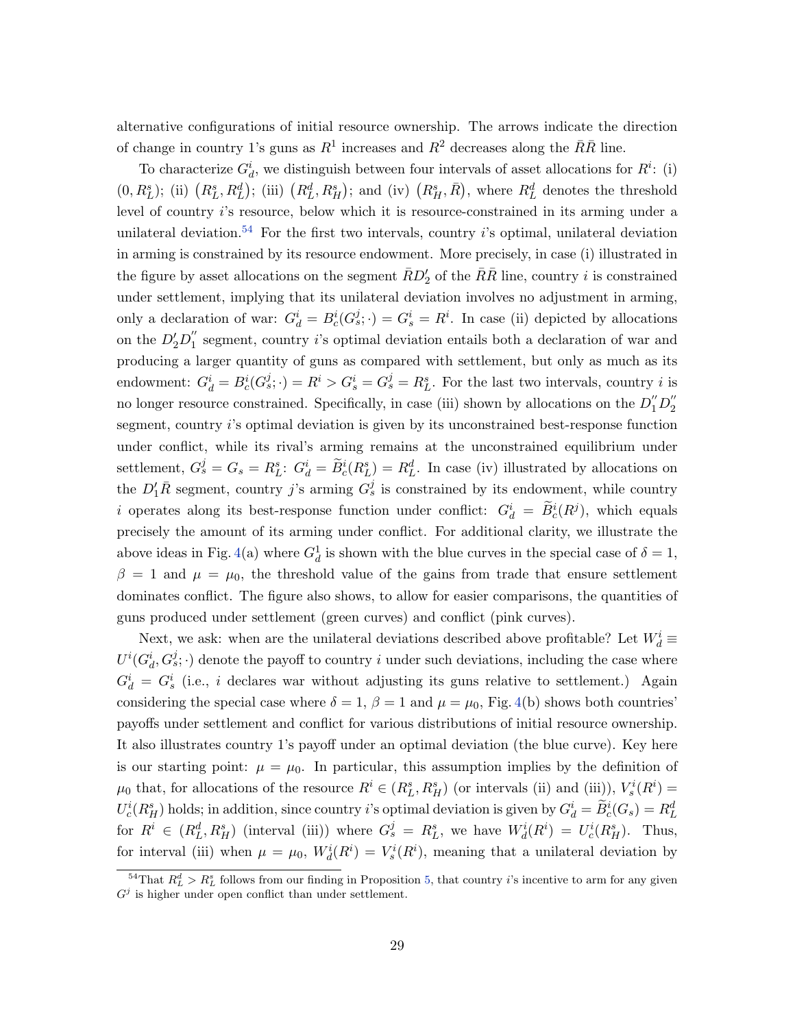alternative configurations of initial resource ownership. The arrows indicate the direction of change in country 1's guns as $R^1$ increases and $R^2$ decreases along the $\bar{R}\bar{R}$ line.

To characterize $G_d^i$, we distinguish between four intervals of asset allocations for $R^i$: (i) $(0, R_L^s)$; (ii) $\left(R_L^s, R_L^d\right)$; (iii) $\left(R_L^d, R_H^s\right)$; and (iv) $\left(R_H^s, \bar{R}\right)$, where $R_L^d$ denotes the threshold level of country $i$'s resource, below which it is resource-constrained in its arming under a unilateral deviation.[54] For the first two intervals, country $i$'s optimal, unilateral deviation in arming is constrained by its resource endowment. More precisely, in case (i) illustrated in the figure by asset allocations on the segment $\bar{R}D_2'$ of the $\bar{R}\bar{R}$ line, country $i$ is constrained under settlement, implying that its unilateral deviation involves no adjustment in arming, only a declaration of war: $G_d^i = B_c^i(G_s^j; \cdot) = G_s^i = R^i$. In case (ii) depicted by allocations on the $D_2'D_1''$ segment, country $i$'s optimal deviation entails both a declaration of war and producing a larger quantity of guns as compared with settlement, but only as much as its endowment: $G_d^i = B_c^i(G_s^j; \cdot) = R^i > G_s^i = G_s^j = R_L^s$. For the last two intervals, country $i$ is no longer resource constrained. Specifically, in case (iii) shown by allocations on the $D_1''D_2''$ segment, country $i$'s optimal deviation is given by its unconstrained best-response function under conflict, while its rival's arming remains at the unconstrained equilibrium under settlement, $G_s^j = G_s = R_L^s$: $G_d^i = \widetilde{B}_c^i(R_L^s) = R_L^d$. In case (iv) illustrated by allocations on the $D_1'\bar{R}$ segment, country $j$'s arming $G_s^j$ is constrained by its endowment, while country $i$ operates along its best-response function under conflict: $G_d^i = \widetilde{B}_c^i(R^j)$, which equals precisely the amount of its arming under conflict. For additional clarity, we illustrate the above ideas in Fig. 4(a) where $G_d^1$ is shown with the blue curves in the special case of $\delta = 1$, $\beta = 1$ and $\mu = \mu_0$, the threshold value of the gains from trade that ensure settlement dominates conflict. The figure also shows, to allow for easier comparisons, the quantities of guns produced under settlement (green curves) and conflict (pink curves).

Next, we ask: when are the unilateral deviations described above profitable? Let $W_d^i \equiv U^i(G_d^i, G_s^j; \cdot)$ denote the payoff to country $i$ under such deviations, including the case where $G_d^i = G_s^i$ (i.e., $i$ declares war without adjusting its guns relative to settlement.) Again considering the special case where $\delta = 1$, $\beta = 1$ and $\mu = \mu_0$, Fig. 4(b) shows both countries' payoffs under settlement and conflict for various distributions of initial resource ownership. It also illustrates country 1's payoff under an optimal deviation (the blue curve). Key here is our starting point: $\mu = \mu_0$. In particular, this assumption implies by the definition of $\mu_0$ that, for allocations of the resource $R^i \in (R_L^s, R_H^s)$ (or intervals (ii) and (iii)), $V_s^i(R^i) = U_c^i(R_H^s)$ holds; in addition, since country $i$'s optimal deviation is given by $G_d^i = \widetilde{B}_c^i(G_s) = R_L^d$ for $R^i \in (R_L^d, R_H^s)$ (interval (iii)) where $G_s^j = R_L^s$, we have $W_d^i(R^i) = U_c^i(R_H^s)$. Thus, for interval (iii) when $\mu = \mu_0$, $W_d^i(R^i) = V_s^i(R^i)$, meaning that a unilateral deviation by

[54] That $R_L^d > R_L^s$ follows from our finding in Proposition 5, that country $i$'s incentive to arm for any given $G^j$ is higher under open conflict than under settlement.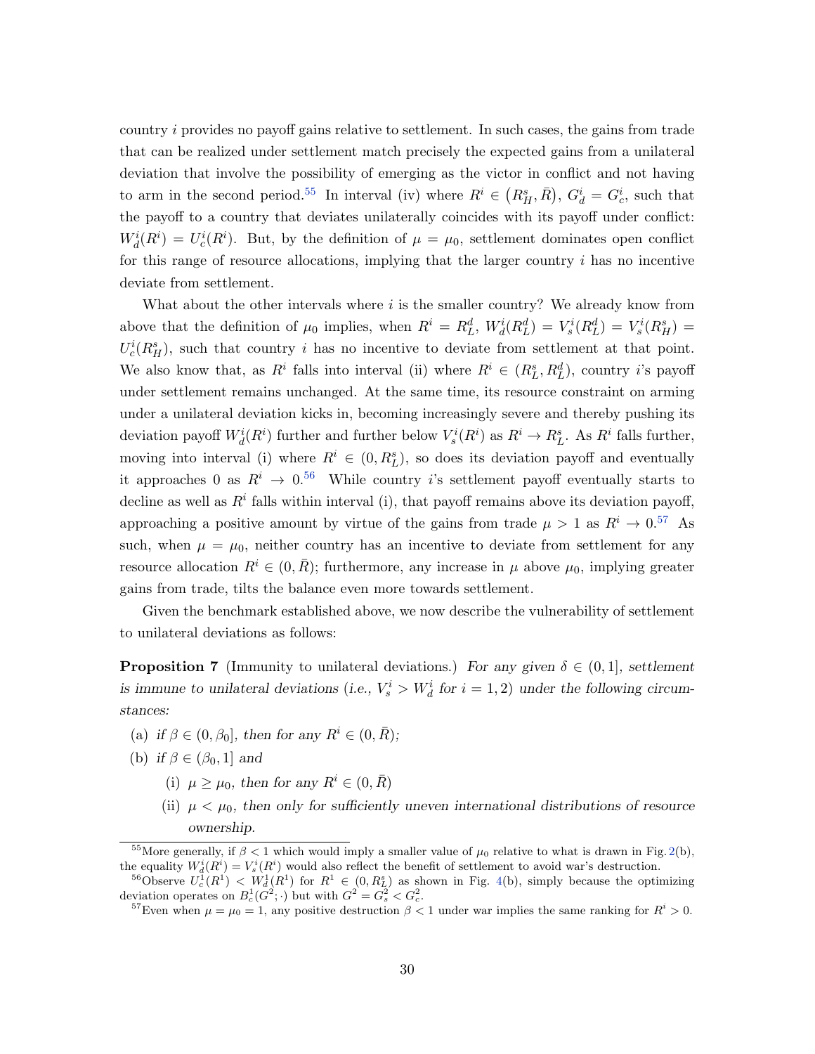country $i$ provides no payoff gains relative to settlement. In such cases, the gains from trade that can be realized under settlement match precisely the expected gains from a unilateral deviation that involve the possibility of emerging as the victor in conflict and not having to arm in the second period.[55] In interval (iv) where $R^i \in \left(R_H^s, \bar{R}\right)$, $G_d^i = G_c^i$, such that the payoff to a country that deviates unilaterally coincides with its payoff under conflict: $W_d^i(R^i) = U_c^i(R^i)$. But, by the definition of $\mu = \mu_0$, settlement dominates open conflict for this range of resource allocations, implying that the larger country $i$ has no incentive deviate from settlement.

What about the other intervals where $i$ is the smaller country? We already know from above that the definition of $\mu_0$ implies, when $R^i = R_L^d$, $W_d^i(R_L^d) = V_s^i(R_L^d) = V_s^i(R_H^s) = U_c^i(R_H^s)$, such that country $i$ has no incentive to deviate from settlement at that point. We also know that, as $R^i$ falls into interval (ii) where $R^i \in (R_L^s, R_L^d)$, country $i$'s payoff under settlement remains unchanged. At the same time, its resource constraint on arming under a unilateral deviation kicks in, becoming increasingly severe and thereby pushing its deviation payoff $W_d^i(R^i)$ further and further below $V_s^i(R^i)$ as $R^i \to R_L^s$. As $R^i$ falls further, moving into interval (i) where $R^i \in (0, R_L^s)$, so does its deviation payoff and eventually it approaches 0 as $R^i \to 0$.[56] While country $i$'s settlement payoff eventually starts to decline as well as $R^i$ falls within interval (i), that payoff remains above its deviation payoff, approaching a positive amount by virtue of the gains from trade $\mu > 1$ as $R^i \to 0$.[57] As such, when $\mu = \mu_0$, neither country has an incentive to deviate from settlement for any resource allocation $R^i \in (0, \bar{R})$; furthermore, any increase in $\mu$ above $\mu_0$, implying greater gains from trade, tilts the balance even more towards settlement.

Given the benchmark established above, we now describe the vulnerability of settlement to unilateral deviations as follows:

**Proposition 7** (Immunity to unilateral deviations.) *For any given $\delta \in (0, 1]$, settlement is immune to unilateral deviations (i.e., $V_s^i > W_d^i$ for $i = 1, 2$) under the following circumstances:*

(a) *if $\beta \in (0, \beta_0]$, then for any $R^i \in (0, \bar{R})$;*

(b) *if $\beta \in (\beta_0, 1]$ and*

 (i) *$\mu \geq \mu_0$, then for any $R^i \in (0, \bar{R})$*

 (ii) *$\mu < \mu_0$, then only for sufficiently uneven international distributions of resource ownership.*

---

[55] More generally, if $\beta < 1$ which would imply a smaller value of $\mu_0$ relative to what is drawn in Fig. 2(b), the equality $W_d^i(R^i) = V_s^i(R^i)$ would also reflect the benefit of settlement to avoid war's destruction.

[56] Observe $U_c^1(R^1) < W_d^1(R^1)$ for $R^1 \in (0, R_L^s)$ as shown in Fig. 4(b), simply because the optimizing deviation operates on $B_c^1(G^2; \cdot)$ but with $G^2 = G_s^2 < G_c^2$.

[57] Even when $\mu = \mu_0 = 1$, any positive destruction $\beta < 1$ under war implies the same ranking for $R^i > 0$.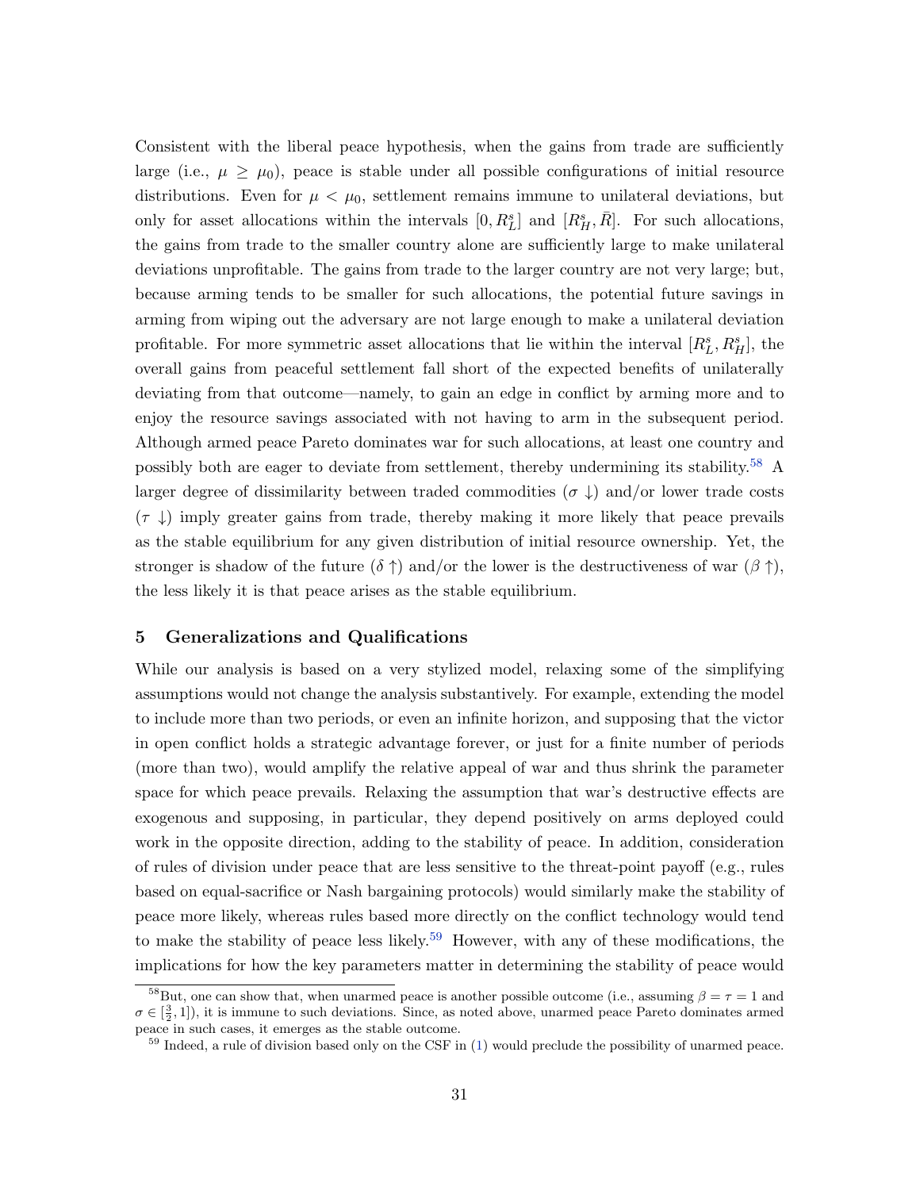Consistent with the liberal peace hypothesis, when the gains from trade are sufficiently large (i.e., $\mu \geq \mu_0$), peace is stable under all possible configurations of initial resource distributions. Even for $\mu < \mu_0$, settlement remains immune to unilateral deviations, but only for asset allocations within the intervals $[0, R_L^s]$ and $[R_H^s, \bar{R}]$. For such allocations, the gains from trade to the smaller country alone are sufficiently large to make unilateral deviations unprofitable. The gains from trade to the larger country are not very large; but, because arming tends to be smaller for such allocations, the potential future savings in arming from wiping out the adversary are not large enough to make a unilateral deviation profitable. For more symmetric asset allocations that lie within the interval $[R_L^s, R_H^s]$, the overall gains from peaceful settlement fall short of the expected benefits of unilaterally deviating from that outcome—namely, to gain an edge in conflict by arming more and to enjoy the resource savings associated with not having to arm in the subsequent period. Although armed peace Pareto dominates war for such allocations, at least one country and possibly both are eager to deviate from settlement, thereby undermining its stability.[58] A larger degree of dissimilarity between traded commodities ($\sigma \downarrow$) and/or lower trade costs ($\tau \downarrow$) imply greater gains from trade, thereby making it more likely that peace prevails as the stable equilibrium for any given distribution of initial resource ownership. Yet, the stronger is shadow of the future ($\delta \uparrow$) and/or the lower is the destructiveness of war ($\beta \uparrow$), the less likely it is that peace arises as the stable equilibrium.

## 5 Generalizations and Qualifications

While our analysis is based on a very stylized model, relaxing some of the simplifying assumptions would not change the analysis substantively. For example, extending the model to include more than two periods, or even an infinite horizon, and supposing that the victor in open conflict holds a strategic advantage forever, or just for a finite number of periods (more than two), would amplify the relative appeal of war and thus shrink the parameter space for which peace prevails. Relaxing the assumption that war's destructive effects are exogenous and supposing, in particular, they depend positively on arms deployed could work in the opposite direction, adding to the stability of peace. In addition, consideration of rules of division under peace that are less sensitive to the threat-point payoff (e.g., rules based on equal-sacrifice or Nash bargaining protocols) would similarly make the stability of peace more likely, whereas rules based more directly on the conflict technology would tend to make the stability of peace less likely.[59] However, with any of these modifications, the implications for how the key parameters matter in determining the stability of peace would

[58] But, one can show that, when unarmed peace is another possible outcome (i.e., assuming $\beta = \tau = 1$ and $\sigma \in [\frac{3}{2}, 1]$), it is immune to such deviations. Since, as noted above, unarmed peace Pareto dominates armed peace in such cases, it emerges as the stable outcome.

[59] Indeed, a rule of division based only on the CSF in (1) would preclude the possibility of unarmed peace.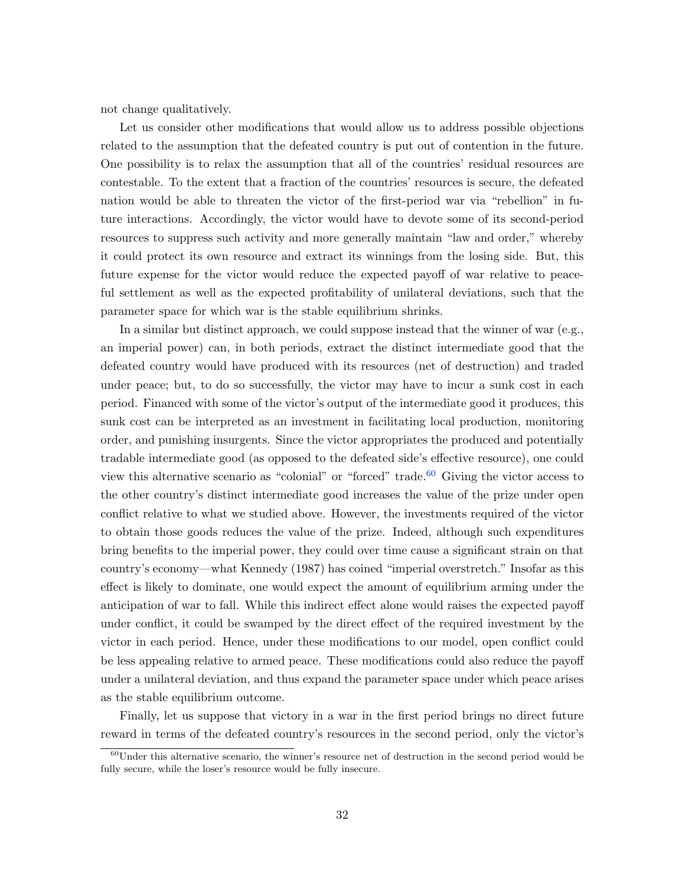not change qualitatively.

Let us consider other modifications that would allow us to address possible objections related to the assumption that the defeated country is put out of contention in the future. One possibility is to relax the assumption that all of the countries' residual resources are contestable. To the extent that a fraction of the countries' resources is secure, the defeated nation would be able to threaten the victor of the first-period war via "rebellion" in future interactions. Accordingly, the victor would have to devote some of its second-period resources to suppress such activity and more generally maintain "law and order," whereby it could protect its own resource and extract its winnings from the losing side. But, this future expense for the victor would reduce the expected payoff of war relative to peaceful settlement as well as the expected profitability of unilateral deviations, such that the parameter space for which war is the stable equilibrium shrinks.

In a similar but distinct approach, we could suppose instead that the winner of war (e.g., an imperial power) can, in both periods, extract the distinct intermediate good that the defeated country would have produced with its resources (net of destruction) and traded under peace; but, to do so successfully, the victor may have to incur a sunk cost in each period. Financed with some of the victor's output of the intermediate good it produces, this sunk cost can be interpreted as an investment in facilitating local production, monitoring order, and punishing insurgents. Since the victor appropriates the produced and potentially tradable intermediate good (as opposed to the defeated side's effective resource), one could view this alternative scenario as "colonial" or "forced" trade.[60] Giving the victor access to the other country's distinct intermediate good increases the value of the prize under open conflict relative to what we studied above. However, the investments required of the victor to obtain those goods reduces the value of the prize. Indeed, although such expenditures bring benefits to the imperial power, they could over time cause a significant strain on that country's economy—what Kennedy (1987) has coined "imperial overstretch." Insofar as this effect is likely to dominate, one would expect the amount of equilibrium arming under the anticipation of war to fall. While this indirect effect alone would raises the expected payoff under conflict, it could be swamped by the direct effect of the required investment by the victor in each period. Hence, under these modifications to our model, open conflict could be less appealing relative to armed peace. These modifications could also reduce the payoff under a unilateral deviation, and thus expand the parameter space under which peace arises as the stable equilibrium outcome.

Finally, let us suppose that victory in a war in the first period brings no direct future reward in terms of the defeated country's resources in the second period, only the victor's

[60] Under this alternative scenario, the winner's resource net of destruction in the second period would be fully secure, while the loser's resource would be fully insecure.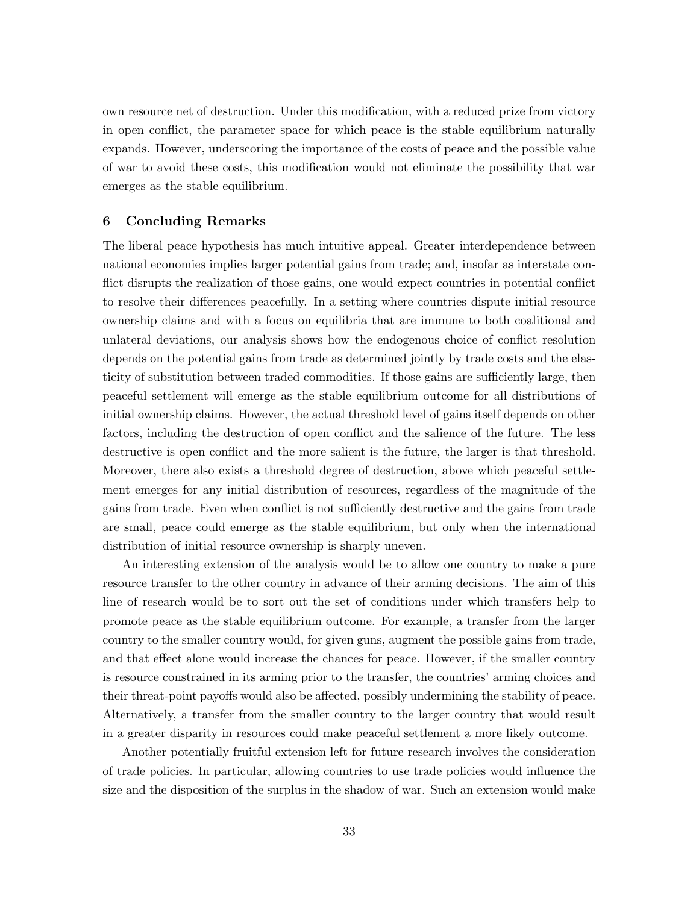own resource net of destruction. Under this modification, with a reduced prize from victory in open conflict, the parameter space for which peace is the stable equilibrium naturally expands. However, underscoring the importance of the costs of peace and the possible value of war to avoid these costs, this modification would not eliminate the possibility that war emerges as the stable equilibrium.

## 6 Concluding Remarks

The liberal peace hypothesis has much intuitive appeal. Greater interdependence between national economies implies larger potential gains from trade; and, insofar as interstate conflict disrupts the realization of those gains, one would expect countries in potential conflict to resolve their differences peacefully. In a setting where countries dispute initial resource ownership claims and with a focus on equilibria that are immune to both coalitional and unlateral deviations, our analysis shows how the endogenous choice of conflict resolution depends on the potential gains from trade as determined jointly by trade costs and the elasticity of substitution between traded commodities. If those gains are sufficiently large, then peaceful settlement will emerge as the stable equilibrium outcome for all distributions of initial ownership claims. However, the actual threshold level of gains itself depends on other factors, including the destruction of open conflict and the salience of the future. The less destructive is open conflict and the more salient is the future, the larger is that threshold. Moreover, there also exists a threshold degree of destruction, above which peaceful settlement emerges for any initial distribution of resources, regardless of the magnitude of the gains from trade. Even when conflict is not sufficiently destructive and the gains from trade are small, peace could emerge as the stable equilibrium, but only when the international distribution of initial resource ownership is sharply uneven.

An interesting extension of the analysis would be to allow one country to make a pure resource transfer to the other country in advance of their arming decisions. The aim of this line of research would be to sort out the set of conditions under which transfers help to promote peace as the stable equilibrium outcome. For example, a transfer from the larger country to the smaller country would, for given guns, augment the possible gains from trade, and that effect alone would increase the chances for peace. However, if the smaller country is resource constrained in its arming prior to the transfer, the countries' arming choices and their threat-point payoffs would also be affected, possibly undermining the stability of peace. Alternatively, a transfer from the smaller country to the larger country that would result in a greater disparity in resources could make peaceful settlement a more likely outcome.

Another potentially fruitful extension left for future research involves the consideration of trade policies. In particular, allowing countries to use trade policies would influence the size and the disposition of the surplus in the shadow of war. Such an extension would make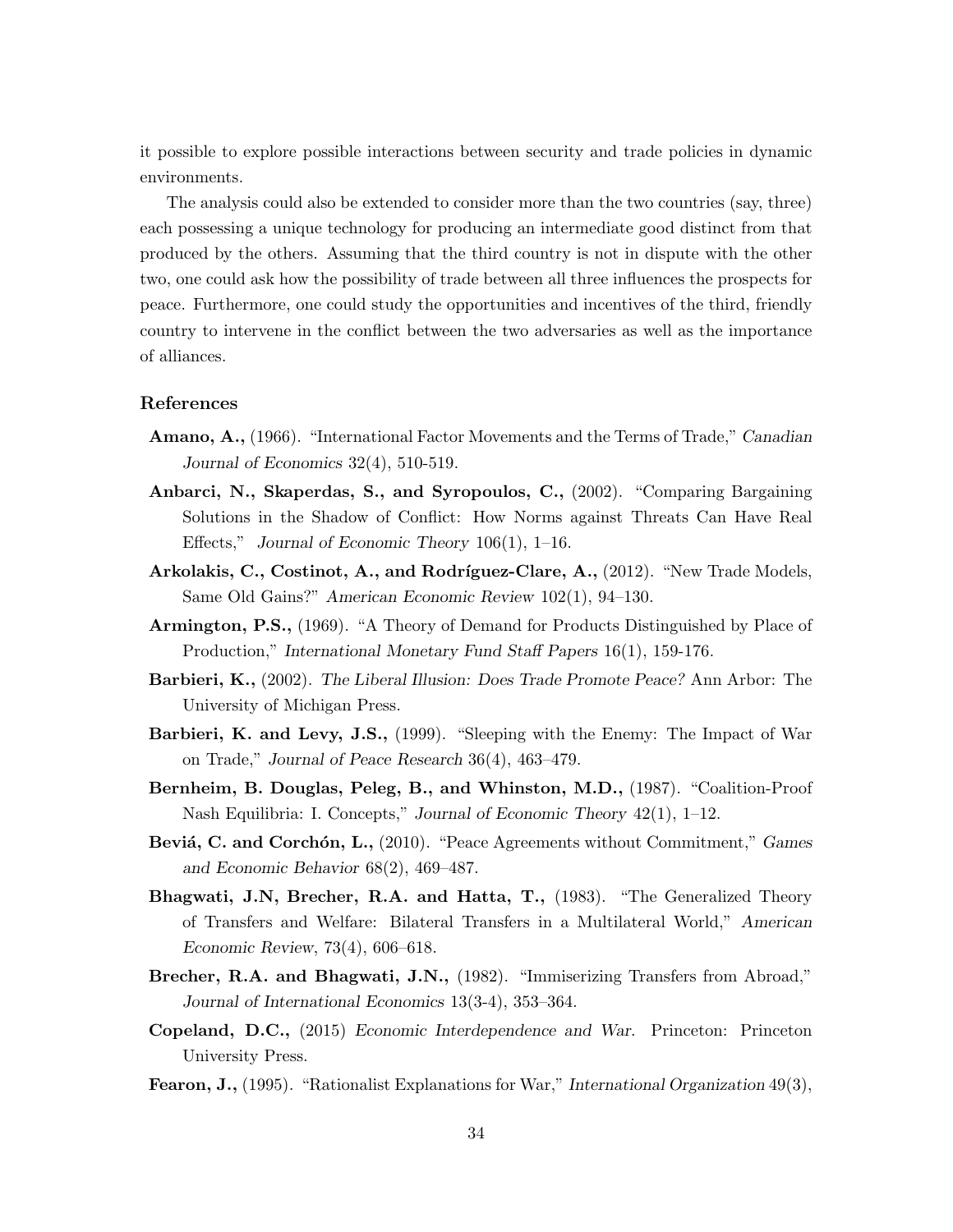it possible to explore possible interactions between security and trade policies in dynamic environments.

The analysis could also be extended to consider more than the two countries (say, three) each possessing a unique technology for producing an intermediate good distinct from that produced by the others. Assuming that the third country is not in dispute with the other two, one could ask how the possibility of trade between all three influences the prospects for peace. Furthermore, one could study the opportunities and incentives of the third, friendly country to intervene in the conflict between the two adversaries as well as the importance of alliances.

## References

**Amano, A.,** (1966). "International Factor Movements and the Terms of Trade," *Canadian Journal of Economics* 32(4), 510-519.

**Anbarci, N., Skaperdas, S., and Syropoulos, C.,** (2002). "Comparing Bargaining Solutions in the Shadow of Conflict: How Norms against Threats Can Have Real Effects," *Journal of Economic Theory* 106(1), 1–16.

**Arkolakis, C., Costinot, A., and Rodríguez-Clare, A.,** (2012). "New Trade Models, Same Old Gains?" *American Economic Review* 102(1), 94–130.

**Armington, P.S.,** (1969). "A Theory of Demand for Products Distinguished by Place of Production," *International Monetary Fund Staff Papers* 16(1), 159-176.

**Barbieri, K.,** (2002). *The Liberal Illusion: Does Trade Promote Peace?* Ann Arbor: The University of Michigan Press.

**Barbieri, K. and Levy, J.S.,** (1999). "Sleeping with the Enemy: The Impact of War on Trade," *Journal of Peace Research* 36(4), 463–479.

**Bernheim, B. Douglas, Peleg, B., and Whinston, M.D.,** (1987). "Coalition-Proof Nash Equilibria: I. Concepts," *Journal of Economic Theory* 42(1), 1–12.

**Beviá, C. and Corchón, L.,** (2010). "Peace Agreements without Commitment," *Games and Economic Behavior* 68(2), 469–487.

**Bhagwati, J.N, Brecher, R.A. and Hatta, T.,** (1983). "The Generalized Theory of Transfers and Welfare: Bilateral Transfers in a Multilateral World," *American Economic Review*, 73(4), 606–618.

**Brecher, R.A. and Bhagwati, J.N.,** (1982). "Immiserizing Transfers from Abroad," *Journal of International Economics* 13(3-4), 353–364.

**Copeland, D.C.,** (2015) *Economic Interdependence and War.* Princeton: Princeton University Press.

**Fearon, J.,** (1995). "Rationalist Explanations for War," *International Organization* 49(3),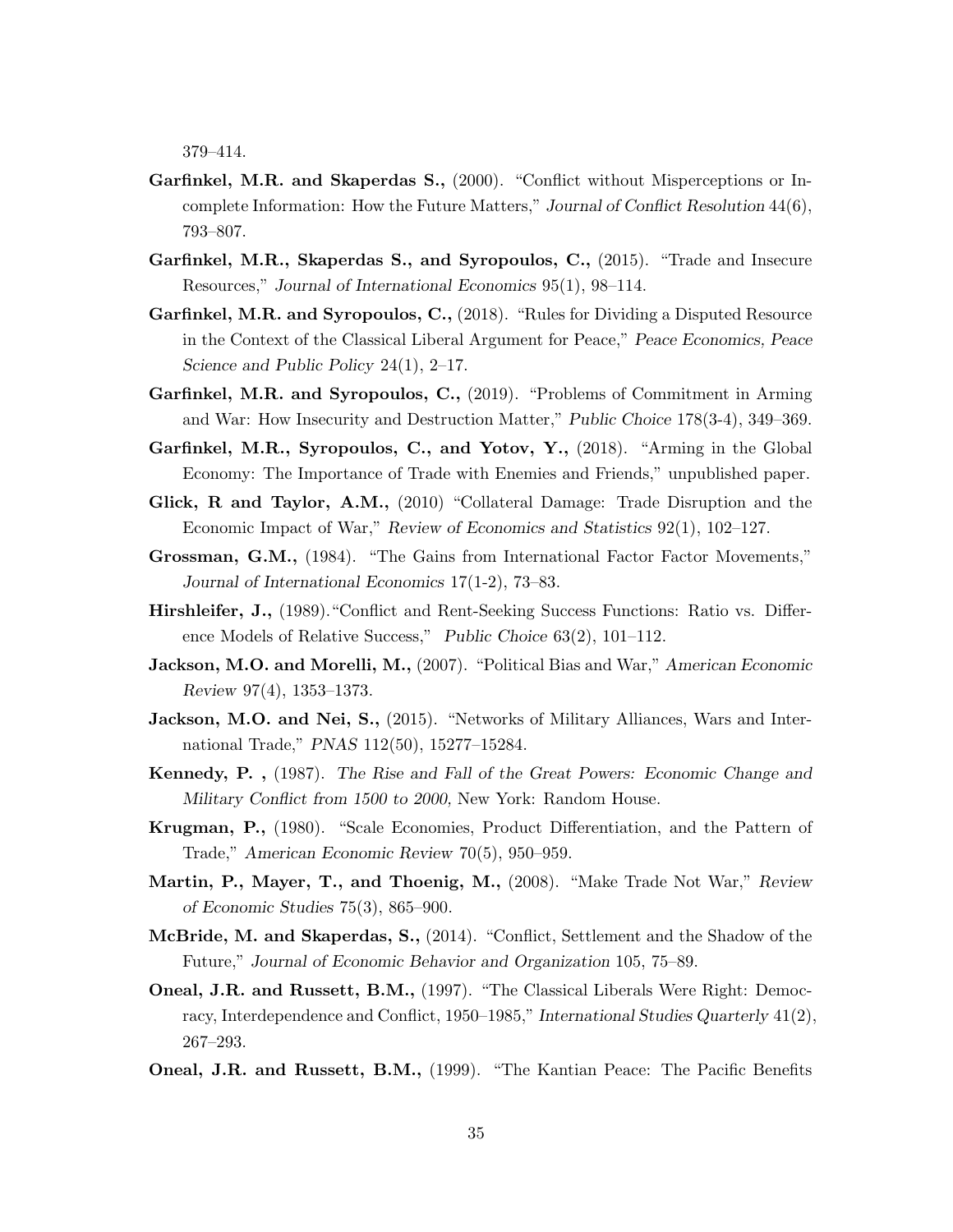379–414.

**Garfinkel, M.R. and Skaperdas S.,** (2000). "Conflict without Misperceptions or Incomplete Information: How the Future Matters," *Journal of Conflict Resolution* 44(6), 793–807.

**Garfinkel, M.R., Skaperdas S., and Syropoulos, C.,** (2015). "Trade and Insecure Resources," *Journal of International Economics* 95(1), 98–114.

**Garfinkel, M.R. and Syropoulos, C.,** (2018). "Rules for Dividing a Disputed Resource in the Context of the Classical Liberal Argument for Peace," *Peace Economics, Peace Science and Public Policy* 24(1), 2–17.

**Garfinkel, M.R. and Syropoulos, C.,** (2019). "Problems of Commitment in Arming and War: How Insecurity and Destruction Matter," *Public Choice* 178(3-4), 349–369.

**Garfinkel, M.R., Syropoulos, C., and Yotov, Y.,** (2018). "Arming in the Global Economy: The Importance of Trade with Enemies and Friends," unpublished paper.

**Glick, R and Taylor, A.M.,** (2010) "Collateral Damage: Trade Disruption and the Economic Impact of War," *Review of Economics and Statistics* 92(1), 102–127.

**Grossman, G.M.,** (1984). "The Gains from International Factor Factor Movements," *Journal of International Economics* 17(1-2), 73–83.

**Hirshleifer, J.,** (1989)."Conflict and Rent-Seeking Success Functions: Ratio vs. Difference Models of Relative Success," *Public Choice* 63(2), 101–112.

**Jackson, M.O. and Morelli, M.,** (2007). "Political Bias and War," *American Economic Review* 97(4), 1353–1373.

**Jackson, M.O. and Nei, S.,** (2015). "Networks of Military Alliances, Wars and International Trade," *PNAS* 112(50), 15277–15284.

**Kennedy, P. ,** (1987). *The Rise and Fall of the Great Powers: Economic Change and Military Conflict from 1500 to 2000,* New York: Random House.

**Krugman, P.,** (1980). "Scale Economies, Product Differentiation, and the Pattern of Trade," *American Economic Review* 70(5), 950–959.

**Martin, P., Mayer, T., and Thoenig, M.,** (2008). "Make Trade Not War," *Review of Economic Studies* 75(3), 865–900.

**McBride, M. and Skaperdas, S.,** (2014). "Conflict, Settlement and the Shadow of the Future," *Journal of Economic Behavior and Organization* 105, 75–89.

**Oneal, J.R. and Russett, B.M.,** (1997). "The Classical Liberals Were Right: Democracy, Interdependence and Conflict, 1950–1985," *International Studies Quarterly* 41(2), 267–293.

**Oneal, J.R. and Russett, B.M.,** (1999). "The Kantian Peace: The Pacific Benefits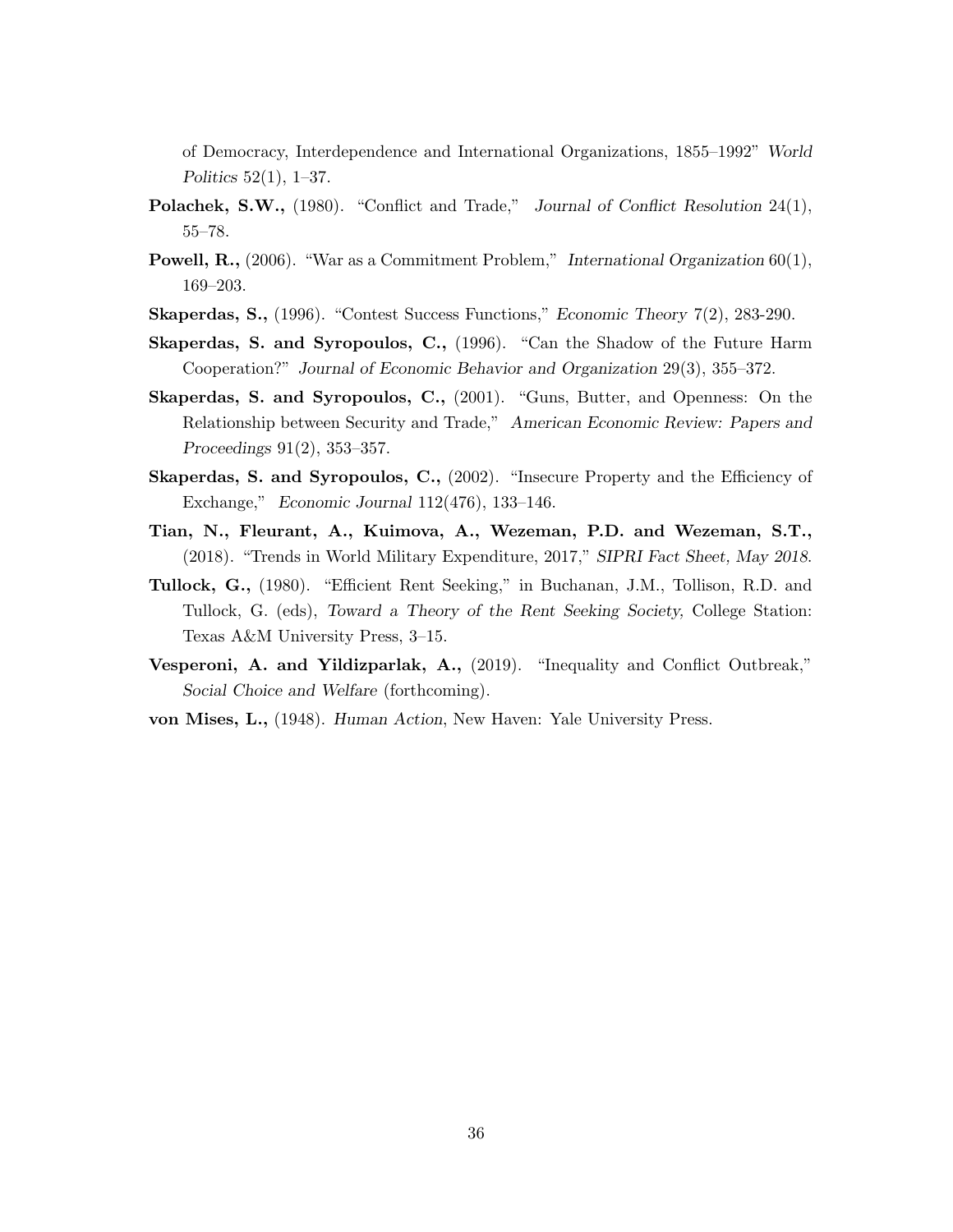of Democracy, Interdependence and International Organizations, 1855–1992" *World Politics* 52(1), 1–37.

**Polachek, S.W.,** (1980). "Conflict and Trade," *Journal of Conflict Resolution* 24(1), 55–78.

**Powell, R.,** (2006). "War as a Commitment Problem," *International Organization* 60(1), 169–203.

**Skaperdas, S.,** (1996). "Contest Success Functions," *Economic Theory* 7(2), 283-290.

**Skaperdas, S. and Syropoulos, C.,** (1996). "Can the Shadow of the Future Harm Cooperation?" *Journal of Economic Behavior and Organization* 29(3), 355–372.

**Skaperdas, S. and Syropoulos, C.,** (2001). "Guns, Butter, and Openness: On the Relationship between Security and Trade," *American Economic Review: Papers and Proceedings* 91(2), 353–357.

**Skaperdas, S. and Syropoulos, C.,** (2002). "Insecure Property and the Efficiency of Exchange," *Economic Journal* 112(476), 133–146.

**Tian, N., Fleurant, A., Kuimova, A., Wezeman, P.D. and Wezeman, S.T.,** (2018). "Trends in World Military Expenditure, 2017," *SIPRI Fact Sheet, May 2018*.

**Tullock, G.,** (1980). "Efficient Rent Seeking," in Buchanan, J.M., Tollison, R.D. and Tullock, G. (eds), *Toward a Theory of the Rent Seeking Society,* College Station: Texas A&M University Press, 3–15.

**Vesperoni, A. and Yildizparlak, A.,** (2019). "Inequality and Conflict Outbreak," *Social Choice and Welfare* (forthcoming).

**von Mises, L.,** (1948). *Human Action*, New Haven: Yale University Press.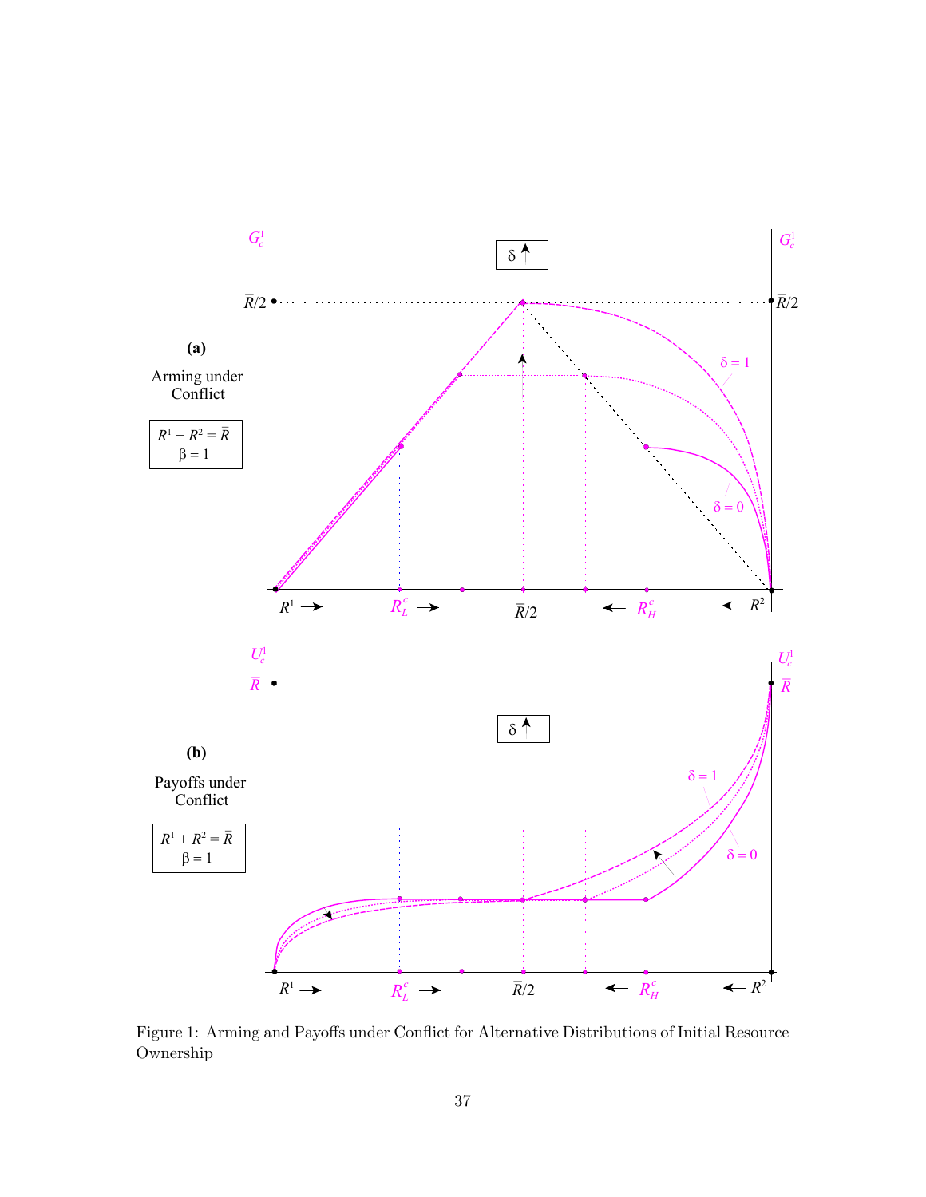Figure 1: Arming and Payoffs under Conflict for Alternative Distributions of Initial Resource Ownership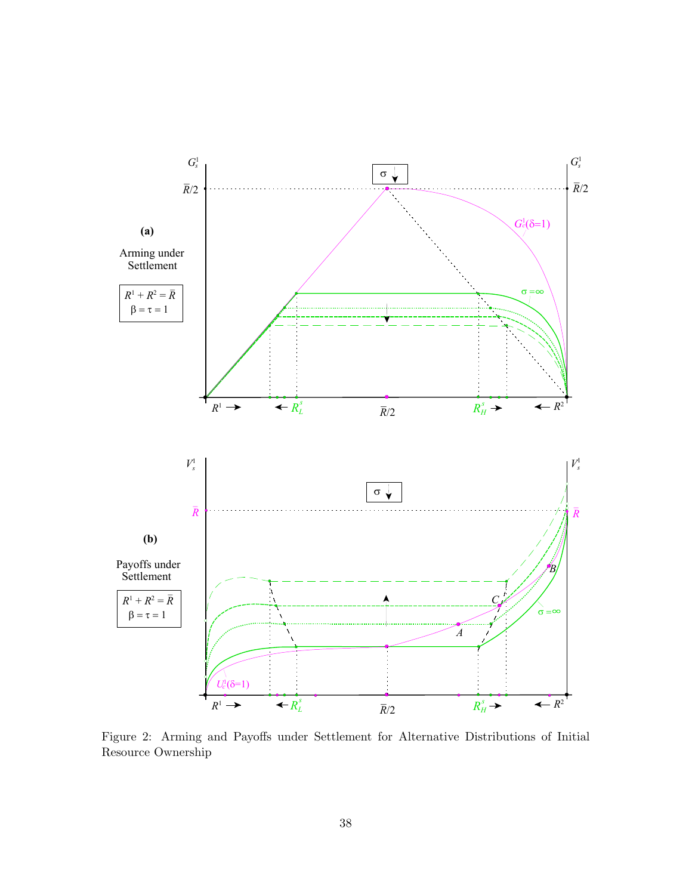Figure 2: Arming and Payoffs under Settlement for Alternative Distributions of Initial Resource Ownership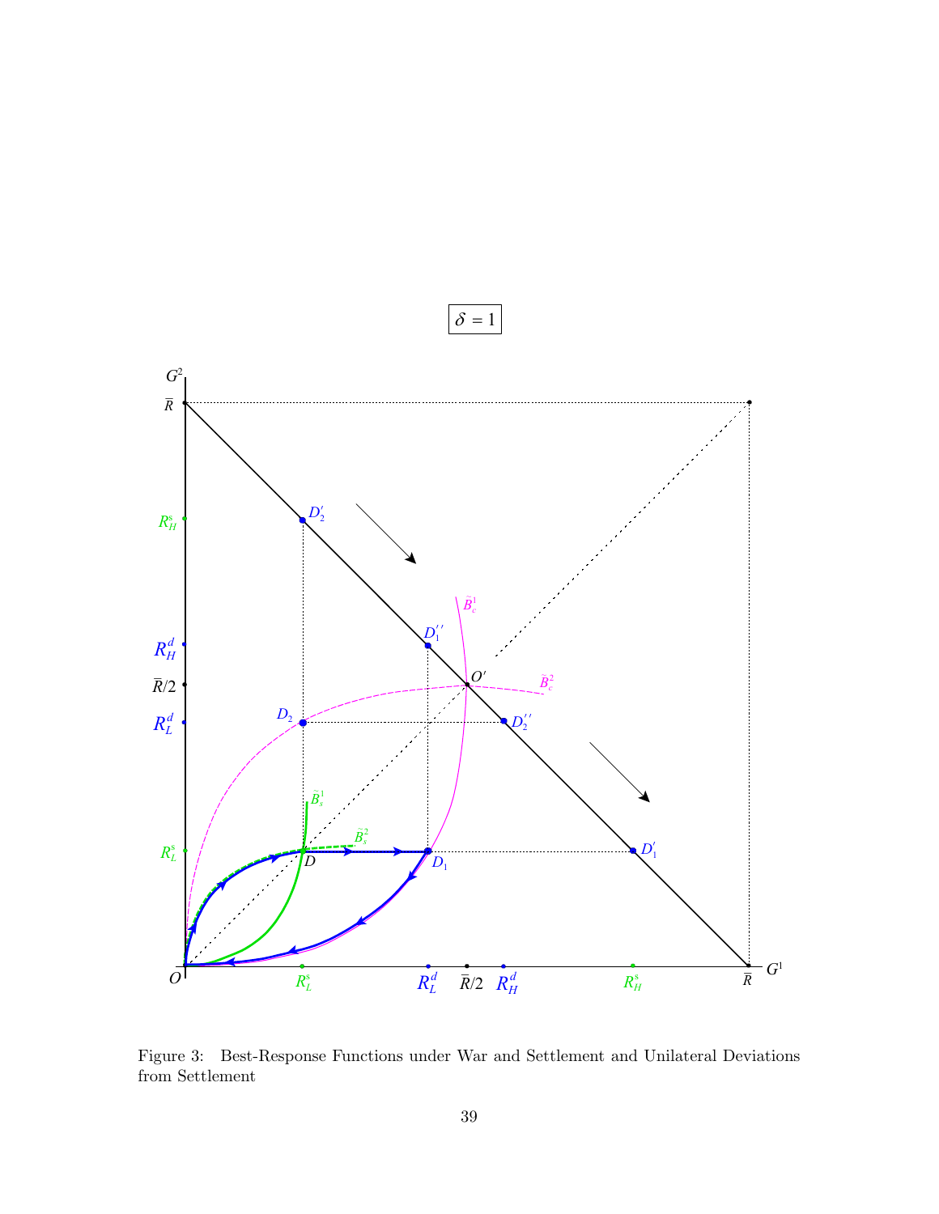Figure 3: Best-Response Functions under War and Settlement and Unilateral Deviations from Settlement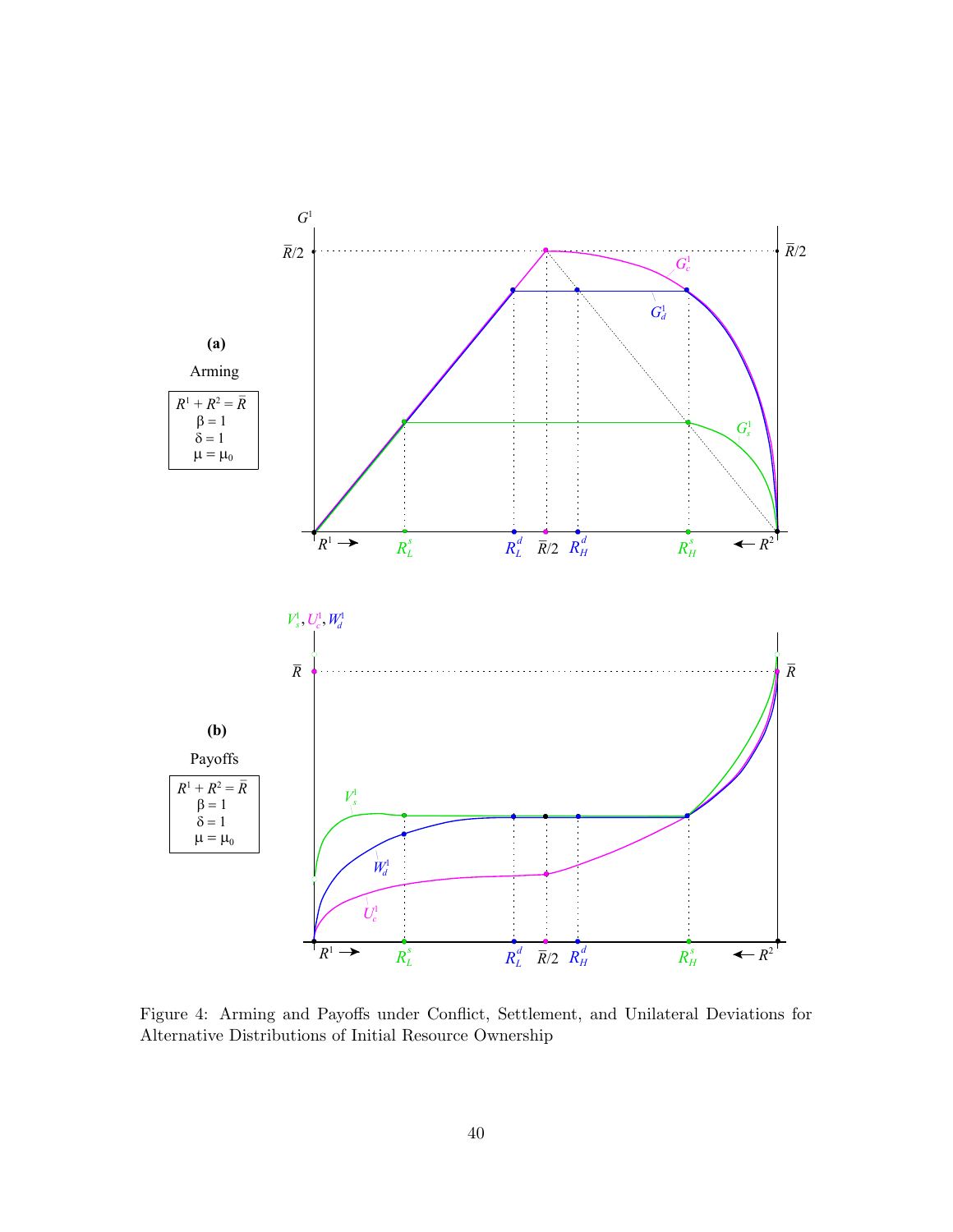Figure 4: Arming and Payoffs under Conflict, Settlement, and Unilateral Deviations for Alternative Distributions of Initial Resource Ownership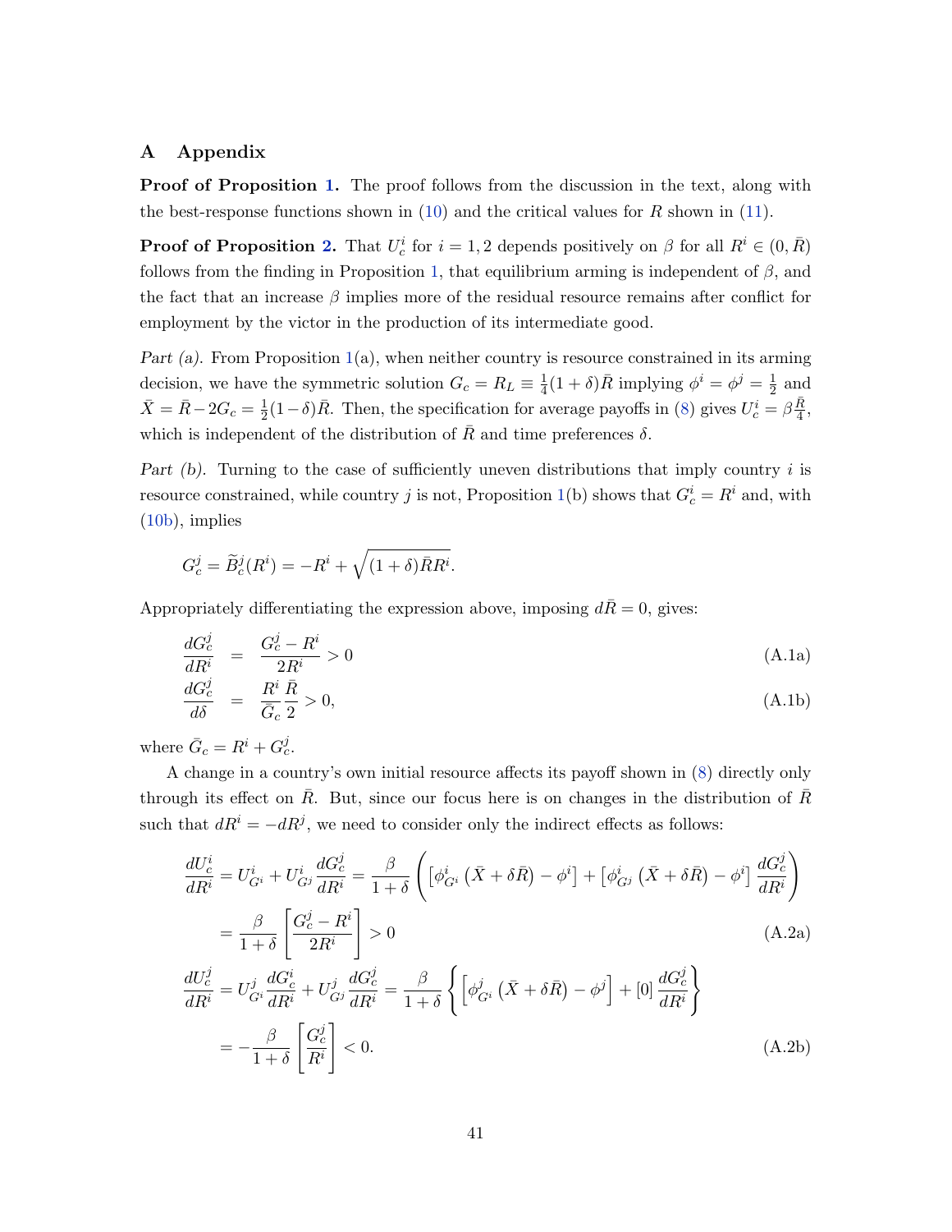## A Appendix

**Proof of Proposition 1.** The proof follows from the discussion in the text, along with the best-response functions shown in (10) and the critical values for $R$ shown in (11).

**Proof of Proposition 2.** That $U_c^i$ for $i = 1, 2$ depends positively on $\beta$ for all $R^i \in (0, \bar{R})$ follows from the finding in Proposition 1, that equilibrium arming is independent of $\beta$, and the fact that an increase $\beta$ implies more of the residual resource remains after conflict for employment by the victor in the production of its intermediate good.

*Part (a).* From Proposition 1(a), when neither country is resource constrained in its arming decision, we have the symmetric solution $G_c = R_L \equiv \frac{1}{4}(1+\delta)\bar{R}$ implying $\phi^i = \phi^j = \frac{1}{2}$ and $\bar{X} = \bar{R} - 2G_c = \frac{1}{2}(1-\delta)\bar{R}$. Then, the specification for average payoffs in (8) gives $U_c^i = \beta\frac{\bar{R}}{4}$, which is independent of the distribution of $\bar{R}$ and time preferences $\delta$.

*Part (b).* Turning to the case of sufficiently uneven distributions that imply country $i$ is resource constrained, while country $j$ is not, Proposition 1(b) shows that $G_c^i = R^i$ and, with (10b), implies

$$G_c^j = \widetilde{B}_c^j(R^i) = -R^i + \sqrt{(1+\delta)\bar{R}R^i}.$$

Appropriately differentiating the expression above, imposing $d\bar{R} = 0$, gives:

$$\frac{dG_c^j}{dR^i} = \frac{G_c^j - R^i}{2R^i} > 0 \tag{A.1a}$$

$$\frac{dG_c^j}{d\delta} = \frac{R^i}{\bar{G}_c}\frac{\bar{R}}{2} > 0, \tag{A.1b}$$

where $\bar{G}_c = R^i + G_c^j$.

A change in a country's own initial resource affects its payoff shown in (8) directly only through its effect on $\bar{R}$. But, since our focus here is on changes in the distribution of $\bar{R}$ such that $dR^i = -dR^j$, we need to consider only the indirect effects as follows:

$$\frac{dU_c^i}{dR^i} = U_{G^i}^i + U_{G^j}^i \frac{dG_c^j}{dR^i} = \frac{\beta}{1+\delta}\left(\left[\phi_{G^i}^i\left(\bar{X}+\delta\bar{R}\right) - \phi^i\right] + \left[\phi_{G^j}^i\left(\bar{X}+\delta\bar{R}\right) - \phi^i\right]\frac{dG_c^j}{dR^i}\right)$$

$$= \frac{\beta}{1+\delta}\left[\frac{G_c^j - R^i}{2R^i}\right] > 0 \tag{A.2a}$$

$$\frac{dU_c^j}{dR^i} = U_{G^i}^j \frac{dG_c^i}{dR^i} + U_{G^j}^j \frac{dG_c^j}{dR^i} = \frac{\beta}{1+\delta}\left\{\left[\phi_{G^i}^j\left(\bar{X}+\delta\bar{R}\right) - \phi^j\right] + [0]\frac{dG_c^j}{dR^i}\right\}$$

$$= -\frac{\beta}{1+\delta}\left[\frac{G_c^j}{R^i}\right] < 0. \tag{A.2b}$$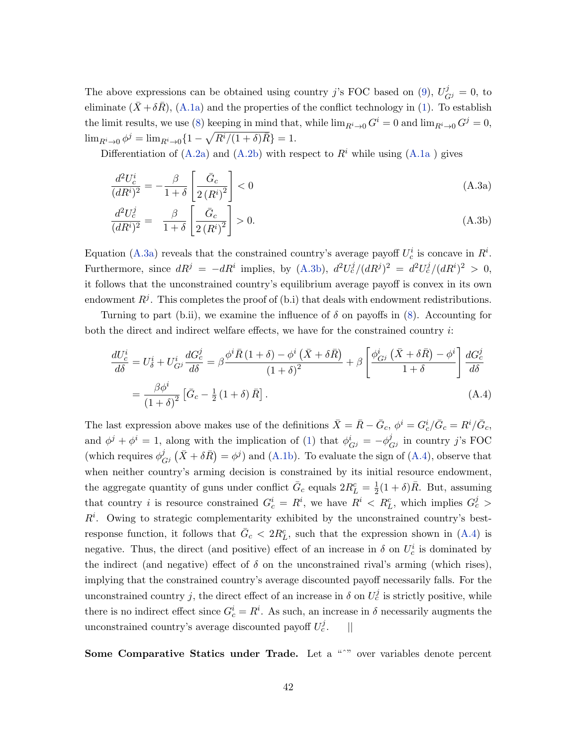The above expressions can be obtained using country $j$'s FOC based on (9), $U^j_{G^j} = 0$, to eliminate $(\bar{X} + \delta\bar{R})$, (A.1a) and the properties of the conflict technology in (1). To establish the limit results, we use (8) keeping in mind that, while $\lim_{R^i \to 0} G^i = 0$ and $\lim_{R^i \to 0} G^j = 0$, $\lim_{R^i \to 0} \phi^j = \lim_{R^i \to 0} \{1 - \sqrt{R^i/(1+\delta)\bar{R}}\} = 1$.

Differentiation of (A.2a) and (A.2b) with respect to $R^i$ while using (A.1a ) gives

$$\frac{d^2 U^i_c}{(dR^i)^2} = -\frac{\beta}{1+\delta}\left[\frac{\bar{G}_c}{2\,(R^i)^2}\right] < 0 \tag{A.3a}$$

$$\frac{d^2 U^j_c}{(dR^i)^2} = \frac{\beta}{1+\delta}\left[\frac{\bar{G}_c}{2\,(R^i)^2}\right] > 0. \tag{A.3b}$$

Equation (A.3a) reveals that the constrained country's average payoff $U^i_c$ is concave in $R^i$. Furthermore, since $dR^j = -dR^i$ implies, by (A.3b), $d^2U^j_c/(dR^j)^2 = d^2U^j_c/(dR^i)^2 > 0$, it follows that the unconstrained country's equilibrium average payoff is convex in its own endowment $R^j$. This completes the proof of (b.i) that deals with endowment redistributions.

Turning to part (b.ii), we examine the influence of $\delta$ on payoffs in (8). Accounting for both the direct and indirect welfare effects, we have for the constrained country $i$:

$$\begin{aligned}
\frac{dU^i_c}{d\delta} = U^i_\delta + U^i_{G^j}\frac{dG^j_c}{d\delta} &= \beta\frac{\phi^i\bar{R}\,(1+\delta) - \phi^i\left(\bar{X}+\delta\bar{R}\right)}{(1+\delta)^2} + \beta\left[\frac{\phi^i_{G^j}\left(\bar{X}+\delta\bar{R}\right) - \phi^i}{1+\delta}\right]\frac{dG^j_c}{d\delta} \\
&= \frac{\beta\phi^i}{(1+\delta)^2}\left[\bar{G}_c - \tfrac{1}{2}\,(1+\delta)\,\bar{R}\right].
\end{aligned} \tag{A.4}$$

The last expression above makes use of the definitions $\bar{X} = \bar{R} - \bar{G}_c$, $\phi^i = G^i_c/\bar{G}_c = R^i/\bar{G}_c$, and $\phi^j + \phi^i = 1$, along with the implication of (1) that $\phi^i_{G^j} = -\phi^j_{G^j}$ in country $j$'s FOC (which requires $\phi^j_{G^j}\left(\bar{X}+\delta\bar{R}\right) = \phi^j$) and (A.1b). To evaluate the sign of (A.4), observe that when neither country's arming decision is constrained by its initial resource endowment, the aggregate quantity of guns under conflict $\bar{G}_c$ equals $2R^c_L = \frac{1}{2}(1+\delta)\bar{R}$. But, assuming that country $i$ is resource constrained $G^i_c = R^i$, we have $R^i < R^c_L$, which implies $G^j_c > R^i$. Owing to strategic complementarity exhibited by the unconstrained country's best-response function, it follows that $\bar{G}_c < 2R^c_L$, such that the expression shown in (A.4) is negative. Thus, the direct (and positive) effect of an increase in $\delta$ on $U^i_c$ is dominated by the indirect (and negative) effect of $\delta$ on the unconstrained rival's arming (which rises), implying that the constrained country's average discounted payoff necessarily falls. For the unconstrained country $j$, the direct effect of an increase in $\delta$ on $U^j_c$ is strictly positive, while there is no indirect effect since $G^i_c = R^i$. As such, an increase in $\delta$ necessarily augments the unconstrained country's average discounted payoff $U^j_c$. ||

**Some Comparative Statics under Trade.** Let a "ˆ" over variables denote percent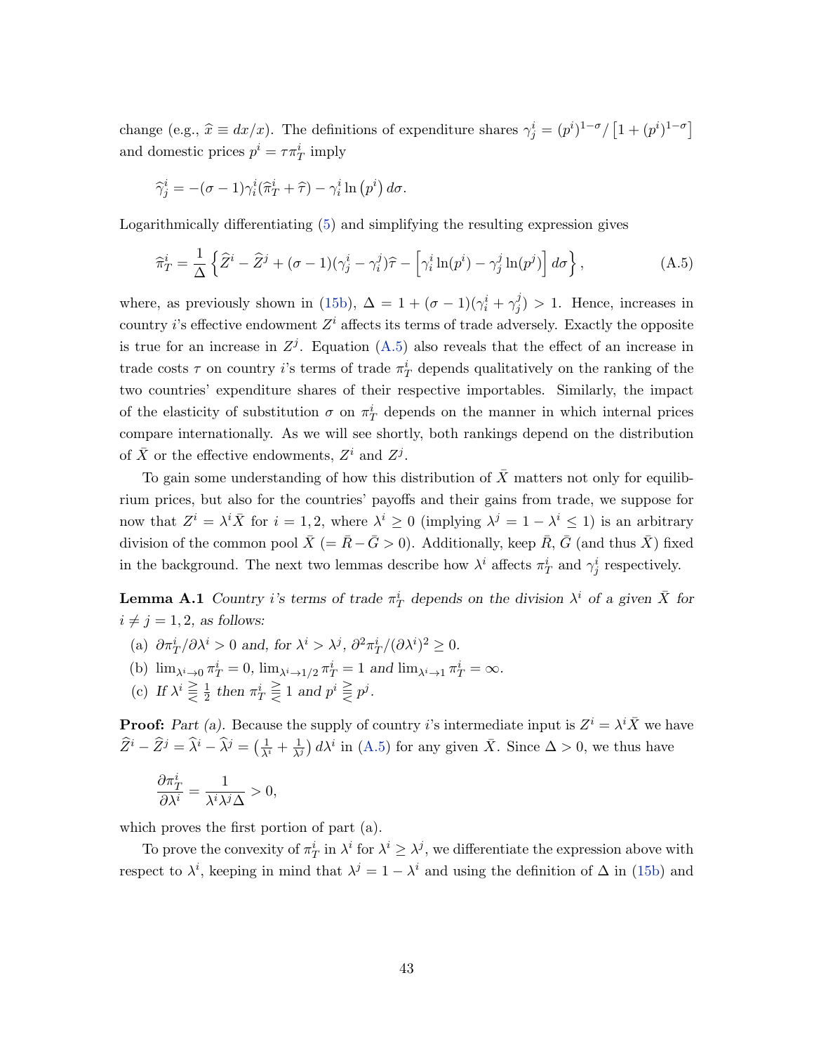change (e.g., $\widehat{x} \equiv dx/x$). The definitions of expenditure shares $\gamma_j^i = (p^i)^{1-\sigma}/\left[1 + (p^i)^{1-\sigma}\right]$ and domestic prices $p^i = \tau \pi_T^i$ imply

$$\widehat{\gamma}_j^i = -(\sigma - 1)\gamma_i^i(\widehat{\pi}_T^i + \widehat{\tau}) - \gamma_i^i \ln\left(p^i\right) d\sigma.$$

Logarithmically differentiating (5) and simplifying the resulting expression gives

$$\widehat{\pi}_T^i = \frac{1}{\Delta}\left\{\widehat{Z}^i - \widehat{Z}^j + (\sigma - 1)(\gamma_j^i - \gamma_i^j)\widehat{\tau} - \left[\gamma_i^i \ln(p^i) - \gamma_j^j \ln(p^j)\right] d\sigma\right\}, \tag{A.5}$$

where, as previously shown in (15b), $\Delta = 1 + (\sigma - 1)(\gamma_i^i + \gamma_j^j) > 1$. Hence, increases in country $i$'s effective endowment $Z^i$ affects its terms of trade adversely. Exactly the opposite is true for an increase in $Z^j$. Equation (A.5) also reveals that the effect of an increase in trade costs $\tau$ on country $i$'s terms of trade $\pi_T^i$ depends qualitatively on the ranking of the two countries' expenditure shares of their respective importables. Similarly, the impact of the elasticity of substitution $\sigma$ on $\pi_T^i$ depends on the manner in which internal prices compare internationally. As we will see shortly, both rankings depend on the distribution of $\bar{X}$ or the effective endowments, $Z^i$ and $Z^j$.

To gain some understanding of how this distribution of $\bar{X}$ matters not only for equilibrium prices, but also for the countries' payoffs and their gains from trade, we suppose for now that $Z^i = \lambda^i \bar{X}$ for $i = 1, 2$, where $\lambda^i \geq 0$ (implying $\lambda^j = 1 - \lambda^i \leq 1$) is an arbitrary division of the common pool $\bar{X}$ $(= \bar{R} - \bar{G} > 0)$. Additionally, keep $\bar{R}$, $\bar{G}$ (and thus $\bar{X}$) fixed in the background. The next two lemmas describe how $\lambda^i$ affects $\pi_T^i$ and $\gamma_j^i$ respectively.

**Lemma A.1** *Country $i$'s terms of trade $\pi_T^i$ depends on the division $\lambda^i$ of a given $\bar{X}$ for $i \neq j = 1, 2$, as follows:*

(a) $\partial \pi_T^i / \partial \lambda^i > 0$ *and, for* $\lambda^i > \lambda^j$, $\partial^2 \pi_T^i / (\partial \lambda^i)^2 \geq 0$.

(b) $\lim_{\lambda^i \to 0} \pi_T^i = 0$, $\lim_{\lambda^i \to 1/2} \pi_T^i = 1$ *and* $\lim_{\lambda^i \to 1} \pi_T^i = \infty$.

(c) *If* $\lambda^i \gtreqless \frac{1}{2}$ *then* $\pi_T^i \gtreqless 1$ *and* $p^i \gtreqless p^j$.

**Proof:** *Part (a).* Because the supply of country $i$'s intermediate input is $Z^i = \lambda^i \bar{X}$ we have $\widehat{Z}^i - \widehat{Z}^j = \widehat{\lambda}^i - \widehat{\lambda}^j = \left(\frac{1}{\lambda^i} + \frac{1}{\lambda^j}\right) d\lambda^i$ in (A.5) for any given $\bar{X}$. Since $\Delta > 0$, we thus have

$$\frac{\partial \pi_T^i}{\partial \lambda^i} = \frac{1}{\lambda^i \lambda^j \Delta} > 0,$$

which proves the first portion of part (a).

To prove the convexity of $\pi_T^i$ in $\lambda^i$ for $\lambda^i \geq \lambda^j$, we differentiate the expression above with respect to $\lambda^i$, keeping in mind that $\lambda^j = 1 - \lambda^i$ and using the definition of $\Delta$ in (15b) and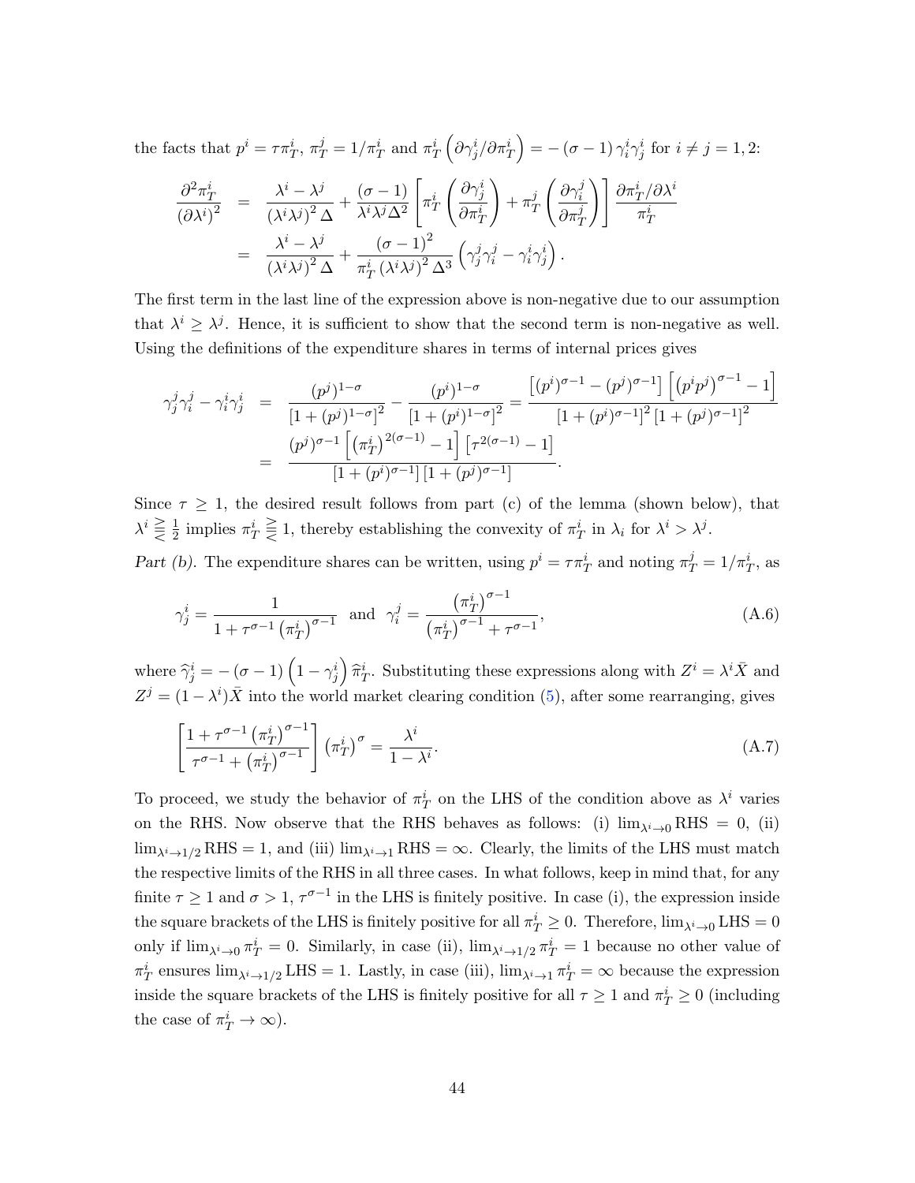the facts that $p^i = \tau \pi_T^i$, $\pi_T^j = 1/\pi_T^i$ and $\pi_T^i \left( \partial \gamma_j^i / \partial \pi_T^i \right) = -(\sigma - 1) \gamma_i^i \gamma_j^i$ for $i \neq j = 1, 2$:

$$
\begin{aligned}
\frac{\partial^2 \pi_T^i}{(\partial \lambda^i)^2} &= \frac{\lambda^i - \lambda^j}{(\lambda^i \lambda^j)^2 \Delta} + \frac{(\sigma - 1)}{\lambda^i \lambda^j \Delta^2} \left[ \pi_T^i \left( \frac{\partial \gamma_j^i}{\partial \pi_T^i} \right) + \pi_T^j \left( \frac{\partial \gamma_i^j}{\partial \pi_T^j} \right) \right] \frac{\partial \pi_T^i / \partial \lambda^i}{\pi_T^i} \\
&= \frac{\lambda^i - \lambda^j}{(\lambda^i \lambda^j)^2 \Delta} + \frac{(\sigma - 1)^2}{\pi_T^i (\lambda^i \lambda^j)^2 \Delta^3} \left( \gamma_j^j \gamma_i^j - \gamma_i^i \gamma_j^i \right).
\end{aligned}
$$

The first term in the last line of the expression above is non-negative due to our assumption that $\lambda^i \geq \lambda^j$. Hence, it is sufficient to show that the second term is non-negative as well. Using the definitions of the expenditure shares in terms of internal prices gives

$$
\begin{aligned}
\gamma_j^j \gamma_i^j - \gamma_i^i \gamma_j^i &= \frac{(p^j)^{1-\sigma}}{\left[1 + (p^j)^{1-\sigma}\right]^2} - \frac{(p^i)^{1-\sigma}}{\left[1 + (p^i)^{1-\sigma}\right]^2} = \frac{\left[(p^i)^{\sigma-1} - (p^j)^{\sigma-1}\right] \left[\left(p^i p^j\right)^{\sigma-1} - 1\right]}{\left[1 + (p^i)^{\sigma-1}\right]^2 \left[1 + (p^j)^{\sigma-1}\right]^2} \\
&= \frac{(p^j)^{\sigma-1} \left[\left(\pi_T^i\right)^{2(\sigma-1)} - 1\right] \left[\tau^{2(\sigma-1)} - 1\right]}{\left[1 + (p^i)^{\sigma-1}\right] \left[1 + (p^j)^{\sigma-1}\right]}.
\end{aligned}
$$

Since $\tau \geq 1$, the desired result follows from part (c) of the lemma (shown below), that $\lambda^i \gtreqless \frac{1}{2}$ implies $\pi_T^i \gtreqless 1$, thereby establishing the convexity of $\pi_T^i$ in $\lambda_i$ for $\lambda^i > \lambda^j$.

*Part (b).* The expenditure shares can be written, using $p^i = \tau \pi_T^i$ and noting $\pi_T^j = 1/\pi_T^i$, as

$$
\gamma_j^i = \frac{1}{1 + \tau^{\sigma-1} \left(\pi_T^i\right)^{\sigma-1}} \quad \text{and} \quad \gamma_i^j = \frac{\left(\pi_T^i\right)^{\sigma-1}}{\left(\pi_T^i\right)^{\sigma-1} + \tau^{\sigma-1}}, \tag{A.6}
$$

where $\widehat{\gamma}_j^i = -(\sigma - 1) \left(1 - \gamma_j^i\right) \widehat{\pi}_T^i$. Substituting these expressions along with $Z^i = \lambda^i \bar{X}$ and $Z^j = (1 - \lambda^i) \bar{X}$ into the world market clearing condition (5), after some rearranging, gives

$$
\left[ \frac{1 + \tau^{\sigma-1} \left(\pi_T^i\right)^{\sigma-1}}{\tau^{\sigma-1} + \left(\pi_T^i\right)^{\sigma-1}} \right] \left(\pi_T^i\right)^{\sigma} = \frac{\lambda^i}{1 - \lambda^i}. \tag{A.7}
$$

To proceed, we study the behavior of $\pi_T^i$ on the LHS of the condition above as $\lambda^i$ varies on the RHS. Now observe that the RHS behaves as follows: (i) $\lim_{\lambda^i \to 0} \text{RHS} = 0$, (ii) $\lim_{\lambda^i \to 1/2} \text{RHS} = 1$, and (iii) $\lim_{\lambda^i \to 1} \text{RHS} = \infty$. Clearly, the limits of the LHS must match the respective limits of the RHS in all three cases. In what follows, keep in mind that, for any finite $\tau \geq 1$ and $\sigma > 1$, $\tau^{\sigma-1}$ in the LHS is finitely positive. In case (i), the expression inside the square brackets of the LHS is finitely positive for all $\pi_T^i \geq 0$. Therefore, $\lim_{\lambda^i \to 0} \text{LHS} = 0$ only if $\lim_{\lambda^i \to 0} \pi_T^i = 0$. Similarly, in case (ii), $\lim_{\lambda^i \to 1/2} \pi_T^i = 1$ because no other value of $\pi_T^i$ ensures $\lim_{\lambda^i \to 1/2} \text{LHS} = 1$. Lastly, in case (iii), $\lim_{\lambda^i \to 1} \pi_T^i = \infty$ because the expression inside the square brackets of the LHS is finitely positive for all $\tau \geq 1$ and $\pi_T^i \geq 0$ (including the case of $\pi_T^i \to \infty$).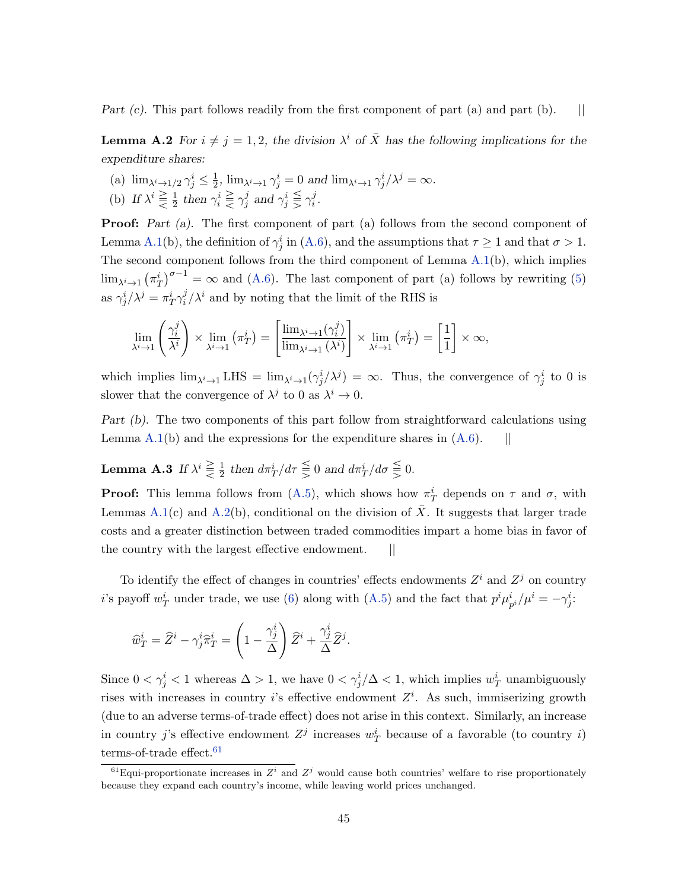*Part (c).* This part follows readily from the first component of part (a) and part (b). ||

**Lemma A.2** *For $i \neq j = 1, 2$, the division $\lambda^i$ of $\bar{X}$ has the following implications for the expenditure shares:*

(a) $\lim_{\lambda^i \to 1/2} \gamma_j^i \leq \frac{1}{2}$, $\lim_{\lambda^i \to 1} \gamma_j^i = 0$ *and* $\lim_{\lambda^i \to 1} \gamma_j^i / \lambda^j = \infty$.

(b) *If* $\lambda^i \gtreqless \frac{1}{2}$ *then* $\gamma_i^i \gtreqless \gamma_j^j$ *and* $\gamma_j^i \lesseqgtr \gamma_i^j$.

**Proof:** *Part (a).* The first component of part (a) follows from the second component of Lemma A.1(b), the definition of $\gamma_j^i$ in (A.6), and the assumptions that $\tau \geq 1$ and that $\sigma > 1$. The second component follows from the third component of Lemma A.1(b), which implies $\lim_{\lambda^i \to 1} \left(\pi_T^i\right)^{\sigma - 1} = \infty$ and (A.6). The last component of part (a) follows by rewriting (5) as $\gamma_j^i / \lambda^j = \pi_T^i \gamma_i^j / \lambda^i$ and by noting that the limit of the RHS is

$$\lim_{\lambda^i \to 1} \left( \frac{\gamma_i^j}{\lambda^i} \right) \times \lim_{\lambda^i \to 1} \left( \pi_T^i \right) = \left[ \frac{\lim_{\lambda^i \to 1} (\gamma_i^j)}{\lim_{\lambda^i \to 1} (\lambda^i)} \right] \times \lim_{\lambda^i \to 1} \left( \pi_T^i \right) = \left[ \frac{1}{1} \right] \times \infty,$$

which implies $\lim_{\lambda^i \to 1} \text{LHS} = \lim_{\lambda^i \to 1} (\gamma_j^i / \lambda^j) = \infty$. Thus, the convergence of $\gamma_j^i$ to 0 is slower that the convergence of $\lambda^j$ to 0 as $\lambda^i \to 0$.

*Part (b).* The two components of this part follow from straightforward calculations using Lemma A.1(b) and the expressions for the expenditure shares in (A.6). ||

**Lemma A.3** *If* $\lambda^i \gtreqless \frac{1}{2}$ *then* $d\pi_T^i / d\tau \lesseqgtr 0$ *and* $d\pi_T^i / d\sigma \lesseqgtr 0$.

**Proof:** This lemma follows from (A.5), which shows how $\pi_T^i$ depends on $\tau$ and $\sigma$, with Lemmas A.1(c) and A.2(b), conditional on the division of $\bar{X}$. It suggests that larger trade costs and a greater distinction between traded commodities impart a home bias in favor of the country with the largest effective endowment. ||

To identify the effect of changes in countries' effects endowments $Z^i$ and $Z^j$ on country $i$'s payoff $w_T^i$ under trade, we use (6) along with (A.5) and the fact that $p^i \mu_{p^i}^i / \mu^i = -\gamma_j^i$:

$$\widehat{w}_T^i = \widehat{Z}^i - \gamma_j^i \widehat{\pi}_T^i = \left(1 - \frac{\gamma_j^i}{\Delta}\right) \widehat{Z}^i + \frac{\gamma_j^i}{\Delta} \widehat{Z}^j.$$

Since $0 < \gamma_j^i < 1$ whereas $\Delta > 1$, we have $0 < \gamma_j^i / \Delta < 1$, which implies $w_T^i$ unambiguously rises with increases in country $i$'s effective endowment $Z^i$. As such, immiserizing growth (due to an adverse terms-of-trade effect) does not arise in this context. Similarly, an increase in country $j$'s effective endowment $Z^j$ increases $w_T^i$ because of a favorable (to country $i$) terms-of-trade effect.[61]

[61] Equi-proportionate increases in $Z^i$ and $Z^j$ would cause both countries' welfare to rise proportionately because they expand each country's income, while leaving world prices unchanged.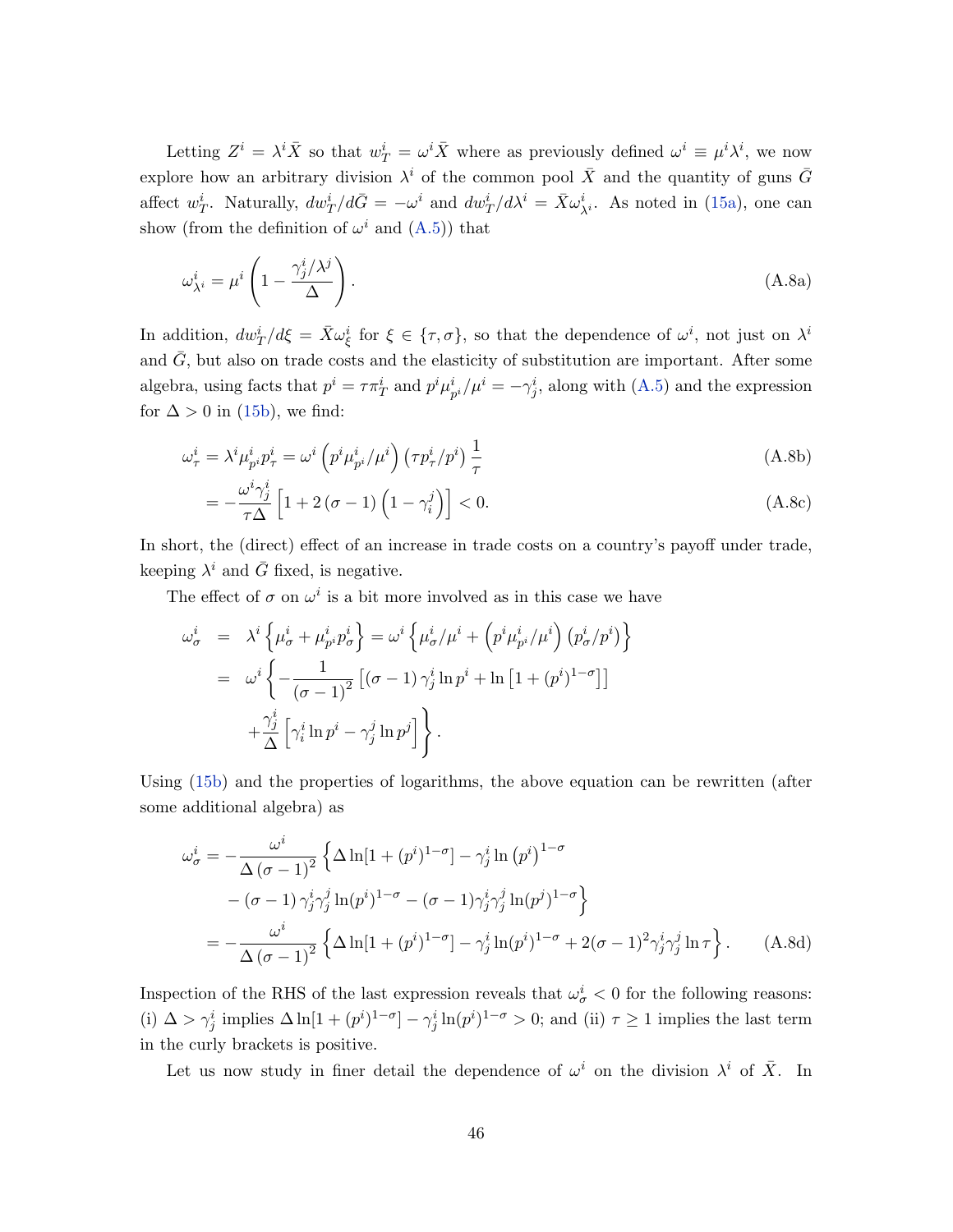Letting $Z^i = \lambda^i \bar{X}$ so that $w_T^i = \omega^i \bar{X}$ where as previously defined $\omega^i \equiv \mu^i \lambda^i$, we now explore how an arbitrary division $\lambda^i$ of the common pool $\bar{X}$ and the quantity of guns $\bar{G}$ affect $w_T^i$. Naturally, $dw_T^i/d\bar{G} = -\omega^i$ and $dw_T^i/d\lambda^i = \bar{X}\omega_{\lambda^i}^i$. As noted in (15a), one can show (from the definition of $\omega^i$ and (A.5)) that

$$
\omega_{\lambda^i}^i = \mu^i \left( 1 - \frac{\gamma_j^i/\lambda^j}{\Delta} \right). \tag{A.8a}
$$

In addition, $dw_T^i/d\xi = \bar{X}\omega_\xi^i$ for $\xi \in \{\tau, \sigma\}$, so that the dependence of $\omega^i$, not just on $\lambda^i$ and $\bar{G}$, but also on trade costs and the elasticity of substitution are important. After some algebra, using facts that $p^i = \tau \pi_T^i$ and $p^i \mu_{p^i}^i / \mu^i = -\gamma_j^i$, along with (A.5) and the expression for $\Delta > 0$ in (15b), we find:

$$
\omega_\tau^i = \lambda^i \mu_{p^i}^i p_\tau^i = \omega^i \left( p^i \mu_{p^i}^i / \mu^i \right) \left( \tau p_\tau^i / p^i \right) \frac{1}{\tau} \tag{A.8b}
$$

$$
= -\frac{\omega^i \gamma_j^i}{\tau \Delta} \left[ 1 + 2 \left( \sigma - 1 \right) \left( 1 - \gamma_i^j \right) \right] < 0. \tag{A.8c}
$$

In short, the (direct) effect of an increase in trade costs on a country's payoff under trade, keeping $\lambda^i$ and $\bar{G}$ fixed, is negative.

The effect of $\sigma$ on $\omega^i$ is a bit more involved as in this case we have

$$
\begin{aligned}
\omega_\sigma^i &= \lambda^i \left\{ \mu_\sigma^i + \mu_{p^i}^i p_\sigma^i \right\} = \omega^i \left\{ \mu_\sigma^i / \mu^i + \left( p^i \mu_{p^i}^i / \mu^i \right) \left( p_\sigma^i / p^i \right) \right\} \\
&= \omega^i \left\{ -\frac{1}{(\sigma - 1)^2} \left[ (\sigma - 1) \gamma_j^i \ln p^i + \ln \left[ 1 + (p^i)^{1-\sigma} \right] \right] \right. \\
&\qquad \left. + \frac{\gamma_j^i}{\Delta} \left[ \gamma_i^i \ln p^i - \gamma_j^j \ln p^j \right] \right\}.
\end{aligned}
$$

Using (15b) and the properties of logarithms, the above equation can be rewritten (after some additional algebra) as

$$
\begin{aligned}
\omega_\sigma^i &= -\frac{\omega^i}{\Delta (\sigma - 1)^2} \left\{ \Delta \ln[1 + (p^i)^{1-\sigma}] - \gamma_j^i \ln \left( p^i \right)^{1-\sigma} \right. \\
&\qquad \left. - (\sigma - 1) \gamma_j^i \gamma_j^j \ln (p^i)^{1-\sigma} - (\sigma - 1) \gamma_j^i \gamma_j^j \ln (p^j)^{1-\sigma} \right\} \\
&= -\frac{\omega^i}{\Delta (\sigma - 1)^2} \left\{ \Delta \ln[1 + (p^i)^{1-\sigma}] - \gamma_j^i \ln (p^i)^{1-\sigma} + 2(\sigma - 1)^2 \gamma_j^i \gamma_j^j \ln \tau \right\}.
\end{aligned} \tag{A.8d}
$$

Inspection of the RHS of the last expression reveals that $\omega_\sigma^i < 0$ for the following reasons: (i) $\Delta > \gamma_j^i$ implies $\Delta \ln[1 + (p^i)^{1-\sigma}] - \gamma_j^i \ln (p^i)^{1-\sigma} > 0$; and (ii) $\tau \geq 1$ implies the last term in the curly brackets is positive.

Let us now study in finer detail the dependence of $\omega^i$ on the division $\lambda^i$ of $\bar{X}$. In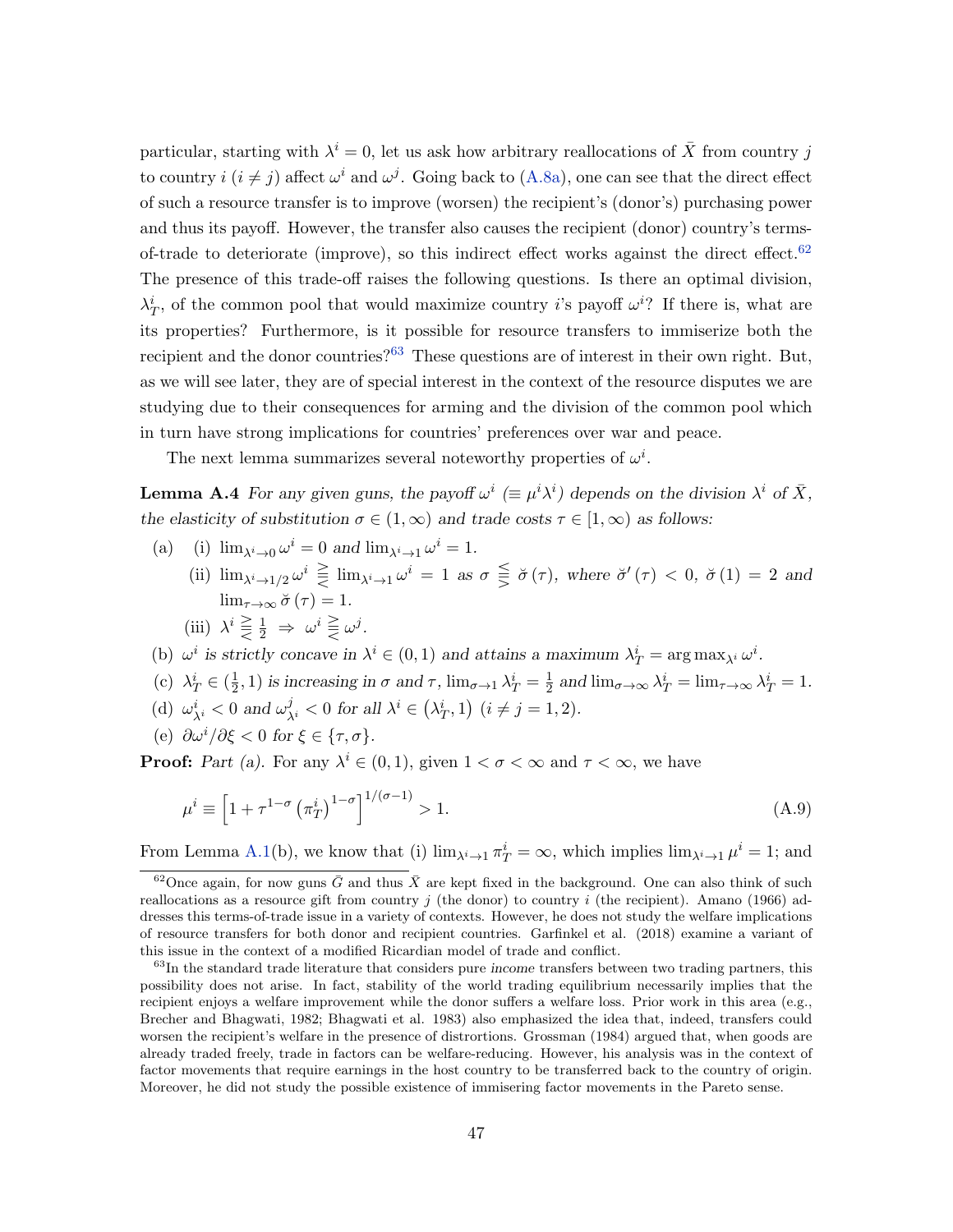particular, starting with $\lambda^i = 0$, let us ask how arbitrary reallocations of $\bar{X}$ from country $j$ to country $i$ ($i \neq j$) affect $\omega^i$ and $\omega^j$. Going back to (A.8a), one can see that the direct effect of such a resource transfer is to improve (worsen) the recipient's (donor's) purchasing power and thus its payoff. However, the transfer also causes the recipient (donor) country's terms-of-trade to deteriorate (improve), so this indirect effect works against the direct effect.[62] The presence of this trade-off raises the following questions. Is there an optimal division, $\lambda_T^i$, of the common pool that would maximize country $i$'s payoff $\omega^i$? If there is, what are its properties? Furthermore, is it possible for resource transfers to immiserize both the recipient and the donor countries?[63] These questions are of interest in their own right. But, as we will see later, they are of special interest in the context of the resource disputes we are studying due to their consequences for arming and the division of the common pool which in turn have strong implications for countries' preferences over war and peace.

The next lemma summarizes several noteworthy properties of $\omega^i$.

**Lemma A.4** *For any given guns, the payoff $\omega^i$ ($\equiv \mu^i \lambda^i$) depends on the division $\lambda^i$ of $\bar{X}$, the elasticity of substitution $\sigma \in (1, \infty)$ and trade costs $\tau \in [1, \infty)$ as follows:*

(a) (i) $\lim_{\lambda^i \to 0} \omega^i = 0$ *and* $\lim_{\lambda^i \to 1} \omega^i = 1$.

(ii) $\lim_{\lambda^i \to 1/2} \omega^i \gtreqless \lim_{\lambda^i \to 1} \omega^i = 1$ *as* $\sigma \lesseqgtr \breve{\sigma}(\tau)$, *where* $\breve{\sigma}'(\tau) < 0$, $\breve{\sigma}(1) = 2$ *and* $\lim_{\tau \to \infty} \breve{\sigma}(\tau) = 1$.

(iii) $\lambda^i \gtreqless \frac{1}{2} \Rightarrow \omega^i \gtreqless \omega^j$.

(b) $\omega^i$ *is strictly concave in* $\lambda^i \in (0, 1)$ *and attains a maximum* $\lambda_T^i = \arg\max_{\lambda^i} \omega^i$.

(c) $\lambda_T^i \in (\frac{1}{2}, 1)$ *is increasing in* $\sigma$ *and* $\tau$, $\lim_{\sigma \to 1} \lambda_T^i = \frac{1}{2}$ *and* $\lim_{\sigma \to \infty} \lambda_T^i = \lim_{\tau \to \infty} \lambda_T^i = 1$.

(d) $\omega_{\lambda^i}^i < 0$ *and* $\omega_{\lambda^i}^j < 0$ *for all* $\lambda^i \in (\lambda_T^i, 1)$ ($i \neq j = 1, 2$).

(e) $\partial \omega^i / \partial \xi < 0$ *for* $\xi \in \{\tau, \sigma\}$.

**Proof:** *Part (a).* For any $\lambda^i \in (0, 1)$, given $1 < \sigma < \infty$ and $\tau < \infty$, we have

$$\mu^i \equiv \left[1 + \tau^{1-\sigma} \left(\pi_T^i\right)^{1-\sigma}\right]^{1/(\sigma-1)} > 1. \tag{A.9}$$

From Lemma A.1(b), we know that (i) $\lim_{\lambda^i \to 1} \pi_T^i = \infty$, which implies $\lim_{\lambda^i \to 1} \mu^i = 1$; and

---

[62] Once again, for now guns $\bar{G}$ and thus $\bar{X}$ are kept fixed in the background. One can also think of such reallocations as a resource gift from country $j$ (the donor) to country $i$ (the recipient). Amano (1966) addresses this terms-of-trade issue in a variety of contexts. However, he does not study the welfare implications of resource transfers for both donor and recipient countries. Garfinkel et al. (2018) examine a variant of this issue in the context of a modified Ricardian model of trade and conflict.

[63] In the standard trade literature that considers pure *income* transfers between two trading partners, this possibility does not arise. In fact, stability of the world trading equilibrium necessarily implies that the recipient enjoys a welfare improvement while the donor suffers a welfare loss. Prior work in this area (e.g., Brecher and Bhagwati, 1982; Bhagwati et al. 1983) also emphasized the idea that, indeed, transfers could worsen the recipient's welfare in the presence of distrortions. Grossman (1984) argued that, when goods are already traded freely, trade in factors can be welfare-reducing. However, his analysis was in the context of factor movements that require earnings in the host country to be transferred back to the country of origin. Moreover, he did not study the possible existence of immisering factor movements in the Pareto sense.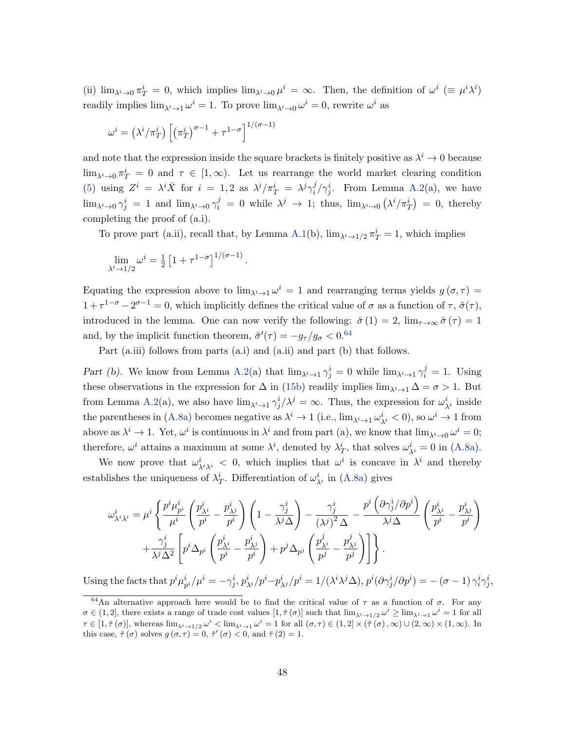(ii) $\lim_{\lambda^i \to 0} \pi^i_T = 0$, which implies $\lim_{\lambda^i \to 0} \mu^i = \infty$. Then, the definition of $\omega^i$ ($\equiv \mu^i \lambda^i$) readily implies $\lim_{\lambda^i \to 1} \omega^i = 1$. To prove $\lim_{\lambda^i \to 0} \omega^i = 0$, rewrite $\omega^i$ as

$$\omega^i = \left(\lambda^i / \pi^i_T\right) \left[\left(\pi^i_T\right)^{\sigma-1} + \tau^{1-\sigma}\right]^{1/(\sigma-1)}$$

and note that the expression inside the square brackets is finitely positive as $\lambda^i \to 0$ because $\lim_{\lambda^i \to 0} \pi^i_T = 0$ and $\tau \in [1, \infty)$. Let us rearrange the world market clearing condition (5) using $Z^i = \lambda^i \bar{X}$ for $i = 1, 2$ as $\lambda^i / \pi^i_T = \lambda^j \gamma^j_i / \gamma^i_j$. From Lemma A.2(a), we have $\lim_{\lambda^i \to 0} \gamma^i_j = 1$ and $\lim_{\lambda^i \to 0} \gamma^j_i = 0$ while $\lambda^j \to 1$; thus, $\lim_{\lambda^i \to 0} \left(\lambda^i / \pi^i_T\right) = 0$, thereby completing the proof of (a.i).

To prove part (a.ii), recall that, by Lemma A.1(b), $\lim_{\lambda^i \to 1/2} \pi^i_T = 1$, which implies

$$\lim_{\lambda^i \to 1/2} \omega^i = \tfrac{1}{2} \left[1 + \tau^{1-\sigma}\right]^{1/(\sigma-1)}.$$

Equating the expression above to $\lim_{\lambda^i \to 1} \omega^i = 1$ and rearranging terms yields $g(\sigma, \tau) = 1 + \tau^{1-\sigma} - 2^{\sigma-1} = 0$, which implicitly defines the critical value of $\sigma$ as a function of $\tau$, $\breve{\sigma}(\tau)$, introduced in the lemma. One can now verify the following: $\breve{\sigma}(1) = 2$, $\lim_{\tau \to \infty} \breve{\sigma}(\tau) = 1$ and, by the implicit function theorem, $\breve{\sigma}'(\tau) = -g_\tau / g_\sigma < 0$.[64]

Part (a.iii) follows from parts (a.i) and (a.ii) and part (b) that follows.

*Part (b).* We know from Lemma A.2(a) that $\lim_{\lambda^i \to 1} \gamma^i_j = 0$ while $\lim_{\lambda^i \to 1} \gamma^j_i = 1$. Using these observations in the expression for $\Delta$ in (15b) readily implies $\lim_{\lambda^i \to 1} \Delta = \sigma > 1$. But from Lemma A.2(a), we also have $\lim_{\lambda^i \to 1} \gamma^i_j / \lambda^j = \infty$. Thus, the expression for $\omega^i_{\lambda^i}$ inside the parentheses in (A.8a) becomes negative as $\lambda^i \to 1$ (i.e., $\lim_{\lambda^i \to 1} \omega^i_{\lambda^i} < 0$), so $\omega^i \to 1$ from above as $\lambda^i \to 1$. Yet, $\omega^i$ is continuous in $\lambda^i$ and from part (a), we know that $\lim_{\lambda^i \to 0} \omega^i = 0$; therefore, $\omega^i$ attains a maximum at some $\lambda^i$, denoted by $\lambda^i_T$, that solves $\omega^i_{\lambda^i} = 0$ in (A.8a).

We now prove that $\omega^i_{\lambda^i \lambda^i} < 0$, which implies that $\omega^i$ is concave in $\lambda^i$ and thereby establishes the uniqueness of $\lambda^i_T$. Differentiation of $\omega^i_{\lambda^i}$ in (A.8a) gives

$$\omega^i_{\lambda^i \lambda^i} = \mu^i \left\{ \frac{p^i \mu^i_{p^i}}{\mu^i} \left(\frac{p^i_{\lambda^i}}{p^i} - \frac{p^i_{\lambda^j}}{p^i}\right) \left(1 - \frac{\gamma^i_j}{\lambda^j \Delta}\right) - \frac{\gamma^i_j}{\left(\lambda^j\right)^2 \Delta} - \frac{p^i \left(\partial \gamma^i_j / \partial p^i\right)}{\lambda^j \Delta} \left(\frac{p^i_{\lambda^i}}{p^i} - \frac{p^i_{\lambda^j}}{p^i}\right) \right.$$
$$\left. + \frac{\gamma^i_j}{\lambda^j \Delta^2} \left[ p^i \Delta_{p^i} \left(\frac{p^i_{\lambda^i}}{p^i} - \frac{p^i_{\lambda^j}}{p^i}\right) + p^j \Delta_{p^j} \left(\frac{p^j_{\lambda^i}}{p^j} - \frac{p^j_{\lambda^j}}{p^j}\right) \right] \right\}.$$

Using the facts that $p^i \mu^i_{p^i} / \mu^i = -\gamma^i_j$, $p^i_{\lambda^i}/p^i - p^i_{\lambda^j}/p^i = 1/(\lambda^i \lambda^j \Delta)$, $p^i (\partial \gamma^i_j / \partial p^i) = -(\sigma - 1) \gamma^i_i \gamma^i_j$,

[64] An alternative approach here would be to find the critical value of $\tau$ as a function of $\sigma$. For any $\sigma \in (1, 2]$, there exists a range of trade cost values $[1, \breve{\tau}(\sigma)]$ such that $\lim_{\lambda^i \to 1/2} \omega^i \geq \lim_{\lambda^i \to 1} \omega^i = 1$ for all $\tau \in [1, \breve{\tau}(\sigma)]$, whereas $\lim_{\lambda^i \to 1/2} \omega^i < \lim_{\lambda^i \to 1} \omega^i = 1$ for all $(\sigma, \tau) \in (1, 2] \times (\breve{\tau}(\sigma), \infty) \cup (2, \infty) \times (1, \infty)$. In this case, $\breve{\tau}(\sigma)$ solves $g(\sigma, \tau) = 0$, $\breve{\tau}'(\sigma) < 0$, and $\breve{\tau}(2) = 1$.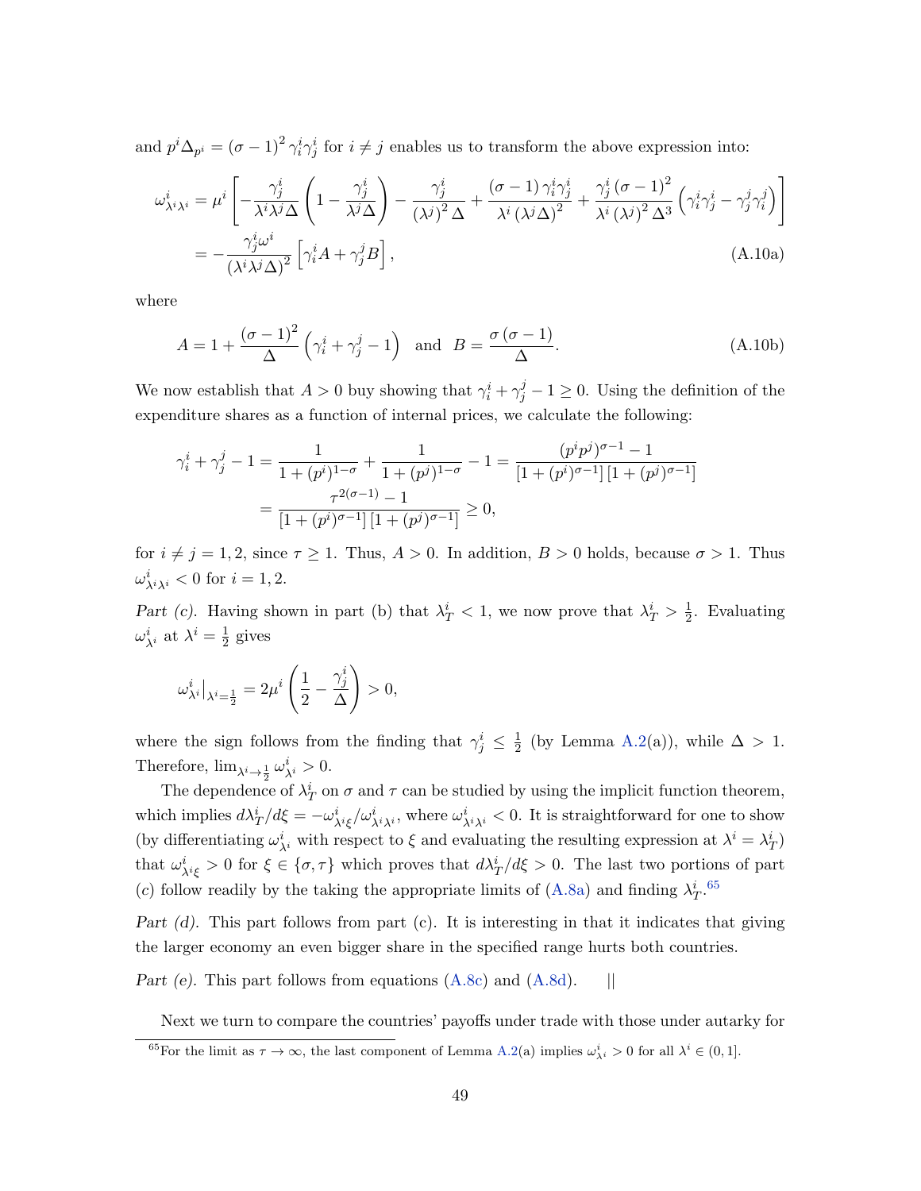and $p^i \Delta_{p^i} = (\sigma - 1)^2 \gamma_i^i \gamma_j^i$ for $i \neq j$ enables us to transform the above expression into:

$$
\begin{aligned}
\omega^i_{\lambda^i \lambda^i} &= \mu^i \left[ -\frac{\gamma_j^i}{\lambda^i \lambda^j \Delta} \left( 1 - \frac{\gamma_j^i}{\lambda^j \Delta} \right) - \frac{\gamma_j^i}{(\lambda^j)^2 \Delta} + \frac{(\sigma - 1) \gamma_i^i \gamma_j^i}{\lambda^i (\lambda^j \Delta)^2} + \frac{\gamma_j^i (\sigma - 1)^2}{\lambda^i (\lambda^j)^2 \Delta^3} \left( \gamma_i^i \gamma_j^i - \gamma_j^j \gamma_i^j \right) \right] \\
&= -\frac{\gamma_j^i \omega^i}{(\lambda^i \lambda^j \Delta)^2} \left[ \gamma_i^i A + \gamma_j^j B \right], \qquad \text{(A.10a)}
\end{aligned}
$$

where

$$
A = 1 + \frac{(\sigma - 1)^2}{\Delta} \left( \gamma_i^i + \gamma_j^j - 1 \right) \quad \text{and} \quad B = \frac{\sigma (\sigma - 1)}{\Delta}. \qquad \text{(A.10b)}
$$

We now establish that $A > 0$ buy showing that $\gamma_i^i + \gamma_j^j - 1 \geq 0$. Using the definition of the expenditure shares as a function of internal prices, we calculate the following:

$$
\begin{aligned}
\gamma_i^i + \gamma_j^j - 1 &= \frac{1}{1 + (p^i)^{1-\sigma}} + \frac{1}{1 + (p^j)^{1-\sigma}} - 1 = \frac{(p^i p^j)^{\sigma - 1} - 1}{[1 + (p^i)^{\sigma - 1}] [1 + (p^j)^{\sigma - 1}]} \\
&= \frac{\tau^{2(\sigma - 1)} - 1}{[1 + (p^i)^{\sigma - 1}] [1 + (p^j)^{\sigma - 1}]} \geq 0,
\end{aligned}
$$

for $i \neq j = 1, 2$, since $\tau \geq 1$. Thus, $A > 0$. In addition, $B > 0$ holds, because $\sigma > 1$. Thus $\omega^i_{\lambda^i \lambda^i} < 0$ for $i = 1, 2$.

*Part (c).* Having shown in part (b) that $\lambda_T^i < 1$, we now prove that $\lambda_T^i > \frac{1}{2}$. Evaluating $\omega^i_{\lambda^i}$ at $\lambda^i = \frac{1}{2}$ gives

$$
\omega^i_{\lambda^i} \big|_{\lambda^i = \frac{1}{2}} = 2\mu^i \left( \frac{1}{2} - \frac{\gamma_j^i}{\Delta} \right) > 0,
$$

where the sign follows from the finding that $\gamma_j^i \leq \frac{1}{2}$ (by Lemma A.2(a)), while $\Delta > 1$. Therefore, $\lim_{\lambda^i \to \frac{1}{2}} \omega^i_{\lambda^i} > 0$.

The dependence of $\lambda_T^i$ on $\sigma$ and $\tau$ can be studied by using the implicit function theorem, which implies $d\lambda_T^i / d\xi = -\omega^i_{\lambda^i \xi} / \omega^i_{\lambda^i \lambda^i}$, where $\omega^i_{\lambda^i \lambda^i} < 0$. It is straightforward for one to show (by differentiating $\omega^i_{\lambda^i}$ with respect to $\xi$ and evaluating the resulting expression at $\lambda^i = \lambda_T^i$) that $\omega^i_{\lambda^i \xi} > 0$ for $\xi \in \{\sigma, \tau\}$ which proves that $d\lambda_T^i / d\xi > 0$. The last two portions of part (*c*) follow readily by the taking the appropriate limits of (A.8a) and finding $\lambda_T^i$.[65]

*Part (d).* This part follows from part (c). It is interesting in that it indicates that giving the larger economy an even bigger share in the specified range hurts both countries.

*Part (e).* This part follows from equations (A.8c) and (A.8d). ||

Next we turn to compare the countries' payoffs under trade with those under autarky for

[65] For the limit as $\tau \to \infty$, the last component of Lemma A.2(a) implies $\omega^i_{\lambda^i} > 0$ for all $\lambda^i \in (0, 1]$.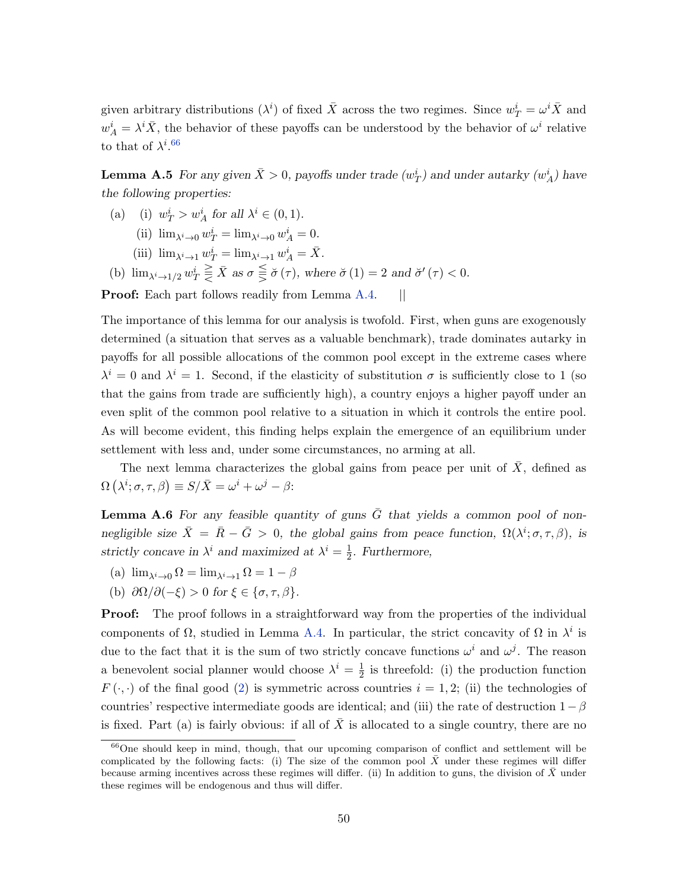given arbitrary distributions $(\lambda^i)$ of fixed $\bar{X}$ across the two regimes. Since $w_T^i = \omega^i \bar{X}$ and $w_A^i = \lambda^i \bar{X}$, the behavior of these payoffs can be understood by the behavior of $\omega^i$ relative to that of $\lambda^i$.[66]

**Lemma A.5** *For any given $\bar{X} > 0$, payoffs under trade ($w_T^i$) and under autarky ($w_A^i$) have the following properties:*

(a) (i) $w_T^i > w_A^i$ *for all* $\lambda^i \in (0, 1)$.

(ii) $\lim_{\lambda^i \to 0} w_T^i = \lim_{\lambda^i \to 0} w_A^i = 0$.

(iii) $\lim_{\lambda^i \to 1} w_T^i = \lim_{\lambda^i \to 1} w_A^i = \bar{X}$.

(b) $\lim_{\lambda^i \to 1/2} w_T^i \gtreqless \bar{X}$ *as* $\sigma \lesseqgtr \breve{\sigma}(\tau)$, *where* $\breve{\sigma}(1) = 2$ *and* $\breve{\sigma}'(\tau) < 0$.

**Proof:** Each part follows readily from Lemma A.4. ||

The importance of this lemma for our analysis is twofold. First, when guns are exogenously determined (a situation that serves as a valuable benchmark), trade dominates autarky in payoffs for all possible allocations of the common pool except in the extreme cases where $\lambda^i = 0$ and $\lambda^i = 1$. Second, if the elasticity of substitution $\sigma$ is sufficiently close to 1 (so that the gains from trade are sufficiently high), a country enjoys a higher payoff under an even split of the common pool relative to a situation in which it controls the entire pool. As will become evident, this finding helps explain the emergence of an equilibrium under settlement with less and, under some circumstances, no arming at all.

The next lemma characterizes the global gains from peace per unit of $\bar{X}$, defined as $\Omega(\lambda^i; \sigma, \tau, \beta) \equiv S/\bar{X} = \omega^i + \omega^j - \beta$:

**Lemma A.6** *For any feasible quantity of guns $\bar{G}$ that yields a common pool of non-negligible size $\bar{X} = \bar{R} - \bar{G} > 0$, the global gains from peace function, $\Omega(\lambda^i; \sigma, \tau, \beta)$, is strictly concave in $\lambda^i$ and maximized at $\lambda^i = \frac{1}{2}$. Furthermore,*

(a) $\lim_{\lambda^i \to 0} \Omega = \lim_{\lambda^i \to 1} \Omega = 1 - \beta$

(b) $\partial \Omega / \partial(-\xi) > 0$ *for* $\xi \in \{\sigma, \tau, \beta\}$.

**Proof:** The proof follows in a straightforward way from the properties of the individual components of $\Omega$, studied in Lemma A.4. In particular, the strict concavity of $\Omega$ in $\lambda^i$ is due to the fact that it is the sum of two strictly concave functions $\omega^i$ and $\omega^j$. The reason a benevolent social planner would choose $\lambda^i = \frac{1}{2}$ is threefold: (i) the production function $F(\cdot, \cdot)$ of the final good (2) is symmetric across countries $i = 1, 2$; (ii) the technologies of countries' respective intermediate goods are identical; and (iii) the rate of destruction $1 - \beta$ is fixed. Part (a) is fairly obvious: if all of $\bar{X}$ is allocated to a single country, there are no

[66] One should keep in mind, though, that our upcoming comparison of conflict and settlement will be complicated by the following facts: (i) The size of the common pool $\bar{X}$ under these regimes will differ because arming incentives across these regimes will differ. (ii) In addition to guns, the division of $\bar{X}$ under these regimes will be endogenous and thus will differ.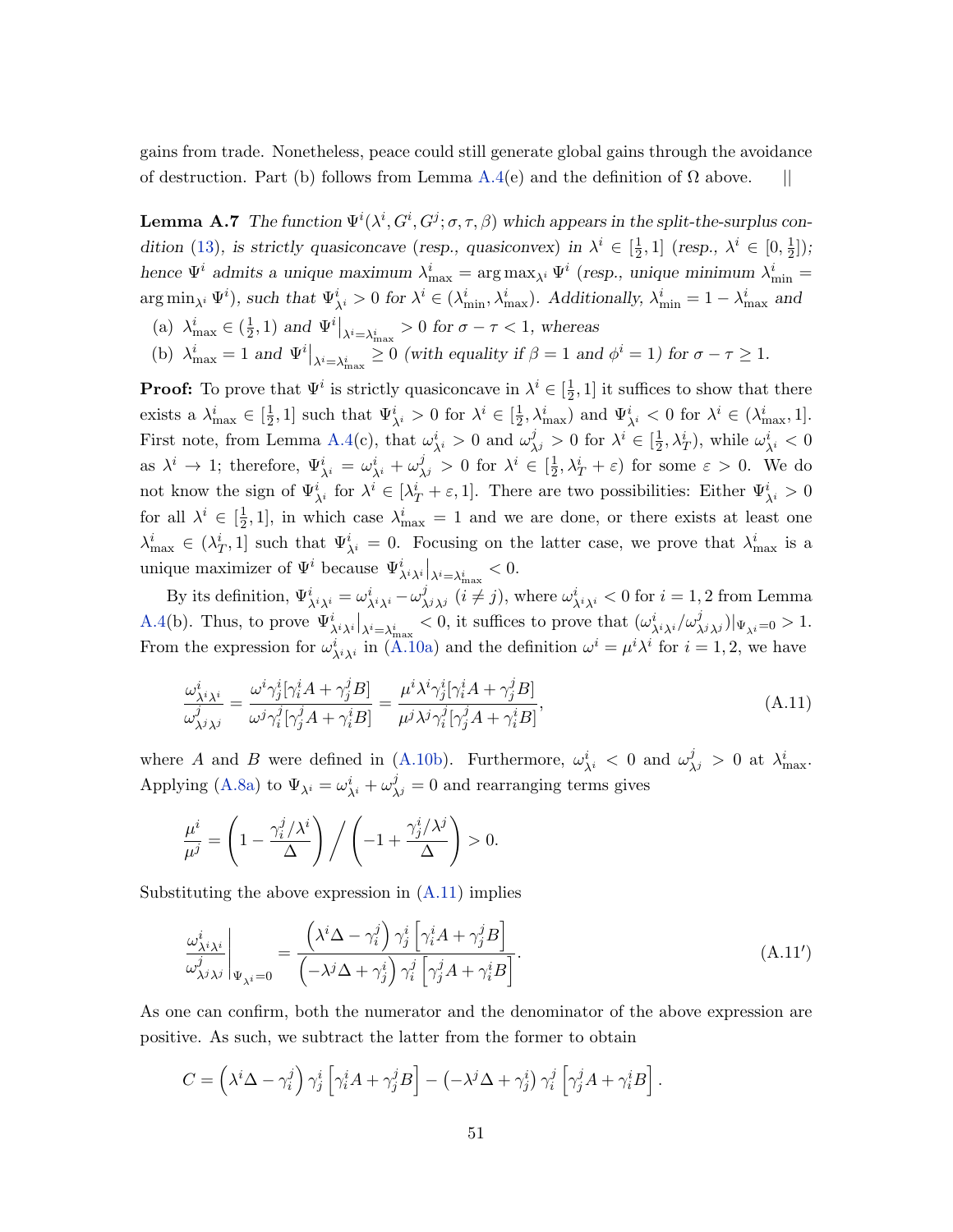gains from trade. Nonetheless, peace could still generate global gains through the avoidance of destruction. Part (b) follows from Lemma A.4(e) and the definition of $\Omega$ above. ||

**Lemma A.7** *The function $\Psi^i(\lambda^i, G^i, G^j; \sigma, \tau, \beta)$ which appears in the split-the-surplus condition (13), is strictly quasiconcave (resp., quasiconvex) in $\lambda^i \in [\frac{1}{2}, 1]$ (resp., $\lambda^i \in [0, \frac{1}{2}]$); hence $\Psi^i$ admits a unique maximum $\lambda^i_{\max} = \arg\max_{\lambda^i} \Psi^i$ (resp., unique minimum $\lambda^i_{\min} = \arg\min_{\lambda^i} \Psi^i$), such that $\Psi^i_{\lambda^i} > 0$ for $\lambda^i \in (\lambda^i_{\min}, \lambda^i_{\max})$. Additionally, $\lambda^i_{\min} = 1 - \lambda^i_{\max}$ and*

(a) *$\lambda^i_{\max} \in (\frac{1}{2}, 1)$ and $\Psi^i\big|_{\lambda^i = \lambda^i_{\max}} > 0$ for $\sigma - \tau < 1$, whereas*

(b) *$\lambda^i_{\max} = 1$ and $\Psi^i\big|_{\lambda^i = \lambda^i_{\max}} \geq 0$ (with equality if $\beta = 1$ and $\phi^i = 1$) for $\sigma - \tau \geq 1$.*

**Proof:** To prove that $\Psi^i$ is strictly quasiconcave in $\lambda^i \in [\frac{1}{2}, 1]$ it suffices to show that there exists a $\lambda^i_{\max} \in [\frac{1}{2}, 1]$ such that $\Psi^i_{\lambda^i} > 0$ for $\lambda^i \in [\frac{1}{2}, \lambda^i_{\max})$ and $\Psi^i_{\lambda^i} < 0$ for $\lambda^i \in (\lambda^i_{\max}, 1]$. First note, from Lemma A.4(c), that $\omega^i_{\lambda^i} > 0$ and $\omega^j_{\lambda^j} > 0$ for $\lambda^i \in [\frac{1}{2}, \lambda^i_T)$, while $\omega^i_{\lambda^i} < 0$ as $\lambda^i \to 1$; therefore, $\Psi^i_{\lambda^i} = \omega^i_{\lambda^i} + \omega^j_{\lambda^j} > 0$ for $\lambda^i \in [\frac{1}{2}, \lambda^i_T + \varepsilon)$ for some $\varepsilon > 0$. We do not know the sign of $\Psi^i_{\lambda^i}$ for $\lambda^i \in [\lambda^i_T + \varepsilon, 1]$. There are two possibilities: Either $\Psi^i_{\lambda^i} > 0$ for all $\lambda^i \in [\frac{1}{2}, 1]$, in which case $\lambda^i_{\max} = 1$ and we are done, or there exists at least one $\lambda^i_{\max} \in (\lambda^i_T, 1]$ such that $\Psi^i_{\lambda^i} = 0$. Focusing on the latter case, we prove that $\lambda^i_{\max}$ is a unique maximizer of $\Psi^i$ because $\Psi^i_{\lambda^i\lambda^i}\big|_{\lambda^i = \lambda^i_{\max}} < 0$.

By its definition, $\Psi^i_{\lambda^i\lambda^i} = \omega^i_{\lambda^i\lambda^i} - \omega^j_{\lambda^j\lambda^j}$ $(i \neq j)$, where $\omega^i_{\lambda^i\lambda^i} < 0$ for $i = 1, 2$ from Lemma A.4(b). Thus, to prove $\Psi^i_{\lambda^i\lambda^i}\big|_{\lambda^i = \lambda^i_{\max}} < 0$, it suffices to prove that $(\omega^i_{\lambda^i\lambda^i}/\omega^j_{\lambda^j\lambda^j})|_{\Psi_{\lambda^i} = 0} > 1$. From the expression for $\omega^i_{\lambda^i\lambda^i}$ in (A.10a) and the definition $\omega^i = \mu^i\lambda^i$ for $i = 1, 2$, we have

$$\frac{\omega^i_{\lambda^i\lambda^i}}{\omega^j_{\lambda^j\lambda^j}} = \frac{\omega^i\gamma^i_j[\gamma^i_i A + \gamma^j_j B]}{\omega^j\gamma^j_i[\gamma^j_j A + \gamma^i_i B]} = \frac{\mu^i\lambda^i\gamma^i_j[\gamma^i_i A + \gamma^j_j B]}{\mu^j\lambda^j\gamma^j_i[\gamma^j_j A + \gamma^i_i B]}, \tag{A.11}$$

where $A$ and $B$ were defined in (A.10b). Furthermore, $\omega^i_{\lambda^i} < 0$ and $\omega^j_{\lambda^j} > 0$ at $\lambda^i_{\max}$. Applying (A.8a) to $\Psi_{\lambda^i} = \omega^i_{\lambda^i} + \omega^j_{\lambda^j} = 0$ and rearranging terms gives

$$\frac{\mu^i}{\mu^j} = \left(1 - \frac{\gamma^j_i/\lambda^i}{\Delta}\right) \bigg/ \left(-1 + \frac{\gamma^i_j/\lambda^j}{\Delta}\right) > 0.$$

Substituting the above expression in (A.11) implies

$$\frac{\omega^i_{\lambda^i\lambda^i}}{\omega^j_{\lambda^j\lambda^j}}\bigg|_{\Psi_{\lambda^i} = 0} = \frac{\left(\lambda^i\Delta - \gamma^j_i\right)\gamma^i_j\left[\gamma^i_i A + \gamma^j_j B\right]}{\left(-\lambda^j\Delta + \gamma^i_j\right)\gamma^j_i\left[\gamma^j_j A + \gamma^i_i B\right]}. \tag{A.11$'$}$$

As one can confirm, both the numerator and the denominator of the above expression are positive. As such, we subtract the latter from the former to obtain

$$C = \left(\lambda^i\Delta - \gamma^j_i\right)\gamma^i_j\left[\gamma^i_i A + \gamma^j_j B\right] - \left(-\lambda^j\Delta + \gamma^i_j\right)\gamma^j_i\left[\gamma^j_j A + \gamma^i_i B\right].$$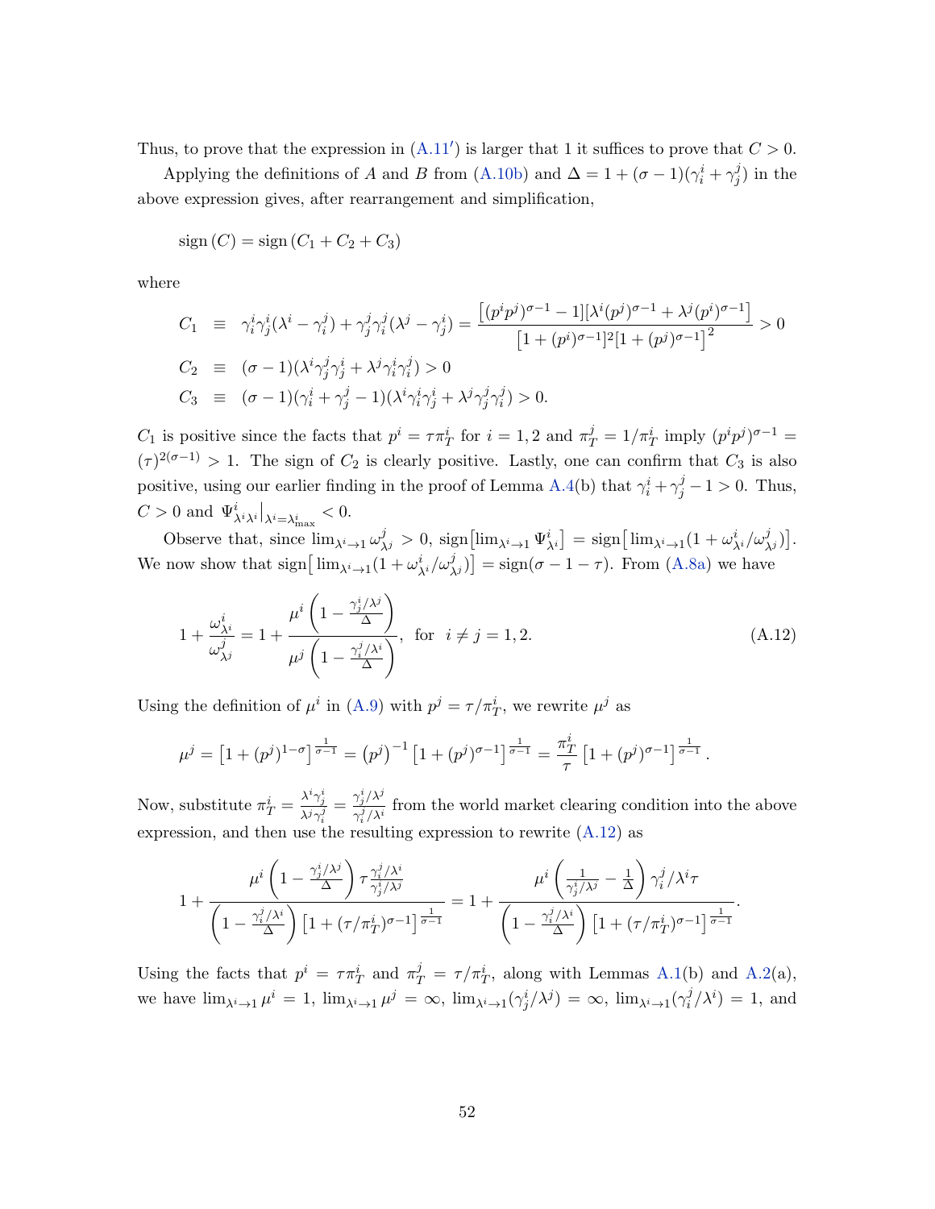Thus, to prove that the expression in (A.11$'$) is larger that 1 it suffices to prove that $C > 0$.

Applying the definitions of $A$ and $B$ from (A.10b) and $\Delta = 1 + (\sigma - 1)(\gamma_i^i + \gamma_j^j)$ in the above expression gives, after rearrangement and simplification,

$$\text{sign}\,(C) = \text{sign}\,(C_1 + C_2 + C_3)$$

where

$$\begin{aligned}
C_1 &\equiv \gamma_i^i \gamma_j^i (\lambda^i - \gamma_i^j) + \gamma_j^j \gamma_i^j (\lambda^j - \gamma_j^i) = \frac{\left[(p^i p^j)^{\sigma-1} - 1\right]\left[\lambda^i (p^j)^{\sigma-1} + \lambda^j (p^i)^{\sigma-1}\right]}{\left[1 + (p^i)^{\sigma-1}\right]^2 \left[1 + (p^j)^{\sigma-1}\right]^2} > 0 \\
C_2 &\equiv (\sigma - 1)(\lambda^i \gamma_j^j \gamma_j^i + \lambda^j \gamma_i^i \gamma_i^j) > 0 \\
C_3 &\equiv (\sigma - 1)(\gamma_i^i + \gamma_j^j - 1)(\lambda^i \gamma_i^i \gamma_j^i + \lambda^j \gamma_j^j \gamma_i^j) > 0.
\end{aligned}$$

$C_1$ is positive since the facts that $p^i = \tau \pi_T^i$ for $i = 1, 2$ and $\pi_T^j = 1/\pi_T^i$ imply $(p^i p^j)^{\sigma-1} = (\tau)^{2(\sigma-1)} > 1$. The sign of $C_2$ is clearly positive. Lastly, one can confirm that $C_3$ is also positive, using our earlier finding in the proof of Lemma A.4(b) that $\gamma_i^i + \gamma_j^j - 1 > 0$. Thus, $C > 0$ and $\Psi^i_{\lambda^i \lambda^i}\big|_{\lambda^i = \lambda^i_{\max}} < 0$.

Observe that, since $\lim_{\lambda^i \to 1} \omega^j_{\lambda^j} > 0$, $\text{sign}\big[\lim_{\lambda^i \to 1} \Psi^i_{\lambda^i}\big] = \text{sign}\big[\lim_{\lambda^i \to 1}(1 + \omega^i_{\lambda^i}/\omega^j_{\lambda^j})\big]$. We now show that $\text{sign}\big[\lim_{\lambda^i \to 1}(1 + \omega^i_{\lambda^i}/\omega^j_{\lambda^j})\big] = \text{sign}(\sigma - 1 - \tau)$. From (A.8a) we have

$$1 + \frac{\omega^i_{\lambda^i}}{\omega^j_{\lambda^j}} = 1 + \frac{\mu^i \left(1 - \frac{\gamma_j^i/\lambda^j}{\Delta}\right)}{\mu^j \left(1 - \frac{\gamma_i^j/\lambda^i}{\Delta}\right)}, \quad \text{for} \quad i \neq j = 1, 2. \tag{A.12}$$

Using the definition of $\mu^i$ in (A.9) with $p^j = \tau/\pi_T^i$, we rewrite $\mu^j$ as

$$\mu^j = \left[1 + (p^j)^{1-\sigma}\right]^{\frac{1}{\sigma-1}} = \left(p^j\right)^{-1}\left[1 + (p^j)^{\sigma-1}\right]^{\frac{1}{\sigma-1}} = \frac{\pi_T^i}{\tau}\left[1 + (p^j)^{\sigma-1}\right]^{\frac{1}{\sigma-1}}.$$

Now, substitute $\pi_T^i = \frac{\lambda^i \gamma_j^i}{\lambda^j \gamma_i^j} = \frac{\gamma_j^i/\lambda^j}{\gamma_i^j/\lambda^i}$ from the world market clearing condition into the above expression, and then use the resulting expression to rewrite (A.12) as

$$1 + \frac{\mu^i \left(1 - \frac{\gamma_j^i/\lambda^j}{\Delta}\right) \tau \frac{\gamma_i^j/\lambda^i}{\gamma_j^i/\lambda^j}}{\left(1 - \frac{\gamma_i^j/\lambda^i}{\Delta}\right)\left[1 + (\tau/\pi_T^i)^{\sigma-1}\right]^{\frac{1}{\sigma-1}}} = 1 + \frac{\mu^i \left(\frac{1}{\gamma_j^i/\lambda^j} - \frac{1}{\Delta}\right)\gamma_i^j/\lambda^i \tau}{\left(1 - \frac{\gamma_i^j/\lambda^i}{\Delta}\right)\left[1 + (\tau/\pi_T^i)^{\sigma-1}\right]^{\frac{1}{\sigma-1}}}.$$

Using the facts that $p^i = \tau \pi_T^i$ and $\pi_T^j = \tau/\pi_T^i$, along with Lemmas A.1(b) and A.2(a), we have $\lim_{\lambda^i \to 1} \mu^i = 1$, $\lim_{\lambda^i \to 1} \mu^j = \infty$, $\lim_{\lambda^i \to 1}(\gamma_j^i/\lambda^j) = \infty$, $\lim_{\lambda^i \to 1}(\gamma_i^j/\lambda^i) = 1$, and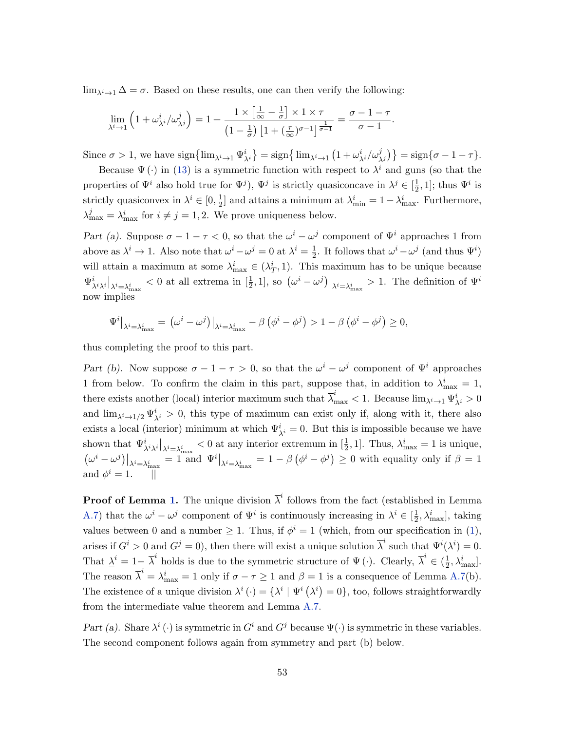$\lim_{\lambda^i \to 1} \Delta = \sigma$. Based on these results, one can then verify the following:

$$\lim_{\lambda^i \to 1} \left(1 + \omega^i_{\lambda^i}/\omega^j_{\lambda^j}\right) = 1 + \frac{1 \times \left[\frac{1}{\infty} - \frac{1}{\sigma}\right] \times 1 \times \tau}{\left(1 - \frac{1}{\sigma}\right)\left[1 + (\frac{\tau}{\infty})^{\sigma-1}\right]^{\frac{1}{\sigma-1}}} = \frac{\sigma - 1 - \tau}{\sigma - 1}.$$

Since $\sigma > 1$, we have $\text{sign}\{\lim_{\lambda^i \to 1} \Psi^i_{\lambda^i}\} = \text{sign}\{\lim_{\lambda^i \to 1} \left(1 + \omega^i_{\lambda^i}/\omega^j_{\lambda^j}\right)\} = \text{sign}\{\sigma - 1 - \tau\}$.

Because $\Psi(\cdot)$ in (13) is a symmetric function with respect to $\lambda^i$ and guns (so that the properties of $\Psi^i$ also hold true for $\Psi^j$), $\Psi^j$ is strictly quasiconcave in $\lambda^j \in [\frac{1}{2}, 1]$; thus $\Psi^i$ is strictly quasiconvex in $\lambda^i \in [0, \frac{1}{2}]$ and attains a minimum at $\lambda^i_{\min} = 1 - \lambda^i_{\max}$. Furthermore, $\lambda^j_{\max} = \lambda^i_{\max}$ for $i \neq j = 1, 2$. We prove uniqueness below.

*Part (a).* Suppose $\sigma - 1 - \tau < 0$, so that the $\omega^i - \omega^j$ component of $\Psi^i$ approaches 1 from above as $\lambda^i \to 1$. Also note that $\omega^i - \omega^j = 0$ at $\lambda^i = \frac{1}{2}$. It follows that $\omega^i - \omega^j$ (and thus $\Psi^i$) will attain a maximum at some $\lambda^i_{\max} \in (\lambda^i_T, 1)$. This maximum has to be unique because $\Psi^i_{\lambda^i\lambda^i}\big|_{\lambda^i = \lambda^i_{\max}} < 0$ at all extrema in $[\frac{1}{2}, 1]$, so $\left(\omega^i - \omega^j\right)\big|_{\lambda^i = \lambda^i_{\max}} > 1$. The definition of $\Psi^i$ now implies

$$\Psi^i\big|_{\lambda^i = \lambda^i_{\max}} = \left(\omega^i - \omega^j\right)\big|_{\lambda^i = \lambda^i_{\max}} - \beta\left(\phi^i - \phi^j\right) > 1 - \beta\left(\phi^i - \phi^j\right) \geq 0,$$

thus completing the proof to this part.

*Part (b).* Now suppose $\sigma - 1 - \tau > 0$, so that the $\omega^i - \omega^j$ component of $\Psi^i$ approaches 1 from below. To confirm the claim in this part, suppose that, in addition to $\lambda^i_{\max} = 1$, there exists another (local) interior maximum such that $\overline{\lambda}^i_{\max} < 1$. Because $\lim_{\lambda^i \to 1} \Psi^i_{\lambda^i} > 0$ and $\lim_{\lambda^i \to 1/2} \Psi^i_{\lambda^i} > 0$, this type of maximum can exist only if, along with it, there also exists a local (interior) minimum at which $\Psi^i_{\lambda^i} = 0$. But this is impossible because we have shown that $\Psi^i_{\lambda^i\lambda^i}\big|_{\lambda^i = \lambda^i_{\max}} < 0$ at any interior extremum in $[\frac{1}{2}, 1]$. Thus, $\lambda^i_{\max} = 1$ is unique, $\left(\omega^i - \omega^j\right)\big|_{\lambda^i = \lambda^i_{\max}} = 1$ and $\Psi^i\big|_{\lambda^i = \lambda^i_{\max}} = 1 - \beta\left(\phi^i - \phi^j\right) \geq 0$ with equality only if $\beta = 1$ and $\phi^i = 1$. $\quad ||$

**Proof of Lemma 1.** The unique division $\overline{\lambda}^i$ follows from the fact (established in Lemma A.7) that the $\omega^i - \omega^j$ component of $\Psi^i$ is continuously increasing in $\lambda^i \in [\frac{1}{2}, \lambda^i_{\max}]$, taking values between 0 and a number $\geq 1$. Thus, if $\phi^i = 1$ (which, from our specification in (1), arises if $G^i > 0$ and $G^j = 0$), then there will exist a unique solution $\overline{\lambda}^i$ such that $\Psi^i(\lambda^i) = 0$. That $\underline{\lambda}^i = 1 - \overline{\lambda}^i$ holds is due to the symmetric structure of $\Psi(\cdot)$. Clearly, $\overline{\lambda}^i \in (\frac{1}{2}, \lambda^i_{\max}]$. The reason $\overline{\lambda}^i = \lambda^i_{\max} = 1$ only if $\sigma - \tau \geq 1$ and $\beta = 1$ is a consequence of Lemma A.7(b). The existence of a unique division $\lambda^i(\cdot) = \{\lambda^i \mid \Psi^i(\lambda^i) = 0\}$, too, follows straightforwardly from the intermediate value theorem and Lemma A.7.

*Part (a).* Share $\lambda^i(\cdot)$ is symmetric in $G^i$ and $G^j$ because $\Psi(\cdot)$ is symmetric in these variables. The second component follows again from symmetry and part (b) below.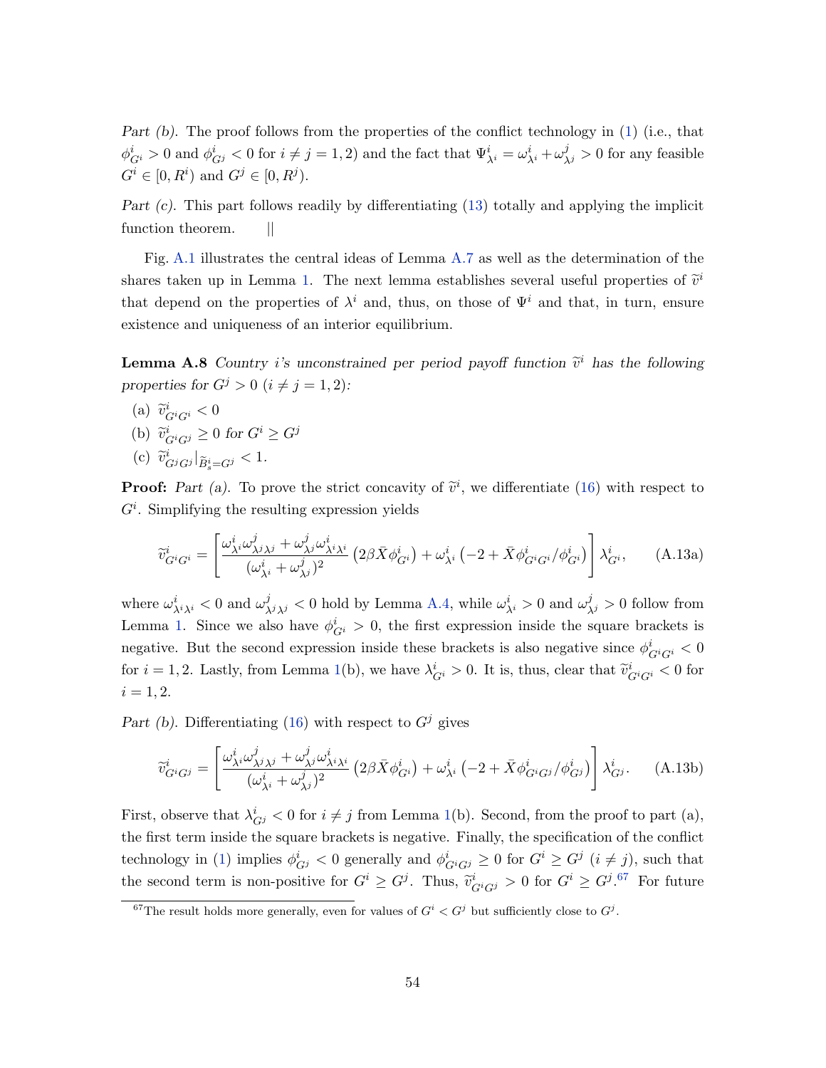*Part (b).* The proof follows from the properties of the conflict technology in (1) (i.e., that $\phi^i_{G^i} > 0$ and $\phi^i_{G^j} < 0$ for $i \neq j = 1, 2$) and the fact that $\Psi^i_{\lambda^i} = \omega^i_{\lambda^i} + \omega^j_{\lambda^j} > 0$ for any feasible $G^i \in [0, R^i)$ and $G^j \in [0, R^j)$.

*Part (c).* This part follows readily by differentiating (13) totally and applying the implicit function theorem. ||

Fig. A.1 illustrates the central ideas of Lemma A.7 as well as the determination of the shares taken up in Lemma 1. The next lemma establishes several useful properties of $\widetilde{v}^i$ that depend on the properties of $\lambda^i$ and, thus, on those of $\Psi^i$ and that, in turn, ensure existence and uniqueness of an interior equilibrium.

**Lemma A.8** *Country i's unconstrained per period payoff function $\widetilde{v}^i$ has the following properties for $G^j > 0$ ($i \neq j = 1, 2$):*

(a) $\widetilde{v}^i_{G^iG^i} < 0$

(b) $\widetilde{v}^i_{G^iG^j} \geq 0$ *for* $G^i \geq G^j$

(c) $\widetilde{v}^i_{G^jG^j}|_{\widetilde{B}^i_s = G^j} < 1$.

**Proof:** *Part (a).* To prove the strict concavity of $\widetilde{v}^i$, we differentiate (16) with respect to $G^i$. Simplifying the resulting expression yields

$$\widetilde{v}^i_{G^iG^i} = \left[ \frac{\omega^i_{\lambda^i}\omega^j_{\lambda^j\lambda^j} + \omega^j_{\lambda^j}\omega^i_{\lambda^i\lambda^i}}{(\omega^i_{\lambda^i} + \omega^j_{\lambda^j})^2} \left(2\beta\bar{X}\phi^i_{G^i}\right) + \omega^i_{\lambda^i}\left(-2 + \bar{X}\phi^i_{G^iG^i}/\phi^i_{G^i}\right) \right] \lambda^i_{G^i}, \tag{A.13a}$$

where $\omega^i_{\lambda^i\lambda^i} < 0$ and $\omega^j_{\lambda^j\lambda^j} < 0$ hold by Lemma A.4, while $\omega^i_{\lambda^i} > 0$ and $\omega^j_{\lambda^j} > 0$ follow from Lemma 1. Since we also have $\phi^i_{G^i} > 0$, the first expression inside the square brackets is negative. But the second expression inside these brackets is also negative since $\phi^i_{G^iG^i} < 0$ for $i = 1, 2$. Lastly, from Lemma 1(b), we have $\lambda^i_{G^i} > 0$. It is, thus, clear that $\widetilde{v}^i_{G^iG^i} < 0$ for $i = 1, 2$.

*Part (b).* Differentiating (16) with respect to $G^j$ gives

$$\widetilde{v}^i_{G^iG^j} = \left[ \frac{\omega^i_{\lambda^i}\omega^j_{\lambda^j\lambda^j} + \omega^j_{\lambda^j}\omega^i_{\lambda^i\lambda^i}}{(\omega^i_{\lambda^i} + \omega^j_{\lambda^j})^2} \left(2\beta\bar{X}\phi^i_{G^i}\right) + \omega^i_{\lambda^i}\left(-2 + \bar{X}\phi^i_{G^iG^j}/\phi^i_{G^j}\right) \right] \lambda^i_{G^j}. \tag{A.13b}$$

First, observe that $\lambda^i_{G^j} < 0$ for $i \neq j$ from Lemma 1(b). Second, from the proof to part (a), the first term inside the square brackets is negative. Finally, the specification of the conflict technology in (1) implies $\phi^i_{G^j} < 0$ generally and $\phi^i_{G^iG^j} \geq 0$ for $G^i \geq G^j$ ($i \neq j$), such that the second term is non-positive for $G^i \geq G^j$. Thus, $\widetilde{v}^i_{G^iG^j} > 0$ for $G^i \geq G^j$.[67] For future

[67] The result holds more generally, even for values of $G^i < G^j$ but sufficiently close to $G^j$.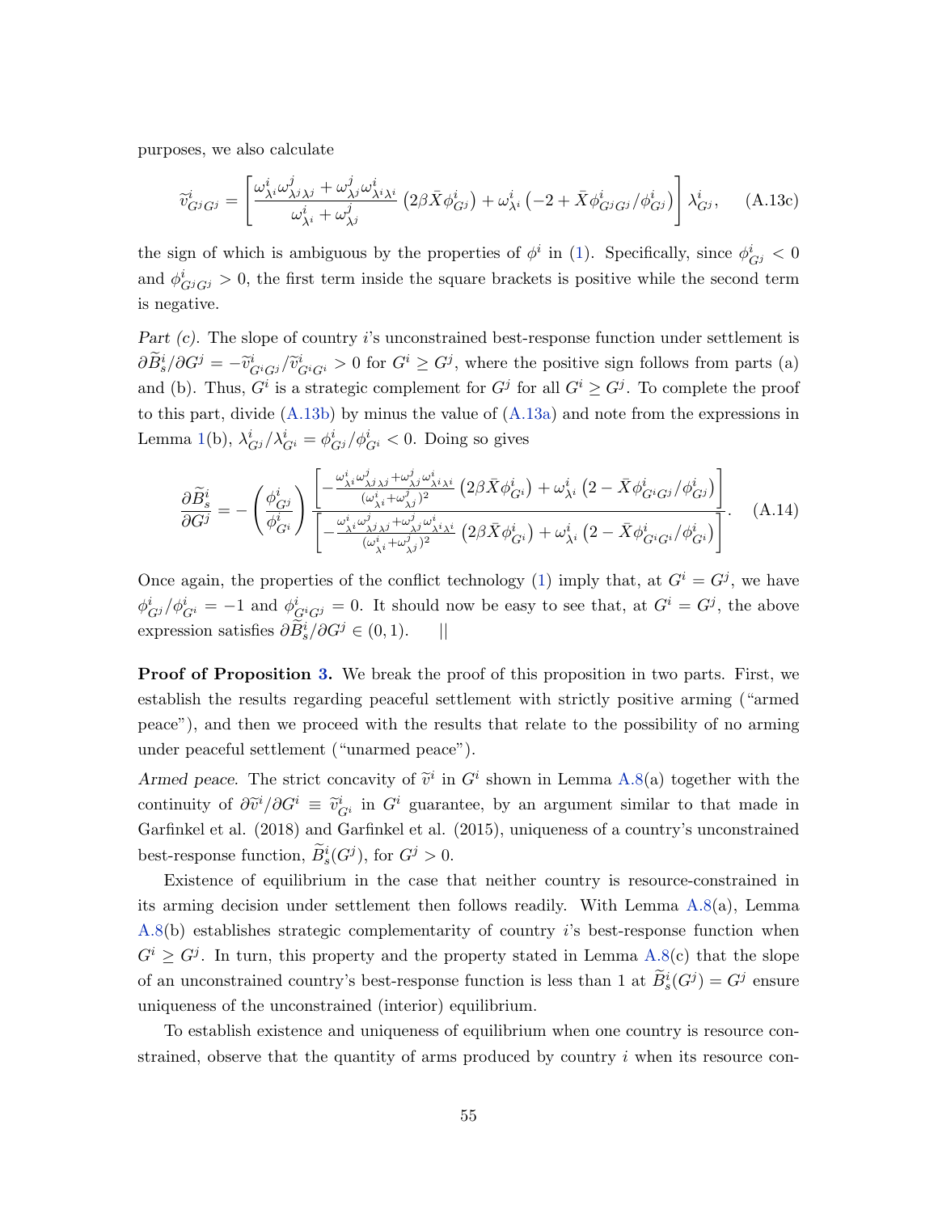purposes, we also calculate

$$\widetilde{v}^i_{G^jG^j} = \left[ \frac{\omega^i_{\lambda^i}\omega^j_{\lambda^j\lambda^j} + \omega^j_{\lambda^j}\omega^i_{\lambda^i\lambda^i}}{\omega^i_{\lambda^i} + \omega^j_{\lambda^j}} \left(2\beta \bar{X}\phi^i_{G^j}\right) + \omega^i_{\lambda^i}\left(-2 + \bar{X}\phi^i_{G^jG^j}/\phi^i_{G^j}\right) \right] \lambda^i_{G^j}, \qquad \text{(A.13c)}$$

the sign of which is ambiguous by the properties of $\phi^i$ in (1). Specifically, since $\phi^i_{G^j} < 0$ and $\phi^i_{G^jG^j} > 0$, the first term inside the square brackets is positive while the second term is negative.

*Part (c).* The slope of country $i$'s unconstrained best-response function under settlement is $\partial \widetilde{B}^i_s/\partial G^j = -\widetilde{v}^i_{G^iG^j}/\widetilde{v}^i_{G^iG^i} > 0$ for $G^i \geq G^j$, where the positive sign follows from parts (a) and (b). Thus, $G^i$ is a strategic complement for $G^j$ for all $G^i \geq G^j$. To complete the proof to this part, divide (A.13b) by minus the value of (A.13a) and note from the expressions in Lemma 1(b), $\lambda^i_{G^j}/\lambda^i_{G^i} = \phi^i_{G^j}/\phi^i_{G^i} < 0$. Doing so gives

$$\frac{\partial \widetilde{B}^i_s}{\partial G^j} = -\left(\frac{\phi^i_{G^j}}{\phi^i_{G^i}}\right) \frac{\left[ -\frac{\omega^i_{\lambda^i}\omega^j_{\lambda^j\lambda^j} + \omega^j_{\lambda^j}\omega^i_{\lambda^i\lambda^i}}{(\omega^i_{\lambda^i} + \omega^j_{\lambda^j})^2} \left(2\beta \bar{X}\phi^i_{G^i}\right) + \omega^i_{\lambda^i}\left(2 - \bar{X}\phi^i_{G^iG^j}/\phi^i_{G^j}\right) \right]}{\left[ -\frac{\omega^i_{\lambda^i}\omega^j_{\lambda^j\lambda^j} + \omega^j_{\lambda^j}\omega^i_{\lambda^i\lambda^i}}{(\omega^i_{\lambda^i} + \omega^j_{\lambda^j})^2} \left(2\beta \bar{X}\phi^i_{G^i}\right) + \omega^i_{\lambda^i}\left(2 - \bar{X}\phi^i_{G^iG^i}/\phi^i_{G^i}\right) \right]}. \qquad \text{(A.14)}$$

Once again, the properties of the conflict technology (1) imply that, at $G^i = G^j$, we have $\phi^i_{G^j}/\phi^i_{G^i} = -1$ and $\phi^i_{G^iG^j} = 0$. It should now be easy to see that, at $G^i = G^j$, the above expression satisfies $\partial \widetilde{B}^i_s/\partial G^j \in (0, 1)$. $\quad ||$

**Proof of Proposition 3.** We break the proof of this proposition in two parts. First, we establish the results regarding peaceful settlement with strictly positive arming ("armed peace"), and then we proceed with the results that relate to the possibility of no arming under peaceful settlement ("unarmed peace").

*Armed peace.* The strict concavity of $\widetilde{v}^i$ in $G^i$ shown in Lemma A.8(a) together with the continuity of $\partial \widetilde{v}^i/\partial G^i \equiv \widetilde{v}^i_{G^i}$ in $G^i$ guarantee, by an argument similar to that made in Garfinkel et al. (2018) and Garfinkel et al. (2015), uniqueness of a country's unconstrained best-response function, $\widetilde{B}^i_s(G^j)$, for $G^j > 0$.

Existence of equilibrium in the case that neither country is resource-constrained in its arming decision under settlement then follows readily. With Lemma A.8(a), Lemma A.8(b) establishes strategic complementarity of country $i$'s best-response function when $G^i \geq G^j$. In turn, this property and the property stated in Lemma A.8(c) that the slope of an unconstrained country's best-response function is less than 1 at $\widetilde{B}^i_s(G^j) = G^j$ ensure uniqueness of the unconstrained (interior) equilibrium.

To establish existence and uniqueness of equilibrium when one country is resource constrained, observe that the quantity of arms produced by country $i$ when its resource con-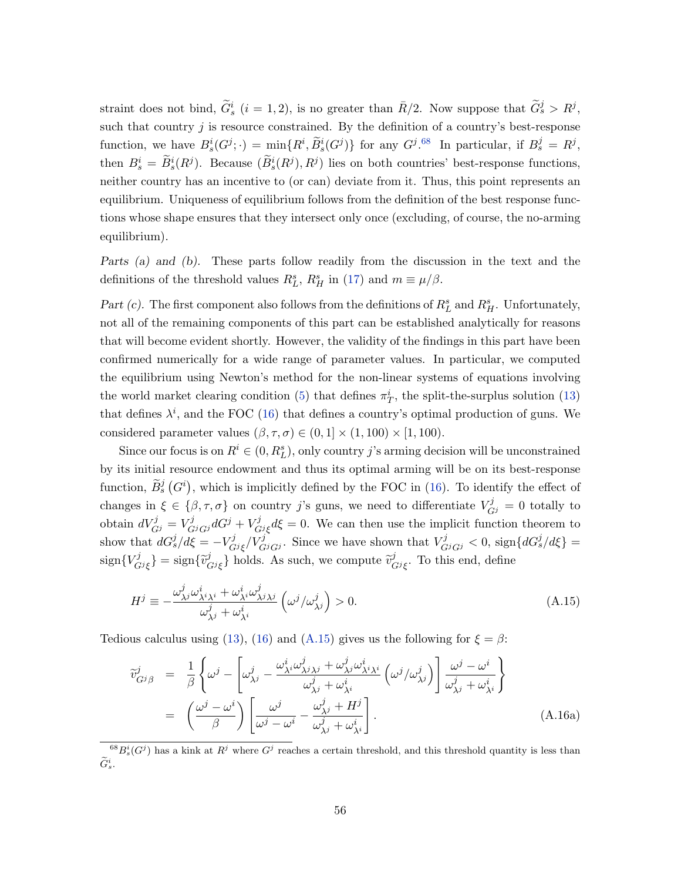straint does not bind, $\widetilde{G}^i_s$ ($i = 1, 2$), is no greater than $\bar{R}/2$. Now suppose that $\widetilde{G}^j_s > R^j$, such that country $j$ is resource constrained. By the definition of a country's best-response function, we have $B^i_s(G^j; \cdot) = \min\{R^i, \widetilde{B}^i_s(G^j)\}$ for any $G^j$.[68] In particular, if $B^j_s = R^j$, then $B^i_s = \widetilde{B}^i_s(R^j)$. Because $(\widetilde{B}^i_s(R^j), R^j)$ lies on both countries' best-response functions, neither country has an incentive to (or can) deviate from it. Thus, this point represents an equilibrium. Uniqueness of equilibrium follows from the definition of the best response functions whose shape ensures that they intersect only once (excluding, of course, the no-arming equilibrium).

*Parts (a) and (b).* These parts follow readily from the discussion in the text and the definitions of the threshold values $R^s_L$, $R^s_H$ in (17) and $m \equiv \mu/\beta$.

*Part (c).* The first component also follows from the definitions of $R^s_L$ and $R^s_H$. Unfortunately, not all of the remaining components of this part can be established analytically for reasons that will become evident shortly. However, the validity of the findings in this part have been confirmed numerically for a wide range of parameter values. In particular, we computed the equilibrium using Newton's method for the non-linear systems of equations involving the world market clearing condition (5) that defines $\pi^i_T$, the split-the-surplus solution (13) that defines $\lambda^i$, and the FOC (16) that defines a country's optimal production of guns. We considered parameter values $(\beta, \tau, \sigma) \in (0, 1] \times (1, 100) \times [1, 100)$.

Since our focus is on $R^i \in (0, R^s_L)$, only country $j$'s arming decision will be unconstrained by its initial resource endowment and thus its optimal arming will be on its best-response function, $\widetilde{B}^j_s(G^i)$, which is implicitly defined by the FOC in (16). To identify the effect of changes in $\xi \in \{\beta, \tau, \sigma\}$ on country $j$'s guns, we need to differentiate $V^j_{G^j} = 0$ totally to obtain $dV^j_{G^j} = V^j_{G^jG^j} dG^j + V^j_{G^j\xi} d\xi = 0$. We can then use the implicit function theorem to show that $dG^j_s/d\xi = -V^j_{G^j\xi}/V^j_{G^jG^j}$. Since we have shown that $V^j_{G^jG^j} < 0$, $\text{sign}\{dG^j_s/d\xi\} = \text{sign}\{V^j_{G^j\xi}\} = \text{sign}\{\widetilde{v}^j_{G^j\xi}\}$ holds. As such, we compute $\widetilde{v}^j_{G^j\xi}$. To this end, define

$$H^j \equiv -\frac{\omega^j_{\lambda^j}\omega^i_{\lambda^i\lambda^i} + \omega^i_{\lambda^i}\omega^j_{\lambda^j\lambda^j}}{\omega^j_{\lambda^j} + \omega^i_{\lambda^i}} \left(\omega^j/\omega^j_{\lambda^j}\right) > 0. \tag{A.15}$$

Tedious calculus using (13), (16) and (A.15) gives us the following for $\xi = \beta$:

$$\begin{aligned}
\widetilde{v}^j_{G^j\beta} &= \frac{1}{\beta}\left\{\omega^j - \left[\omega^j_{\lambda^j} - \frac{\omega^i_{\lambda^i}\omega^j_{\lambda^j\lambda^j} + \omega^j_{\lambda^j}\omega^i_{\lambda^i\lambda^i}}{\omega^j_{\lambda^j} + \omega^i_{\lambda^i}}\left(\omega^j/\omega^j_{\lambda^j}\right)\right]\frac{\omega^j - \omega^i}{\omega^j_{\lambda^j} + \omega^i_{\lambda^i}}\right\} \\
&= \left(\frac{\omega^j - \omega^i}{\beta}\right)\left[\frac{\omega^j}{\omega^j - \omega^i} - \frac{\omega^j_{\lambda^j} + H^j}{\omega^j_{\lambda^j} + \omega^i_{\lambda^i}}\right].
\end{aligned} \tag{A.16a}$$

[68] $B^i_s(G^j)$ has a kink at $R^j$ where $G^j$ reaches a certain threshold, and this threshold quantity is less than $\widetilde{G}^i_s$.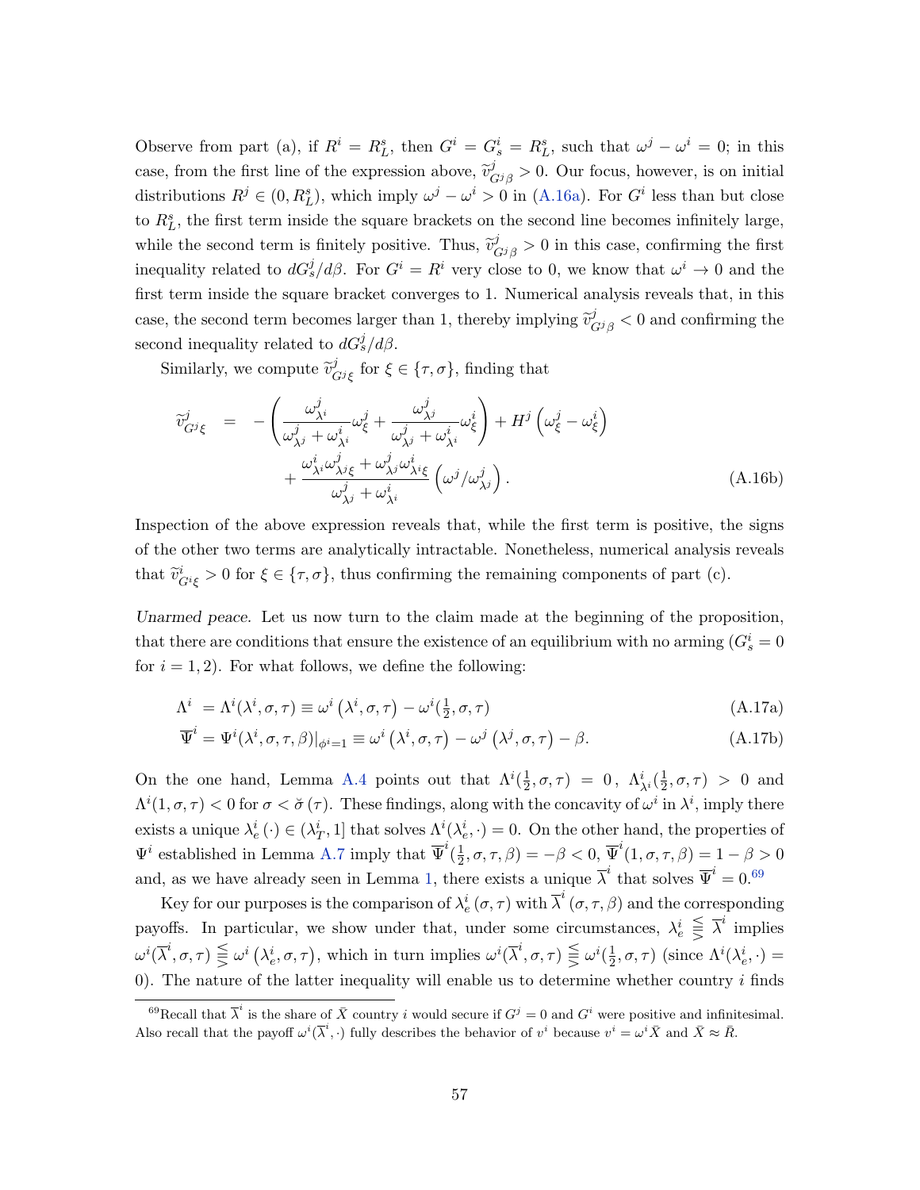Observe from part (a), if $R^i = R_L^s$, then $G^i = G_s^i = R_L^s$, such that $\omega^j - \omega^i = 0$; in this case, from the first line of the expression above, $\widetilde{v}^j_{G^j\beta} > 0$. Our focus, however, is on initial distributions $R^j \in (0, R_L^s)$, which imply $\omega^j - \omega^i > 0$ in (A.16a). For $G^i$ less than but close to $R_L^s$, the first term inside the square brackets on the second line becomes infinitely large, while the second term is finitely positive. Thus, $\widetilde{v}^j_{G^j\beta} > 0$ in this case, confirming the first inequality related to $dG_s^j/d\beta$. For $G^i = R^i$ very close to 0, we know that $\omega^i \to 0$ and the first term inside the square bracket converges to 1. Numerical analysis reveals that, in this case, the second term becomes larger than 1, thereby implying $\widetilde{v}^j_{G^j\beta} < 0$ and confirming the second inequality related to $dG_s^j/d\beta$.

Similarly, we compute $\widetilde{v}^j_{G^j\xi}$ for $\xi \in \{\tau, \sigma\}$, finding that

$$
\begin{aligned}
\widetilde{v}^j_{G^j\xi} \;=\; & -\left(\frac{\omega^j_{\lambda^i}}{\omega^j_{\lambda^j} + \omega^i_{\lambda^i}}\omega^j_\xi + \frac{\omega^j_{\lambda^j}}{\omega^j_{\lambda^j} + \omega^i_{\lambda^i}}\omega^i_\xi\right) + H^j\left(\omega^j_\xi - \omega^i_\xi\right) \\
& + \frac{\omega^i_{\lambda^i}\omega^j_{\lambda^j\xi} + \omega^j_{\lambda^j}\omega^i_{\lambda^i\xi}}{\omega^j_{\lambda^j} + \omega^i_{\lambda^i}}\left(\omega^j/\omega^j_{\lambda^j}\right).
\end{aligned} \tag{A.16b}
$$

Inspection of the above expression reveals that, while the first term is positive, the signs of the other two terms are analytically intractable. Nonetheless, numerical analysis reveals that $\widetilde{v}^i_{G^i\xi} > 0$ for $\xi \in \{\tau, \sigma\}$, thus confirming the remaining components of part (c).

*Unarmed peace.* Let us now turn to the claim made at the beginning of the proposition, that there are conditions that ensure the existence of an equilibrium with no arming ($G_s^i = 0$ for $i = 1, 2$). For what follows, we define the following:

$$
\Lambda^i = \Lambda^i(\lambda^i, \sigma, \tau) \equiv \omega^i\left(\lambda^i, \sigma, \tau\right) - \omega^i(\tfrac{1}{2}, \sigma, \tau) \tag{A.17a}
$$

$$
\overline{\Psi}^i = \Psi^i(\lambda^i, \sigma, \tau, \beta)|_{\phi^i = 1} \equiv \omega^i\left(\lambda^i, \sigma, \tau\right) - \omega^j\left(\lambda^j, \sigma, \tau\right) - \beta. \tag{A.17b}
$$

On the one hand, Lemma A.4 points out that $\Lambda^i(\frac{1}{2}, \sigma, \tau) = 0$, $\Lambda^i_{\lambda^i}(\frac{1}{2}, \sigma, \tau) > 0$ and $\Lambda^i(1, \sigma, \tau) < 0$ for $\sigma < \breve{\sigma}(\tau)$. These findings, along with the concavity of $\omega^i$ in $\lambda^i$, imply there exists a unique $\lambda_e^i(\cdot) \in (\lambda_T^i, 1]$ that solves $\Lambda^i(\lambda_e^i, \cdot) = 0$. On the other hand, the properties of $\Psi^i$ established in Lemma A.7 imply that $\overline{\Psi}^i(\frac{1}{2}, \sigma, \tau, \beta) = -\beta < 0$, $\overline{\Psi}^i(1, \sigma, \tau, \beta) = 1 - \beta > 0$ and, as we have already seen in Lemma 1, there exists a unique $\overline{\lambda}^i$ that solves $\overline{\Psi}^i = 0$.[69]

Key for our purposes is the comparison of $\lambda_e^i(\sigma, \tau)$ with $\overline{\lambda}^i(\sigma, \tau, \beta)$ and the corresponding payoffs. In particular, we show under that, under some circumstances, $\lambda_e^i \lesseqgtr \overline{\lambda}^i$ implies $\omega^i(\overline{\lambda}^i, \sigma, \tau) \lesseqgtr \omega^i\left(\lambda_e^i, \sigma, \tau\right)$, which in turn implies $\omega^i(\overline{\lambda}^i, \sigma, \tau) \lesseqgtr \omega^i(\frac{1}{2}, \sigma, \tau)$ (since $\Lambda^i(\lambda_e^i, \cdot) = 0$). The nature of the latter inequality will enable us to determine whether country $i$ finds

[69] Recall that $\overline{\lambda}^i$ is the share of $\bar{X}$ country $i$ would secure if $G^j = 0$ and $G^i$ were positive and infinitesimal. Also recall that the payoff $\omega^i(\overline{\lambda}^i, \cdot)$ fully describes the behavior of $v^i$ because $v^i = \omega^i \bar{X}$ and $\bar{X} \approx \bar{R}$.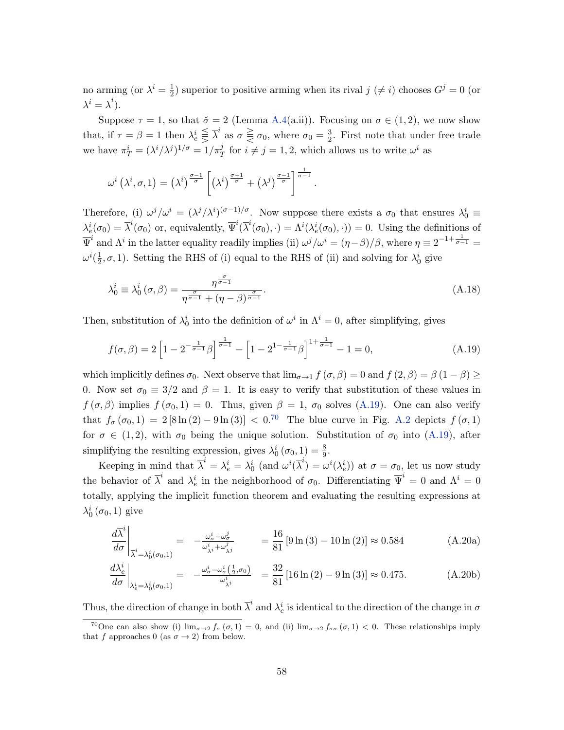no arming (or $\lambda^i = \frac{1}{2}$) superior to positive arming when its rival $j$ ($\neq i$) chooses $G^j = 0$ (or $\lambda^i = \overline{\lambda}^i$).

Suppose $\tau = 1$, so that $\breve{\sigma} = 2$ (Lemma A.4(a.ii)). Focusing on $\sigma \in (1, 2)$, we now show that, if $\tau = \beta = 1$ then $\lambda_e^i \lesseqgtr \overline{\lambda}^i$ as $\sigma \gtreqless \sigma_0$, where $\sigma_0 = \frac{3}{2}$. First note that under free trade we have $\pi_T^i = (\lambda^i/\lambda^j)^{1/\sigma} = 1/\pi_T^j$ for $i \neq j = 1, 2$, which allows us to write $\omega^i$ as

$$\omega^i\left(\lambda^i, \sigma, 1\right) = \left(\lambda^i\right)^{\frac{\sigma-1}{\sigma}} \left[\left(\lambda^i\right)^{\frac{\sigma-1}{\sigma}} + \left(\lambda^j\right)^{\frac{\sigma-1}{\sigma}}\right]^{\frac{1}{\sigma-1}}.$$

Therefore, (i) $\omega^j/\omega^i = (\lambda^j/\lambda^i)^{(\sigma-1)/\sigma}$. Now suppose there exists a $\sigma_0$ that ensures $\lambda_0^i \equiv \lambda_e^i(\sigma_0) = \overline{\lambda}^i(\sigma_0)$ or, equivalently, $\overline{\Psi}^i(\overline{\lambda}^i(\sigma_0), \cdot) = \Lambda^i(\lambda_e^i(\sigma_0), \cdot)) = 0$. Using the definitions of $\overline{\Psi}^i$ and $\Lambda^i$ in the latter equality readily implies (ii) $\omega^j/\omega^i = (\eta - \beta)/\beta$, where $\eta \equiv 2^{-1+\frac{1}{\sigma-1}} = \omega^i(\frac{1}{2}, \sigma, 1)$. Setting the RHS of (i) equal to the RHS of (ii) and solving for $\lambda_0^i$ give

$$\lambda_0^i \equiv \lambda_0^i\left(\sigma, \beta\right) = \frac{\eta^{\frac{\sigma}{\sigma-1}}}{\eta^{\frac{\sigma}{\sigma-1}} + \left(\eta - \beta\right)^{\frac{\sigma}{\sigma-1}}}. \tag{A.18}$$

Then, substitution of $\lambda_0^i$ into the definition of $\omega^i$ in $\Lambda^i = 0$, after simplifying, gives

$$f(\sigma, \beta) = 2\left[1 - 2^{-\frac{1}{\sigma-1}}\beta\right]^{\frac{1}{\sigma-1}} - \left[1 - 2^{1-\frac{1}{\sigma-1}}\beta\right]^{1+\frac{1}{\sigma-1}} - 1 = 0, \tag{A.19}$$

which implicitly defines $\sigma_0$. Next observe that $\lim_{\sigma \to 1} f\left(\sigma, \beta\right) = 0$ and $f\left(2, \beta\right) = \beta\left(1 - \beta\right) \geq 0$. Now set $\sigma_0 \equiv 3/2$ and $\beta = 1$. It is easy to verify that substitution of these values in $f\left(\sigma, \beta\right)$ implies $f\left(\sigma_0, 1\right) = 0$. Thus, given $\beta = 1$, $\sigma_0$ solves (A.19). One can also verify that $f_\sigma\left(\sigma_0, 1\right) = 2\left[8\ln\left(2\right) - 9\ln\left(3\right)\right] < 0$.[70] The blue curve in Fig. A.2 depicts $f\left(\sigma, 1\right)$ for $\sigma \in (1, 2)$, with $\sigma_0$ being the unique solution. Substitution of $\sigma_0$ into (A.19), after simplifying the resulting expression, gives $\lambda_0^i\left(\sigma_0, 1\right) = \frac{8}{9}$.

Keeping in mind that $\overline{\lambda}^i = \lambda_e^i = \lambda_0^i$ (and $\omega^i(\overline{\lambda}^i) = \omega^i(\lambda_e^i)$) at $\sigma = \sigma_0$, let us now study the behavior of $\overline{\lambda}^i$ and $\lambda_e^i$ in the neighborhood of $\sigma_0$. Differentiating $\overline{\Psi}^i = 0$ and $\Lambda^i = 0$ totally, applying the implicit function theorem and evaluating the resulting expressions at $\lambda_0^i\left(\sigma_0, 1\right)$ give

$$\left.\frac{d\overline{\lambda}^i}{d\sigma}\right|_{\overline{\lambda}^i = \lambda_0^i(\sigma_0, 1)} = -\frac{\omega_\sigma^i - \omega_\sigma^j}{\omega_{\lambda^i}^i + \omega_{\lambda^j}^j} = \frac{16}{81}\left[9\ln\left(3\right) - 10\ln\left(2\right)\right] \approx 0.584 \tag{A.20a}$$

$$\left.\frac{d\lambda_e^i}{d\sigma}\right|_{\lambda_e^i = \lambda_0^i(\sigma_0, 1)} = -\frac{\omega_\sigma^i - \omega_\sigma^i\left(\frac{1}{2}, \sigma_0\right)}{\omega_{\lambda^i}^i} = \frac{32}{81}\left[16\ln\left(2\right) - 9\ln\left(3\right)\right] \approx 0.475. \tag{A.20b}$$

Thus, the direction of change in both $\overline{\lambda}^i$ and $\lambda_e^i$ is identical to the direction of the change in $\sigma$

[70] One can also show (i) $\lim_{\sigma \to 2} f_\sigma\left(\sigma, 1\right) = 0$, and (ii) $\lim_{\sigma \to 2} f_{\sigma\sigma}\left(\sigma, 1\right) < 0$. These relationships imply that $f$ approaches 0 (as $\sigma \to 2$) from below.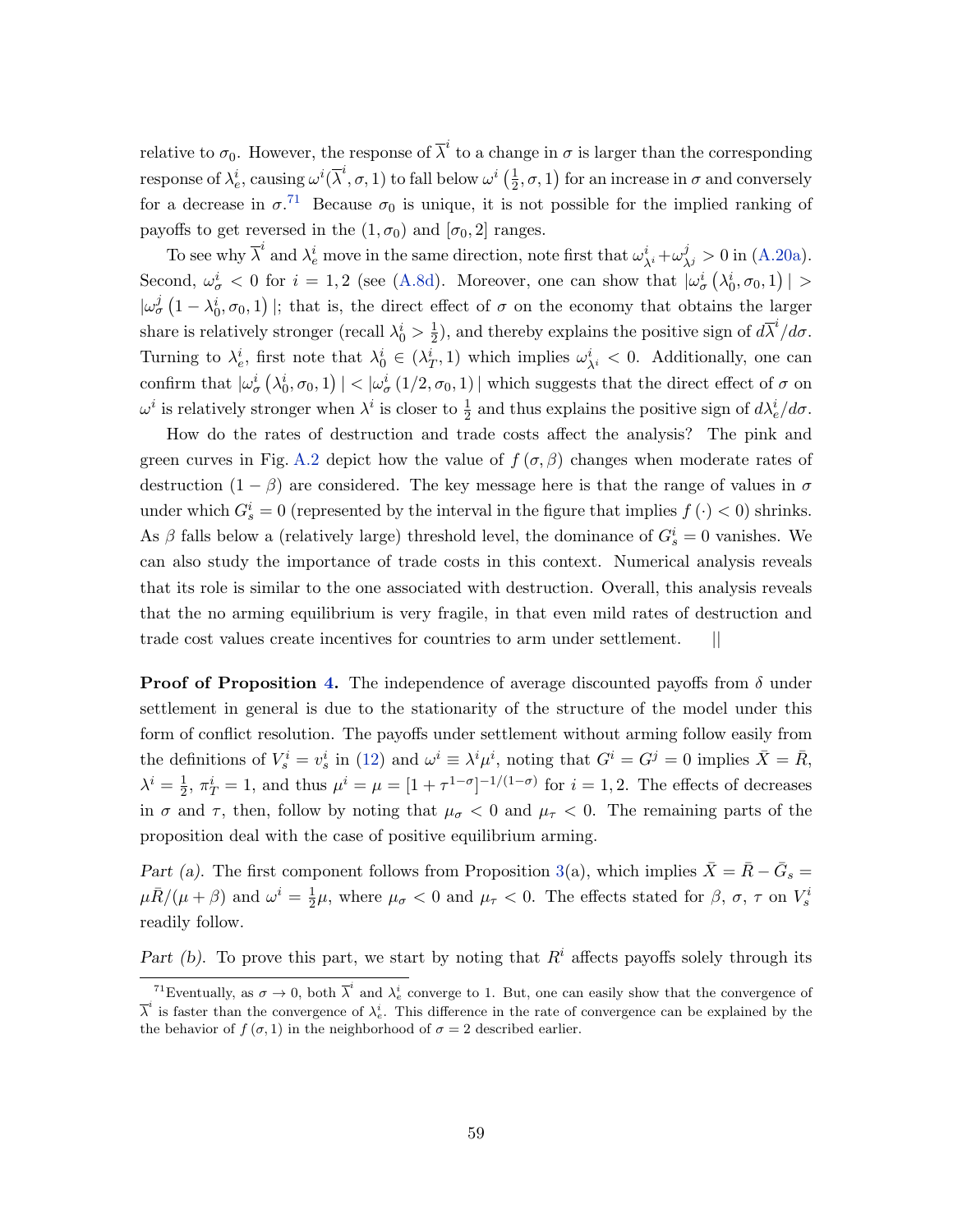relative to $\sigma_0$. However, the response of $\overline{\lambda}^i$ to a change in $\sigma$ is larger than the corresponding response of $\lambda_e^i$, causing $\omega^i(\overline{\lambda}^i, \sigma, 1)$ to fall below $\omega^i\left(\frac{1}{2}, \sigma, 1\right)$ for an increase in $\sigma$ and conversely for a decrease in $\sigma$.[71] Because $\sigma_0$ is unique, it is not possible for the implied ranking of payoffs to get reversed in the $(1, \sigma_0)$ and $[\sigma_0, 2]$ ranges.

To see why $\overline{\lambda}^i$ and $\lambda_e^i$ move in the same direction, note first that $\omega_{\lambda^i}^i + \omega_{\lambda^j}^j > 0$ in (A.20a). Second, $\omega_\sigma^i < 0$ for $i = 1, 2$ (see (A.8d). Moreover, one can show that $|\omega_\sigma^i\left(\lambda_0^i, \sigma_0, 1\right)| > |\omega_\sigma^j\left(1 - \lambda_0^i, \sigma_0, 1\right)|$; that is, the direct effect of $\sigma$ on the economy that obtains the larger share is relatively stronger (recall $\lambda_0^i > \frac{1}{2}$), and thereby explains the positive sign of $d\overline{\lambda}^i/d\sigma$. Turning to $\lambda_e^i$, first note that $\lambda_0^i \in (\lambda_T^i, 1)$ which implies $\omega_{\lambda^i}^i < 0$. Additionally, one can confirm that $|\omega_\sigma^i\left(\lambda_0^i, \sigma_0, 1\right)| < |\omega_\sigma^i\left(1/2, \sigma_0, 1\right)|$ which suggests that the direct effect of $\sigma$ on $\omega^i$ is relatively stronger when $\lambda^i$ is closer to $\frac{1}{2}$ and thus explains the positive sign of $d\lambda_e^i/d\sigma$.

How do the rates of destruction and trade costs affect the analysis? The pink and green curves in Fig. A.2 depict how the value of $f(\sigma, \beta)$ changes when moderate rates of destruction $(1 - \beta)$ are considered. The key message here is that the range of values in $\sigma$ under which $G_s^i = 0$ (represented by the interval in the figure that implies $f(\cdot) < 0$) shrinks. As $\beta$ falls below a (relatively large) threshold level, the dominance of $G_s^i = 0$ vanishes. We can also study the importance of trade costs in this context. Numerical analysis reveals that its role is similar to the one associated with destruction. Overall, this analysis reveals that the no arming equilibrium is very fragile, in that even mild rates of destruction and trade cost values create incentives for countries to arm under settlement. ||

**Proof of Proposition 4.** The independence of average discounted payoffs from $\delta$ under settlement in general is due to the stationarity of the structure of the model under this form of conflict resolution. The payoffs under settlement without arming follow easily from the definitions of $V_s^i = v_s^i$ in (12) and $\omega^i \equiv \lambda^i \mu^i$, noting that $G^i = G^j = 0$ implies $\bar{X} = \bar{R}$, $\lambda^i = \frac{1}{2}$, $\pi_T^i = 1$, and thus $\mu^i = \mu = [1 + \tau^{1-\sigma}]^{-1/(1-\sigma)}$ for $i = 1, 2$. The effects of decreases in $\sigma$ and $\tau$, then, follow by noting that $\mu_\sigma < 0$ and $\mu_\tau < 0$. The remaining parts of the proposition deal with the case of positive equilibrium arming.

*Part (a).* The first component follows from Proposition 3(a), which implies $\bar{X} = \bar{R} - \bar{G}_s = \mu\bar{R}/(\mu + \beta)$ and $\omega^i = \frac{1}{2}\mu$, where $\mu_\sigma < 0$ and $\mu_\tau < 0$. The effects stated for $\beta$, $\sigma$, $\tau$ on $V_s^i$ readily follow.

*Part (b).* To prove this part, we start by noting that $R^i$ affects payoffs solely through its

[71] Eventually, as $\sigma \to 0$, both $\overline{\lambda}^i$ and $\lambda_e^i$ converge to 1. But, one can easily show that the convergence of $\overline{\lambda}^i$ is faster than the convergence of $\lambda_e^i$. This difference in the rate of convergence can be explained by the the behavior of $f(\sigma, 1)$ in the neighborhood of $\sigma = 2$ described earlier.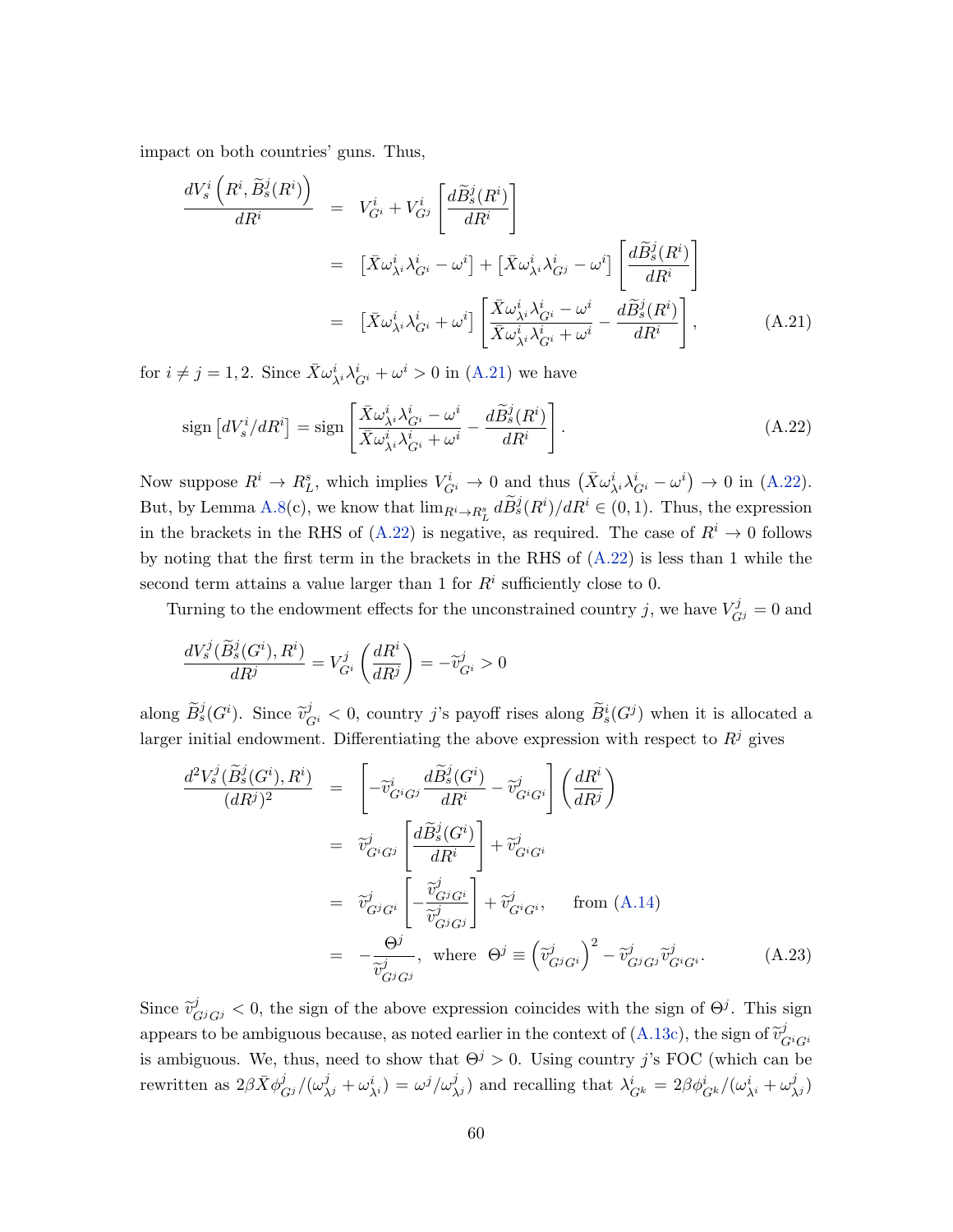impact on both countries' guns. Thus,

$$
\begin{aligned}
\frac{dV_s^i\left(R^i, \widetilde{B}_s^j(R^i)\right)}{dR^i} &= V_{G^i}^i + V_{G^j}^i\left[\frac{d\widetilde{B}_s^j(R^i)}{dR^i}\right] \\
&= \left[\bar{X}\omega_{\lambda^i}^i\lambda_{G^i}^i - \omega^i\right] + \left[\bar{X}\omega_{\lambda^i}^i\lambda_{G^j}^i - \omega^i\right]\left[\frac{d\widetilde{B}_s^j(R^i)}{dR^i}\right] \\
&= \left[\bar{X}\omega_{\lambda^i}^i\lambda_{G^i}^i + \omega^i\right]\left[\frac{\bar{X}\omega_{\lambda^i}^i\lambda_{G^i}^i - \omega^i}{\bar{X}\omega_{\lambda^i}^i\lambda_{G^i}^i + \omega^i} - \frac{d\widetilde{B}_s^j(R^i)}{dR^i}\right], \qquad \text{(A.21)}
\end{aligned}
$$

for $i \neq j = 1, 2$. Since $\bar{X}\omega_{\lambda^i}^i\lambda_{G^i}^i + \omega^i > 0$ in (A.21) we have

$$
\text{sign}\left[dV_s^i/dR^i\right] = \text{sign}\left[\frac{\bar{X}\omega_{\lambda^i}^i\lambda_{G^i}^i - \omega^i}{\bar{X}\omega_{\lambda^i}^i\lambda_{G^i}^i + \omega^i} - \frac{d\widetilde{B}_s^j(R^i)}{dR^i}\right]. \qquad \text{(A.22)}
$$

Now suppose $R^i \to R_L^s$, which implies $V_{G^i}^i \to 0$ and thus $\left(\bar{X}\omega_{\lambda^i}^i\lambda_{G^i}^i - \omega^i\right) \to 0$ in (A.22). But, by Lemma A.8(c), we know that $\lim_{R^i \to R_L^s} d\widetilde{B}_s^j(R^i)/dR^i \in (0, 1)$. Thus, the expression in the brackets in the RHS of (A.22) is negative, as required. The case of $R^i \to 0$ follows by noting that the first term in the brackets in the RHS of (A.22) is less than 1 while the second term attains a value larger than 1 for $R^i$ sufficiently close to 0.

Turning to the endowment effects for the unconstrained country $j$, we have $V_{G^j}^j = 0$ and

$$
\frac{dV_s^j(\widetilde{B}_s^j(G^i), R^i)}{dR^j} = V_{G^i}^j\left(\frac{dR^i}{dR^j}\right) = -\widetilde{v}_{G^i}^j > 0
$$

along $\widetilde{B}_s^j(G^i)$. Since $\widetilde{v}_{G^i}^j < 0$, country $j$'s payoff rises along $\widetilde{B}_s^i(G^j)$ when it is allocated a larger initial endowment. Differentiating the above expression with respect to $R^j$ gives

$$
\begin{aligned}
\frac{d^2V_s^j(\widetilde{B}_s^j(G^i), R^i)}{(dR^j)^2} &= \left[-\widetilde{v}_{G^iG^j}^i\frac{d\widetilde{B}_s^j(G^i)}{dR^i} - \widetilde{v}_{G^iG^i}^j\right]\left(\frac{dR^i}{dR^j}\right) \\
&= \widetilde{v}_{G^iG^j}^j\left[\frac{d\widetilde{B}_s^j(G^i)}{dR^i}\right] + \widetilde{v}_{G^iG^i}^j \\
&= \widetilde{v}_{G^jG^i}^j\left[-\frac{\widetilde{v}_{G^jG^i}^j}{\widetilde{v}_{G^jG^j}^j}\right] + \widetilde{v}_{G^iG^i}^j, \qquad \text{from (A.14)} \\
&= -\frac{\Theta^j}{\widetilde{v}_{G^jG^j}^j}, \ \text{ where } \ \Theta^j \equiv \left(\widetilde{v}_{G^jG^i}^j\right)^2 - \widetilde{v}_{G^jG^j}^j\widetilde{v}_{G^iG^i}^j. \qquad \text{(A.23)}
\end{aligned}
$$

Since $\widetilde{v}_{G^jG^j}^j < 0$, the sign of the above expression coincides with the sign of $\Theta^j$. This sign appears to be ambiguous because, as noted earlier in the context of (A.13c), the sign of $\widetilde{v}_{G^iG^i}^j$ is ambiguous. We, thus, need to show that $\Theta^j > 0$. Using country $j$'s FOC (which can be rewritten as $2\beta\bar{X}\phi_{G^j}^j/(\omega_{\lambda^j}^j + \omega_{\lambda^i}^i) = \omega^j/\omega_{\lambda^j}^j$) and recalling that $\lambda_{G^k}^i = 2\beta\phi_{G^k}^i/(\omega_{\lambda^i}^i + \omega_{\lambda^j}^j)$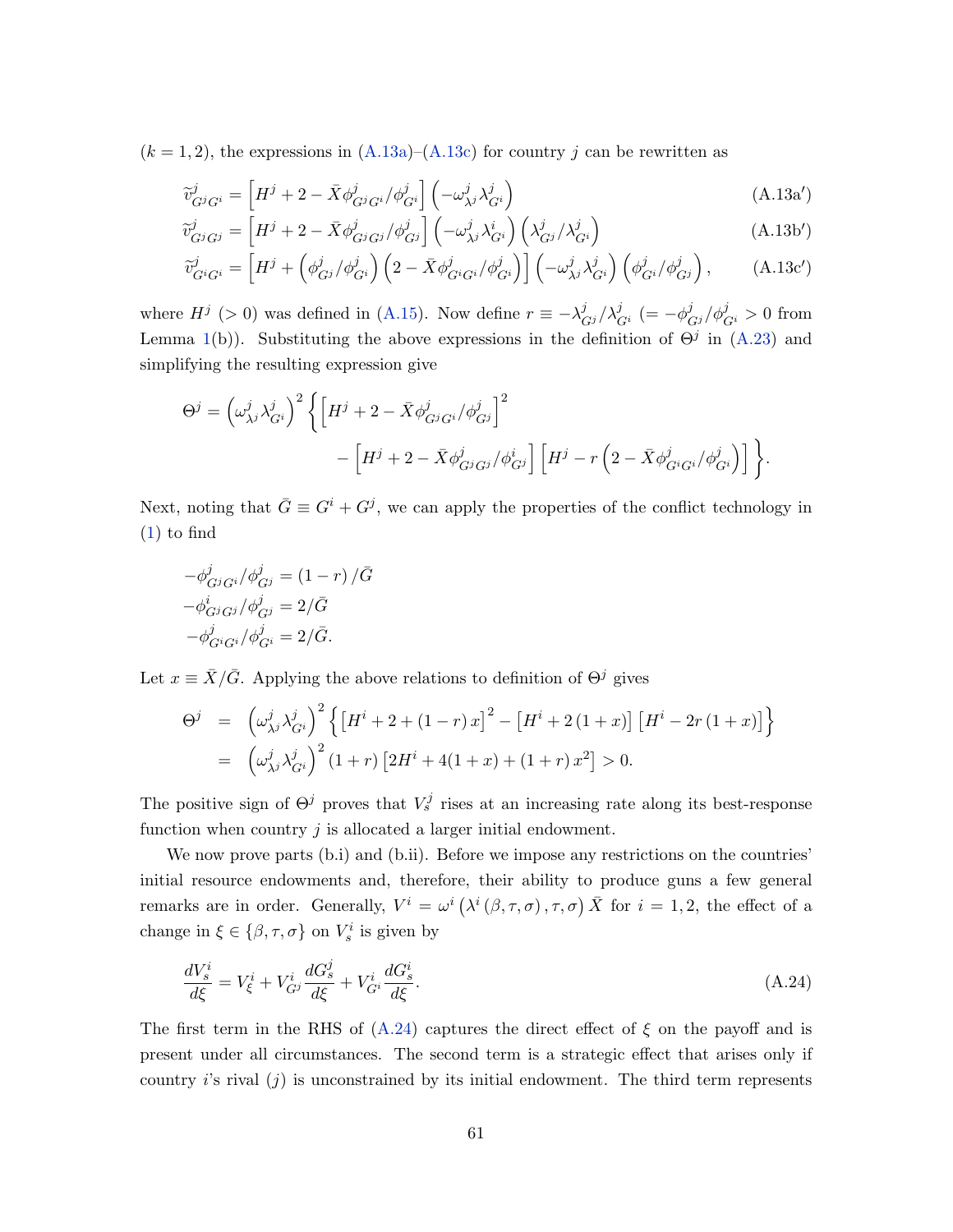($k = 1, 2$), the expressions in (A.13a)–(A.13c) for country $j$ can be rewritten as

$$\widetilde{v}^j_{G^jG^i} = \left[H^j + 2 - \bar{X}\phi^j_{G^jG^i}/\phi^j_{G^i}\right]\left(-\omega^j_{\lambda^j}\lambda^j_{G^i}\right) \tag{A.13a$'$}$$

$$\widetilde{v}^j_{G^jG^j} = \left[H^j + 2 - \bar{X}\phi^j_{G^jG^j}/\phi^j_{G^j}\right]\left(-\omega^j_{\lambda^j}\lambda^i_{G^i}\right)\left(\lambda^j_{G^j}/\lambda^j_{G^i}\right) \tag{A.13b$'$}$$

$$\widetilde{v}^j_{G^iG^i} = \left[H^j + \left(\phi^j_{G^j}/\phi^j_{G^i}\right)\left(2 - \bar{X}\phi^j_{G^iG^i}/\phi^j_{G^i}\right)\right]\left(-\omega^j_{\lambda^j}\lambda^j_{G^i}\right)\left(\phi^j_{G^i}/\phi^j_{G^j}\right), \tag{A.13c$'$}$$

where $H^j$ ($> 0$) was defined in (A.15). Now define $r \equiv -\lambda^j_{G^j}/\lambda^j_{G^i}$ ($= -\phi^j_{G^j}/\phi^j_{G^i} > 0$ from Lemma 1(b)). Substituting the above expressions in the definition of $\Theta^j$ in (A.23) and simplifying the resulting expression give

$$\Theta^j = \left(\omega^j_{\lambda^j}\lambda^j_{G^i}\right)^2 \left\{\left[H^j + 2 - \bar{X}\phi^j_{G^jG^i}/\phi^j_{G^j}\right]^2 - \left[H^j + 2 - \bar{X}\phi^j_{G^jG^j}/\phi^i_{G^j}\right]\left[H^j - r\left(2 - \bar{X}\phi^j_{G^iG^i}/\phi^j_{G^i}\right)\right]\right\}.$$

Next, noting that $\bar{G} \equiv G^i + G^j$, we can apply the properties of the conflict technology in (1) to find

$$-\phi^j_{G^jG^i}/\phi^j_{G^j} = (1 - r)/\bar{G}$$
$$-\phi^i_{G^jG^j}/\phi^j_{G^j} = 2/\bar{G}$$
$$-\phi^j_{G^iG^i}/\phi^j_{G^i} = 2/\bar{G}.$$

Let $x \equiv \bar{X}/\bar{G}$. Applying the above relations to definition of $\Theta^j$ gives

$$\begin{aligned}
\Theta^j &= \left(\omega^j_{\lambda^j}\lambda^j_{G^i}\right)^2 \left\{\left[H^i + 2 + (1 - r)x\right]^2 - \left[H^i + 2(1 + x)\right]\left[H^i - 2r(1 + x)\right]\right\} \\
&= \left(\omega^j_{\lambda^j}\lambda^j_{G^i}\right)^2 (1 + r)\left[2H^i + 4(1 + x) + (1 + r)x^2\right] > 0.
\end{aligned}$$

The positive sign of $\Theta^j$ proves that $V^j_s$ rises at an increasing rate along its best-response function when country $j$ is allocated a larger initial endowment.

We now prove parts (b.i) and (b.ii). Before we impose any restrictions on the countries' initial resource endowments and, therefore, their ability to produce guns a few general remarks are in order. Generally, $V^i = \omega^i\left(\lambda^i(\beta, \tau, \sigma), \tau, \sigma\right)\bar{X}$ for $i = 1, 2$, the effect of a change in $\xi \in \{\beta, \tau, \sigma\}$ on $V^i_s$ is given by

$$\frac{dV^i_s}{d\xi} = V^i_\xi + V^i_{G^j}\frac{dG^j_s}{d\xi} + V^i_{G^i}\frac{dG^i_s}{d\xi}. \tag{A.24}$$

The first term in the RHS of (A.24) captures the direct effect of $\xi$ on the payoff and is present under all circumstances. The second term is a strategic effect that arises only if country $i$'s rival ($j$) is unconstrained by its initial endowment. The third term represents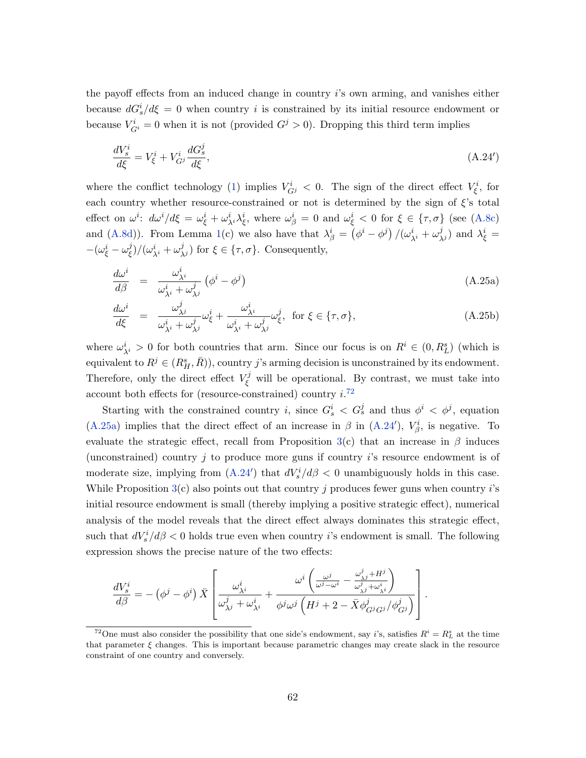the payoff effects from an induced change in country $i$'s own arming, and vanishes either because $dG_s^i/d\xi = 0$ when country $i$ is constrained by its initial resource endowment or because $V_{G^i}^i = 0$ when it is not (provided $G^j > 0$). Dropping this third term implies

$$\frac{dV_s^i}{d\xi} = V_\xi^i + V_{G^j}^i \frac{dG_s^j}{d\xi}, \tag{A.24$'$}$$

where the conflict technology (1) implies $V_{G^j}^i < 0$. The sign of the direct effect $V_\xi^i$, for each country whether resource-constrained or not is determined by the sign of $\xi$'s total effect on $\omega^i$: $d\omega^i/d\xi = \omega_\xi^i + \omega_{\lambda^i}^i \lambda_\xi^i$, where $\omega_\beta^i = 0$ and $\omega_\xi^i < 0$ for $\xi \in \{\tau, \sigma\}$ (see (A.8c) and (A.8d)). From Lemma 1(c) we also have that $\lambda_\beta^i = \left(\phi^i - \phi^j\right)/(\omega_{\lambda^i}^i + \omega_{\lambda^j}^j)$ and $\lambda_\xi^i = -(\omega_\xi^i - \omega_\xi^j)/(\omega_{\lambda^i}^i + \omega_{\lambda^j}^j)$ for $\xi \in \{\tau, \sigma\}$. Consequently,

$$\frac{d\omega^i}{d\beta} = \frac{\omega_{\lambda^i}^i}{\omega_{\lambda^i}^i + \omega_{\lambda^j}^j}\left(\phi^i - \phi^j\right) \tag{A.25a}$$

$$\frac{d\omega^i}{d\xi} = \frac{\omega_{\lambda^j}^j}{\omega_{\lambda^i}^i + \omega_{\lambda^j}^j}\omega_\xi^i + \frac{\omega_{\lambda^i}^i}{\omega_{\lambda^i}^i + \omega_{\lambda^j}^j}\omega_\xi^j, \ \text{ for } \xi \in \{\tau, \sigma\}, \tag{A.25b}$$

where $\omega_{\lambda^i}^i > 0$ for both countries that arm. Since our focus is on $R^i \in (0, R_L^s)$ (which is equivalent to $R^j \in (R_H^s, \bar{R})$), country $j$'s arming decision is unconstrained by its endowment. Therefore, only the direct effect $V_\xi^j$ will be operational. By contrast, we must take into account both effects for (resource-constrained) country $i$.[72]

Starting with the constrained country $i$, since $G_s^i < G_s^j$ and thus $\phi^i < \phi^j$, equation (A.25a) implies that the direct effect of an increase in $\beta$ in (A.24$'$), $V_\beta^i$, is negative. To evaluate the strategic effect, recall from Proposition 3(c) that an increase in $\beta$ induces (unconstrained) country $j$ to produce more guns if country $i$'s resource endowment is of moderate size, implying from (A.24$'$) that $dV_s^i/d\beta < 0$ unambiguously holds in this case. While Proposition 3(c) also points out that country $j$ produces fewer guns when country $i$'s initial resource endowment is small (thereby implying a positive strategic effect), numerical analysis of the model reveals that the direct effect always dominates this strategic effect, such that $dV_s^i/d\beta < 0$ holds true even when country $i$'s endowment is small. The following expression shows the precise nature of the two effects:

$$\frac{dV_s^i}{d\beta} = -\left(\phi^j - \phi^i\right)\bar{X}\left[\frac{\omega_{\lambda^i}^i}{\omega_{\lambda^j}^j + \omega_{\lambda^i}^i} + \frac{\omega^i\left(\frac{\omega^j}{\omega^j - \omega^i} - \frac{\omega_{\lambda^j}^j + H^j}{\omega_{\lambda^j}^j + \omega_{\lambda^i}^i}\right)}{\phi^j\omega^j\left(H^j + 2 - \bar{X}\phi_{G^jG^j}^j/\phi_{G^j}^j\right)}\right].$$

[72] One must also consider the possibility that one side's endowment, say $i$'s, satisfies $R^i = R_L^s$ at the time that parameter $\xi$ changes. This is important because parametric changes may create slack in the resource constraint of one country and conversely.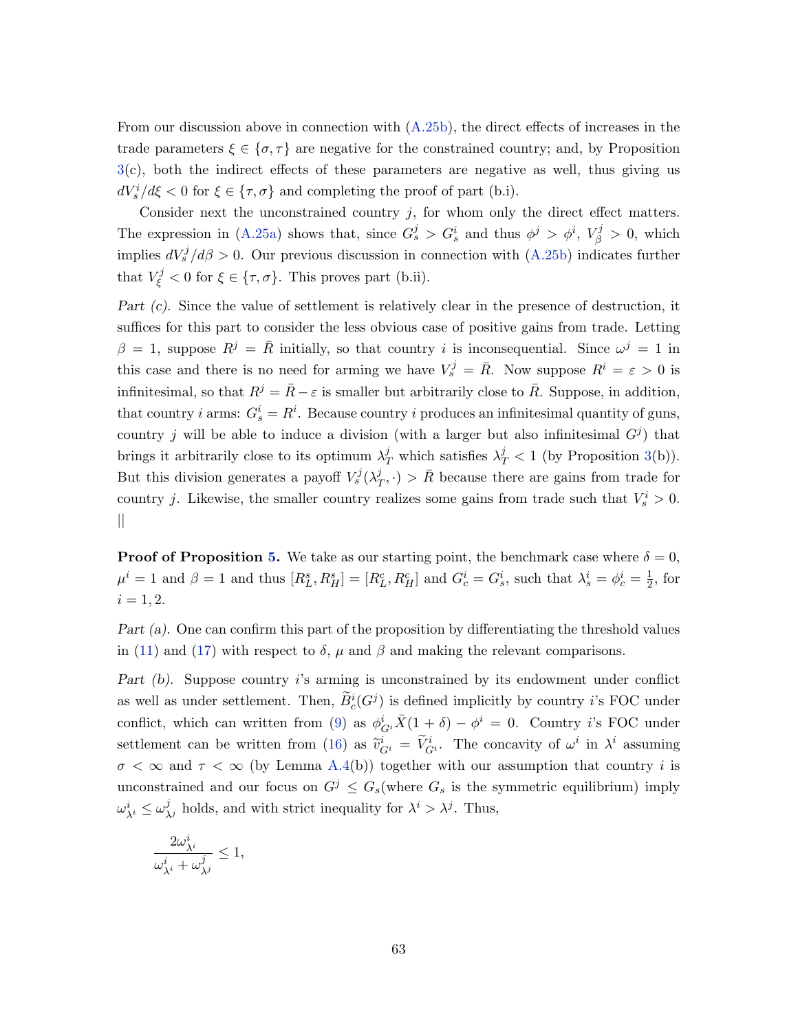From our discussion above in connection with (A.25b), the direct effects of increases in the trade parameters $\xi \in \{\sigma, \tau\}$ are negative for the constrained country; and, by Proposition 3(c), both the indirect effects of these parameters are negative as well, thus giving us $dV_s^i/d\xi < 0$ for $\xi \in \{\tau, \sigma\}$ and completing the proof of part (b.i).

Consider next the unconstrained country $j$, for whom only the direct effect matters. The expression in (A.25a) shows that, since $G_s^j > G_s^i$ and thus $\phi^j > \phi^i$, $V_\beta^j > 0$, which implies $dV_s^j/d\beta > 0$. Our previous discussion in connection with (A.25b) indicates further that $V_\xi^j < 0$ for $\xi \in \{\tau, \sigma\}$. This proves part (b.ii).

*Part (c).* Since the value of settlement is relatively clear in the presence of destruction, it suffices for this part to consider the less obvious case of positive gains from trade. Letting $\beta = 1$, suppose $R^j = \bar{R}$ initially, so that country $i$ is inconsequential. Since $\omega^j = 1$ in this case and there is no need for arming we have $V_s^j = \bar{R}$. Now suppose $R^i = \varepsilon > 0$ is infinitesimal, so that $R^j = \bar{R} - \varepsilon$ is smaller but arbitrarily close to $\bar{R}$. Suppose, in addition, that country $i$ arms: $G_s^i = R^i$. Because country $i$ produces an infinitesimal quantity of guns, country $j$ will be able to induce a division (with a larger but also infinitesimal $G^j$) that brings it arbitrarily close to its optimum $\lambda_T^j$ which satisfies $\lambda_T^j < 1$ (by Proposition 3(b)). But this division generates a payoff $V_s^j(\lambda_T^j, \cdot) > \bar{R}$ because there are gains from trade for country $j$. Likewise, the smaller country realizes some gains from trade such that $V_s^i > 0$. ||

**Proof of Proposition 5.** We take as our starting point, the benchmark case where $\delta = 0$, $\mu^i = 1$ and $\beta = 1$ and thus $[R_L^s, R_H^s] = [R_L^c, R_H^c]$ and $G_c^i = G_s^i$, such that $\lambda_s^i = \phi_c^i = \frac{1}{2}$, for $i = 1, 2$.

*Part (a).* One can confirm this part of the proposition by differentiating the threshold values in (11) and (17) with respect to $\delta$, $\mu$ and $\beta$ and making the relevant comparisons.

*Part (b).* Suppose country $i$'s arming is unconstrained by its endowment under conflict as well as under settlement. Then, $\widetilde{B}_c^i(G^j)$ is defined implicitly by country $i$'s FOC under conflict, which can written from (9) as $\phi_{G^i}^i \bar{X}(1+\delta) - \phi^i = 0$. Country $i$'s FOC under settlement can be written from (16) as $\widetilde{v}_{G^i}^i = \widetilde{V}_{G^i}^i$. The concavity of $\omega^i$ in $\lambda^i$ assuming $\sigma < \infty$ and $\tau < \infty$ (by Lemma A.4(b)) together with our assumption that country $i$ is unconstrained and our focus on $G^j \leq G_s$(where $G_s$ is the symmetric equilibrium) imply $\omega_{\lambda^i}^i \leq \omega_{\lambda^j}^j$ holds, and with strict inequality for $\lambda^i > \lambda^j$. Thus,

$$\frac{2\omega_{\lambda^i}^i}{\omega_{\lambda^i}^i + \omega_{\lambda^j}^j} \leq 1,$$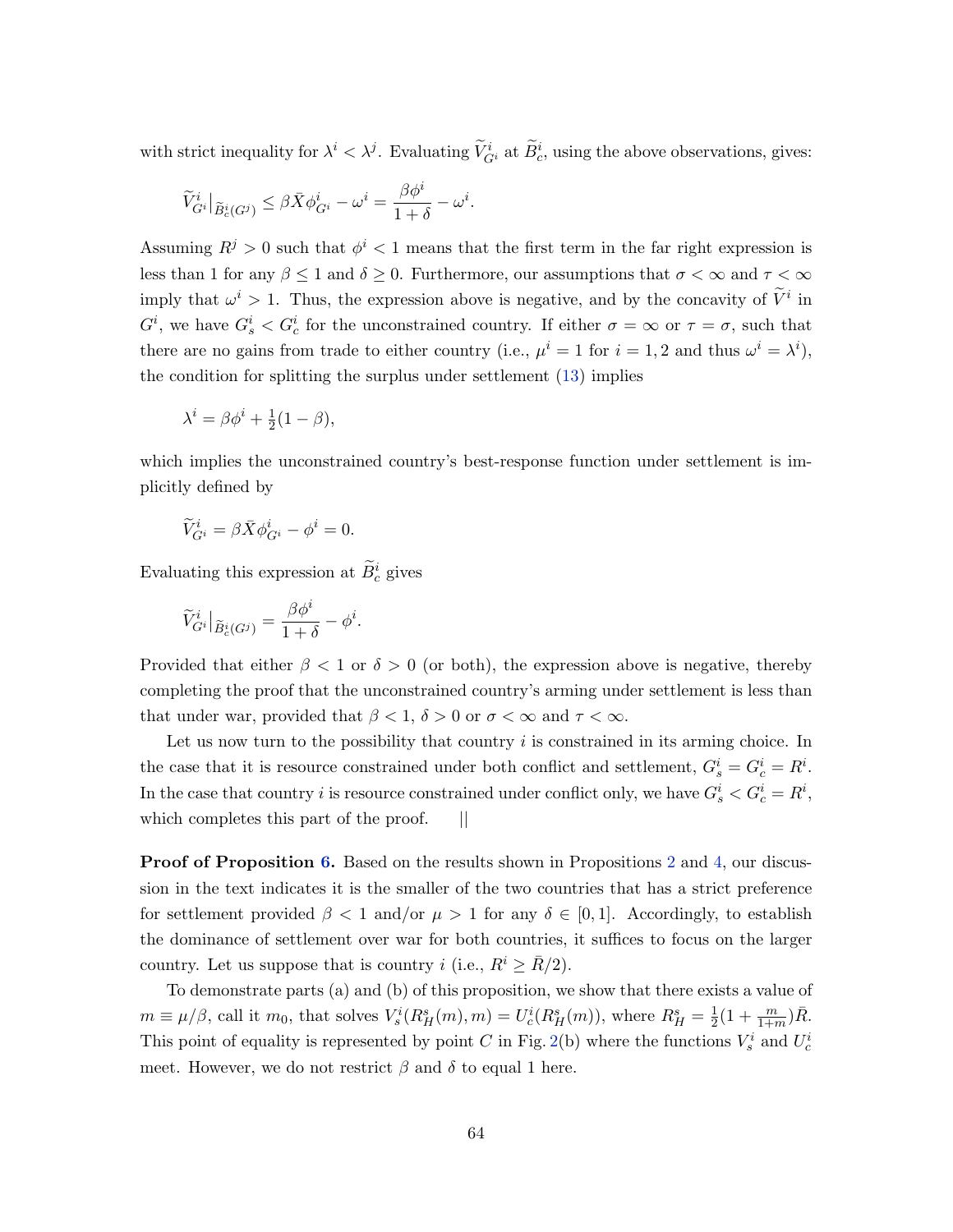with strict inequality for $\lambda^i < \lambda^j$. Evaluating $\widetilde{V}^i_{G^i}$ at $\widetilde{B}^i_c$, using the above observations, gives:

$$\widetilde{V}^i_{G^i}\big|_{\widetilde{B}^i_c(G^j)} \leq \beta \bar{X} \phi^i_{G^i} - \omega^i = \frac{\beta \phi^i}{1+\delta} - \omega^i.$$

Assuming $R^j > 0$ such that $\phi^i < 1$ means that the first term in the far right expression is less than 1 for any $\beta \leq 1$ and $\delta \geq 0$. Furthermore, our assumptions that $\sigma < \infty$ and $\tau < \infty$ imply that $\omega^i > 1$. Thus, the expression above is negative, and by the concavity of $\widetilde{V}^i$ in $G^i$, we have $G^i_s < G^i_c$ for the unconstrained country. If either $\sigma = \infty$ or $\tau = \sigma$, such that there are no gains from trade to either country (i.e., $\mu^i = 1$ for $i = 1, 2$ and thus $\omega^i = \lambda^i$), the condition for splitting the surplus under settlement (13) implies

$$\lambda^i = \beta \phi^i + \tfrac{1}{2}(1 - \beta),$$

which implies the unconstrained country's best-response function under settlement is implicitly defined by

$$\widetilde{V}^i_{G^i} = \beta \bar{X} \phi^i_{G^i} - \phi^i = 0.$$

Evaluating this expression at $\widetilde{B}^i_c$ gives

$$\widetilde{V}^i_{G^i}\big|_{\widetilde{B}^i_c(G^j)} = \frac{\beta \phi^i}{1+\delta} - \phi^i.$$

Provided that either $\beta < 1$ or $\delta > 0$ (or both), the expression above is negative, thereby completing the proof that the unconstrained country's arming under settlement is less than that under war, provided that $\beta < 1$, $\delta > 0$ or $\sigma < \infty$ and $\tau < \infty$.

Let us now turn to the possibility that country $i$ is constrained in its arming choice. In the case that it is resource constrained under both conflict and settlement, $G^i_s = G^i_c = R^i$. In the case that country $i$ is resource constrained under conflict only, we have $G^i_s < G^i_c = R^i$, which completes this part of the proof. ||

**Proof of Proposition 6.** Based on the results shown in Propositions 2 and 4, our discussion in the text indicates it is the smaller of the two countries that has a strict preference for settlement provided $\beta < 1$ and/or $\mu > 1$ for any $\delta \in [0, 1]$. Accordingly, to establish the dominance of settlement over war for both countries, it suffices to focus on the larger country. Let us suppose that is country $i$ (i.e., $R^i \geq \bar{R}/2$).

To demonstrate parts (a) and (b) of this proposition, we show that there exists a value of $m \equiv \mu/\beta$, call it $m_0$, that solves $V^i_s(R^s_H(m), m) = U^i_c(R^s_H(m))$, where $R^s_H = \frac{1}{2}(1 + \frac{m}{1+m})\bar{R}$. This point of equality is represented by point $C$ in Fig. 2(b) where the functions $V^i_s$ and $U^i_c$ meet. However, we do not restrict $\beta$ and $\delta$ to equal 1 here.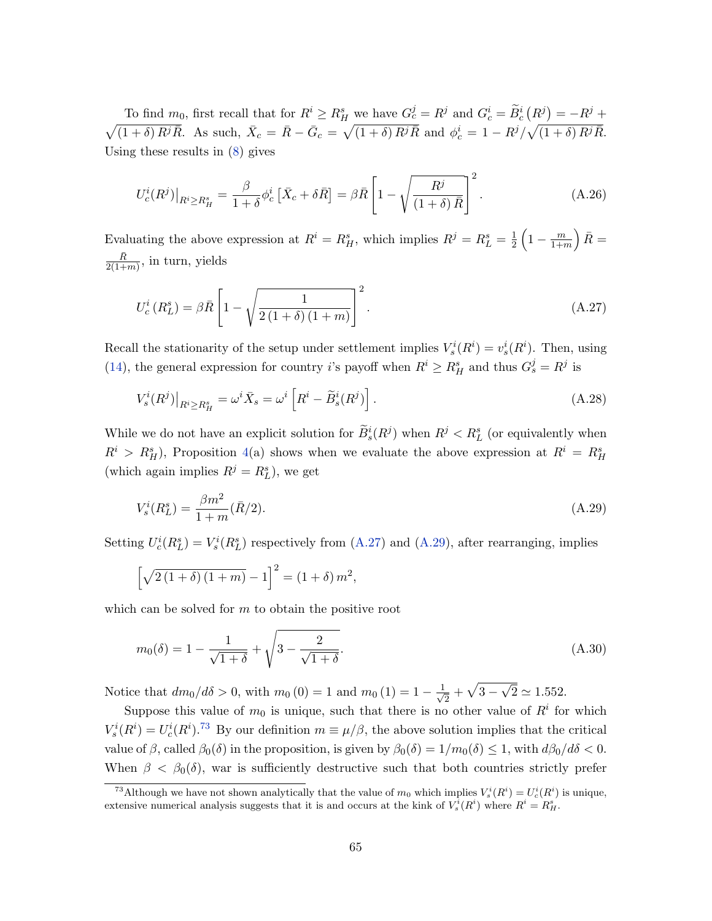To find $m_0$, first recall that for $R^i \geq R_H^s$ we have $G_c^j = R^j$ and $G_c^i = \widetilde{B}_c^i\left(R^j\right) = -R^j + \sqrt{(1+\delta) R^j \bar{R}}$. As such, $\bar{X}_c = \bar{R} - \bar{G}_c = \sqrt{(1+\delta) R^j \bar{R}}$ and $\phi_c^i = 1 - R^j/\sqrt{(1+\delta) R^j \bar{R}}$. Using these results in (8) gives

$$U_c^i(R^j)\big|_{R^i \geq R_H^s} = \frac{\beta}{1+\delta}\phi_c^i\left[\bar{X}_c + \delta\bar{R}\right] = \beta\bar{R}\left[1 - \sqrt{\frac{R^j}{(1+\delta)\bar{R}}}\right]^2. \tag{A.26}$$

Evaluating the above expression at $R^i = R_H^s$, which implies $R^j = R_L^s = \frac{1}{2}\left(1 - \frac{m}{1+m}\right)\bar{R} = \frac{\bar{R}}{2(1+m)}$, in turn, yields

$$U_c^i\left(R_L^s\right) = \beta\bar{R}\left[1 - \sqrt{\frac{1}{2(1+\delta)(1+m)}}\right]^2. \tag{A.27}$$

Recall the stationarity of the setup under settlement implies $V_s^i(R^i) = v_s^i(R^i)$. Then, using (14), the general expression for country $i$'s payoff when $R^i \geq R_H^s$ and thus $G_s^j = R^j$ is

$$V_s^i(R^j)\big|_{R^i \geq R_H^s} = \omega^i \bar{X}_s = \omega^i\left[R^i - \widetilde{B}_s^i(R^j)\right]. \tag{A.28}$$

While we do not have an explicit solution for $\widetilde{B}_s^i(R^j)$ when $R^j < R_L^s$ (or equivalently when $R^i > R_H^s$), Proposition 4(a) shows when we evaluate the above expression at $R^i = R_H^s$ (which again implies $R^j = R_L^s$), we get

$$V_s^i(R_L^s) = \frac{\beta m^2}{1+m}(\bar{R}/2). \tag{A.29}$$

Setting $U_c^i(R_L^s) = V_s^i(R_L^s)$ respectively from (A.27) and (A.29), after rearranging, implies

$$\left[\sqrt{2(1+\delta)(1+m)} - 1\right]^2 = (1+\delta)m^2,$$

which can be solved for $m$ to obtain the positive root

$$m_0(\delta) = 1 - \frac{1}{\sqrt{1+\delta}} + \sqrt{3 - \frac{2}{\sqrt{1+\delta}}}. \tag{A.30}$$

Notice that $dm_0/d\delta > 0$, with $m_0(0) = 1$ and $m_0(1) = 1 - \frac{1}{\sqrt{2}} + \sqrt{3 - \sqrt{2}} \simeq 1.552$.

Suppose this value of $m_0$ is unique, such that there is no other value of $R^i$ for which $V_s^i(R^i) = U_c^i(R^i)$.[73] By our definition $m \equiv \mu/\beta$, the above solution implies that the critical value of $\beta$, called $\beta_0(\delta)$ in the proposition, is given by $\beta_0(\delta) = 1/m_0(\delta) \leq 1$, with $d\beta_0/d\delta < 0$. When $\beta < \beta_0(\delta)$, war is sufficiently destructive such that both countries strictly prefer

[73] Although we have not shown analytically that the value of $m_0$ which implies $V_s^i(R^i) = U_c^i(R^i)$ is unique, extensive numerical analysis suggests that it is and occurs at the kink of $V_s^i(R^i)$ where $R^i = R_H^s$.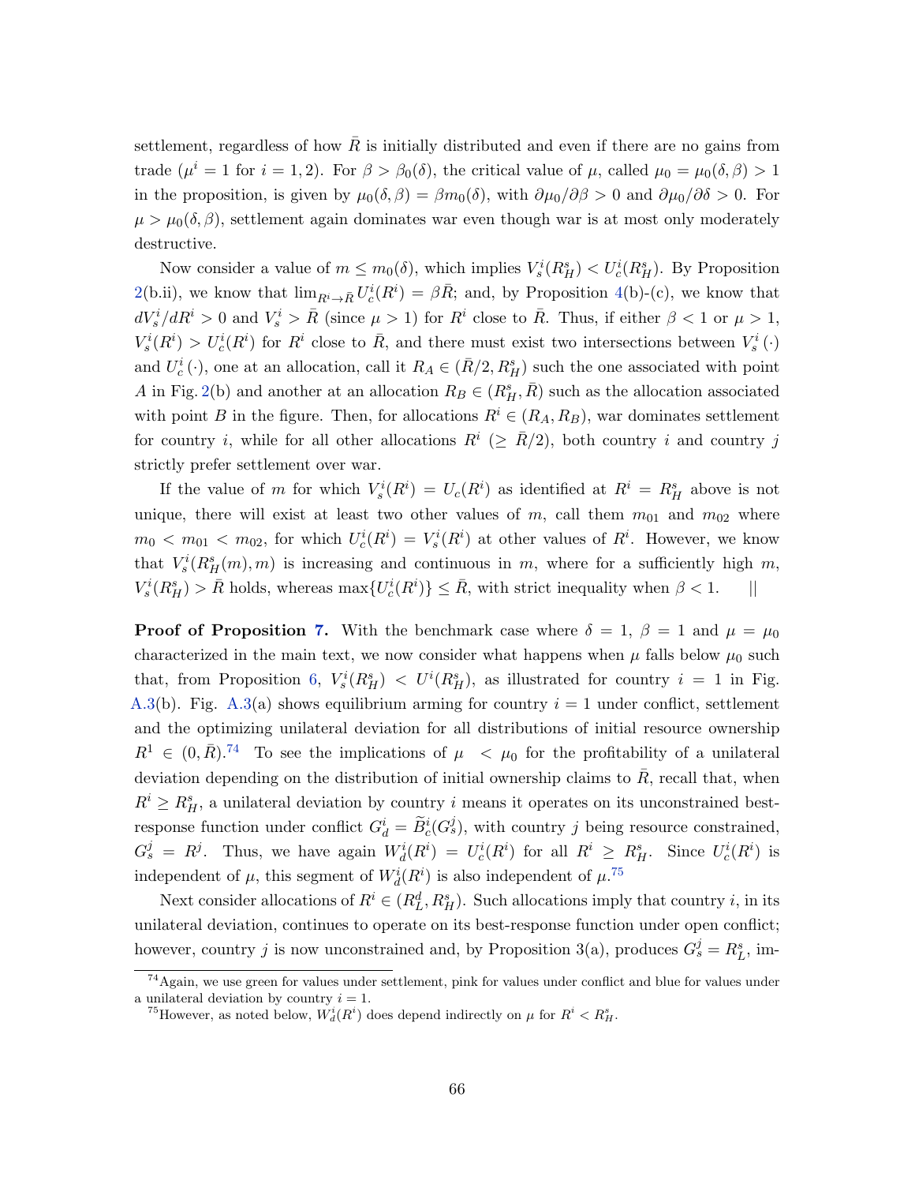settlement, regardless of how $\bar{R}$ is initially distributed and even if there are no gains from trade ($\mu^i = 1$ for $i = 1, 2$). For $\beta > \beta_0(\delta)$, the critical value of $\mu$, called $\mu_0 = \mu_0(\delta, \beta) > 1$ in the proposition, is given by $\mu_0(\delta, \beta) = \beta m_0(\delta)$, with $\partial \mu_0 / \partial \beta > 0$ and $\partial \mu_0 / \partial \delta > 0$. For $\mu > \mu_0(\delta, \beta)$, settlement again dominates war even though war is at most only moderately destructive.

Now consider a value of $m \leq m_0(\delta)$, which implies $V_s^i(R_H^s) < U_c^i(R_H^s)$. By Proposition 2(b.ii), we know that $\lim_{R^i \to \bar{R}} U_c^i(R^i) = \beta \bar{R}$; and, by Proposition 4(b)-(c), we know that $dV_s^i / dR^i > 0$ and $V_s^i > \bar{R}$ (since $\mu > 1$) for $R^i$ close to $\bar{R}$. Thus, if either $\beta < 1$ or $\mu > 1$, $V_s^i(R^i) > U_c^i(R^i)$ for $R^i$ close to $\bar{R}$, and there must exist two intersections between $V_s^i(\cdot)$ and $U_c^i(\cdot)$, one at an allocation, call it $R_A \in (\bar{R}/2, R_H^s)$ such the one associated with point $A$ in Fig. 2(b) and another at an allocation $R_B \in (R_H^s, \bar{R})$ such as the allocation associated with point $B$ in the figure. Then, for allocations $R^i \in (R_A, R_B)$, war dominates settlement for country $i$, while for all other allocations $R^i$ ($\geq \bar{R}/2$), both country $i$ and country $j$ strictly prefer settlement over war.

If the value of $m$ for which $V_s^i(R^i) = U_c(R^i)$ as identified at $R^i = R_H^s$ above is not unique, there will exist at least two other values of $m$, call them $m_{01}$ and $m_{02}$ where $m_0 < m_{01} < m_{02}$, for which $U_c^i(R^i) = V_s^i(R^i)$ at other values of $R^i$. However, we know that $V_s^i(R_H^s(m), m)$ is increasing and continuous in $m$, where for a sufficiently high $m$, $V_s^i(R_H^s) > \bar{R}$ holds, whereas $\max\{U_c^i(R^i)\} \leq \bar{R}$, with strict inequality when $\beta < 1$. ||

**Proof of Proposition 7.** With the benchmark case where $\delta = 1$, $\beta = 1$ and $\mu = \mu_0$ characterized in the main text, we now consider what happens when $\mu$ falls below $\mu_0$ such that, from Proposition 6, $V_s^i(R_H^s) < U^i(R_H^s)$, as illustrated for country $i = 1$ in Fig. A.3(b). Fig. A.3(a) shows equilibrium arming for country $i = 1$ under conflict, settlement and the optimizing unilateral deviation for all distributions of initial resource ownership $R^1 \in (0, \bar{R})$.[74] To see the implications of $\mu < \mu_0$ for the profitability of a unilateral deviation depending on the distribution of initial ownership claims to $\bar{R}$, recall that, when $R^i \geq R_H^s$, a unilateral deviation by country $i$ means it operates on its unconstrained best-response function under conflict $G_d^i = \widetilde{B}_c^i(G_s^j)$, with country $j$ being resource constrained, $G_s^j = R^j$. Thus, we have again $W_d^i(R^i) = U_c^i(R^i)$ for all $R^i \geq R_H^s$. Since $U_c^i(R^i)$ is independent of $\mu$, this segment of $W_d^i(R^i)$ is also independent of $\mu$.[75]

Next consider allocations of $R^i \in (R_L^d, R_H^s)$. Such allocations imply that country $i$, in its unilateral deviation, continues to operate on its best-response function under open conflict; however, country $j$ is now unconstrained and, by Proposition 3(a), produces $G_s^j = R_L^s$, im-

[74] Again, we use green for values under settlement, pink for values under conflict and blue for values under a unilateral deviation by country $i = 1$.

[75] However, as noted below, $W_d^i(R^i)$ does depend indirectly on $\mu$ for $R^i < R_H^s$.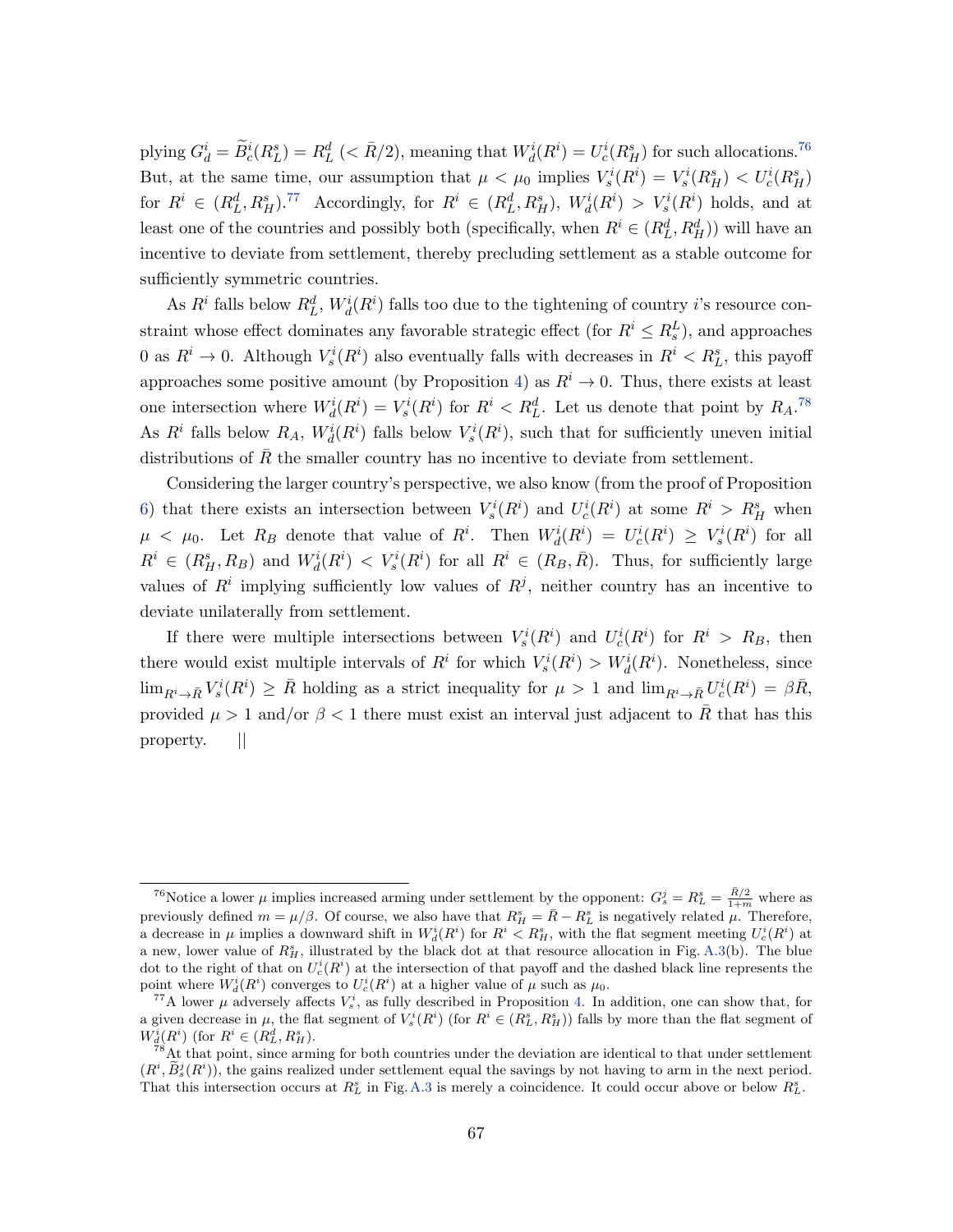plying $G_d^i = \widetilde{B}_c^i(R_L^s) = R_L^d$ ($< \bar{R}/2$), meaning that $W_d^i(R^i) = U_c^i(R_H^s)$ for such allocations.[76] But, at the same time, our assumption that $\mu < \mu_0$ implies $V_s^i(R^i) = V_s^i(R_H^s) < U_c^i(R_H^s)$ for $R^i \in (R_L^d, R_H^s)$.[77] Accordingly, for $R^i \in (R_L^d, R_H^s)$, $W_d^i(R^i) > V_s^i(R^i)$ holds, and at least one of the countries and possibly both (specifically, when $R^i \in (R_L^d, R_H^d)$) will have an incentive to deviate from settlement, thereby precluding settlement as a stable outcome for sufficiently symmetric countries.

As $R^i$ falls below $R_L^d$, $W_d^i(R^i)$ falls too due to the tightening of country $i$'s resource constraint whose effect dominates any favorable strategic effect (for $R^i \le R_s^L$), and approaches 0 as $R^i \to 0$. Although $V_s^i(R^i)$ also eventually falls with decreases in $R^i < R_L^s$, this payoff approaches some positive amount (by Proposition 4) as $R^i \to 0$. Thus, there exists at least one intersection where $W_d^i(R^i) = V_s^i(R^i)$ for $R^i < R_L^d$. Let us denote that point by $R_A$.[78] As $R^i$ falls below $R_A$, $W_d^i(R^i)$ falls below $V_s^i(R^i)$, such that for sufficiently uneven initial distributions of $\bar{R}$ the smaller country has no incentive to deviate from settlement.

Considering the larger country's perspective, we also know (from the proof of Proposition 6) that there exists an intersection between $V_s^i(R^i)$ and $U_c^i(R^i)$ at some $R^i > R_H^s$ when $\mu < \mu_0$. Let $R_B$ denote that value of $R^i$. Then $W_d^i(R^i) = U_c^i(R^i) \ge V_s^i(R^i)$ for all $R^i \in (R_H^s, R_B)$ and $W_d^i(R^i) < V_s^i(R^i)$ for all $R^i \in (R_B, \bar{R})$. Thus, for sufficiently large values of $R^i$ implying sufficiently low values of $R^j$, neither country has an incentive to deviate unilaterally from settlement.

If there were multiple intersections between $V_s^i(R^i)$ and $U_c^i(R^i)$ for $R^i > R_B$, then there would exist multiple intervals of $R^i$ for which $V_s^i(R^i) > W_d^i(R^i)$. Nonetheless, since $\lim_{R^i \to \bar{R}} V_s^i(R^i) \ge \bar{R}$ holding as a strict inequality for $\mu > 1$ and $\lim_{R^i \to \bar{R}} U_c^i(R^i) = \beta\bar{R}$, provided $\mu > 1$ and/or $\beta < 1$ there must exist an interval just adjacent to $\bar{R}$ that has this property. ||

---

[76] Notice a lower $\mu$ implies increased arming under settlement by the opponent: $G_s^j = R_L^s = \frac{\bar{R}/2}{1+m}$ where as previously defined $m = \mu/\beta$. Of course, we also have that $R_H^s = \bar{R} - R_L^s$ is negatively related $\mu$. Therefore, a decrease in $\mu$ implies a downward shift in $W_d^i(R^i)$ for $R^i < R_H^s$, with the flat segment meeting $U_c^i(R^i)$ at a new, lower value of $R_H^s$, illustrated by the black dot at that resource allocation in Fig. A.3(b). The blue dot to the right of that on $U_c^i(R^i)$ at the intersection of that payoff and the dashed black line represents the point where $W_d^i(R^i)$ converges to $U_c^i(R^i)$ at a higher value of $\mu$ such as $\mu_0$.

[77] A lower $\mu$ adversely affects $V_s^i$, as fully described in Proposition 4. In addition, one can show that, for a given decrease in $\mu$, the flat segment of $V_s^i(R^i)$ (for $R^i \in (R_L^s, R_H^s)$) falls by more than the flat segment of $W_d^i(R^i)$ (for $R^i \in (R_L^d, R_H^s)$.

[78] At that point, since arming for both countries under the deviation are identical to that under settlement $(R^i, \widetilde{B}_s^j(R^i))$, the gains realized under settlement equal the savings by not having to arm in the next period. That this intersection occurs at $R_L^s$ in Fig. A.3 is merely a coincidence. It could occur above or below $R_L^s$.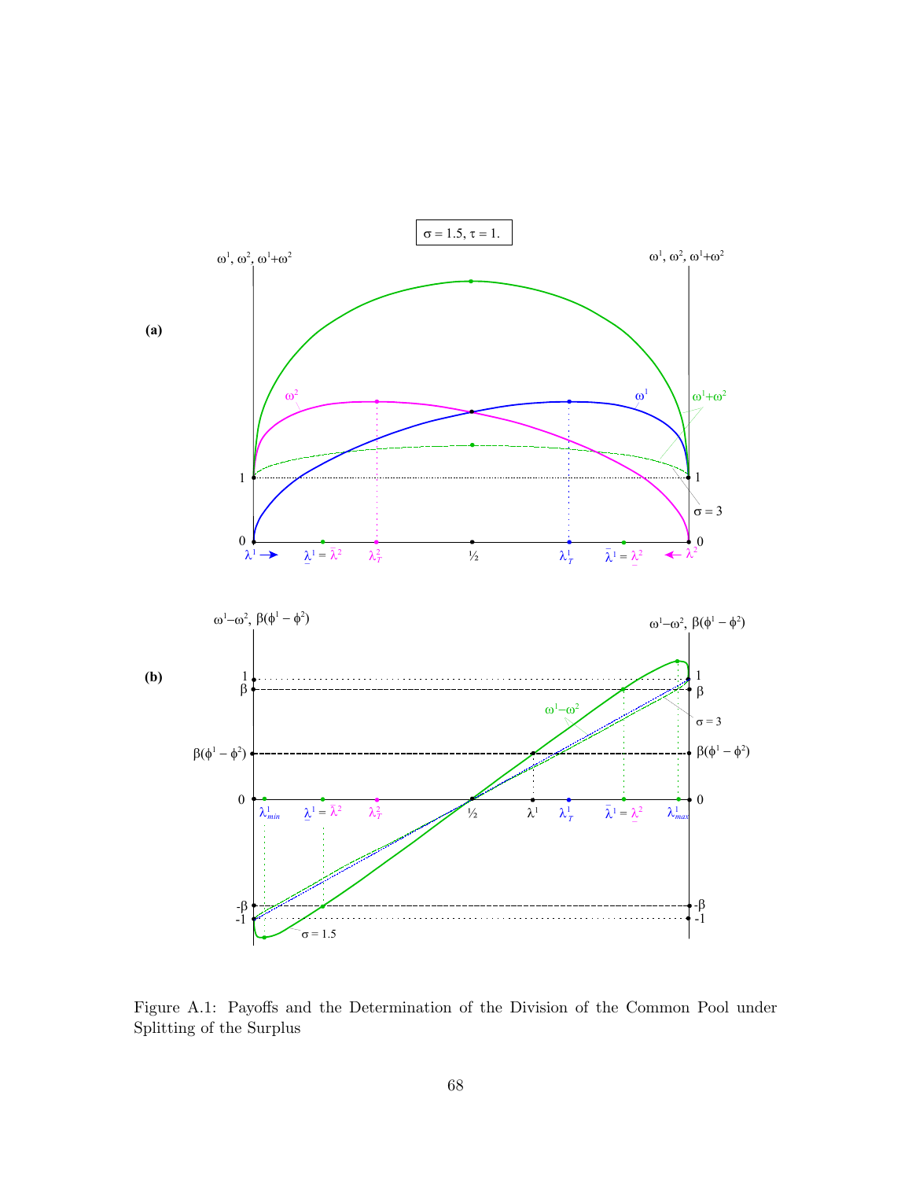Figure A.1: Payoffs and the Determination of the Division of the Common Pool under Splitting of the Surplus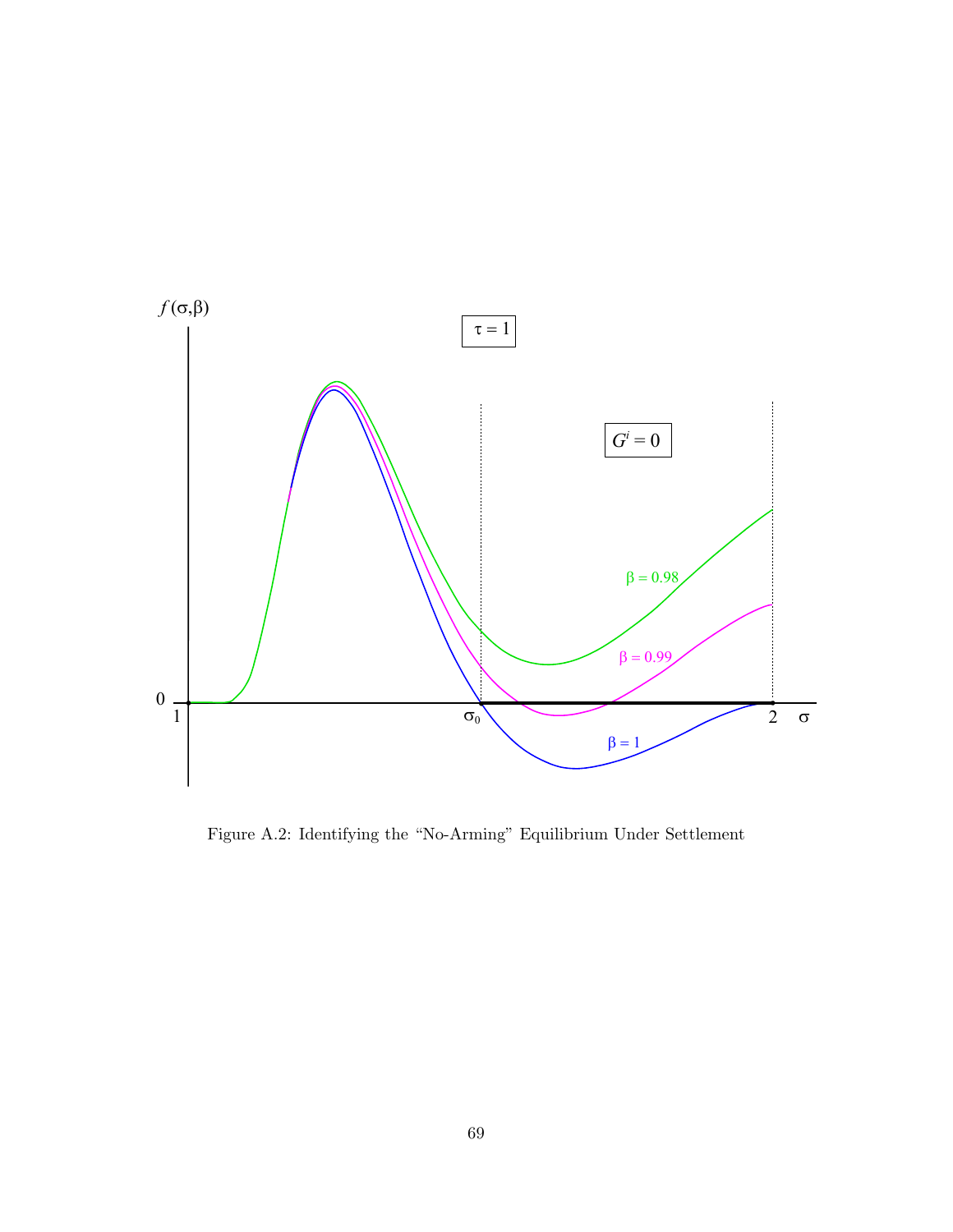Figure A.2: Identifying the "No-Arming" Equilibrium Under Settlement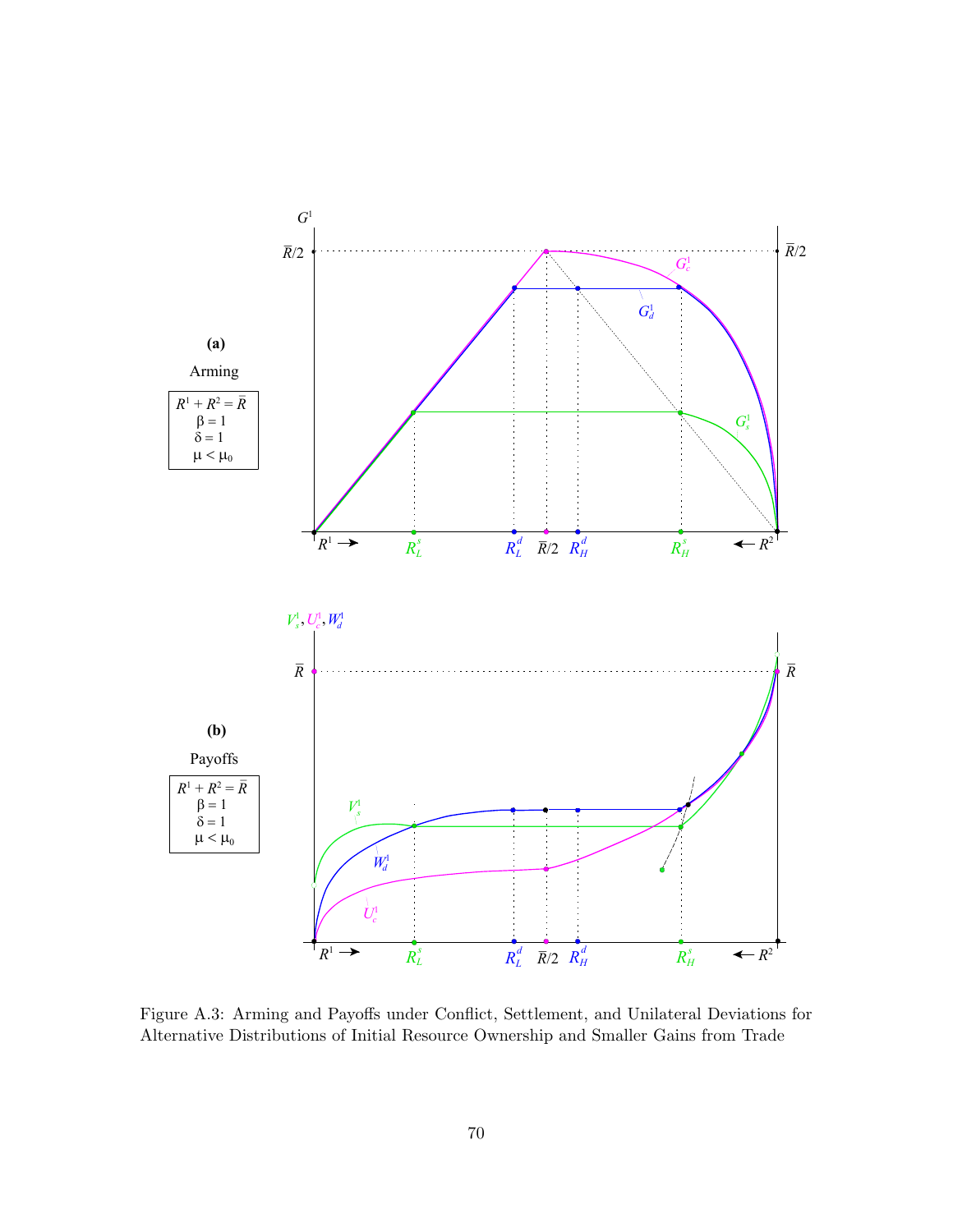(a)

Arming

$R^1 + R^2 = \bar{R}$
$\beta = 1$
$\delta = 1$
$\mu < \mu_0$

$G^1$

$\bar{R}/2$

$\bar{R}/2$

$G_c^1$

$G_d^1$

$G_s^1$

$R^1$ → $R_L^s$ $R_L^d$ $\bar{R}/2$ $R_H^d$ $R_H^s$ ← $R^2$

(b)

Payoffs

$R^1 + R^2 = \bar{R}$
$\beta = 1$
$\delta = 1$
$\mu < \mu_0$

$V_s^1, U_c^1, W_d^1$

$\bar{R}$

$\bar{R}$

$V_s^1$

$W_d^1$

$U_c^1$

$R^1$ → $R_L^s$ $R_L^d$ $\bar{R}/2$ $R_H^d$ $R_H^s$ ← $R^2$

Figure A.3: Arming and Payoffs under Conflict, Settlement, and Unilateral Deviations for Alternative Distributions of Initial Resource Ownership and Smaller Gains from Trade